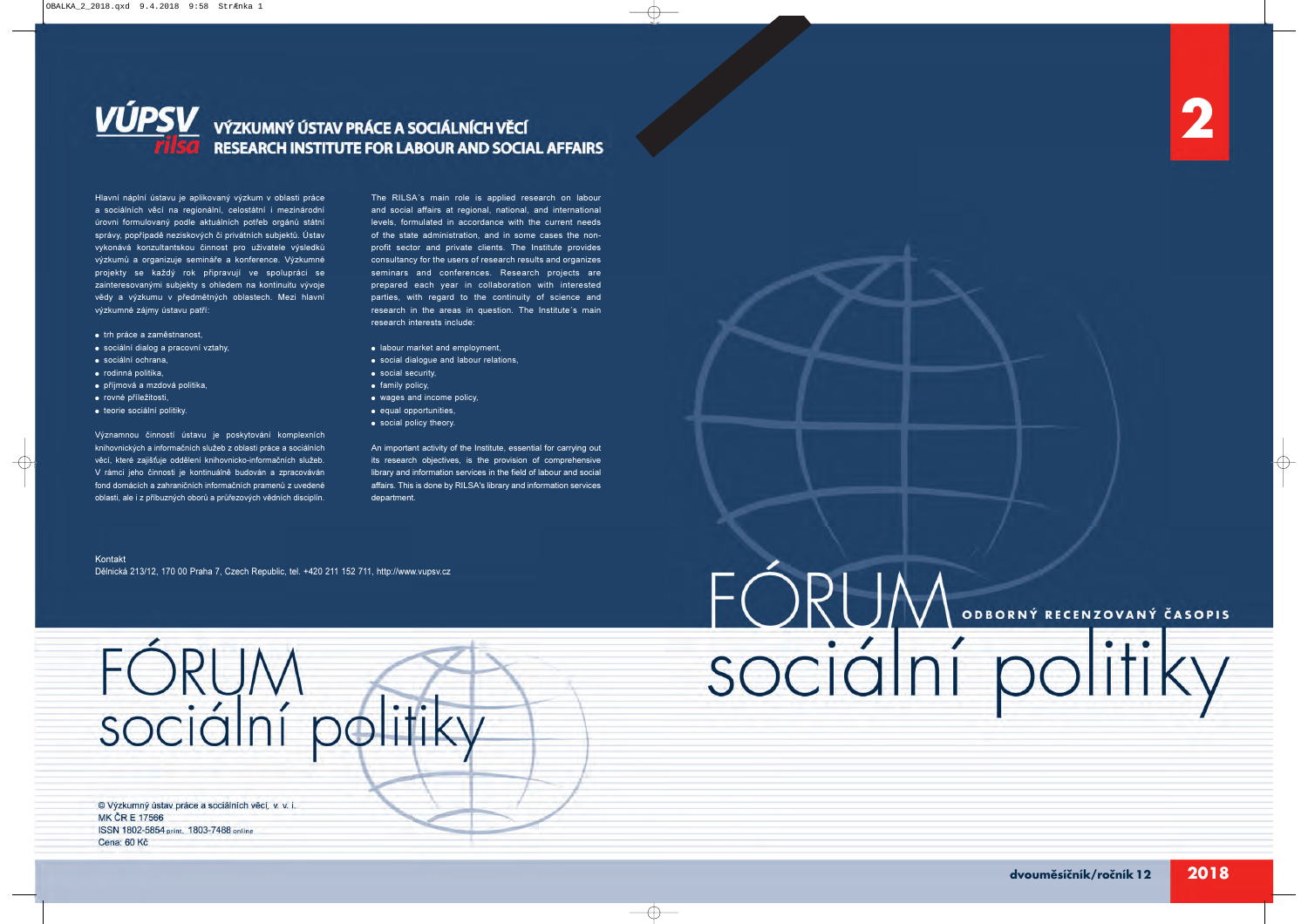# VÚPSV rilsa

## VÝZKUMNÝ ÚSTAV PRÁCE A SOCIÁLNÍCH VĚCÍ
## RESEARCH INSTITUTE FOR LABOUR AND SOCIAL AFFAIRS

Hlavní náplní ústavu je aplikovaný výzkum v oblasti práce a sociálních věcí na regionální, celostátní i mezinárodní úrovni formulovaný podle aktuálních potřeb orgánů státní správy, popřípadě neziskových či privátních subjektů. Ústav vykonává konzultantskou činnost pro uživatele výsledků výzkumů a organizuje semináře a konference. Výzkumné projekty se každý rok připravují ve spolupráci se zainteresovanými subjekty s ohledem na kontinuitu vývoje vědy a výzkumu v předmětných oblastech. Mezi hlavní výzkumné zájmy ústavu patří:

- trh práce a zaměstnanost,
- sociální dialog a pracovní vztahy,
- sociální ochrana,
- rodinná politika,
- příjmová a mzdová politika,
- rovné příležitosti,
- teorie sociální politiky.

Významnou činností ústavu je poskytování komplexních knihovnických a informačních služeb z oblasti práce a sociálních věcí, které zajišťuje oddělení knihovnicko-informačních služeb. V rámci jeho činnosti je kontinuálně budován a zpracováván fond domácích a zahraničních informačních pramenů z uvedené oblasti, ale i z příbuzných oborů a průřezových vědních disciplín.

The RILSA's main role is applied research on labour and social affairs at regional, national, and international levels, formulated in accordance with the current needs of the state administration, and in some cases the non-profit sector and private clients. The Institute provides consultancy for the users of research results and organizes seminars and conferences. Research projects are prepared each year in collaboration with interested parties, with regard to the continuity of science and research in the areas in question. The Institute's main research interests include:

- labour market and employment,
- social dialogue and labour relations,
- social security,
- family policy,
- wages and income policy,
- equal opportunities,
- social policy theory.

An important activity of the Institute, essential for carrying out its research objectives, is the provision of comprehensive library and information services in the field of labour and social affairs. This is done by RILSA's library and information services department.

Kontakt
Dělnická 213/12, 170 00 Praha 7, Czech Republic, tel. +420 211 152 711, http://www.vupsv.cz

# FÓRUM sociální politiky

© Výzkumný ústav práce a sociálních věcí, v. v. i.
MK ČR E 17566
ISSN 1802-5854 print, 1803-7488 online
Cena: 60 Kč

# 2

# FÓRUM sociální politiky

ODBORNÝ RECENZOVANÝ ČASOPIS

dvouměsíčník/ročník 12 **2018**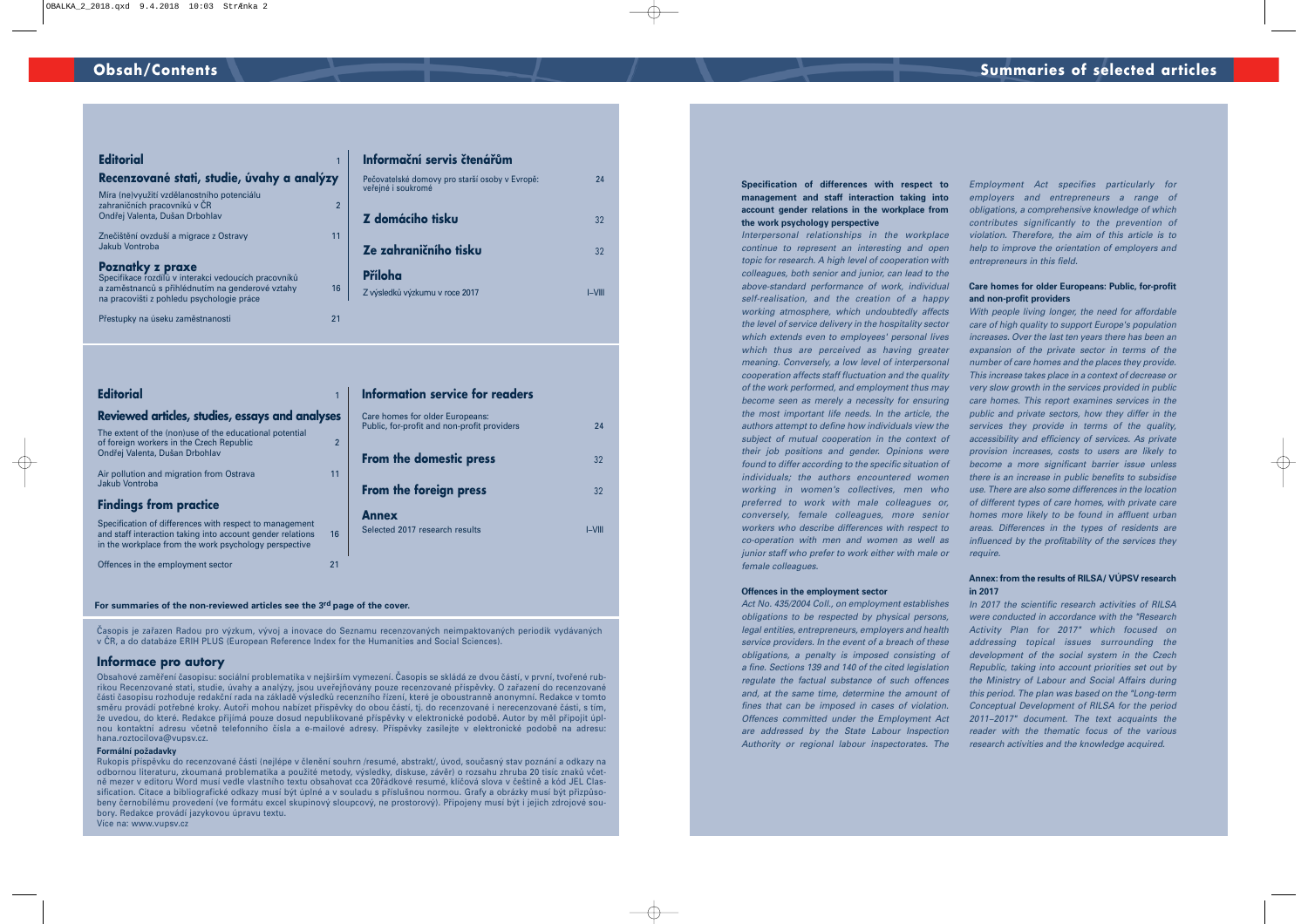# Obsah/Contents

## Editorial 1

## Recenzované stati, studie, úvahy a analýzy

Míra (ne)využití vzdělanostního potenciálu zahraničních pracovníků v ČR
Ondřej Valenta, Dušan Drbohlav 2

Znečištění ovzduší a migrace z Ostravy
Jakub Vontroba 11

## Poznatky z praxe

Specifikace rozdílů v interakci vedoucích pracovníků a zaměstnanců s přihlédnutím na genderové vztahy na pracovišti z pohledu psychologie práce 16

Přestupky na úseku zaměstnanosti 21

## Informační servis čtenářům

Pečovatelské domovy pro starší osoby v Evropě: veřejné i soukromé 24

## Z domácího tisku 32

## Ze zahraničního tisku 32

## Příloha

Z výsledků výzkumu v roce 2017 I–VIII

## Editorial 1

## Reviewed articles, studies, essays and analyses

The extent of the (non)use of the educational potential of foreign workers in the Czech Republic
Ondřej Valenta, Dušan Drbohlav 2

Air pollution and migration from Ostrava
Jakub Vontroba 11

## Findings from practice

Specification of differences with respect to management and staff interaction taking into account gender relations in the workplace from the work psychology perspective 16

Offences in the employment sector 21

## Information service for readers

Care homes for older Europeans: Public, for-profit and non-profit providers 24

## From the domestic press 32

## From the foreign press 32

## Annex

Selected 2017 research results I–VIII

**For summaries of the non-reviewed articles see the 3rd page of the cover.**

Časopis je zařazen Radou pro výzkum, vývoj a inovace do Seznamu recenzovaných neimpaktovaných periodik vydávaných v ČR, a do databáze ERIH PLUS (European Reference Index for the Humanities and Social Sciences).

## Informace pro autory

Obsahové zaměření časopisu: sociální problematika v nejširším vymezení. Časopis se skládá ze dvou částí, v první, tvořené rubrikou Recenzované stati, studie, úvahy a analýzy, jsou uveřejňovány pouze recenzované příspěvky. O zařazení do recenzované části časopisu rozhoduje redakční rada na základě výsledků recenzního řízení, které je oboustranně anonymní. Redakce v tomto směru provádí potřebné kroky. Autoři mohou nabízet příspěvky do obou částí, tj. do recenzované i nerecenzované části, s tím, že uvedou, do které. Redakce přijímá pouze dosud nepublikované příspěvky v elektronické podobě. Autor by měl připojit úplnou kontaktní adresu včetně telefonního čísla a e-mailové adresy. Příspěvky zasílejte v elektronické podobě na adresu: hana.roztocilova@vupsv.cz.

**Formální požadavky**

Rukopis příspěvku do recenzované části (nejlépe v členění souhrn /resumé, abstrakt/, úvod, současný stav poznání a odkazy na odbornou literaturu, zkoumaná problematika a použité metody, výsledky, diskuse, závěr) o rozsahu zhruba 20 tisíc znaků včetně mezer v editoru Word musí vedle vlastního textu obsahovat cca 20řádkové resumé, klíčová slova v češtině a kód JEL Classification. Citace a bibliografické odkazy musí být úplné a v souladu s příslušnou normou. Grafy a obrázky musí být přizpůsobeny černobílému provedení (ve formátu excel skupinový sloupcový, ne prostorový). Připojeny musí být i jejich zdrojové soubory. Redakce provádí jazykovou úpravu textu.
Více na: www.vupsv.cz

# Summaries of selected articles

**Specification of differences with respect to management and staff interaction taking into account gender relations in the workplace from the work psychology perspective**

*Interpersonal relationships in the workplace continue to represent an interesting and open topic for research. A high level of cooperation with colleagues, both senior and junior, can lead to the above-standard performance of work, individual self-realisation, and the creation of a happy working atmosphere, which undoubtedly affects the level of service delivery in the hospitality sector which extends even to employees' personal lives which thus are perceived as having greater meaning. Conversely, a low level of interpersonal cooperation affects staff fluctuation and the quality of the work performed, and employment thus may become seen as merely a necessity for ensuring the most important life needs. In the article, the authors attempt to define how individuals view the subject of mutual cooperation in the context of their job positions and gender. Opinions were found to differ according to the specific situation of individuals; the authors encountered women working in women's collectives, men who preferred to work with male colleagues or, conversely, female colleagues, more senior workers who describe differences with respect to co-operation with men and women as well as junior staff who prefer to work either with male or female colleagues.*

**Offences in the employment sector**

*Act No. 435/2004 Coll., on employment establishes obligations to be respected by physical persons, legal entities, entrepreneurs, employers and health service providers. In the event of a breach of these obligations, a penalty is imposed consisting of a fine. Sections 139 and 140 of the cited legislation regulate the factual substance of such offences and, at the same time, determine the amount of fines that can be imposed in cases of violation. Offences committed under the Employment Act are addressed by the State Labour Inspection Authority or regional labour inspectorates. The Employment Act specifies particularly for employers and entrepreneurs a range of obligations, a comprehensive knowledge of which contributes significantly to the prevention of violation. Therefore, the aim of this article is to help to improve the orientation of employers and entrepreneurs in this field.*

**Care homes for older Europeans: Public, for-profit and non-profit providers**

*With people living longer, the need for affordable care of high quality to support Europe's population increases. Over the last ten years there has been an expansion of the private sector in terms of the number of care homes and the places they provide. This increase takes place in a context of decrease or very slow growth in the services provided in public care homes. This report examines services in the public and private sectors, how they differ in the services they provide in terms of the quality, accessibility and efficiency of services. As private provision increases, costs to users are likely to become a more significant barrier issue unless there is an increase in public benefits to subsidise use. There are also some differences in the location of different types of care homes, with private care homes more likely to be found in affluent urban areas. Differences in the types of residents are influenced by the profitability of the services they require.*

**Annex: from the results of RILSA/ VÚPSV research in 2017**

*In 2017 the scientific research activities of RILSA were conducted in accordance with the "Research Activity Plan for 2017" which focused on addressing topical issues surrounding the development of the social system in the Czech Republic, taking into account priorities set out by the Ministry of Labour and Social Affairs during this period. The plan was based on the "Long-term Conceptual Development of RILSA for the period 2011–2017" document. The text acquaints the reader with the thematic focus of the various research activities and the knowledge acquired.*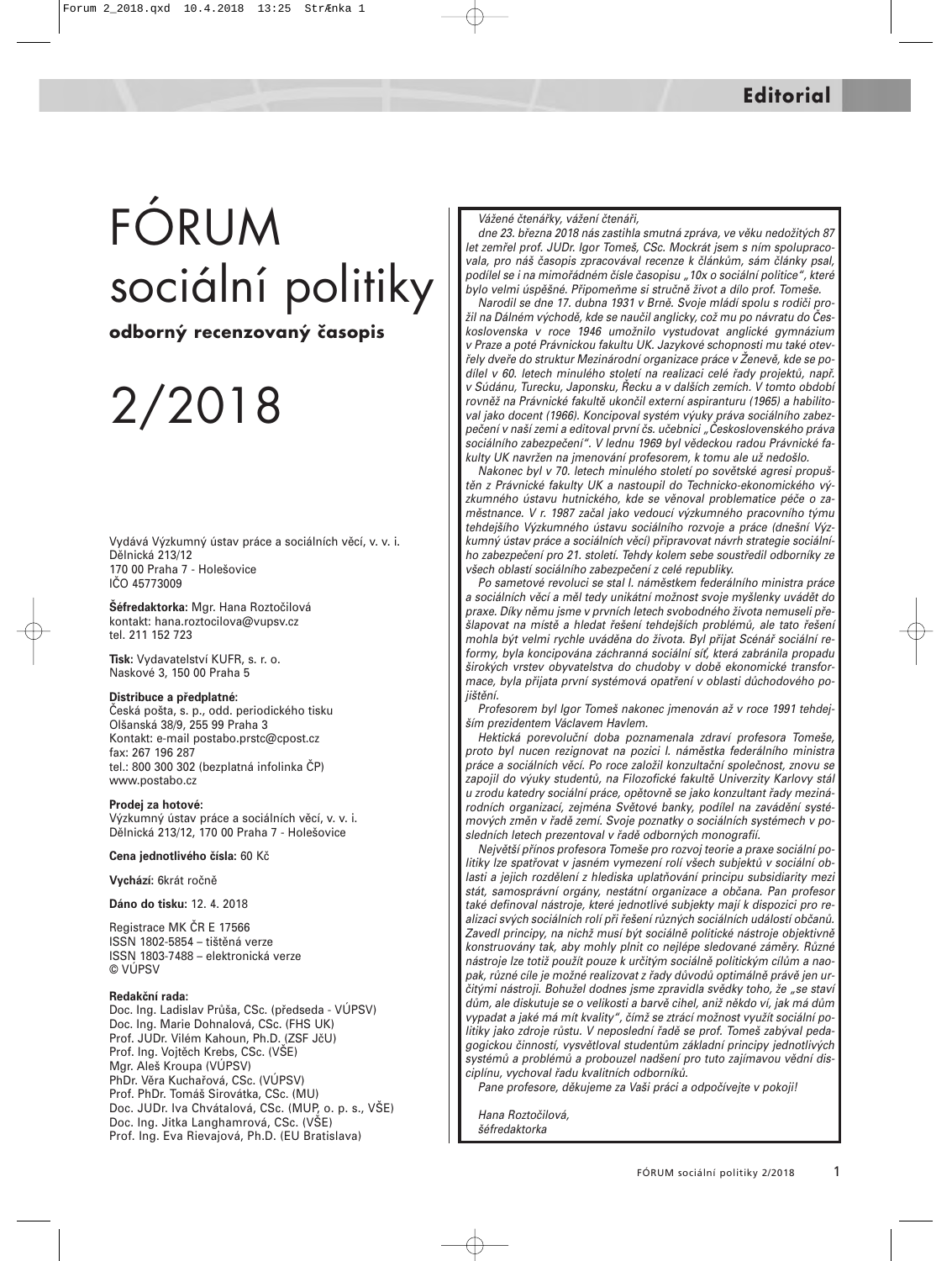# Editorial

# FÓRUM sociální politiky

**odborný recenzovaný časopis**

# 2/2018

Vydává Výzkumný ústav práce a sociálních věcí, v. v. i.
Dělnická 213/12
170 00 Praha 7 - Holešovice
IČO 45773009

**Šéfredaktorka:** Mgr. Hana Roztočilová
kontakt: hana.roztocilova@vupsv.cz
tel. 211 152 723

**Tisk:** Vydavatelství KUFR, s. r. o.
Naskové 3, 150 00 Praha 5

**Distribuce a předplatné:**
Česká pošta, s. p., odd. periodického tisku
Olšanská 38/9, 255 99 Praha 3
Kontakt: e-mail postabo.prstc@cpost.cz
fax: 267 196 287
tel.: 800 300 302 (bezplatná infolinka ČP)
www.postabo.cz

**Prodej za hotové:**
Výzkumný ústav práce a sociálních věcí, v. v. i.
Dělnická 213/12, 170 00 Praha 7 - Holešovice

**Cena jednotlivého čísla:** 60 Kč

**Vychází:** 6krát ročně

**Dáno do tisku:** 12. 4. 2018

Registrace MK ČR E 17566
ISSN 1802-5854 – tištěná verze
ISSN 1803-7488 – elektronická verze
© VÚPSV

**Redakční rada:**
Doc. Ing. Ladislav Průša, CSc. (předseda - VÚPSV)
Doc. Ing. Marie Dohnalová, CSc. (FHS UK)
Prof. JUDr. Vilém Kahoun, Ph.D. (ZSF JčU)
Prof. Ing. Vojtěch Krebs, CSc. (VŠE)
Mgr. Aleš Kroupa (VÚPSV)
PhDr. Věra Kuchařová, CSc. (VÚPSV)
Prof. PhDr. Tomáš Sirovátka, CSc. (MU)
Doc. JUDr. Iva Chvátalová, CSc. (MUP, o. p. s., VŠE)
Doc. Ing. Jitka Langhamrová, CSc. (VŠE)
Prof. Ing. Eva Rievajová, Ph.D. (EU Bratislava)

*Vážené čtenářky, vážení čtenáři,*

*dne 23. března 2018 nás zastihla smutná zpráva, ve věku nedožitých 87 let zemřel prof. JUDr. Igor Tomeš, CSc. Mockrát jsem s ním spolupracovala, pro náš časopis zpracovával recenze k článkům, sám články psal, podílel se i na mimořádném čísle časopisu „10x o sociální politice", které bylo velmi úspěšné. Připomeňme si stručně život a dílo prof. Tomeše.*

*Narodil se dne 17. dubna 1931 v Brně. Svoje mládí spolu s rodiči prožil na Dálném východě, kde se naučil anglicky, což mu po návratu do Československa v roce 1946 umožnilo vystudovat anglické gymnázium v Praze a poté Právnickou fakultu UK. Jazykové schopnosti mu také otevřely dveře do struktur Mezinárodní organizace práce v Ženevě, kde se podílel v 60. letech minulého století na realizaci celé řady projektů, např. v Súdánu, Turecku, Japonsku, Řecku a v dalších zemích. V tomto období rovněž na Právnické fakultě ukončil externí aspiranturu (1965) a habilitoval jako docent (1966). Koncipoval systém výuky práva sociálního zabezpečení v naší zemi a editoval první čs. učebnici „Československého práva sociálního zabezpečení". V lednu 1969 byl vědeckou radou Právnické fakulty UK navržen na jmenování profesorem, k tomu ale už nedošlo.*

*Nakonec byl v 70. letech minulého století po sovětské agresi propuštěn z Právnické fakulty UK a nastoupil do Technicko-ekonomického výzkumného ústavu hutnického, kde se věnoval problematice péče o zaměstnance. V r. 1987 začal jako vedoucí výzkumného pracovního týmu tehdejšího Výzkumného ústavu sociálního rozvoje a práce (dnešní Výzkumný ústav práce a sociálních věcí) připravovat návrh strategie sociálního zabezpečení pro 21. století. Tehdy kolem sebe soustředil odborníky ze všech oblastí sociálního zabezpečení z celé republiky.*

*Po sametové revoluci se stal I. náměstkem federálního ministra práce a sociálních věcí a měl tedy unikátní možnost svoje myšlenky uvádět do praxe. Díky němu jsme v prvních letech svobodného života nemuseli přešlapovat na místě a hledat řešení tehdejších problémů, ale tato řešení mohla být velmi rychle uváděna do života. Byl přijat Scénář sociální reformy, byla koncipována záchranná sociální síť, která zabránila propadu širokých vrstev obyvatelstva do chudoby v době ekonomické transformace, byla přijata první systémová opatření v oblasti důchodového pojištění.*

*Profesorem byl Igor Tomeš nakonec jmenován až v roce 1991 tehdejším prezidentem Václavem Havlem.*

*Hektická porevoluční doba poznamenala zdraví profesora Tomeše, proto byl nucen rezignovat na pozici I. náměstka federálního ministra práce a sociálních věcí. Po roce založil konzultační společnost, znovu se zapojil do výuky studentů, na Filozofické fakultě Univerzity Karlovy stál u zrodu katedry sociální práce, opětovně se jako konzultant řady mezinárodních organizací, zejména Světové banky, podílel na zavádění systémových změn v řadě zemí. Svoje poznatky o sociálních systémech v posledních letech prezentoval v řadě odborných monografií.*

*Největší přínos profesora Tomeše pro rozvoj teorie a praxe sociální politiky lze spatřovat v jasném vymezení rolí všech subjektů v sociální oblasti a jejich rozdělení z hlediska uplatňování principu subsidiarity mezi stát, samosprávní orgány, nestátní organizace a občana. Pan profesor také definoval nástroje, které jednotlivé subjekty mají k dispozici pro realizaci svých sociálních rolí při řešení různých sociálních událostí občanů. Zavedl principy, na nichž musí být sociálně politické nástroje objektivně konstruovány tak, aby mohly plnit co nejlépe sledované záměry. Různé nástroje lze totiž použít pouze k určitým sociálně politickým cílům a naopak, různé cíle je možné realizovat z řady důvodů optimálně právě jen určitými nástroji. Bohužel dodnes jsme zpravidla svědky toho, že „se staví dům, ale diskutuje se o velikosti a barvě cihel, aniž někdo ví, jak má dům vypadat a jaké má mít kvality", čímž se ztrácí možnost využít sociální politiky jako zdroje růstu. V neposlední řadě se prof. Tomeš zabýval pedagogickou činností, vysvětloval studentům základní principy jednotlivých systémů a problémů a probouzel nadšení pro tuto zajímavou vědní disciplínu, vychoval řadu kvalitních odborníků.*

*Pane profesore, děkujeme za Vaši práci a odpočívejte v pokoji!*

*Hana Roztočilová,*
*šéfredaktorka*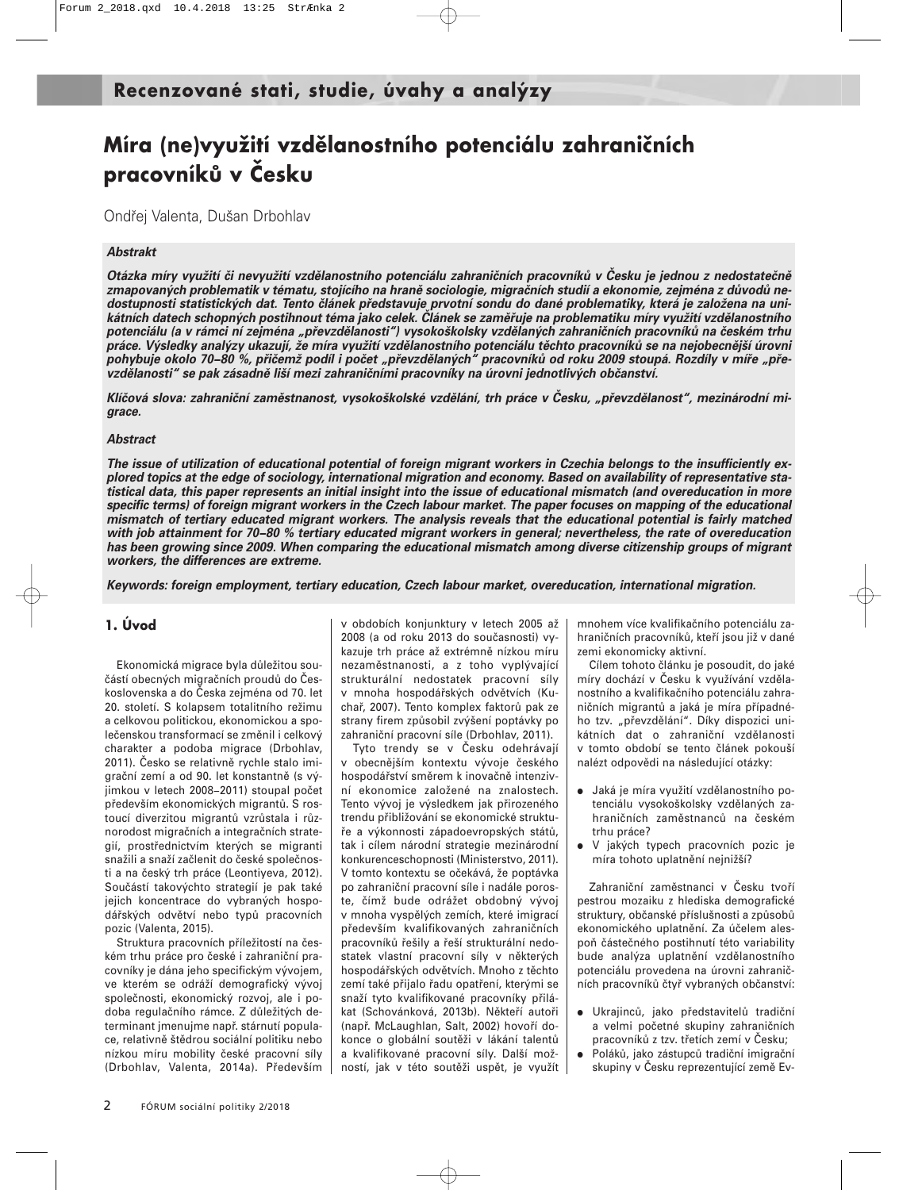## Recenzované stati, studie, úvahy a analýzy

# Míra (ne)využití vzdělanostního potenciálu zahraničních pracovníků v Česku

Ondřej Valenta, Dušan Drbohlav

***Abstrakt***

***Otázka míry využití či nevyužití vzdělanostního potenciálu zahraničních pracovníků v Česku je jednou z nedostatečně zmapovaných problematik v tématu, stojícího na hraně sociologie, migračních studií a ekonomie, zejména z důvodů nedostupnosti statistických dat. Tento článek představuje prvotní sondu do dané problematiky, která je založena na unikátních datech schopných postihnout téma jako celek. Článek se zaměřuje na problematiku míry využití vzdělanostního potenciálu (a v rámci ní zejména „převzdělanosti") vysokoškolsky vzdělaných zahraničních pracovníků na českém trhu práce. Výsledky analýzy ukazují, že míra využití vzdělanostního potenciálu těchto pracovníků se na nejobecnější úrovni pohybuje okolo 70–80 %, přičemž podíl i počet „převzdělaných" pracovníků od roku 2009 stoupá. Rozdíly v míře „převzdělanosti" se pak zásadně liší mezi zahraničními pracovníky na úrovni jednotlivých občanství.***

***Klíčová slova: zahraniční zaměstnanost, vysokoškolské vzdělání, trh práce v Česku, „převzdělanost", mezinárodní migrace.***

***Abstract***

***The issue of utilization of educational potential of foreign migrant workers in Czechia belongs to the insufficiently explored topics at the edge of sociology, international migration and economy. Based on availability of representative statistical data, this paper represents an initial insight into the issue of educational mismatch (and overeducation in more specific terms) of foreign migrant workers in the Czech labour market. The paper focuses on mapping of the educational mismatch of tertiary educated migrant workers. The analysis reveals that the educational potential is fairly matched with job attainment for 70–80 % tertiary educated migrant workers in general; nevertheless, the rate of overeducation has been growing since 2009. When comparing the educational mismatch among diverse citizenship groups of migrant workers, the differences are extreme.***

***Keywords: foreign employment, tertiary education, Czech labour market, overeducation, international migration.***

## 1. Úvod

Ekonomická migrace byla důležitou součástí obecných migračních proudů do Československa a do Česka zejména od 70. let 20. století. S kolapsem totalitního režimu a celkovou politickou, ekonomickou a společenskou transformací se změnil i celkový charakter a podoba migrace (Drbohlav, 2011). Česko se relativně rychle stalo imigrační zemí a od 90. let konstantně (s výjimkou v letech 2008–2011) stoupal počet především ekonomických migrantů. S rostoucí diverzitou migrantů vzrůstala i různorodost migračních a integračních strategií, prostřednictvím kterých se migranti snažili a snaží začlenit do české společnosti a na český trh práce (Leontiyeva, 2012). Součástí takovýchto strategií je pak také jejich koncentrace do vybraných hospodářských odvětví nebo typů pracovních pozic (Valenta, 2015).

Struktura pracovních příležitostí na českém trhu práce pro české i zahraniční pracovníky je dána jeho specifickým vývojem, ve kterém se odráží demografický vývoj společnosti, ekonomický rozvoj, ale i podoba regulačního rámce. Z důležitých determinant jmenujme např. stárnutí populace, relativně štědrou sociální politiku nebo nízkou míru mobility české pracovní síly (Drbohlav, Valenta, 2014a). Především v obdobích konjunktury v letech 2005 až 2008 (a od roku 2013 do současnosti) vykazuje trh práce až extrémně nízkou míru nezaměstnanosti, a z toho vyplývající strukturální nedostatek pracovní síly v mnoha hospodářských odvětvích (Kuchař, 2007). Tento komplex faktorů pak ze strany firem způsobil zvýšení poptávky po zahraniční pracovní síle (Drbohlav, 2011).

Tyto trendy se v Česku odehrávají v obecnějším kontextu vývoje českého hospodářství směrem k inovačně intenzivní ekonomice založené na znalostech. Tento vývoj je výsledkem jak přirozeného trendu přibližování se ekonomické struktuře a výkonnosti západoevropských států, tak i cílem národní strategie mezinárodní konkurenceschopnosti (Ministerstvo, 2011). V tomto kontextu se očekává, že poptávka po zahraniční pracovní síle i nadále poroste, čímž bude odrážet obdobný vývoj v mnoha vyspělých zemích, které imigrací především kvalifikovaných zahraničních pracovníků řešily a řeší strukturální nedostatek vlastní pracovní síly v některých hospodářských odvětvích. Mnoho z těchto zemí také přijalo řadu opatření, kterými se snaží tyto kvalifikované pracovníky přilákat (Schovánková, 2013b). Někteří autoři (např. McLaughlan, Salt, 2002) hovoří dokonce o globální soutěži v lákání talentů a kvalifikované pracovní síly. Další možností, jak v této soutěži uspět, je využít mnohem více kvalifikačního potenciálu zahraničních pracovníků, kteří jsou již v dané zemi ekonomicky aktivní.

Cílem tohoto článku je posoudit, do jaké míry dochází v Česku k využívání vzdělanostního a kvalifikačního potenciálu zahraničních migrantů a jaká je míra případného tzv. „převzdělání". Díky dispozici unikátních dat o zahraniční vzdělanosti v tomto období se tento článek pokouší nalézt odpovědi na následující otázky:

- Jaká je míra využití vzdělanostního potenciálu vysokoškolsky vzdělaných zahraničních zaměstnanců na českém trhu práce?
- V jakých typech pracovních pozic je míra tohoto uplatnění nejnižší?

Zahraniční zaměstnanci v Česku tvoří pestrou mozaiku z hlediska demografické struktury, občanské příslušnosti a způsobů ekonomického uplatnění. Za účelem alespoň částečného postihnutí této variability bude analýza uplatnění vzdělanostního potenciálu provedena na úrovni zahraničních pracovníků čtyř vybraných občanství:

- Ukrajinců, jako představitelů tradiční a velmi početné skupiny zahraničních pracovníků z tzv. třetích zemí v Česku;
- Poláků, jako zástupců tradiční imigrační skupiny v Česku reprezentující země Ev-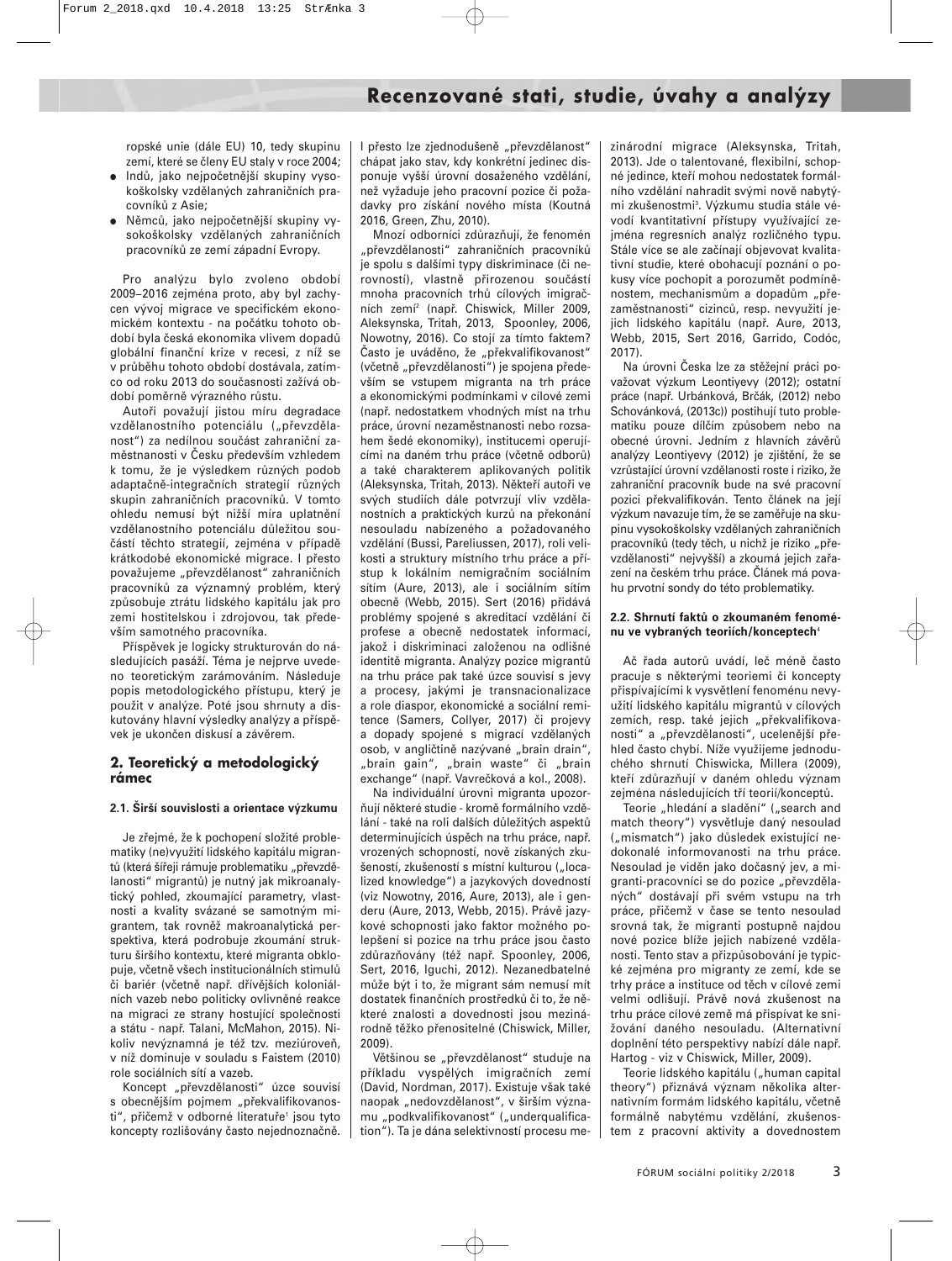ropské unie (dále EU) 10, tedy skupinu zemí, které se členy EU staly v roce 2004;

- Indů, jako nejpočetnější skupiny vysokoškolsky vzdělaných zahraničních pracovníků z Asie;
- Němců, jako nejpočetnější skupiny vysokoškolsky vzdělaných zahraničních pracovníků ze zemí západní Evropy.

Pro analýzu bylo zvoleno období 2009–2016 zejména proto, aby byl zachycen vývoj migrace ve specifickém ekonomickém kontextu - na počátku tohoto období byla česká ekonomika vlivem dopadů globální finanční krize v recesi, z níž se v průběhu tohoto období dostávala, zatímco od roku 2013 do současnosti zažívá období poměrně výrazného růstu.

Autoři považují jistou míru degradace vzdělanostního potenciálu („převzdělanost") za nedílnou součást zahraniční zaměstnanosti v Česku především vzhledem k tomu, že je výsledkem různých podob adaptačně-integračních strategií různých skupin zahraničních pracovníků. V tomto ohledu nemusí být nižší míra uplatnění vzdělanostního potenciálu důležitou součástí těchto strategií, zejména v případě krátkodobé ekonomické migrace. I přesto považujeme „převzdělanost" zahraničních pracovníků za významný problém, který způsobuje ztrátu lidského kapitálu jak pro zemi hostitelskou i zdrojovou, tak především samotného pracovníka.

Příspěvek je logicky strukturován do následujících pasáží. Téma je nejprve uvedeno teoretickým zarámováním. Následuje popis metodologického přístupu, který je použit v analýze. Poté jsou shrnuty a diskutovány hlavní výsledky analýzy a příspěvek je ukončen diskusí a závěrem.

## 2. Teoretický a metodologický rámec

### 2.1. Širší souvislosti a orientace výzkumu

Je zřejmé, že k pochopení složité problematiky (ne)využití lidského kapitálu migrantů (která šířeji rámuje problematiku „převzdělanosti" migrantů) je nutný jak mikroanalytický pohled, zkoumající parametry, vlastnosti a kvality svázané se samotným migrantem, tak rovněž makroanalytická perspektiva, která podrobuje zkoumání strukturu širšího kontextu, které migranta obklopuje, včetně všech institucionálních stimulů či bariér (včetně např. dřívějších koloniálních vazeb nebo politicky ovlivněné reakce na migraci ze strany hostující společnosti a státu - např. Talani, McMahon, 2015). Nikoliv nevýznamná je též tzv. meziúroveň, v níž dominuje v souladu s Faistem (2010) role sociálních sítí a vazeb.

Koncept „převzdělanosti" úzce souvisí s obecnějším pojmem „překvalifikovanosti", přičemž v odborné literatuře[1] jsou tyto koncepty rozlišovány často nejednoznačně. I přesto lze zjednodušeně „převzdělanost" chápat jako stav, kdy konkrétní jedinec disponuje vyšší úrovní dosaženého vzdělání, než vyžaduje jeho pracovní pozice či požadavky pro získání nového místa (Koutná 2016, Green, Zhu, 2010).

Mnozí odborníci zdůrazňují, že fenomén „převzdělanosti" zahraničních pracovníků je spolu s dalšími typy diskriminace (či nerovností), vlastně přirozenou součástí mnoha pracovních trhů cílových imigračních zemí[2] (např. Chiswick, Miller 2009, Aleksynska, Tritah, 2013, Spoonley, 2006, Nowotny, 2016). Co stojí za tímto faktem? Často je uváděno, že „překvalifikovanost" (včetně „převzdělanosti") je spojena především se vstupem migranta na trh práce a ekonomickými podmínkami v cílové zemi (např. nedostatkem vhodných míst na trhu práce, úrovní nezaměstnanosti nebo rozsahem šedé ekonomiky), institucemi operujícími na daném trhu práce (včetně odborů) a také charakterem aplikovaných politik (Aleksynska, Tritah, 2013). Někteří autoři ve svých studiích dále potvrzují vliv vzdělanostních a praktických kurzů na překonání nesouladu nabízeného a požadovaného vzdělání (Bussi, Pareliussen, 2017), roli velikosti a struktury místního trhu práce a přístup k lokálním nemigračním sociálním sítím (Aure, 2013), ale i sociálním sítím obecně (Webb, 2015). Sert (2016) přidává problémy spojené s akreditací vzdělání či profese a obecně nedostatek informací, jakož i diskriminaci založenou na odlišné identitě migranta. Analýzy pozice migrantů na trhu práce pak také úzce souvisí s jevy a procesy, jakými je transnacionalizace a role diaspor, ekonomické a sociální remitence (Samers, Collyer, 2017) či projevy a dopady spojené s migrací vzdělaných osob, v angličtině nazývané „brain drain", „brain gain", „brain waste" či „brain exchange" (např. Vavrečková a kol., 2008).

Na individuální úrovni migranta upozorňují některé studie - kromě formálního vzdělání - také na roli dalších důležitých aspektů determinujících úspěch na trhu práce, např. vrozených schopností, nově získaných zkušeností, zkušeností s místní kulturou („localized knowledge") a jazykových dovedností (viz Nowotny, 2016, Aure, 2013), ale i genderu (Aure, 2013, Webb, 2015). Právě jazykové schopnosti jako faktor možného polepšení si pozice na trhu práce jsou často zdůrazňovány (též např. Spoonley, 2006, Sert, 2016, Iguchi, 2012). Nezanedbatelné může být i to, že migrant sám nemusí mít dostatek finančních prostředků či to, že některé znalosti a dovednosti jsou mezinárodně těžko přenositelné (Chiswick, Miller, 2009).

Většinou se „převzdělanost" studuje na příkladu vyspělých imigračních zemí (David, Nordman, 2017). Existuje však také naopak „nedovzdělanost", v širším významu „podkvalifikovanost" („underqualification"). Ta je dána selektivností procesu mezinárodní migrace (Aleksynska, Tritah, 2013). Jde o talentované, flexibilní, schopné jedince, kteří mohou nedostatek formálního vzdělání nahradit svými nově nabytými zkušenostmi[3]. Výzkumu studia stále vévodí kvantitativní přístupy využívající zejména regresních analýz rozličného typu. Stále více se ale začínají objevovat kvalitativní studie, které obohacují poznání o pokusy více pochopit a porozumět podmíněnostem, mechanismům a dopadům „přezaměstnanosti" cizinců, resp. nevyužití jejich lidského kapitálu (např. Aure, 2013, Webb, 2015, Sert 2016, Garrido, Codóc, 2017).

Na úrovni Česka lze za stěžejní práci považovat výzkum Leontiyevy (2012); ostatní práce (např. Urbánková, Brčák, (2012) nebo Schovánková, (2013c)) postihují tuto problematiku pouze dílčím způsobem nebo na obecné úrovni. Jedním z hlavních závěrů analýzy Leontiyevy (2012) je zjištění, že se vzrůstající úrovní vzdělanosti roste i riziko, že zahraniční pracovník bude na své pracovní pozici překvalifikován. Tento článek na její výzkum navazuje tím, že se zaměřuje na skupinu vysokoškolsky vzdělaných zahraničních pracovníků (tedy těch, u nichž je riziko „převzdělanosti" nejvyšší) a zkoumá jejich zařazení na českém trhu práce. Článek má povahu prvotní sondy do této problematiky.

### 2.2. Shrnutí faktů o zkoumaném fenoménu ve vybraných teoriích/konceptech[4]

Ač řada autorů uvádí, leč méně často pracuje s některými teoriemi či koncepty přispívajícími k vysvětlení fenoménu nevyužití lidského kapitálu migrantů v cílových zemích, resp. také jejich „překvalifikovanosti" a „převzdělanosti", ucelenější přehled často chybí. Níže využijeme jednoduchého shrnutí Chiswicka, Millera (2009), kteří zdůrazňují v daném ohledu význam zejména následujících tří teorií/konceptů.

Teorie „hledání a sladění" („search and match theory") vysvětluje daný nesoulad („mismatch") jako důsledek existující nedokonalé informovanosti na trhu práce. Nesoulad je viděn jako dočasný jev, a migranti-pracovníci se do pozice „převzdělaných" dostávají při svém vstupu na trh práce, přičemž v čase se tento nesoulad snovná tak, že migranti postupně najdou nové pozice blíže jejich nabízené vzdělanosti. Tento stav a přizpůsobování je typické zejména pro migranty ze zemí, kde se trhy práce a instituce od těch v cílové zemi velmi odlišují. Právě nová zkušenost na trhu práce cílové země má přispívat ke snižování daného nesouladu. (Alternativní doplnění této perspektivy nabízí dále např. Hartog - viz v Chiswick, Miller, 2009).

Teorie lidského kapitálu („human capital theory") přiznává význam několika alternativním formám lidského kapitálu, včetně formálně nabytému vzdělání, zkušenostem z pracovní aktivity a dovednostem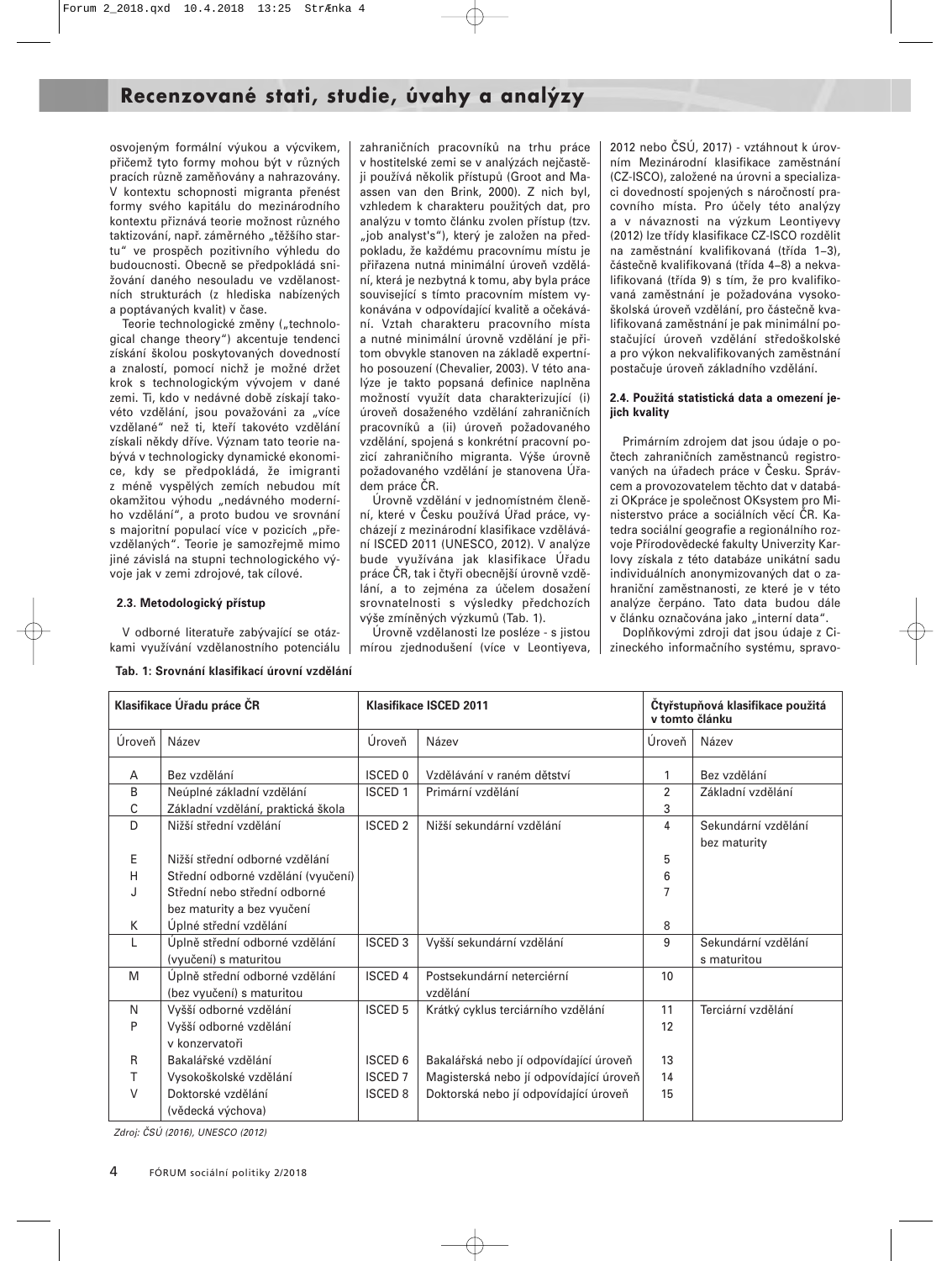osvojeným formální výukou a výcvikem, přičemž tyto formy mohou být v různých pracích různě zaměňovány a nahrazovány. V kontextu schopnosti migranta přenést formy svého kapitálu do mezinárodního kontextu přiznává teorie možnost různého taktizování, např. záměrného „těžšího startu" ve prospěch pozitivního výhledu do budoucnosti. Obecně se předpokládá snižování daného nesouladu ve vzdělanostních strukturách (z hlediska nabízených a poptávaných kvalit) v čase.

Teorie technologické změny („technological change theory") akcentuje tendenci získání školou poskytovaných dovedností a znalostí, pomocí nichž je možné držet krok s technologickým vývojem v dané zemi. Ti, kdo v nedávné době získají takovéto vzdělání, jsou považováni za „více vzdělané" než ti, kteří takovéto vzdělání získali někdy dříve. Význam tato teorie nabývá v technologicky dynamické ekonomice, kdy se předpokládá, že imigranti z méně vyspělých zemích nebudou mít okamžitou výhodu „nedávného moderního vzdělání", a proto budou ve srovnání s majoritní populací více v pozicích „převzdělaných". Teorie je samozřejmě mimo jiné závislá na stupni technologického vývoje jak v zemi zdrojové, tak cílové.

### 2.3. Metodologický přístup

V odborné literatuře zabývající se otázkami využívání vzdělanostního potenciálu zahraničních pracovníků na trhu práce v hostitelské zemi se v analýzách nejčastěji používá několik přístupů (Groot and Maassen van den Brink, 2000). Z nich byl, vzhledem k charakteru použitých dat, pro analýzu v tomto článku zvolen přístup (tzv. „job analyst's"), který je založen na předpokladu, že každému pracovnímu místu je přiřazena nutná minimální úroveň vzdělání, která je nezbytná k tomu, aby byla práce související s tímto pracovním místem vykonávána v odpovídající kvalitě a očekávání. Vztah charakteru pracovního místa a nutné minimální úrovně vzdělání je přitom obvykle stanoven na základě expertního posouzení (Chevalier, 2003). V této analýze je takto popsaná definice naplněna možností využít data charakterizující (i) úroveň dosaženého vzdělání zahraničních pracovníků a (ii) úroveň požadovaného vzdělání, spojená s konkrétní pracovní pozicí zahraničního migranta. Výše úrovně požadovaného vzdělání je stanovena Úřadem práce ČR.

Úrovně vzdělání v jednomístném členění, které v Česku používá Úřad práce, vycházejí z mezinárodní klasifikace vzdělávání ISCED 2011 (UNESCO, 2012). V analýze bude využívána jak klasifikace Úřadu práce ČR, tak i čtyři obecnější úrovně vzdělání, a to zejména za účelem dosažení srovnatelnosti s výsledky předchozích výše zmíněných výzkumů (Tab. 1).

Úrovně vzdělanosti lze posléze - s jistou mírou zjednodušení (více v Leontiyeva, 2012 nebo ČSÚ, 2017) - vztáhnout k úrovním Mezinárodní klasifikace zaměstnání (CZ-ISCO), založené na úrovni a specializaci dovedností spojených s náročností pracovního místa. Pro účely této analýzy a v návaznosti na výzkum Leontiyevy (2012) lze třídy klasifikace CZ-ISCO rozdělit na zaměstnání kvalifikovaná (třída 1–3), částečně kvalifikovaná (třída 4–8) a nekvalifikovaná (třída 9) s tím, že pro kvalifikovaná zaměstnání je požadována vysokoškolská úroveň vzdělání, pro částečně kvalifikovaná zaměstnání je pak minimální postačující úroveň vzdělání středoškolské a pro výkon nekvalifikovaných zaměstnání postačuje úroveň základního vzdělání.

### 2.4. Použitá statistická data a omezení jejich kvality

Primárním zdrojem dat jsou údaje o počtech zahraničních zaměstnanců registrovaných na úřadech práce v Česku. Správcem a provozovatelem těchto dat v databázi OKpráce je společnost OKsystem pro Ministerstvo práce a sociálních věcí ČR. Katedra sociální geografie a regionálního rozvoje Přírodovědecké fakulty Univerzity Karlovy získala z této databáze unikátní sadu individuálních anonymizovaných dat o zahraniční zaměstnanosti, ze které je v této analýze čerpáno. Tato data budou dále v článku označována jako „interní data".

Doplňkovými zdroji dat jsou údaje z Cizineckého informačního systému, spravo-

**Tab. 1: Srovnání klasifikací úrovní vzdělání**

| Klasifikace Úřadu práce ČR | | Klasifikace ISCED 2011 | | Čtyřstupňová klasifikace použitá v tomto článku | |
|---|---|---|---|---|---|
| Úroveň | Název | Úroveň | Název | Úroveň | Název |
| A | Bez vzdělání | ISCED 0 | Vzdělávání v raném dětství | 1 | Bez vzdělání |
| B | Neúplné základní vzdělání | ISCED 1 | Primární vzdělání | 2 | Základní vzdělání |
| C | Základní vzdělání, praktická škola | | | 3 | |
| D | Nižší střední vzdělání | ISCED 2 | Nižší sekundární vzdělání | 4 | Sekundární vzdělání bez maturity |
| E | Nižší střední odborné vzdělání | | | 5 | |
| H | Střední odborné vzdělání (vyučení) | | | 6 | |
| J | Střední nebo střední odborné bez maturity a bez vyučení | | | 7 | |
| K | Úplné střední vzdělání | | | 8 | |
| L | Úplné střední odborné vzdělání (vyučení) s maturitou | ISCED 3 | Vyšší sekundární vzdělání | 9 | Sekundární vzdělání s maturitou |
| M | Úplné střední odborné vzdělání (bez vyučení) s maturitou | ISCED 4 | Postsekundární neterciérní vzdělání | 10 | |
| N | Vyšší odborné vzdělání | ISCED 5 | Krátký cyklus terciárního vzdělání | 11 | Terciární vzdělání |
| P | Vyšší odborné vzdělání v konzervatoři | | | 12 | |
| R | Bakalářské vzdělání | ISCED 6 | Bakalářská nebo jí odpovídající úroveň | 13 | |
| T | Vysokoškolské vzdělání | ISCED 7 | Magisterská nebo jí odpovídající úroveň | 14 | |
| V | Doktorské vzdělání (vědecká výchova) | ISCED 8 | Doktorská nebo jí odpovídající úroveň | 15 | |

*Zdroj: ČSÚ (2016), UNESCO (2012)*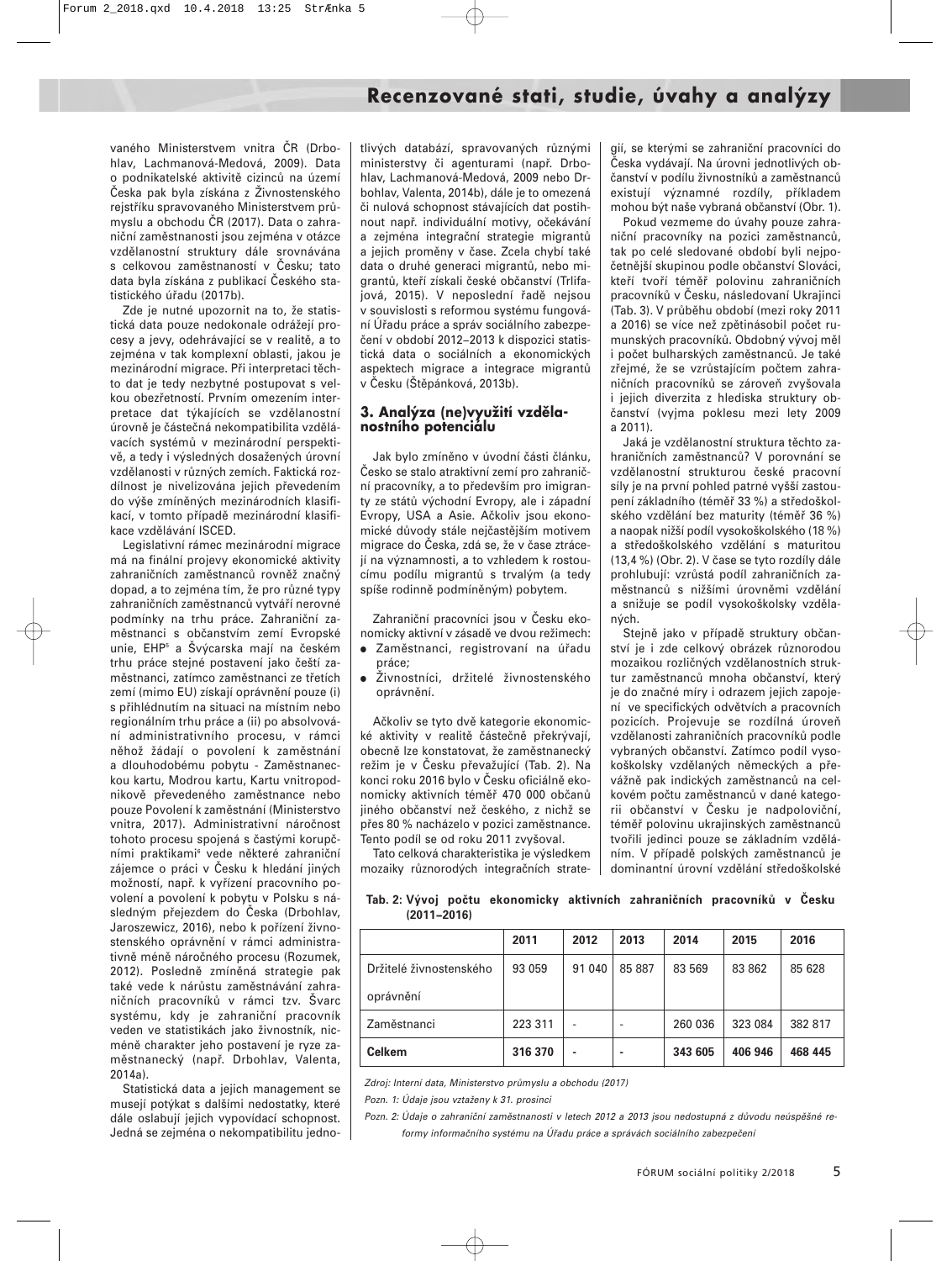vaného Ministerstvem vnitra ČR (Drbohlav, Lachmanová-Medová, 2009). Data o podnikatelské aktivitě cizinců na území Česka pak byla získána z Živnostenského rejstříku spravovaného Ministerstvem průmyslu a obchodu ČR (2017). Data o zahraniční zaměstnanosti jsou zejména v otázce vzdělanostní struktury dále srovnávána s celkovou zaměstnaností v Česku; tato data byla získána z publikací Českého statistického úřadu (2017b).

Zde je nutné upozornit na to, že statistická data pouze nedokonale odrážejí procesy a jevy, odehrávající se v realitě, a to zejména v tak komplexní oblasti, jakou je mezinárodní migrace. Při interpretaci těchto dat je tedy nezbytné postupovat s velkou obezřetností. Prvním omezením interpretace dat týkajících se vzdělanostní úrovně je částečná nekompatibilita vzdělávacích systémů v mezinárodní perspektivě, a tedy i výsledných dosažených úrovní vzdělanosti v různých zemích. Faktická rozdílnost je nivelizována jejich převedením do výše zmíněných mezinárodních klasifikací, v tomto případě mezinárodní klasifikace vzdělávání ISCED.

Legislativní rámec mezinárodní migrace má na finální projevy ekonomické aktivity zahraničních zaměstnanců rovněž značný dopad, a to zejména tím, že pro různé typy zahraničních zaměstnanců vytváří nerovné podmínky na trhu práce. Zahraniční zaměstnanci s občanstvím zemí Evropské unie, EHP[5] a Švýcarska mají na českém trhu práce stejné postavení jako čeští zaměstnanci, zatímco zaměstnanci ze třetích zemí (mimo EU) získají oprávnění pouze (i) s přihlédnutím na situaci na místním nebo regionálním trhu práce a (ii) po absolvování administrativního procesu, v rámci něhož žádají o povolení k zaměstnání a dlouhodobému pobytu - Zaměstnaneckou kartu, Modrou kartu, Kartu vnitropodnikově převedeného zaměstnance nebo pouze Povolení k zaměstnání (Ministerstvo vnitra, 2017). Administrativní náročnost tohoto procesu spojená s častými korupčními praktikami[6] vede některé zahraniční zájemce o práci v Česku k hledání jiných možností, např. k vyřízení pracovního povolení a povolení k pobytu v Polsku s následným přejezdem do Česka (Drbohlav, Jaroszewicz, 2016), nebo k pořízení živnostenského oprávnění v rámci administrativně méně náročného procesu (Rozumek, 2012). Posledně zmíněná strategie pak také vede k nárůstu zaměstnávání zahraničních pracovníků v rámci tzv. Švarc systému, kdy je zahraniční pracovník veden ve statistikách jako živnostník, nicméně charakter jeho postavení je ryze zaměstnanecký (např. Drbohlav, Valenta, 2014a).

Statistická data a jejich management se musejí potýkat s dalšími nedostatky, které dále oslabují jejich vypovídací schopnost. Jedná se zejména o nekompatibilitu jednotlivých databází, spravovaných různými ministerstvy či agenturami (např. Drbohlav, Lachmanová-Medová, 2009 nebo Drbohlav, Valenta, 2014b), dále je to omezená či nulová schopnost stávajících dat postihnout např. individuální motivy, očekávání a zejména integrační strategie migrantů a jejich proměny v čase. Zcela chybí také data o druhé generaci migrantů, nebo migrantů, kteří získali české občanství (Trlifajová, 2015). V neposlední řadě nejsou v souvislosti s reformou systému fungování Úřadu práce a správ sociálního zabezpečení v období 2012–2013 k dispozici statistická data o sociálních a ekonomických aspektech migrace a integrace migrantů v Česku (Štěpánková, 2013b).

## 3. Analýza (ne)využití vzdělanostního potenciálu

Jak bylo zmíněno v úvodní části článku, Česko se stalo atraktivní zemí pro zahraniční pracovníky, a to především pro imigranty ze států východní Evropy, ale i západní Evropy, USA a Asie. Ačkoliv jsou ekonomické důvody stále nejčastějším motivem migrace do Česka, zdá se, že v čase ztrácejí na významnosti, a to vzhledem k rostoucímu podílu migrantů s trvalým (a tedy spíše rodinně podmíněným) pobytem.

Zahraniční pracovníci jsou v Česku ekonomicky aktivní v zásadě ve dvou režimech:

- Zaměstnanci, registrovaní na úřadu práce;
- Živnostníci, držitelé živnostenského oprávnění.

Ačkoliv se tyto dvě kategorie ekonomické aktivity v realitě částečně překrývají, obecně lze konstatovat, že zaměstnanecký režim je v Česku převažující (Tab. 2). Na konci roku 2016 bylo v Česku oficiálně ekonomicky aktivních téměř 470 000 občanů jiného občanství než českého, z nichž se přes 80 % nacházelo v pozici zaměstnance. Tento podíl se od roku 2011 zvyšoval.

Tato celková charakteristika je výsledkem mozaiky různorodých integračních strategií, se kterými se zahraniční pracovníci do Česka vydávají. Na úrovni jednotlivých občanství v podílu živnostníků a zaměstnanců existují významné rozdíly, příkladem mohou být naše vybraná občanství (Obr. 1).

Pokud vezmeme do úvahy pouze zahraniční pracovníky na pozici zaměstnanců, tak po celé sledované období byli nejpočetnější skupinou podle občanství Slováci, kteří tvoří téměř polovinu zahraničních pracovníků v Česku, následovaní Ukrajinci (Tab. 3). V průběhu období (mezi roky 2011 a 2016) se více než zpětinásobil počet rumunských pracovníků. Obdobný vývoj měl i počet bulharských zaměstnanců. Je také zřejmé, že se vzrůstajícím počtem zahraničních pracovníků se zároveň zvyšovala i jejich diverzita z hlediska struktury občanství (vyjma poklesu mezi lety 2009 a 2011).

Jaká je vzdělanostní struktura těchto zahraničních zaměstnanců? V porovnání se vzdělanostní strukturou české pracovní síly je na první pohled patrné vyšší zastoupení základního (téměř 33 %) a středoškolského vzdělání bez maturity (téměř 36 %) a naopak nižší podíl vysokoškolského (18 %) a středoškolského vzdělání s maturitou (13,4 %) (Obr. 2). V čase se tyto rozdíly dále prohlubují: vzrůstá podíl zahraničních zaměstnanců s nižšími úrovněmi vzdělání a snižuje se podíl vysokoškolsky vzdělaných.

Stejně jako v případě struktury občanství je i zde celkový obrázek různorodou mozaikou rozličných vzdělanostních struktur zaměstnanců mnoha občanství, který je do značné míry i odrazem jejich zapojení ve specifických odvětvích a pracovních pozicích. Projevuje se rozdílná úroveň vzdělanosti zahraničních pracovníků podle vybraných občanství. Zatímco podíl vysokoškolsky vzdělaných německých a převážně pak indických zaměstnanců na celkovém počtu zaměstnanců v dané kategorii občanství v Česku je nadpoloviční, téměř polovinu ukrajinských zaměstnanců tvořili jedinci pouze se základním vzděláním. V případě polských zaměstnanců je dominantní úrovní vzdělání středoškolské

**Tab. 2: Vývoj počtu ekonomicky aktivních zahraničních pracovníků v Česku (2011–2016)**

| | 2011 | 2012 | 2013 | 2014 | 2015 | 2016 |
|---|---|---|---|---|---|---|
| Držitelé živnostenského oprávnění | 93 059 | 91 040 | 85 887 | 83 569 | 83 862 | 85 628 |
| Zaměstnanci | 223 311 | - | - | 260 036 | 323 084 | 382 817 |
| **Celkem** | **316 370** | **-** | **-** | **343 605** | **406 946** | **468 445** |

*Zdroj: Interní data, Ministerstvo průmyslu a obchodu (2017)*

*Pozn. 1: Údaje jsou vztaženy k 31. prosinci*

*Pozn. 2: Údaje o zahraniční zaměstnanosti v letech 2012 a 2013 jsou nedostupná z důvodu neúspěšné reformy informačního systému na Úřadu práce a správách sociálního zabezpečení*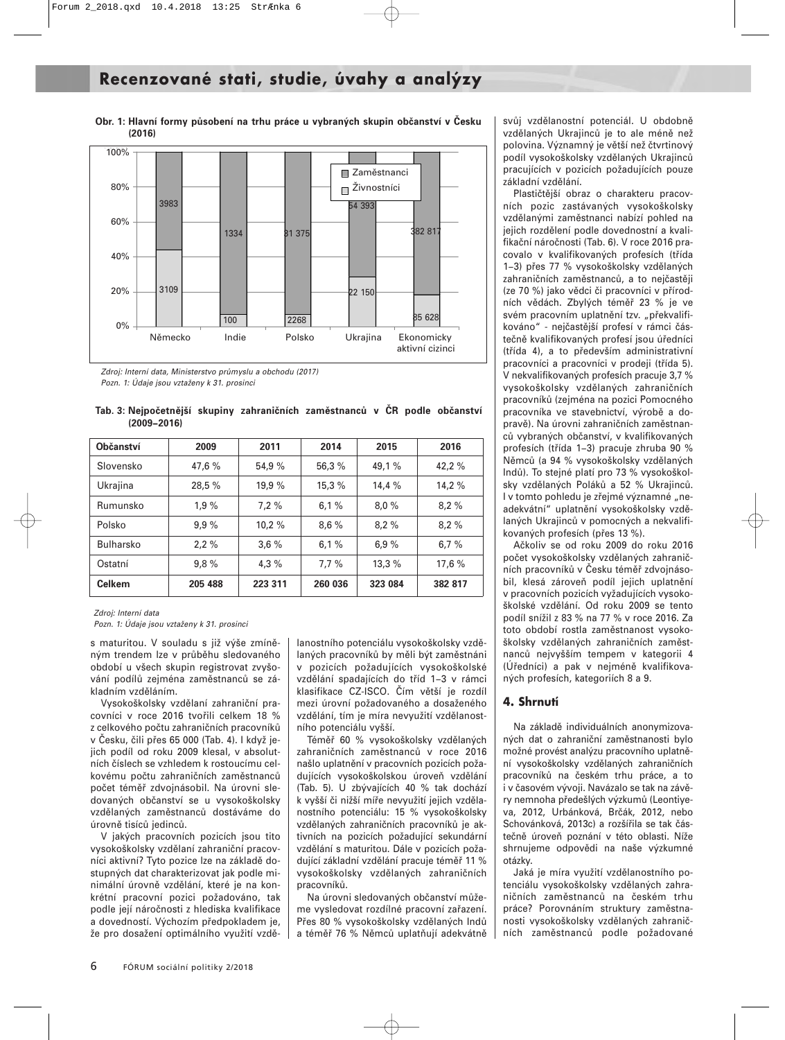## Recenzované stati, studie, úvahy a analýzy

**Obr. 1: Hlavní formy působení na trhu práce u vybraných skupin občanství v Česku (2016)**

| | Německo | Indie | Polsko | Ukrajina | Ekonomicky aktivní cizinci |
|---|---|---|---|---|---|
| Zaměstnanci | 3983 | 1334 | 81 375 | 54 393 | 382 817 |
| Živnostníci | 3109 | 100 | 2268 | 22 150 | 85 628 |

*Zdroj: Interní data, Ministerstvo průmyslu a obchodu (2017)*
*Pozn. 1: Údaje jsou vztaženy k 31. prosinci*

**Tab. 3: Nejpočetnější skupiny zahraničních zaměstnanců v ČR podle občanství (2009–2016)**

| Občanství | 2009 | 2011 | 2014 | 2015 | 2016 |
|---|---|---|---|---|---|
| Slovensko | 47,6 % | 54,9 % | 56,3 % | 49,1 % | 42,2 % |
| Ukrajina | 28,5 % | 19,9 % | 15,3 % | 14,4 % | 14,2 % |
| Rumunsko | 1,9 % | 7,2 % | 6,1 % | 8,0 % | 8,2 % |
| Polsko | 9,9 % | 10,2 % | 8,6 % | 8,2 % | 8,2 % |
| Bulharsko | 2,2 % | 3,6 % | 6,1 % | 6,9 % | 6,7 % |
| Ostatní | 9,8 % | 4,3 % | 7,7 % | 13,3 % | 17,6 % |
| **Celkem** | **205 488** | **223 311** | **260 036** | **323 084** | **382 817** |

*Zdroj: Interní data*
*Pozn. 1: Údaje jsou vztaženy k 31. prosinci*

s maturitou. V souladu s již výše zmíněným trendem lze v průběhu sledovaného období u všech skupin registrovat zvyšování podílů zejména zaměstnanců se základním vzděláním.

Vysokoškolsky vzdělaní zahraniční pracovníci v roce 2016 tvořili celkem 18 % z celkového počtu zahraničních pracovníků v Česku, čili přes 65 000 (Tab. 4). I když jejich podíl od roku 2009 klesal, v absolutních číslech se vzhledem k rostoucímu celkovému počtu zahraničních zaměstnanců počet téměř zdvojnásobil. Na úrovni sledovaných občanství se u vysokoškolsky vzdělaných zaměstnanců dostáváme do úrovně tisíců jedinců.

V jakých pracovních pozicích jsou tito vysokoškolsky vzdělaní zahraniční pracovníci aktivní? Tyto pozice lze na základě dostupných dat charakterizovat jak podle minimální úrovně vzdělání, které je na konkrétní pracovní pozici požadováno, tak podle její náročnosti z hlediska kvalifikace a dovedností. Výchozím předpokladem je, že pro dosažení optimálního využití vzdělanostního potenciálu vysokoškolsky vzdělaných pracovníků by měli být zaměstnáni v pozicích požadujících vysokoškolské vzdělání spadajících do tříd 1–3 v rámci klasifikace CZ-ISCO. Čím větší je rozdíl mezi úrovní požadovaného a dosaženého vzdělání, tím je míra nevyužití vzdělanostního potenciálu vyšší.

Téměř 60 % vysokoškolsky vzdělaných zahraničních zaměstnanců v roce 2016 našlo uplatnění v pracovních pozicích požadujících vysokoškolskou úroveň vzdělání (Tab. 5). U zbývajících 40 % tak dochází k vyšší či nižší míře nevyužití jejich vzdělanostního potenciálu: 15 % vysokoškolsky vzdělaných zahraničních pracovníků je aktivních na pozicích požadující sekundární vzdělání s maturitou. Dále v pozicích požadující základní vzdělání pracuje téměř 11 % vysokoškolsky vzdělaných zahraničních pracovníků.

Na úrovni sledovaných občanství můžeme vysledovat rozdílné pracovní zařazení. Přes 80 % vysokoškolsky vzdělaných Indů a téměř 76 % Němců uplatňují adekvátně svůj vzdělanostní potenciál. U obdobně vzdělaných Ukrajinců je to ale méně než polovina. Významný je větší než čtvrtinový podíl vysokoškolsky vzdělaných Ukrajinců pracujících v pozicích požadujících pouze základní vzdělání.

Plastičtější obraz o charakteru pracovních pozic zastávaných vysokoškolsky vzdělanými zaměstnanci nabízí pohled na jejich rozdělení podle dovednostní a kvalifikační náročnosti (Tab. 6). V roce 2016 pracovalo v kvalifikovaných profesích (třída 1–3) přes 77 % vysokoškolsky vzdělaných zahraničních zaměstnanců, a to nejčastěji (ze 70 %) jako vědci či pracovníci v přírodních vědách. Zbylých téměř 23 % je ve svém pracovním uplatnění tzv. „překvalifikováno" - nejčastější profesí v rámci částečně kvalifikovaných profesí jsou úředníci (třída 4), a to především administrativní pracovníci a pracovníci v prodeji (třída 5). V nekvalifikovaných profesích pracuje 3,7 % vysokoškolsky vzdělaných zahraničních pracovníků (zejména na pozici Pomocného pracovníka ve stavebnictví, výrobě a dopravě). Na úrovni zahraničních zaměstnanců vybraných občanství, v kvalifikovaných profesích (třída 1–3) pracuje zhruba 90 % Němců (a 94 % vysokoškolsky vzdělaných Indů). To stejné platí pro 73 % vysokoškolsky vzdělaných Poláků a 52 % Ukrajinců. I v tomto pohledu je zřejmé významné „neadekvátní" uplatnění vysokoškolsky vzdělaných Ukrajinců v pomocných a nekvalifikovaných profesích (přes 13 %).

Ačkoliv se od roku 2009 do roku 2016 počet vysokoškolsky vzdělaných zahraničních pracovníků v Česku téměř zdvojnásobil, klesá zároveň podíl jejich uplatnění v pracovních pozicích vyžadujících vysokoškolské vzdělání. Od roku 2009 se tento podíl snížil z 83 % na 77 % v roce 2016. Za toto období rostla zaměstnanost vysokoškolsky vzdělaných zahraničních zaměstnanců nejvyšším tempem v kategorii 4 (Úředníci) a pak v nejméně kvalifikovaných profesích, kategoriích 8 a 9.

### 4. Shrnutí

Na základě individuálních anonymizovaných dat o zahraniční zaměstnanosti bylo možné provést analýzu pracovního uplatnění vysokoškolsky vzdělaných zahraničních pracovníků na českém trhu práce, a to i v časovém vývoji. Navázalo se tak na závěry nemnoha předešlých výzkumů (Leontiyeva, 2012, Urbánková, Brčák, 2012, nebo Schovánková, 2013c) a rozšířila se tak částečně úroveň poznání v této oblasti. Níže shrnujeme odpovědi na naše výzkumné otázky.

Jaká je míra využití vzdělanostního potenciálu vysokoškolsky vzdělaných zahraničních zaměstnanců na českém trhu práce? Porovnáním struktury zaměstnanosti vysokoškolsky vzdělaných zahraničních zaměstnanců podle požadované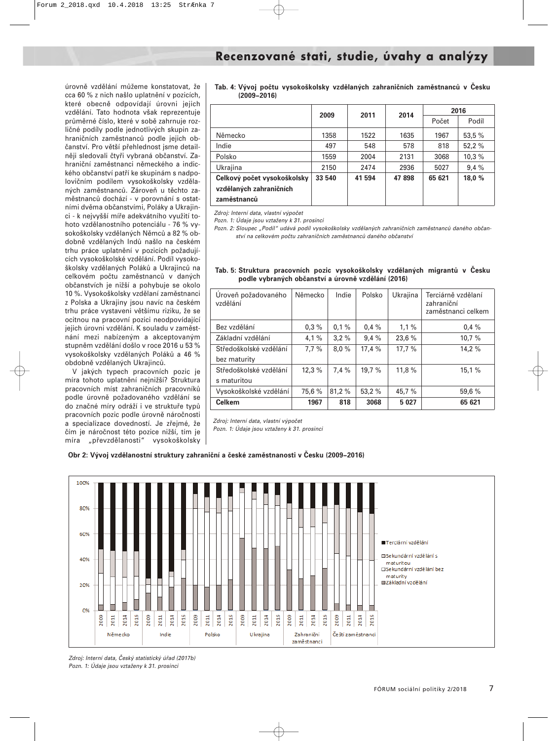úrovně vzdělání můžeme konstatovat, že cca 60 % z nich našlo uplatnění v pozicích, které obecně odpovídají úrovni jejich vzdělání. Tato hodnota však reprezentuje průměrné číslo, které v sobě zahrnuje rozličné podíly podle jednotlivých skupin zahraničních zaměstnanců podle jejich občanství. Pro větší přehlednost jsme detailněji sledovali čtyři vybraná občanství. Zahraniční zaměstnanci německého a indického občanství patří ke skupinám s nadpolovičním podílem vysokoškolsky vzdělaných zaměstnanců. Zároveň u těchto zaměstnanců dochází - v porovnání s ostatními dvěma občanstvími, Poláky a Ukrajinci - k nejvyšší míře adekvátního využití tohoto vzdělanostního potenciálu - 76 % vysokoškolsky vzdělaných Němců a 82 % obdobně vzdělaných Indů našlo na českém trhu práce uplatnění v pozicích požadujících vysokoškolské vzdělání. Podíl vysokoškolsky vzdělaných Poláků a Ukrajinců na celkovém počtu zaměstnanců v daných občanstvích je nižší a pohybuje se okolo 10 %. Vysokoškolsky vzdělaní zaměstnanci z Polska a Ukrajiny jsou navíc na českém trhu práce vystaveni většímu riziku, že se ocitnou na pracovní pozici neodpovídající jejich úrovni vzdělání. K souladu v zaměstnání mezi nabízeným a akceptovaným stupněm vzdělání došlo v roce 2016 u 53 % vysokoškolsky vzdělaných Poláků a 46 % obdobně vzdělaných Ukrajinců.

V jakých typech pracovních pozic je míra tohoto uplatnění nejnižší? Struktura pracovních míst zahraničních pracovníků podle úrovně požadovaného vzdělání se do značné míry odráží i ve struktuře typů pracovních pozic podle úrovně náročnosti a specializace dovedností. Je zřejmé, že čím je náročnost této pozice nižší, tím je míra „převzdělanosti" vysokoškolsky

**Tab. 4: Vývoj počtu vysokoškolsky vzdělaných zahraničních zaměstnanců v Česku (2009–2016)**

| | 2009 | 2011 | 2014 | 2016 | |
|---|---|---|---|---|---|
| | | | | Počet | Podíl |
| Německo | 1358 | 1522 | 1635 | 1967 | 53,5 % |
| Indie | 497 | 548 | 578 | 818 | 52,2 % |
| Polsko | 1559 | 2004 | 2131 | 3068 | 10,3 % |
| Ukrajina | 2150 | 2474 | 2936 | 5027 | 9,4 % |
| **Celkový počet vysokoškolsky vzdělaných zahraničních zaměstnanců** | **33 540** | **41 594** | **47 898** | **65 621** | **18,0 %** |

*Zdroj: Interní data, vlastní výpočet*
*Pozn. 1: Údaje jsou vztaženy k 31. prosinci*
*Pozn. 2: Sloupec „Podíl" udává podíl vysokoškolsky vzdělaných zahraničních zaměstnanců daného občanství na celkovém počtu zahraničních zaměstnanců daného občanství*

**Tab. 5: Struktura pracovních pozic vysokoškolsky vzdělaných migrantů v Česku podle vybraných občanství a úrovně vzdělání (2016)**

| Úroveň požadovaného vzdělání | Německo | Indie | Polsko | Ukrajina | Terciárně vzdělaní zahraniční zaměstnanci celkem |
|---|---|---|---|---|---|
| Bez vzdělání | 0,3 % | 0,1 % | 0,4 % | 1,1 % | 0,4 % |
| Základní vzdělání | 4,1 % | 3,2 % | 9,4 % | 23,6 % | 10,7 % |
| Středoškolské vzdělání bez maturity | 7,7 % | 8,0 % | 17,4 % | 17,7 % | 14,2 % |
| Středoškolské vzdělání s maturitou | 12,3 % | 7,4 % | 19,7 % | 11,8 % | 15,1 % |
| Vysokoškolské vzdělání | 75,6 % | 81,2 % | 53,2 % | 45,7 % | 59,6 % |
| **Celkem** | **1967** | **818** | **3068** | **5 027** | **65 621** |

*Zdroj: Interní data, vlastní výpočet*
*Pozn. 1: Údaje jsou vztaženy k 31. prosinci*

**Obr 2: Vývoj vzdělanostní struktury zahraniční a české zaměstnanosti v Česku (2009–2016)**

*Zdroj: Interní data, Český statistický úřad (2017b)*
*Pozn. 1: Údaje jsou vztaženy k 31. prosinci*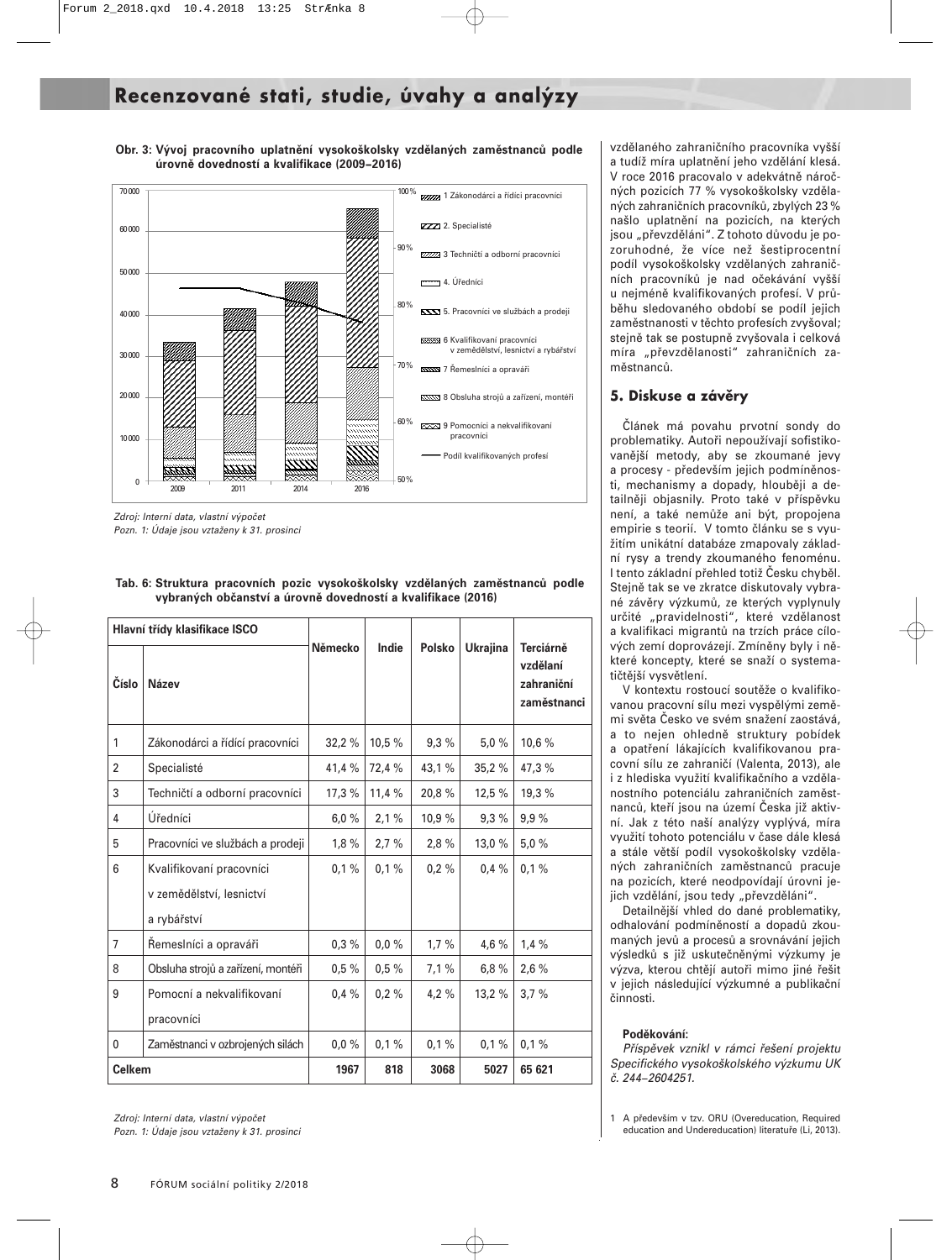**Obr. 3: Vývoj pracovního uplatnění vysokoškolsky vzdělaných zaměstnanců podle úrovně dovedností a kvalifikace (2009–2016)**

*Zdroj: Interní data, vlastní výpočet*
*Pozn. 1: Údaje jsou vztaženy k 31. prosinci*

**Tab. 6: Struktura pracovních pozic vysokoškolsky vzdělaných zaměstnanců podle vybraných občanství a úrovně dovedností a kvalifikace (2016)**

| Hlavní třídy klasifikace ISCO | | Německo | Indie | Polsko | Ukrajina | Terciárně vzdělaní zahraniční zaměstnanci |
|---|---|---|---|---|---|---|
| Číslo | Název | | | | | |
| 1 | Zákonodárci a řídící pracovníci | 32,2 % | 10,5 % | 9,3 % | 5,0 % | 10,6 % |
| 2 | Specialisté | 41,4 % | 72,4 % | 43,1 % | 35,2 % | 47,3 % |
| 3 | Techničtí a odborní pracovníci | 17,3 % | 11,4 % | 20,8 % | 12,5 % | 19,3 % |
| 4 | Úředníci | 6,0 % | 2,1 % | 10,9 % | 9,3 % | 9,9 % |
| 5 | Pracovníci ve službách a prodeji | 1,8 % | 2,7 % | 2,8 % | 13,0 % | 5,0 % |
| 6 | Kvalifikovaní pracovníci v zemědělství, lesnictví a rybářství | 0,1 % | 0,1 % | 0,2 % | 0,4 % | 0,1 % |
| 7 | Řemeslníci a opraváři | 0,3 % | 0,0 % | 1,7 % | 4,6 % | 1,4 % |
| 8 | Obsluha strojů a zařízení, montéři | 0,5 % | 0,5 % | 7,1 % | 6,8 % | 2,6 % |
| 9 | Pomocní a nekvalifikovaní pracovníci | 0,4 % | 0,2 % | 4,2 % | 13,2 % | 3,7 % |
| 0 | Zaměstnanci v ozbrojených silách | 0,0 % | 0,1 % | 0,1 % | 0,1 % | 0,1 % |
| **Celkem** | | **1967** | **818** | **3068** | **5027** | **65 621** |

*Zdroj: Interní data, vlastní výpočet*
*Pozn. 1: Údaje jsou vztaženy k 31. prosinci*

vzdělaného zahraničního pracovníka vyšší a tudíž míra uplatnění jeho vzdělání klesá. V roce 2016 pracovalo v adekvátně náročných pozicích 77 % vysokoškolsky vzdělaných zahraničních pracovníků, zbylých 23 % našlo uplatnění na pozicích, na kterých jsou „převzděláni". Z tohoto důvodu je pozoruhodné, že více než šestiprocentní podíl vysokoškolsky vzdělaných zahraničních pracovníků je nad očekávání vyšší u nejméně kvalifikovaných profesí. V průběhu sledovaného období se podíl jejich zaměstnanosti v těchto profesích zvyšoval; stejně tak se postupně zvyšovala i celková míra „převzdělanosti" zahraničních zaměstnanců.

## 5. Diskuse a závěry

Článek má povahu prvotní sondy do problematiky. Autoři nepoužívají sofistikovanější metody, aby se zkoumané jevy a procesy - především jejich podmíněnosti, mechanismy a dopady, hlouběji a detailněji objasnily. Proto také v příspěvku není, a také nemůže ani být, propojena empirie s teorií. V tomto článku se s využitím unikátní databáze zmapovaly základní rysy a trendy zkoumaného fenoménu. I tento základní přehled totiž Česku chyběl. Stejně tak se ve zkratce diskutovaly vybrané závěry výzkumů, ze kterých vyplynuly určité „pravidelnosti", které vzdělanost a kvalifikaci migrantů na trzích práce cílových zemí doprovázejí. Zmíněny byly i některé koncepty, které se snaží o systematičtější vysvětlení.

V kontextu rostoucí soutěže o kvalifikovanou pracovní sílu mezi vyspělými zeměmi světa Česko ve svém snažení zaostává, a to nejen ohledně struktury pobídek a opatření lákajících kvalifikovanou pracovní sílu ze zahraničí (Valenta, 2013), ale i z hlediska využití kvalifikačního a vzdělanostního potenciálu zahraničních zaměstnanců, kteří jsou na území Česka již aktivní. Jak z této naší analýzy vyplývá, míra využití tohoto potenciálu v čase dále klesá a stále větší podíl vysokoškolsky vzdělaných zahraničních zaměstnanců pracuje na pozicích, které neodpovídají úrovni jejich vzdělání, jsou tedy „převzdělání".

Detailnější vhled do dané problematiky, odhalování podmíněností a dopadů zkoumaných jevů a procesů a srovnávání jejich výsledků s již uskutečněnými výzkumy je výzva, kterou chtějí autoři mimo jiné řešit v jejich následující výzkumné a publikační činnosti.

**Poděkování:**

*Příspěvek vznikl v rámci řešení projektu Specifického vysokoškolského výzkumu UK č. 244–2604251.*

1 A především v tzv. ORU (Overeducation, Required education and Undereducation) literatuře (Li, 2013).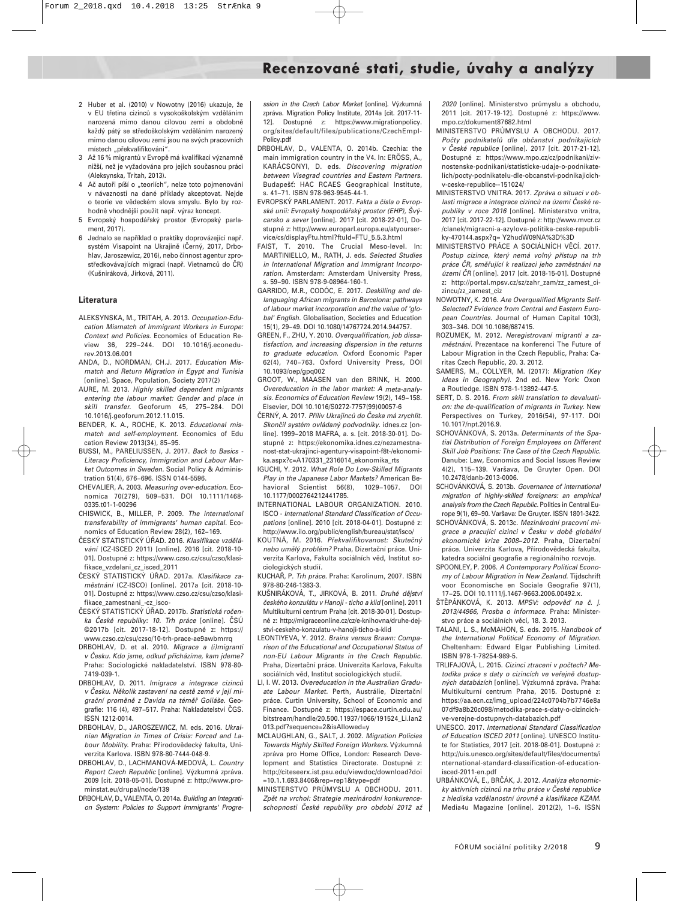2 Huber et al. (2010) v Nowotny (2016) ukazuje, že v EU třetina cizinců s vysokoškolským vzděláním narozená mimo danou cílovou zemi a obdobně každý pátý se středoškolským vzděláním narozený mimo danou cílovou zemi jsou na svých pracovních místech „překvalifikováni".
3 Až 16 % migrantů v Evropě má kvalifikaci významně nižší, než je vyžadována pro jejich současnou práci (Aleksynska, Tritah, 2013).
4 Ač autoři píší o „teoriích", nelze toto pojmenování v návaznosti na dané příklady akceptovat. Nejde o teorie ve vědeckém slova smyslu. Bylo by rozhodně vhodnější použít např. výraz koncept.
5 Evropský hospodářský prostor (Evropský parlament, 2017).
6 Jednalo se například o praktiky doprovázející např. systém Visapoint na Ukrajině (Černý, 2017, Drbohlav, Jaroszewicz, 2016), nebo činnost agentur zprostředkovávajících migraci (např. Vietnamců do ČR) (Kušniráková, Jirková, 2011).

### Literatura

ALEKSYNSKA, M., TRITAH, A. 2013. *Occupation-Education Mismatch of Immigrant Workers in Europe: Context and Policies.* Economics of Education Review 36, 229–244. DOI 10.1016/j.econedurev.2013.06.001

ANDA, D., NORDMAN, CH.J. 2017. *Education Mismatch and Return Migration in Egypt and Tunisia* [online]. Space, Population, Society 2017(2)

AURE, M. 2013. *Highly skilled dependent migrants entering the labour market: Gender and place in skill transfer.* Geoforum 45, 275–284. DOI 10.1016/j.geoforum.2012.11.015.

BENDER, K. A., ROCHE, K. 2013. *Educational mismatch and self-employment.* Economics of Edu cation Review 2013(34), 85–95.

BUSSI, M., PARELIUSSEN, J. 2017. *Back to Basics - Literacy Proficiency, Immigration and Labour Market Outcomes in Sweden.* Social Policy & Administration 51(4), 676–696. ISSN 0144-5596.

CHEVALIER, A. 2003. *Measuring over-education.* Economica 70(279), 509–531. DOI 10.1111/1468-0335.t01-1-00296

CHISWICK, B., MILLER, P. 2009. *The international transferability of immigrants' human capital.* Economics of Education Review 28(2), 162–169.

ČESKÝ STATISTICKÝ ÚŘAD. 2016. *Klasifikace vzdělávání* (CZ-ISCED 2011) [online]. 2016 [cit. 2018-10-01]. Dostupné z: https://www.czso.cz/csu/czso/klasifikace_vzdelani_cz_isced_2011

ČESKÝ STATISTICKÝ ÚŘAD. 2017a. *Klasifikace zaměstnání* (CZ-ISCO) [online]. 2017a [cit. 2018-10-01]. Dostupné z: https://www.czso.cz/csu/czso/klasifikace_zamestnani_-cz_isco-

ČESKÝ STATISTICKÝ ÚŘAD. 2017b. *Statistická ročenka České republiky: 10. Trh práce* [online]. ČSÚ ©2017b [cit. 2017-18-12]. Dostupné z: https://www.czso.cz/csu/czso/10-trh-prace-ae9awbmrrq

DRBOHLAV, D. et al. 2010. *Migrace a (i)migranti v Česku. Kdo jsme, odkud přicházíme, kam jdeme?* Praha: Sociologické nakladatelství. ISBN 978-80-7419-039-1.

DRBOHLAV, D. 2011. *Imigrace a integrace cizinců v Česku. Několik zastavení na cestě země v její migrační proměně z Davida na téměř Goliáše.* Geografie: 116 (4), 497–517. Praha: Nakladatelství ČGS. ISSN 1212-0014.

DRBOHLAV, D., JAROSZEWICZ, M. eds. 2016. *Ukrainian Migration in Times of Crisis: Forced and Labour Mobility.* Praha: Přírodovědecký fakulta, Univerzita Karlova. ISBN 978-80-7444-048-9.

DRBOHLAV, D., LACHMANOVÁ-MEDOVÁ, L. *Country Report Czech Republic* [online]. Výzkumná zpráva. 2009 [cit. 2018-05-01]. Dostupné z: http://www.prominstat.eu/drupal/node/139

DRBOHLAV, D., VALENTA, O. 2014a. *Building an Integration System: Policies to Support Immigrants' Progression in the Czech Labor Market* [online]. Výzkumná zpráva. Migration Policy Institute, 2014a [cit. 2017-11-12]. Dostupné z: https://www.migrationpolicy.org/sites/default/files/publications/CzechEmpl-Policy.pdf

DRBOHLAV, D., VALENTA, O. 2014b. Czechia: the main immigration country in the V4. In: ERŐSS, A., KARÁCSONYI, D. eds. *Discovering migration between Visegrad countries and Eastern Partners.* Budapešť: HAC RCAES Geographical Institute, s. 41–71. ISBN 978-963-9545-44-1.

EVROPSKÝ PARLAMENT. 2017. *Fakta a čísla o Evropské unii: Evropský hospodářský prostor (EHP), Švýcarsko a sever* [online]. 2017 [cit. 2018-22-01], Dostupné z: http://www.europarl.europa.eu/atyourservice/cs/displayFtu.html?ftuId=FTU_5.5.3.html

FAIST, T. 2010. The Crucial Meso-level. In: MARTINIELLO, M., RATH, J. eds. *Selected Studies in International Migration and Immigrant Incorporation.* Amsterdam: Amsterdam University Press, s. 59–90. ISBN 978-9-08964-160-1.

GARRIDO, M.R., CODÓC, E. 2017. *Deskilling and delanguaging African migrants in Barcelona: pathways of labour market incorporation and the value of 'global' English.* Globalisation, Societies and Education 15(1), 29–49. DOI 10.1080/14767724.2014.944757.

GREEN, F., ZHU, Y. 2010. *Overqualification, job dissatisfaction, and increasing dispersion in the returns to graduate education.* Oxford Economic Paper 62(4), 740–763. Oxford University Press, DOI 10.1093/oep/gpq002

GROOT, W., MAASEN van den BRINK, H. 2000. *Overeducation in the labor market: A meta-analysis. Economics of Education Review* 19(2), 149–158. Elsevier, DOI 10.1016/S0272-7757(99)00057-6

ČERNÝ, A. 2017. *Příliv Ukrajinců do Česka má zrychlit. Skončil systém ovládaný podvodníky.* idnes.cz [online]. 1999–2018 MAFRA, a. s. [cit. 2018-30-01]. Dostupné z: https://ekonomika.idnes.cz/nezamestnanost-stat-ukrajinci-agentury-visapoint-f8t-/ekonomika.aspx?c=A170331_2316014_ekonomika_rts

IGUCHI, Y. 2012. *What Role Do Low-Skilled Migrants Play in the Japanese Labor Markets?* American Behavioral Scientist 56(8), 1029–1057. DOI 10.1177/0002764212441785.

INTERNATIONAL LABOUR ORGANIZATION. 2010. *ISCO - International Standard Classification of Occupations* [online]. 2010 [cit. 2018-04-01]. Dostupné z: http://www.ilo.org/public/english/bureau/stat/isco/

KOUTNÁ, M. 2016. *Překvalifikovanost: Skutečný nebo umělý problém?* Praha, Dizertační práce. Univerzita Karlova, Fakulta sociálních věd, Institut sociologických studií.

KUCHAŘ, P. *Trh práce.* Praha: Karolinum, 2007. ISBN 978-80-246-1383-3.

KUŠNIRÁKOVÁ, T., JIRKOVÁ, B. 2011. *Druhé dějství českého konzulátu v Hanoji - ticho a klid* [online]. 2011 Multikulturní centrum Praha [cit. 2018-30-01]. Dostupné z: http://migraceonline.cz/cz/e-knihovna/druhe-dejstvi-ceskeho-konzulatu-v-hanoji-ticho-a-klid

LEONTIYEVA, Y. 2012. *Brains versus Brawn: Comparison of the Educational and Occupational Status of non-EU Labour Migrants in the Czech Republic.* Praha, Dizertační práce. Univerzita Karlova, Fakulta sociálních věd, Institut sociologických studií.

LI, I. W. 2013. *Overeducation in the Australian Graduate Labour Market.* Perth, Austrálie, Dizertační práce. Curtin University, School of Economic and Finance. Dostupné z: https://espace.curtin.edu.au/bitstream/handle/20.500.11937/1066/191524_Li.lan2013.pdf?sequence=2&isAllowed=y

MCLAUGHLAN, G., SALT, J. 2002. *Migration Policies Towards Highly Skilled Foreign Workers.* Výzkumná zpráva pro Home Office, London: Research Development and Statistics Directorate. Dostupné z: http://citeseerx.ist.psu.edu/viewdoc/download?doi=10.1.1.693.8406&rep=rep1&type=pdf

MINISTERSTVO PRŮMYSLU A OBCHODU. 2011. *Zpět na vrchol: Strategie mezinárodní konkurenceschopnosti České republiky pro období 2012 až 2020* [online]. Ministerstvo průmyslu a obchodu, 2011 [cit. 2017-19-12]. Dostupné z: https://www.mpo.cz/dokument87682.html

MINISTERSTVO PRŮMYSLU A OBCHODU. 2017. *Počty podnikatelů dle občanství podnikajících v České republice* [online]. 2017 [cit. 2017-21-12]. Dostupné z: https://www.mpo.cz/cz/podnikani/zivnostenske-podnikani/statisticke-udaje-o-podnikatelich/pocty-podnikatelu-dle-obcanstvi-podnikajicich-v-ceske-republice--151024/

MINISTERSTVO VNITRA. 2017. *Zpráva o situaci v oblasti migrace a integrace cizinců na území České republiky v roce 2016* [online]. Ministerstvo vnitra, 2017 [cit. 2017-22-12]. Dostupné z: http://www.mvcr.cz/clanek/migracni-a-azylova-politika-ceske-republiky-470144.aspx?q= Y2hudW09NA%3D%3D

MINISTERSTVO PRÁCE A SOCIÁLNÍCH VĚCÍ. 2017. *Postup cizince, který nemá volný přístup na trh práce ČR, směřující k realizaci jeho zaměstnání na území ČR* [online]. 2017 [cit. 2018-15-01]. Dostupné z: http://portal.mpsv.cz/sz/zahr_zam/zz_zamest_cizincu/zz_zamest_ciz

NOWOTNY, K. 2016. *Are Overqualified Migrants Self-Selected? Evidence from Central and Eastern European Countries.* Journal of Human Capital 10(3), 303–346. DOI 10.1086/687415.

ROZUMEK, M. 2012. *Neregistrovaní migranti a zaměstnání.* Prezentace na konferenci The Future of Labour Migration in the Czech Republic, Praha: Caritas Czech Republic, 20. 3. 2012.

SAMERS, M., COLLYER, M. (2017): *Migration (Key Ideas in Geography).* 2nd ed. New York: Oxon a Routledge. ISBN 978-1-13892-447-5.

SERT, D. S. 2016. *From skill translation to devaluation: the de-qualification of migrants in Turkey.* New Perspectives on Turkey, 2016(54), 97-117. DOI 10.1017/npt.2016.9.

SCHOVÁNKOVÁ, S. 2013a. *Determinants of the Spatial Distribution of Foreign Employees on Different Skill Job Positions: The Case of the Czech Republic.* Danube: Law, Economics and Social Issues Review 4(2), 115–139. Varšava, De Gruyter Open. DOI 10.2478/danb-2013-0006.

SCHOVÁNKOVÁ, S. 2013b. *Governance of international migration of highly-skilled foreigners: an empirical analysis from the Czech Republic.* Politics in Central Europe 9(1), 69–90. Varšava: De Gruyter. ISSN 1801-3422.

SCHOVÁNKOVÁ, S. 2013c. *Mezinárodní pracovní migrace a pracující cizinci v Česku v době globální ekonomické krize 2008–2012.* Praha, Dizertační práce. Univerzita Karlova, Přírodovědecká fakulta, katedra sociální geografie a regionálního rozvoje.

SPOONLEY, P. 2006. *A Contemporary Political Economy of Labour Migration in New Zealand.* Tijdschrift voor Economische en Sociale Geografie 97(1), 17–25. DOI 10.1111/j.1467-9663.2006.00492.x.

ŠTĚPÁNKOVÁ, K. 2013. *MPSV: odpověď na č. j. 2013/44966, Prosba o informace.* Praha: Ministerstvo práce a sociálních věcí, 18. 3. 2013.

TALANI, L. S., McMAHON, S. eds. 2015. *Handbook of the International Political Economy of Migration.* Cheltenham: Edward Elgar Publishing Limited. ISBN 978-1-78254-989-5.

TRLIFAJOVÁ, L. 2015. *Cizinci ztraceni v počtech? Metodika práce s daty o cizincích ve veřejně dostupných databázích* [online]. Výzkumná zpráva. Praha: Multikulturní centrum Praha, 2015. Dostupné z: https://aa.ecn.cz/img_upload/224c0704b7b7746e8a07df9a8b20c098/metodika-prace-s-daty-o-cizincich-ve-verejne-dostupnych-databazich.pdf

UNESCO. 2017. *International Standard Classification of Education ISCED 2011* [online]. UNESCO Institute for Statistics, 2017 [cit. 2018-08-01]. Dostupné z: http://uis.unesco.org/sites/default/files/documents/international-standard-classification-of-education-isced-2011-en.pdf

URBÁNKOVÁ, E., BRČÁK, J. 2012. *Analýza ekonomicky aktivních cizinců na trhu práce v České republice z hlediska vzdělanostní úrovně a klasifikace KZAM.* Media4u Magazine [online]. 2012(2), 1–6. ISSN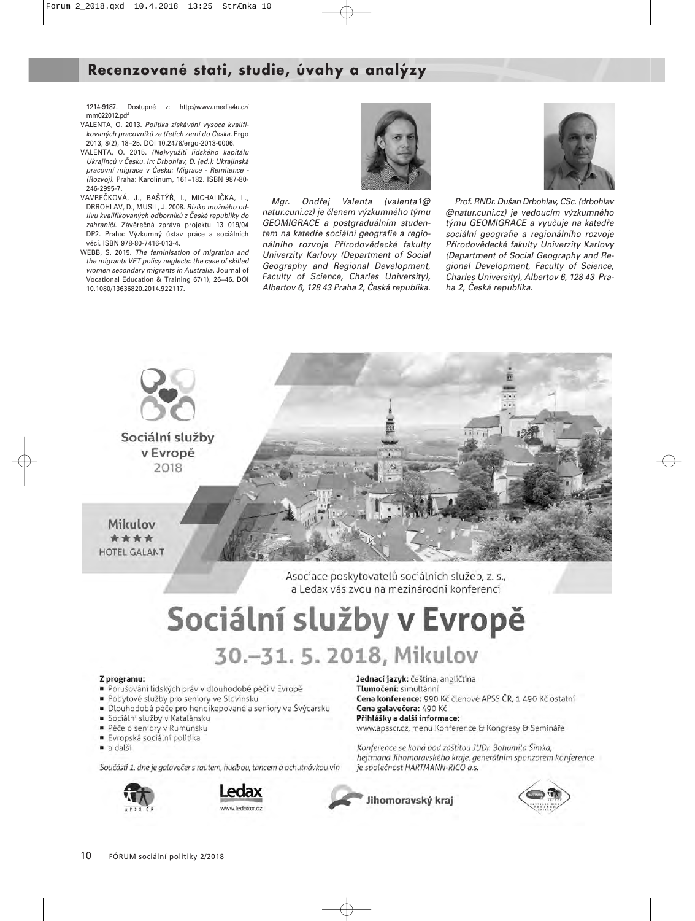1214-9187. Dostupné z: http://www.media4u.cz/mm022012.pdf

VALENTA, O. 2013. *Politika získávání vysoce kvalifikovaných pracovníků ze třetích zemí do Česka.* Ergo 2013, 8(2), 18–25. DOI 10.2478/ergo-2013-0006.

VALENTA, O. 2015. *(Ne)využití lidského kapitálu Ukrajinců v Česku. In: Drbohlav, D. (ed.): Ukrajinská pracovní migrace v Česku: Migrace - Remitence - (Rozvoj).* Praha: Karolinum, 161–182. ISBN 987-80-246-2995-7.

VAVREČKOVÁ, J., BAŠTÝŘ, I., MICHALIČKA, L., DRBOHLAV, D., MUSIL, J. 2008. *Riziko možného odlivu kvalifikovaných odborníků z České republiky do zahraničí.* Závěrečná zpráva projektu 13 019/04 DP2. Praha: Výzkumný ústav práce a sociálních věcí. ISBN 978-80-7416-013-4.

WEBB, S. 2015. *The feminisation of migration and the migrants VET policy neglects: the case of skilled women secondary migrants in Australia.* Journal of Vocational Education & Training 67(1), 26–46. DOI 10.1080/13636820.2014.922117.

*Mgr. Ondřej Valenta (valenta1@natur.cuni.cz) je členem výzkumného týmu GEOMIGRACE a postgraduálním studentem na katedře sociální geografie a regionálního rozvoje Přírodovědecké fakulty Univerzity Karlovy (Department of Social Geography and Regional Development, Faculty of Science, Charles University), Albertov 6, 128 43 Praha 2, Česká republika.*

*Prof. RNDr. Dušan Drbohlav, CSc. (drbohlav@natur.cuni.cz) je vedoucím výzkumného týmu GEOMIGRACE a vyučuje na katedře sociální geografie a regionálního rozvoje Přírodovědecké fakulty Univerzity Karlovy (Department of Social Geography and Regional Development, Faculty of Science, Charles University), Albertov 6, 128 43 Praha 2, Česká republika.*

Sociální služby v Evropě 2018

Mikulov ★★★★ HOTEL GALANT

Asociace poskytovatelů sociálních služeb, z. s., a Ledax vás zvou na mezinárodní konferenci

# Sociální služby v Evropě

## 30.–31. 5. 2018, Mikulov

**Z programu:**

- Porušování lidských práv v dlouhodobé péči v Evropě
- Pobytové služby pro seniory ve Slovinsku
- Dlouhodobá péče pro hendikepované a seniory ve Švýcarsku
- Sociální služby v Katalánsku
- Péče o seniory v Rumunsku
- Evropská sociální politika
- a další

*Součástí 1. dne je galavečer s rautem, hudbou, tancem a ochutnávkou vín*

**Jednací jazyk:** čeština, angličtina
**Tlumočení:** simultánní
**Cena konference:** 990 Kč členové APSS ČR, 1 490 Kč ostatní
**Cena galavečera:** 490 Kč
**Přihlášky a další informace:**
www.apsscr.cz, menu Konference & Kongresy & Semináře

*Konference se koná pod záštitou JUDr. Bohumila Šimka, hejtmana Jihomoravského kraje, generálním sponzorem konference je společnost HARTMANN-RICO a.s.*

APSS ČR · Ledax www.ledaxcr.cz · Jihomoravský kraj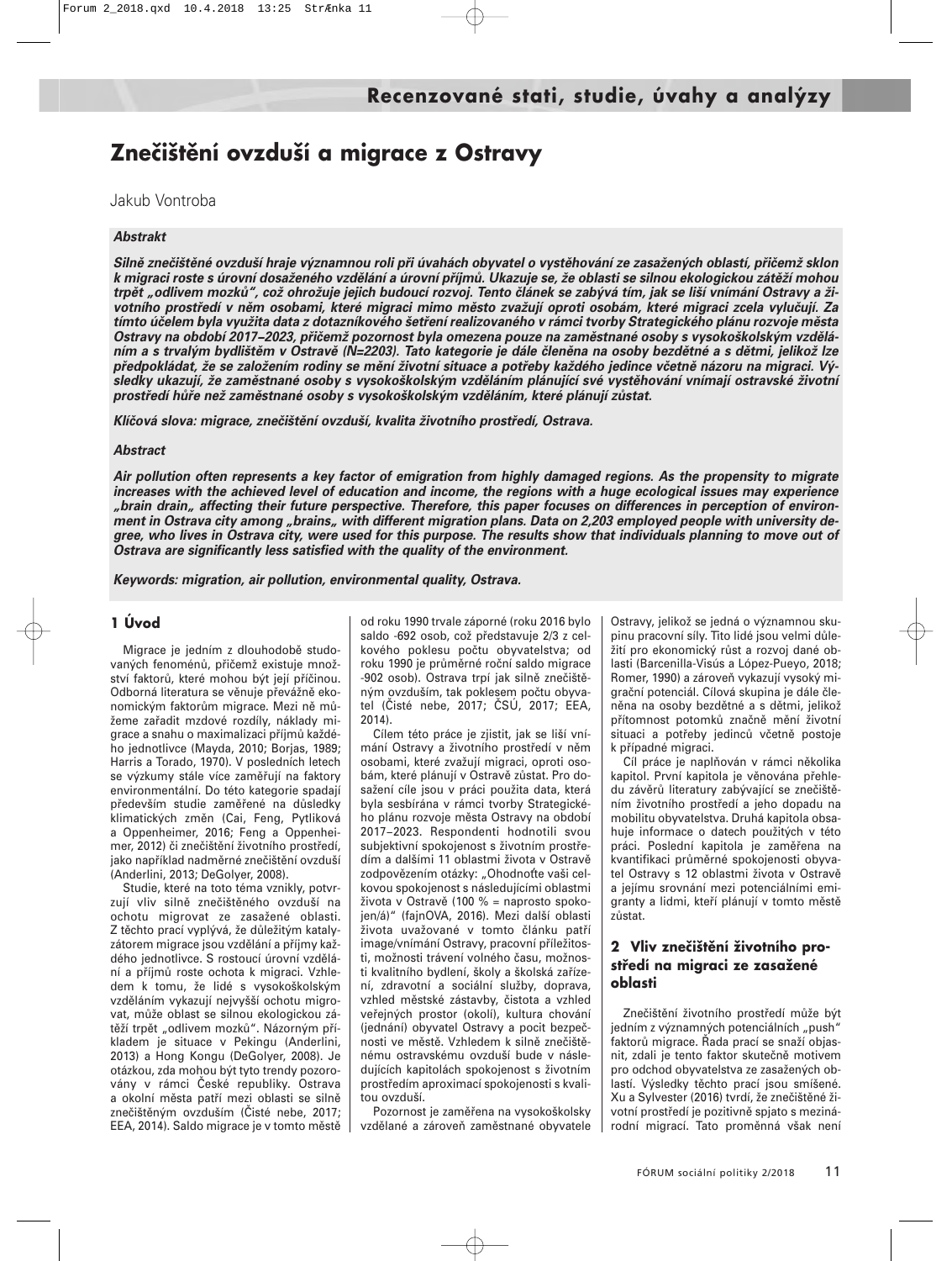# Znečištění ovzduší a migrace z Ostravy

Jakub Vontroba

***Abstrakt***

***Silně znečištěné ovzduší hraje významnou roli při úvahách obyvatel o vystěhování ze zasažených oblastí, přičemž sklon k migraci roste s úrovní dosaženého vzdělání a úrovní příjmů. Ukazuje se, že oblasti se silnou ekologickou zátěží mohou trpět „odlivem mozků", což ohrožuje jejich budoucí rozvoj. Tento článek se zabývá tím, jak se liší vnímání Ostravy a životního prostředí v něm osobami, které migraci mimo město zvažují oproti osobám, které migraci zcela vylučují. Za tímto účelem byla využita data z dotazníkového šetření realizovaného v rámci tvorby Strategického plánu rozvoje města Ostravy na období 2017–2023, přičemž pozornost byla omezena pouze na zaměstnané osoby s vysokoškolským vzděláním a s trvalým bydlištěm v Ostravě (N=2203). Tato kategorie je dále členěna na osoby bezdětné a s dětmi, jelikož lze předpokládat, že se založením rodiny se mění životní situace a potřeby každého jedince včetně názoru na migraci. Výsledky ukazují, že zaměstnané osoby s vysokoškolským vzděláním plánující své vystěhování vnímají ostravské životní prostředí hůře než zaměstnané osoby s vysokoškolským vzděláním, které plánují zůstat.***

***Klíčová slova: migrace, znečištění ovzduší, kvalita životního prostředí, Ostrava.***

***Abstract***

***Air pollution often represents a key factor of emigration from highly damaged regions. As the propensity to migrate increases with the achieved level of education and income, the regions with a huge ecological issues may experience „brain drain„ affecting their future perspective. Therefore, this paper focuses on differences in perception of environment in Ostrava city among „brains„ with different migration plans. Data on 2,203 employed people with university degree, who lives in Ostrava city, were used for this purpose. The results show that individuals planning to move out of Ostrava are significantly less satisfied with the quality of the environment.***

***Keywords: migration, air pollution, environmental quality, Ostrava.***

## 1 Úvod

Migrace je jedním z dlouhodobě studovaných fenoménů, přičemž existuje množství faktorů, které mohou být její příčinou. Odborná literatura se věnuje převážně ekonomickým faktorům migrace. Mezi ně můžeme zařadit mzdové rozdíly, náklady migrace a snahu o maximalizaci příjmů každého jednotlivce (Mayda, 2010; Borjas, 1989; Harris a Torado, 1970). V posledních letech se výzkumy stále více zaměřují na faktory environmentální. Do této kategorie spadají především studie zaměřené na důsledky klimatických změn (Cai, Feng, Pytliková a Oppenheimer, 2016; Feng a Oppenheimer, 2012) či znečištění životního prostředí, jako například nadměrné znečištění ovzduší (Anderlini, 2013; DeGolyer, 2008).

Studie, které na toto téma vznikly, potvrzují vliv silně znečištěného ovzduší na ochotu migrovat ze zasažené oblasti. Z těchto prací vyplývá, že důležitým katalyzátorem migrace jsou vzdělání a příjmy každého jednotlivce. S rostoucí úrovní vzdělání a příjmů roste ochota k migraci. Vzhledem k tomu, že lidé s vysokoškolským vzděláním vykazují nejvyšší ochotu migrovat, může oblast se silnou ekologickou zátěží trpět „odlivem mozků". Názorným příkladem je situace v Pekingu (Anderlini, 2013) a Hong Kongu (DeGolyer, 2008). Je otázkou, zda mohou být tyto trendy pozorovány v rámci České republiky. Ostrava a okolní města patří mezi oblasti se silně znečištěným ovzduším (Čisté nebe, 2017; EEA, 2014). Saldo migrace je v tomto městě od roku 1990 trvale záporné (roku 2016 bylo saldo -692 osob, což představuje 2/3 z celkového poklesu počtu obyvatelstva; od roku 1990 je průměrné roční saldo migrace -902 osob). Ostrava trpí jak silně znečištěným ovzduším, tak poklesem počtu obyvatel (Čisté nebe, 2017; ČSÚ, 2017; EEA, 2014).

Cílem této práce je zjistit, jak se liší vnímání Ostravy a životního prostředí v něm osobami, které zvažují migraci, oproti osobám, které plánují v Ostravě zůstat. Pro dosažení cíle jsou v práci použita data, která byla sesbírána v rámci tvorby Strategického plánu rozvoje města Ostravy na období 2017–2023. Respondenti hodnotili svou subjektivní spokojenost s životním prostředím a dalšími 11 oblastmi života v Ostravě zodpovězením otázky: „Ohodnoťte vaši celkovou spokojenost s následujícími oblastmi života v Ostravě (100 % = naprosto spokojen/á)" (fajnOVA, 2016). Mezi další oblasti života uvažované v tomto článku patří image/vnímání Ostravy, pracovní příležitosti, možnosti trávení volného času, možnosti kvalitního bydlení, školy a školská zařízení, zdravotní a sociální služby, doprava, vzhled městské zástavby, čistota a vzhled veřejných prostor (okolí), kultura chování (jednání) obyvatel Ostravy a pocit bezpečnosti ve městě. Vzhledem k silně znečištěnému ostravskému ovzduší bude v následujících kapitolách spokojenost s životním prostředím aproximací spokojenosti s kvalitou ovzduší.

Pozornost je zaměřena na vysokoškolsky vzdělané a zároveň zaměstnané obyvatele Ostravy, jelikož se jedná o významnou skupinu pracovní síly. Tito lidé jsou velmi důležití pro ekonomický růst a rozvoj dané oblasti (Barcenilla-Visús a López-Pueyo, 2018; Romer, 1990) a zároveň vykazují vysoký migrační potenciál. Cílová skupina je dále členěna na osoby bezdětné a s dětmi, jelikož přítomnost potomků značně mění životní situaci a potřeby jedinců včetně postoje k migraci.

Cíl práce je naplňován v rámci několika kapitol. První kapitola je věnována přehledu závěrů literatury zabývající se znečištěním životního prostředí a jeho dopadu na mobilitu obyvatelstva. Druhá kapitola obsahuje informace o datech použitých v této práci. Poslední kapitola je zaměřena na kvantifikaci průměrné spokojenosti obyvatel Ostravy s 12 oblastmi života v Ostravě a jejímu srovnání mezi potenciálními emigranty a lidmi, kteří plánují v tomto městě zůstat.

## 2 Vliv znečištění životního prostředí na migraci ze zasažené oblasti

Znečištění životního prostředí může být jedním z významných potenciálních „push" faktorů migrace. Řada prací se snaží objasnit, zdali je tento faktor skutečně motivem pro odchod obyvatelstva ze zasažených oblastí. Výsledky těchto prací jsou smíšené. Xu a Sylvester (2016) tvrdí, že znečištěné životní prostředí je pozitivně spjato s mezinárodní migrací. Tato proměnná však není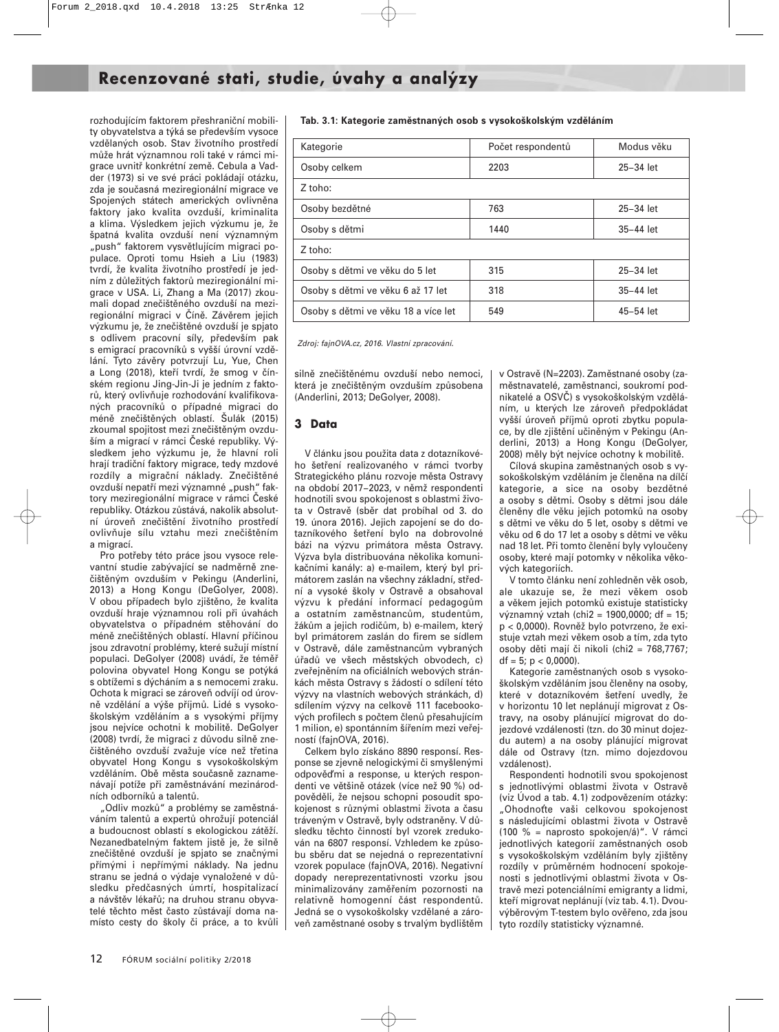rozhodujícím faktorem přeshraniční mobility obyvatelstva a týká se především vysoce vzdělaných osob. Stav životního prostředí může hrát významnou roli také v rámci migrace uvnitř konkrétní země. Cebula a Vadder (1973) si ve své práci pokládají otázku, zda je současná meziregionální migrace ve Spojených státech amerických ovlivněna faktory jako kvalita ovzduší, kriminalita a klima. Výsledkem jejich výzkumu je, že špatná kvalita ovzduší není významným „push" faktorem vysvětlujícím migraci populace. Oproti tomu Hsieh a Liu (1983) tvrdí, že kvalita životního prostředí je jedním z důležitých faktorů meziregionální migrace v USA. Li, Zhang a Ma (2017) zkoumali dopad znečištěného ovzduší na meziregionální migraci v Číně. Závěrem jejich výzkumu je, že znečištěné ovzduší je spjato s odlivem pracovní síly, především pak s emigrací pracovníků s vyšší úrovní vzdělání. Tyto závěry potvrzují Lu, Yue, Chen a Long (2018), kteří tvrdí, že smog v čínském regionu Jing-Jin-Ji je jedním z faktorů, který ovlivňuje rozhodování kvalifikovaných pracovníků o případné migraci do méně znečištěných oblastí. Šulák (2015) zkoumal spojitost mezi znečištěným ovzduším a migrací v rámci České republiky. Výsledkem jeho výzkumu je, že hlavní roli hrají tradiční faktory migrace, tedy mzdové rozdíly a migrační náklady. Znečištěné ovzduší nepatří mezi významné „push" faktory meziregionální migrace v rámci České republiky. Otázkou zůstává, nakolik absolutní úroveň znečištění životního prostředí ovlivňuje sílu vztahu mezi znečištěním a migrací.

Pro potřeby této práce jsou vysoce relevantní studie zabývající se nadměrně znečištěným ovzduším v Pekingu (Anderlini, 2013) a Hong Kongu (DeGolyer, 2008). V obou případech bylo zjištěno, že kvalita ovzduší hraje významnou roli při úvahách obyvatelstva o případném stěhování do méně znečištěných oblastí. Hlavní příčinou jsou zdravotní problémy, které sužují místní populaci. DeGolyer (2008) uvádí, že téměř polovina obyvatel Hong Kongu se potýká s obtížemi s dýcháním a s nemocemi zraku. Ochota k migraci se zároveň odvíjí od úrovně vzdělání a výše příjmů. Lidé s vysokoškolským vzděláním a s vysokými příjmy jsou nejvíce ochotni k mobilitě. DeGolyer (2008) tvrdí, že migraci z důvodu silně znečištěného ovzduší zvažuje více než třetina obyvatel Hong Kongu s vysokoškolským vzděláním. Obě města současně zaznamenávají potíže při zaměstnávání mezinárodních odborníků a talentů.

„Odliv mozků" a problémy se zaměstnáváním talentů a expertů ohrožují potenciál a budoucnost oblastí s ekologickou zátěží. Nezanedbatelným faktem jistě je, že silně znečištěné ovzduší je spjato se značnými přímými i nepřímými náklady. Na jednu stranu se jedná o výdaje vynaložené v důsledku předčasných úmrtí, hospitalizací a návštěv lékařů; na druhou stranu obyvatelé těchto měst často zůstávají doma namísto cesty do školy či práce, a to kvůli silně znečištěnému ovzduší nebo nemoci, která je znečištěným ovzduším způsobena (Anderlini, 2013; DeGolyer, 2008).

**Tab. 3.1: Kategorie zaměstnaných osob s vysokoškolským vzděláním**

| Kategorie | Počet respondentů | Modus věku |
|---|---|---|
| Osoby celkem | 2203 | 25–34 let |
| Z toho: | | |
| Osoby bezdětné | 763 | 25–34 let |
| Osoby s dětmi | 1440 | 35–44 let |
| Z toho: | | |
| Osoby s dětmi ve věku do 5 let | 315 | 25–34 let |
| Osoby s dětmi ve věku 6 až 17 let | 318 | 35–44 let |
| Osoby s dětmi ve věku 18 a více let | 549 | 45–54 let |

*Zdroj: fajnOVA.cz, 2016. Vlastní zpracování.*

## 3 Data

V článku jsou použita data z dotazníkového šetření realizovaného v rámci tvorby Strategického plánu rozvoje města Ostravy na období 2017–2023, v němž respondenti hodnotili svou spokojenost s oblastmi života v Ostravě (sběr dat probíhal od 3. do 19. února 2016). Jejich zapojení se do dotazníkového šetření bylo na dobrovolné bázi na výzvu primátora města Ostravy. Výzva byla distribuována několika komunikačními kanály: a) e-mailem, který byl primátorem zaslán na všechny základní, střední a vysoké školy v Ostravě a obsahoval výzvu k předání informací pedagogům a ostatním zaměstnancům, studentům, žákům a jejich rodičům, b) e-mailem, který byl primátorem zaslán do firem se sídlem v Ostravě, dále zaměstnancům vybraných úřadů ve všech městských obvodech, c) zveřejněním na oficiálních webových stránkách města Ostravy s žádostí o sdílení této výzvy na vlastních webových stránkách, d) sdílením výzvy na celkově 111 facebookových profilech s počtem členů přesahujícím 1 milion, e) spontánním šířením mezi veřejností (fajnOVA, 2016).

Celkem bylo získáno 8890 responsí. Response se zjevně nelogickými či smyšlenými odpověďmi a response, u kterých respondenti ve většině otázek (více než 90 %) odpověděli, že nejsou schopni posoudit spokojenost s různými oblastmi života a času tráveným v Ostravě, byly odstraněny. V důsledku těchto činností byl vzorek redukován na 6807 responsí. Vzhledem ke způsobu sběru dat se nejedná o reprezentativní vzorek populace (fajnOVA, 2016). Negativní dopady nereprezentativnosti vzorku jsou minimalizovány zaměřením pozornosti na relativně homogenní část respondentů. Jedná se o vysokoškolsky vzdělané a zároveň zaměstnané osoby s trvalým bydlištěm v Ostravě (N=2203). Zaměstnané osoby (zaměstnavatelé, zaměstnanci, soukromí podnikatelé a OSVČ) s vysokoškolským vzděláním, u kterých lze zároveň předpokládat vyšší úroveň příjmů oproti zbytku populace, by dle zjištění učiněným v Pekingu (Anderlini, 2013) a Hong Kongu (DeGolyer, 2008) měly být nejvíce ochotny k mobilitě.

Cílová skupina zaměstnaných osob s vysokoškolským vzděláním je členěna na dílčí kategorie, a sice na osoby bezdětné a osoby s dětmi. Osoby s dětmi jsou dále členěny dle věku jejich potomků na osoby s dětmi ve věku do 5 let, osoby s dětmi ve věku od 6 do 17 let a osoby s dětmi ve věku nad 18 let. Při tomto členění byly vyloučeny osoby, které mají potomky v několika věkových kategoriích.

V tomto článku není zohledněn věk osob, ale ukazuje se, že mezi věkem osob a věkem jejich potomků existuje statisticky významný vztah ($chi2 = 1900{,}0000$; $df = 15$; $p < 0{,}0000$). Rovněž bylo potvrzeno, že existuje vztah mezi věkem osob a tím, zda tyto osoby děti mají či nikoli ($chi2 = 768{,}7767$; $df = 5$; $p < 0{,}0000$).

Kategorie zaměstnaných osob s vysokoškolským vzděláním jsou členěny na osoby, které v dotazníkovém šetření uvedly, že v horizontu 10 let neplánují migrovat z Ostravy, na osoby plánující migrovat do dojezdové vzdálenosti (tzn. do 30 minut dojezdu autem) a na osoby plánující migrovat dále od Ostravy (tzn. mimo dojezdovou vzdálenost).

Respondenti hodnotili svou spokojenost s jednotlivými oblastmi života v Ostravě (viz Úvod a tab. 4.1) zodpovězením otázky: „Ohodnoťte vaši celkovou spokojenost s následujícími oblastmi života v Ostravě (100 % = naprosto spokojen/á)". V rámci jednotlivých kategorií zaměstnaných osob s vysokoškolským vzděláním byly zjištěny rozdíly v průměrném hodnocení spokojenosti s jednotlivými oblastmi života v Ostravě mezi potenciálními emigranty a lidmi, kteří migrovat neplánují (viz tab. 4.1). Dvouvýběrovým T-testem bylo ověřeno, zda jsou tyto rozdíly statisticky významné.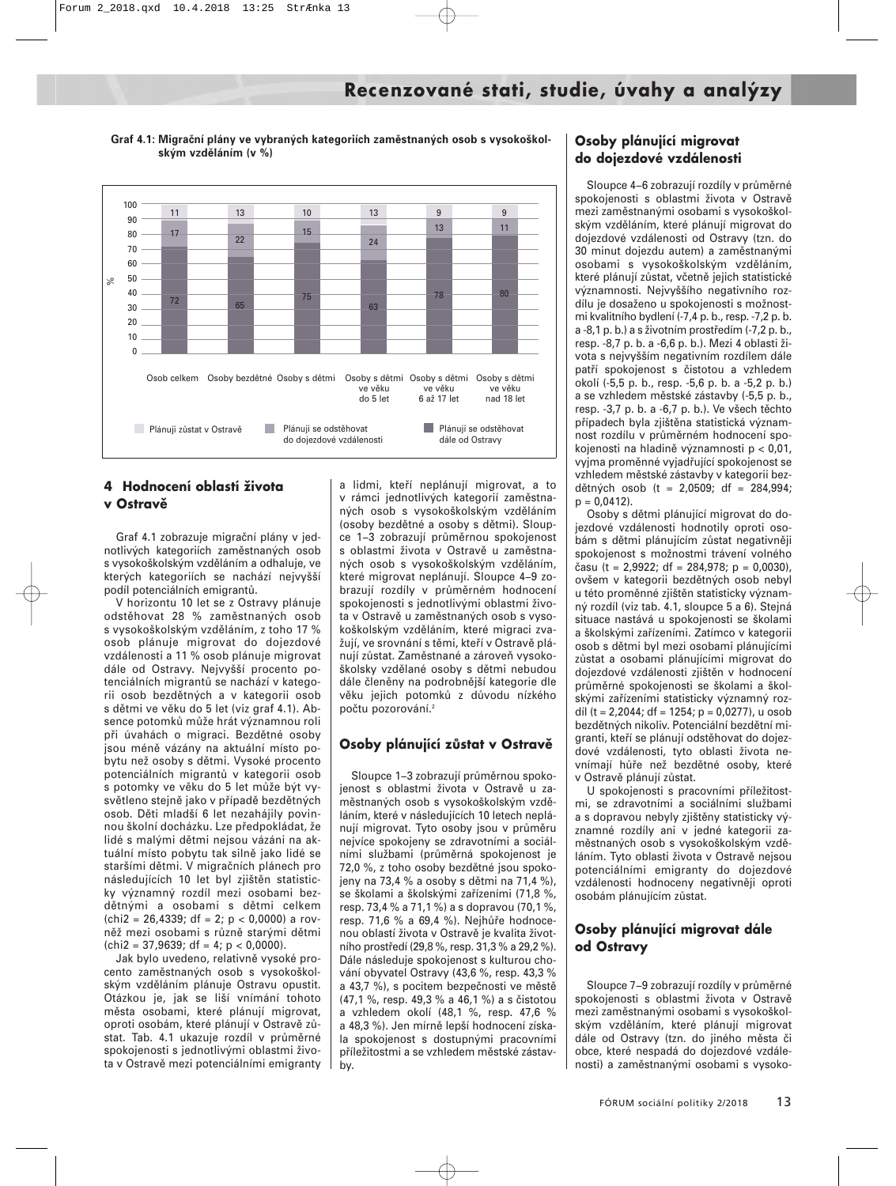**Graf 4.1: Migrační plány ve vybraných kategoriích zaměstnaných osob s vysokoškolským vzděláním (v %)**

| | Osob celkem | Osoby bezdětné | Osoby s dětmi | Osoby s dětmi ve věku do 5 let | Osoby s dětmi ve věku 6 až 17 let | Osoby s dětmi ve věku nad 18 let |
|---|---|---|---|---|---|---|
| Plánuji zůstat v Ostravě | 72 | 65 | 75 | 63 | 78 | 80 |
| Plánuji se odstěhovat do dojezdové vzdálenosti | 17 | 22 | 15 | 24 | 13 | 11 |
| Plánuji se odstěhovat dále od Ostravy | 11 | 13 | 10 | 13 | 9 | 9 |

## 4 Hodnocení oblastí života v Ostravě

Graf 4.1 zobrazuje migrační plány v jednotlivých kategoriích zaměstnaných osob s vysokoškolským vzděláním a odhaluje, ve kterých kategoriích se nachází nejvyšší podíl potenciálních emigrantů.

V horizontu 10 let se z Ostravy plánuje odstěhovat 28 % zaměstnaných osob s vysokoškolským vzděláním, z toho 17 % osob plánuje migrovat do dojezdové vzdálenosti a 11 % osob plánuje migrovat dále od Ostravy. Nejvyšší procento potenciálních migrantů se nachází v kategorii osob bezdětných a v kategorii osob s dětmi ve věku do 5 let (viz graf 4.1). Absence potomků může hrát významnou roli při úvahách o migraci. Bezdětné osoby jsou méně vázány na aktuální místo pobytu než osoby s dětmi. Vysoké procento potenciálních migrantů v kategorii osob s potomky ve věku do 5 let může být vysvětleno stejně jako v případě bezdětných osob. Děti mladší 6 let nezahájily povinnou školní docházku. Lze předpokládat, že lidé s malými dětmi nejsou vázáni na aktuální místo pobytu tak silně jako lidé se staršími dětmi. V migračních plánech pro následujících 10 let byl zjištěn statisticky významný rozdíl mezi osobami bezdětnými a osobami s dětmi celkem ($chi2 = 26,4339$; $df = 2$; $p < 0,0000$) a rovněž mezi osobami s různě starými dětmi ($chi2 = 37,9639$; $df = 4$; $p < 0,0000$).

Jak bylo uvedeno, relativně vysoké procento zaměstnaných osob s vysokoškolským vzděláním plánuje Ostravu opustit. Otázkou je, jak se liší vnímání tohoto města osobami, které plánují migrovat, oproti osobám, které plánují v Ostravě zůstat. Tab. 4.1 ukazuje rozdíl v průměrné spokojenosti s jednotlivými oblastmi života v Ostravě mezi potenciálními emigranty a lidmi, kteří neplánují migrovat, a to v rámci jednotlivých kategorií zaměstnaných osob s vysokoškolským vzděláním (osoby bezdětné a osoby s dětmi). Sloupce 1–3 zobrazují průměrnou spokojenost s oblastmi života v Ostravě u zaměstnaných osob s vysokoškolským vzděláním, které migrovat neplánují. Sloupce 4–9 zobrazují rozdíly v průměrném hodnocení spokojenosti s jednotlivými oblastmi života v Ostravě u zaměstnaných osob s vysokoškolským vzděláním, které migraci zvažují, ve srovnání s těmi, kteří v Ostravě plánují zůstat. Zaměstnané a zároveň vysokoškolsky vzdělané osoby s dětmi nebudou dále členěny na podrobnější kategorie dle věku jejich potomků z důvodu nízkého počtu pozorování.[2]

### Osoby plánující zůstat v Ostravě

Sloupce 1–3 zobrazují průměrnou spokojenost s oblastmi života v Ostravě u zaměstnaných osob s vysokoškolským vzděláním, které v následujících 10 letech neplánují migrovat. Tyto osoby jsou v průměru nejvíce spokojeny se zdravotními a sociálními službami (průměrná spokojenost je 72,0 %, z toho osoby bezdětné jsou spokojeny na 73,4 % a osoby s dětmi na 71,4 %), se školami a školskými zařízeními (71,8 %, resp. 73,4 % a 71,1 %) a s dopravou (70,1 %, resp. 71,6 % a 69,4 %). Nejhůře hodnocenou oblastí života v Ostravě je kvalita životního prostředí (29,8 %, resp. 31,3 % a 29,2 %). Dále následuje spokojenost s kulturou chování obyvatel Ostravy (43,6 %, resp. 43,3 % a 43,7 %), s pocitem bezpečnosti ve městě (47,1 %, resp. 49,3 % a 46,1 %) a s čistotou a vzhledem okolí (48,1 %, resp. 47,6 % a 48,3 %). Jen mírně lepší hodnocení získala spokojenost s dostupnými pracovními příležitostmi a se vzhledem městské zástavby.

### Osoby plánující migrovat do dojezdové vzdálenosti

Sloupce 4–6 zobrazují rozdíly v průměrné spokojenosti s oblastmi života v Ostravě mezi zaměstnanými osobami s vysokoškolským vzděláním, které plánují migrovat do dojezdové vzdálenosti od Ostravy (tzn. do 30 minut dojezdu autem) a zaměstnanými osobami s vysokoškolským vzděláním, které plánují zůstat, včetně jejich statistické významnosti. Nejvyššího negativního rozdílu je dosaženo u spokojenosti s možnostmi kvalitního bydlení (-7,4 p. b., resp. -7,2 p. b. a -8,1 p. b.) a s životním prostředím (-7,2 p. b., resp. -8,7 p. b. a -6,6 p. b.). Mezi 4 oblasti života s nejvyšším negativním rozdílem dále patří spokojenost s čistotou a vzhledem okolí (-5,5 p. b., resp. -5,6 p. b. a -5,2 p. b.) a se vzhledem městské zástavby (-5,5 p. b., resp. -3,7 p. b. a -6,7 p. b.). Ve všech těchto případech byla zjištěna statistická významnost rozdílu v průměrném hodnocení spokojenosti na hladině významnosti $p < 0,01$, vyjma proměnné vyjadřující spokojenost se vzhledem městské zástavby v kategorii bezdětných osob ($t = 2,0509$; $df = 284,994$; $p = 0,0412$).

Osoby s dětmi plánující migrovat do dojezdové vzdálenosti hodnotily oproti osobám s dětmi plánujícím zůstat negativněji spokojenost s možnostmi trávení volného času ($t = 2,9922$; $df = 284,978$; $p = 0,0030$), ovšem v kategorii bezdětných osob nebyl u této proměnné zjištěn statisticky významný rozdíl (viz tab. 4.1, sloupce 5 a 6). Stejná situace nastává u spokojenosti se školami a školskými zařízeními. Zatímco v kategorii osob s dětmi byl mezi osobami plánujícími zůstat a osobami plánujícími migrovat do dojezdové vzdálenosti zjištěn v hodnocení průměrné spokojenosti se školami a školskými zařízeními statisticky významný rozdíl ($t = 2,2044$; $df = 1254$; $p = 0,0277$), u osob bezdětných nikoliv. Potenciální bezdětní migranti, kteří se plánují odstěhovat do dojezdové vzdálenosti, tyto oblasti života nevnímají hůře než bezdětné osoby, které v Ostravě plánují zůstat.

U spokojenosti s pracovními příležitostmi, se zdravotními a sociálními službami a s dopravou nebyly zjištěny statisticky významné rozdíly ani v jedné kategorii zaměstnaných osob s vysokoškolským vzděláním. Tyto oblasti života v Ostravě nejsou potenciálními emigranty do dojezdové vzdálenosti hodnoceny negativněji oproti osobám plánujícím zůstat.

### Osoby plánující migrovat dále od Ostravy

Sloupce 7–9 zobrazují rozdíly v průměrné spokojenosti s oblastmi života v Ostravě mezi zaměstnanými osobami s vysokoškolským vzděláním, které plánují migrovat dále od Ostravy (tzn. do jiného města či obce, které nespadá do dojezdové vzdálenosti) a zaměstnanými osobami s vysoko-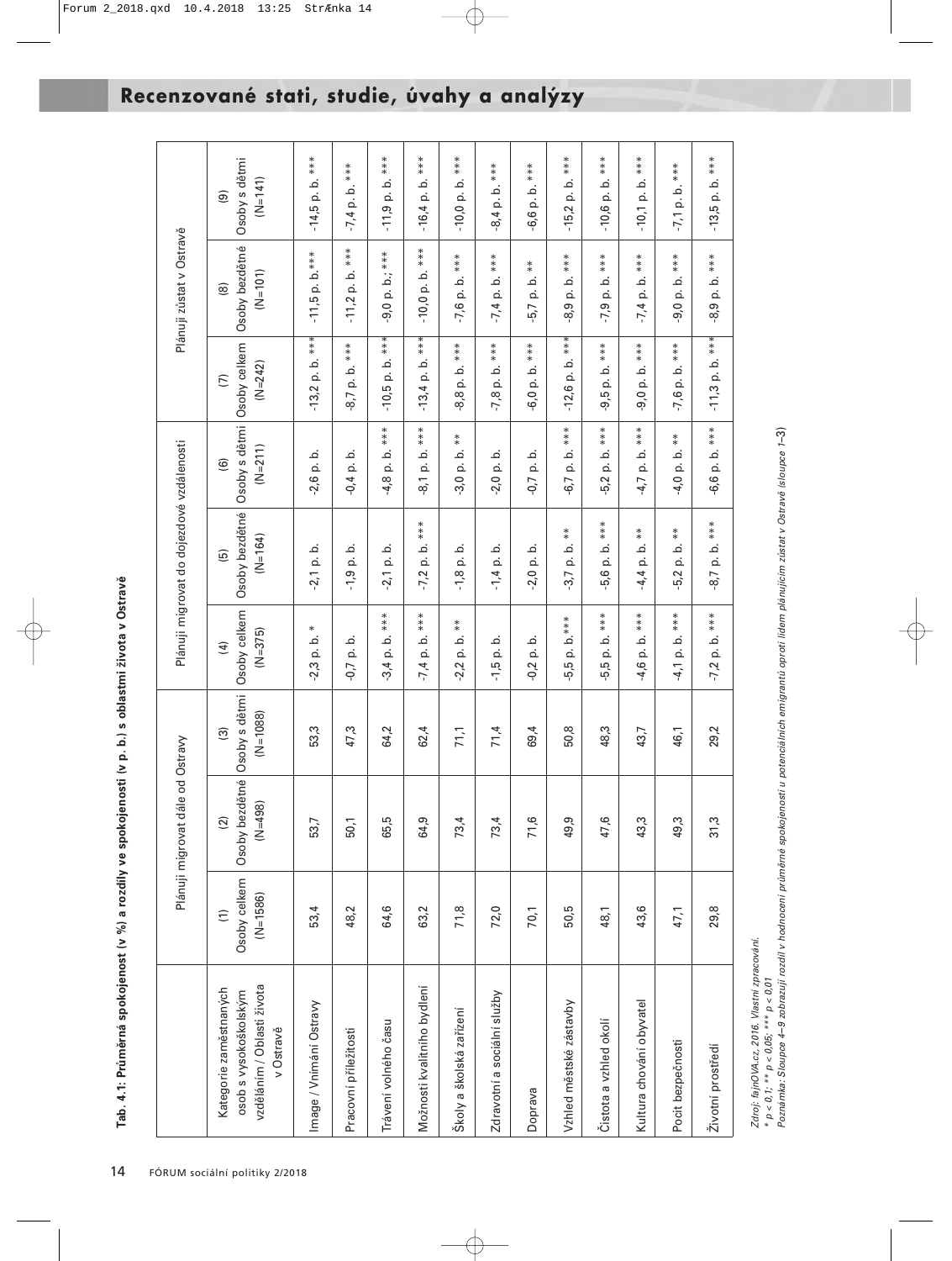**Tab. 4.1: Průměrná spokojenost (v %) a rozdíly ve spokojenosti (v p. b.) s oblastmi života v Ostravě**

| Kategorie zaměstnaných osob s vysokoškolským vzděláním / Oblasti života v Ostravě | Plánují migrovat dále od Ostravy | | | Plánují migrovat do dojezdové vzdálenosti | | | Plánují zůstat v Ostravě | | |
|---|---|---|---|---|---|---|---|---|---|
| | (1) Osoby celkem (N=1586) | (2) Osoby bezdětné (N=498) | (3) Osoby s dětmi (N=1088) | (4) Osoby celkem (N=375) | (5) Osoby bezdětné (N=164) | (6) Osoby s dětmi (N=211) | (7) Osoby celkem (N=242) | (8) Osoby bezdětné (N=101) | (9) Osoby s dětmi (N=141) |
| Image / Vnímání Ostravy | 53,4 | 53,7 | 53,3 | -2,3 p. b. * | -2,1 p. b. | -2,6 p. b. | -13,2 p. b. *** | -11,5 p. b.*** | -14,5 p. b. *** |
| Pracovní příležitosti | 48,2 | 50,1 | 47,3 | -0,7 p. b. | -1,9 p. b. | -0,4 p. b. | -8,7 p. b. *** | -11,2 p. b. *** | -7,4 p. b. *** |
| Trávení volného času | 64,6 | 65,5 | 64,2 | -3,4 p. b. *** | -2,1 p. b. | -4,8 p. b. *** | -10,5 p. b. *** | -9,0 p. b.; *** | -11,9 p. b. *** |
| Možnosti kvalitního bydlení | 63,2 | 64,9 | 62,4 | -7,4 p. b. *** | -7,2 p. b. *** | -8,1 p. b. *** | -13,4 p. b. *** | -10,0 p. b. *** | -16,4 p. b. *** |
| Školy a školská zařízení | 71,8 | 73,4 | 71,1 | -2,2 p. b. ** | -1,8 p. b. | -3,0 p. b. ** | -8,8 p. b. *** | -7,6 p. b. *** | -10,0 p. b. *** |
| Zdravotní a sociální služby | 72,0 | 73,4 | 71,4 | -1,5 p. b. | -1,4 p. b. | -2,0 p. b. | -7,8 p. b. *** | -7,4 p. b. *** | -8,4 p. b. *** |
| Doprava | 70,1 | 71,6 | 69,4 | -0,2 p. b. | -2,0 p. b. | -0,7 p. b. | -6,0 p. b. *** | -5,7 p. b. ** | -6,6 p. b. *** |
| Vzhled městské zástavby | 50,5 | 49,9 | 50,8 | -5,5 p. b.*** | -3,7 p. b. ** | -6,7 p. b. *** | -12,6 p. b. *** | -8,9 p. b. *** | -15,2 p. b. *** |
| Čistota a vzhled okolí | 48,1 | 47,6 | 48,3 | -5,5 p. b. *** | -5,6 p. b. *** | -5,2 p. b. *** | -9,5 p. b. *** | -7,9 p. b. *** | -10,6 p. b. *** |
| Kultura chování obyvatel | 43,6 | 43,3 | 43,7 | -4,6 p. b. *** | -4,4 p. b. ** | -4,7 p. b. *** | -9,0 p. b. *** | -7,4 p. b. *** | -10,1 p. b. *** |
| Pocit bezpečnosti | 47,1 | 49,3 | 46,1 | -4,1 p. b. *** | -5,2 p. b. ** | -4,0 p. b. ** | -7,6 p. b. *** | -9,0 p. b. *** | -7,1 p. b. *** |
| Životní prostředí | 29,8 | 31,3 | 29,2 | -7,2 p. b. *** | -8,7 p. b. *** | -6,6 p. b. *** | -11,3 p. b. *** | -8,9 p. b. *** | -13,5 p. b. *** |

*Zdroj: fajnOVA.cz, 2016. Vlastní zpracování.*
*\* p < 0,1; \*\* p < 0,05; \*\*\* p < 0,01*
*Poznámka: Sloupce 4–9 zobrazují rozdíl v hodnocení průměrné spokojenosti u potenciálních emigrantů oproti lidem plánujícím zůstat v Ostravě (sloupce 1–3)*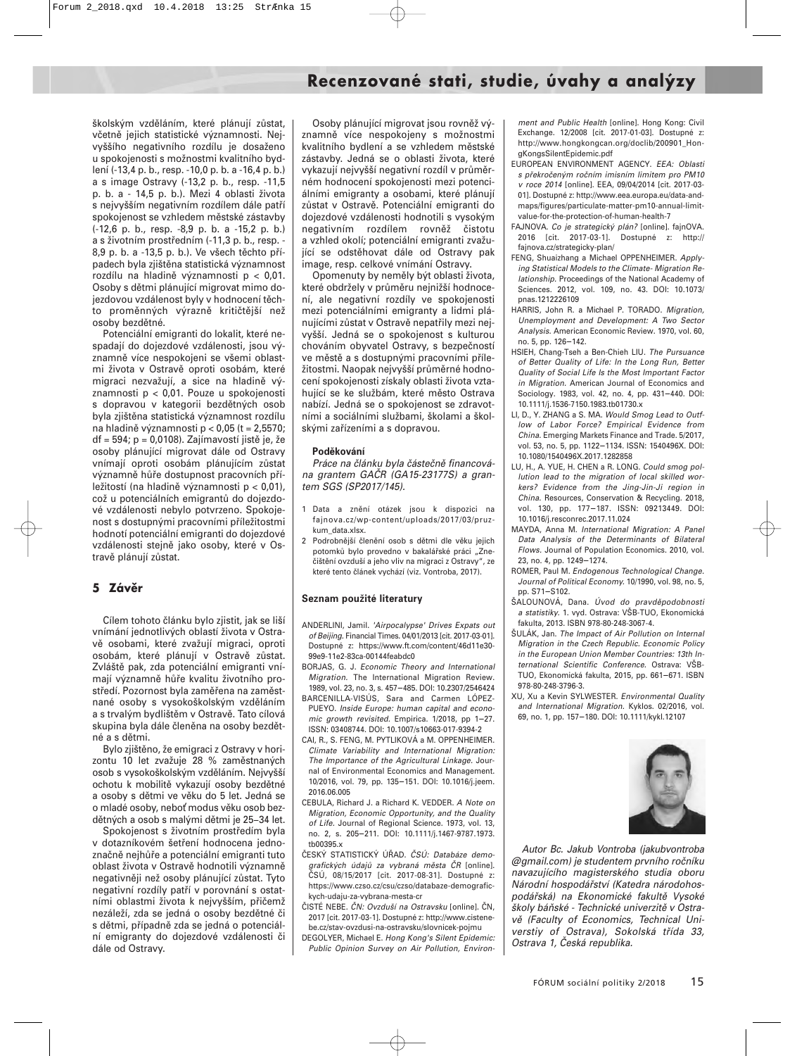školským vzděláním, které plánují zůstat, včetně jejich statistické významnosti. Nejvyššího negativního rozdílu je dosaženo u spokojenosti s možnostmi kvalitního bydlení (-13,4 p. b., resp. -10,0 p. b. a -16,4 p. b.) a s image Ostravy (-13,2 p. b., resp. -11,5 p. b. a - 14,5 p. b.). Mezi 4 oblasti života s nejvyšším negativním rozdílem dále patří spokojenost se vzhledem městské zástavby (-12,6 p. b., resp. -8,9 p. b. a -15,2 p. b.) a s životním prostředím (-11,3 p. b., resp. -8,9 p. b. a -13,5 p. b.). Ve všech těchto případech byla zjištěna statistická významnost rozdílu na hladině významnosti $p < 0,01$. Osoby s dětmi plánující migrovat mimo dojezdovou vzdálenost byly v hodnocení těchto proměnných výrazně kritičtější než osoby bezdětné.

Potenciální emigranti do lokalit, které nespadají do dojezdové vzdálenosti, jsou významně více nespokojeni se všemi oblastmi života v Ostravě oproti osobám, které migraci nezvažují, a sice na hladině významnosti $p < 0,01$. Pouze u spokojenosti s dopravou v kategorii bezdětných osob byla zjištěna statistická významnost rozdílu na hladině významnosti $p < 0,05$ ($t = 2,5570$; $df = 594$; $p = 0,0108$). Zajímavostí jistě je, že osoby plánující migrovat dále od Ostravy vnímají oproti osobám plánujícím zůstat významně hůře dostupnost pracovních příležitostí (na hladině významnosti $p < 0,01$), což u potenciálních emigrantů do dojezdové vzdálenosti nebylo potvrzeno. Spokojenost s dostupnými pracovními příležitostmi hodnotí potenciální emigranti do dojezdové vzdálenosti stejně jako osoby, které v Ostravě plánují zůstat.

Osoby plánující migrovat jsou rovněž významně více nespokojeny s možnostmi kvalitního bydlení a se vzhledem městské zástavby. Jedná se o oblasti života, které vykazují nejvyšší negativní rozdíl v průměrném hodnocení spokojenosti mezi potenciálními emigranty a osobami, které plánují zůstat v Ostravě. Potenciální emigranti do dojezdové vzdálenosti hodnotili s vysokým negativním rozdílem rovněž čistotu a vzhled okolí; potenciální emigranti zvažující se odstěhovat dále od Ostravy pak image, resp. celkové vnímání Ostravy.

Opomenuty by neměly být oblasti života, které obdržely v průměru nejnižší hodnocení, ale negativní rozdíly ve spokojenosti mezi potenciálními emigranty a lidmi plánujícími zůstat v Ostravě nepatřily mezi nejvyšší. Jedná se o spokojenost s kulturou chováním obyvatel Ostravy, s bezpečností ve městě a s dostupnými pracovními příležitostmi. Naopak nejvyšší průměrné hodnocení spokojenosti získaly oblasti života vztahující se ke službám, které město Ostrava nabízí. Jedná se o spokojenost se zdravotními a sociálními službami, školami a školskými zařízeními a s dopravou.

## 5 Závěr

Cílem tohoto článku bylo zjistit, jak se liší vnímání jednotlivých oblastí života v Ostravě osobami, které zvažují migraci, oproti osobám, které plánují v Ostravě zůstat. Zvláště pak, zda potenciální emigranti vnímají významně hůře kvalitu životního prostředí. Pozornost byla zaměřena na zaměstnané osoby s vysokoškolským vzděláním a s trvalým bydlištěm v Ostravě. Tato cílová skupina byla dále členěna na osoby bezdětné a s dětmi.

Bylo zjištěno, že emigraci z Ostravy v horizontu 10 let zvažuje 28 % zaměstnaných osob s vysokoškolským vzděláním. Nejvyšší ochotu k mobilitě vykazují osoby bezdětné a osoby s dětmi ve věku do 5 let. Jedná se o mladé osoby, neboť modus věku osob bezdětných a osob s malými dětmi je 25–34 let.

Spokojenost s životním prostředím byla v dotazníkovém šetření hodnocena jednoznačně nejhůře a potenciální emigranti tuto oblast života v Ostravě hodnotili významně negativněji než osoby plánující zůstat. Tyto negativní rozdíly patří v porovnání s ostatními oblastmi života k nejvyšším, přičemž nezáleží, zda se jedná o osoby bezdětné či s dětmi, případně zda se jedná o potenciální emigranty do dojezdové vzdálenosti či dále od Ostravy.

### Poděkování

*Práce na článku byla částečně financována grantem GAČR (GA15-23177S) a grantem SGS (SP2017/145).*

1 Data a znění otázek jsou k dispozici na fajnova.cz/wp-content/uploads/2017/03/pruzkum_data.xlsx.

2 Podrobnější členění osob s dětmi dle věku jejich potomků bylo provedeno v bakalářské práci „Znečištění ovzduší a jeho vliv na migraci z Ostravy", ze které tento článek vychází (viz. Vontroba, 2017).

### Seznam použité literatury

ANDERLINI, Jamil. *'Airpocalypse' Drives Expats out of Beijing.* Financial Times. 04/01/2013 [cit. 2017-03-01]. Dostupné z: https://www.ft.com/content/46d11e30-99e9-11e2-83ca-00144feabdc0

BORJAS, G. J. *Economic Theory and International Migration.* The International Migration Review. 1989, vol. 23, no. 3, s. 457–485. DOI: 10.2307/2546424

BARCENILLA-VISÚS, Sara and Carmen LÓPEZ-PUEYO. *Inside Europe: human capital and economic growth revisited.* Empirica. 1/2018, pp 1–27. ISSN: 03408744. DOI: 10.1007/s10663-017-9394-2

CAI, R., S. FENG, M. PYTLIKOVÁ a M. OPPENHEIMER. *Climate Variability and International Migration: The Importance of the Agricultural Linkage.* Journal of Environmental Economics and Management. 10/2016, vol. 79, pp. 135–151. DOI: 10.1016/j.jeem.2016.06.005

CEBULA, Richard J. a Richard K. VEDDER. *A Note on Migration, Economic Opportunity, and the Quality of Life.* Journal of Regional Science. 1973, vol. 13, no. 2, s. 205–211. DOI: 10.1111/j.1467-9787.1973.tb00395.x

ČESKÝ STATISTICKÝ ÚŘAD. *ČSÚ: Databáze demografických údajů za vybraná města ČR* [online]. ČSÚ, 08/15/2017 [cit. 2017-08-31]. Dostupné z: https://www.czso.cz/csu/czso/databaze-demografickych-udaju-za-vybrana-mesta-cr

ČISTÉ NEBE. *ČN: Ovzduší na Ostravsku* [online]. ČN, 2017 [cit. 2017-03-1]. Dostupné z: http://www.cistenebe.cz/stav-ovzdusi-na-ostravsku/slovnicek-pojmu

DEGOLYER, Michael E. *Hong Kong's Silent Epidemic: Public Opinion Survey on Air Pollution, Environment and Public Health* [online]. Hong Kong: Civil Exchange. 12/2008 [cit. 2017-01-03]. Dostupné z: http://www.hongkongcan.org/doclib/200901_HongKongsSilentEpidemic.pdf

EUROPEAN ENVIRONMENT AGENCY. *EEA: Oblasti s překročeným ročním imisním limitem pro PM10 v roce 2014* [online]. EEA, 09/04/2014 [cit. 2017-03-01]. Dostupné z: http://www.eea.europa.eu/data-and-maps/figures/particulate-matter-pm10-annual-limit-value-for-the-protection-of-human-health-7

FAJNOVA. *Co je strategický plán?* [online]. fajnOVA. 2016 [cit. 2017-03-1]. Dostupné z: http://fajnova.cz/strategicky-plan/

FENG, Shuaizhang a Michael OPPENHEIMER. *Applying Statistical Models to the Climate- Migration Relationship.* Proceedings of the National Academy of Sciences. 2012, vol. 109, no. 43. DOI: 10.1073/pnas.1212226109

HARRIS, John R. a Michael P. TORADO. *Migration, Unemployment and Development: A Two Sector Analysis.* American Economic Review. 1970, vol. 60, no. 5, pp. 126–142.

HSIEH, Chang-Tseh a Ben-Chieh LIU. *The Pursuance of Better Quality of Life: In the Long Run, Better Quality of Social Life Is the Most Important Factor in Migration.* American Journal of Economics and Sociology. 1983, vol. 42, no. 4, pp. 431–440. DOI: 10.1111/j.1536-7150.1983.tb01730.x

LI, D., Y. ZHANG a S. MA. *Would Smog Lead to Outflow of Labor Force? Empirical Evidence from China.* Emerging Markets Finance and Trade. 5/2017, vol. 53, no. 5, pp. 1122–1134. ISSN: 1540496X. DOI: 10.1080/1540496X.2017.1282858

LU, H., A. YUE, H. CHEN a R. LONG. *Could smog pollution lead to the migration of local skilled workers? Evidence from the Jing-Jin-Ji region in China.* Resources, Conservation & Recycling. 2018, vol. 130, pp. 177–187. ISSN: 09213449. DOI: 10.1016/j.resconrec.2017.11.024

MAYDA, Anna M. *International Migration: A Panel Data Analysis of the Determinants of Bilateral Flows.* Journal of Population Economics. 2010, vol. 23, no. 4, pp. 1249–1274.

ROMER, Paul M. *Endogenous Technological Change. Journal of Political Economy.* 10/1990, vol. 98, no. 5, pp. S71–S102.

ŠALOUNOVÁ, Dana. *Úvod do pravděpodobnosti a statistiky.* 1. vyd. Ostrava: VŠB-TUO, Ekonomická fakulta, 2013. ISBN 978-80-248-3067-4.

ŠULÁK, Jan. *The Impact of Air Pollution on Internal Migration in the Czech Republic. Economic Policy in the European Union Member Countries: 13th International Scientific Conference.* Ostrava: VŠB-TUO, Ekonomická fakulta, 2015, pp. 661–671. ISBN 978-80-248-3796-3.

XU, Xu a Kevin SYLWESTER. *Environmental Quality and International Migration.* Kyklos. 02/2016, vol. 69, no. 1, pp. 157–180. DOI: 10.1111/kykl.12107

*Autor Bc. Jakub Vontroba (jakubvontroba@gmail.com) je studentem prvního ročníku navazujícího magisterského studia oboru Národní hospodářství (Katedra národohospodářská) na Ekonomické fakultě Vysoké školy báňské - Technické univerzitě v Ostravě (Faculty of Economics, Technical Universtiy of Ostrava), Sokolská třída 33, Ostrava 1, Česká republika.*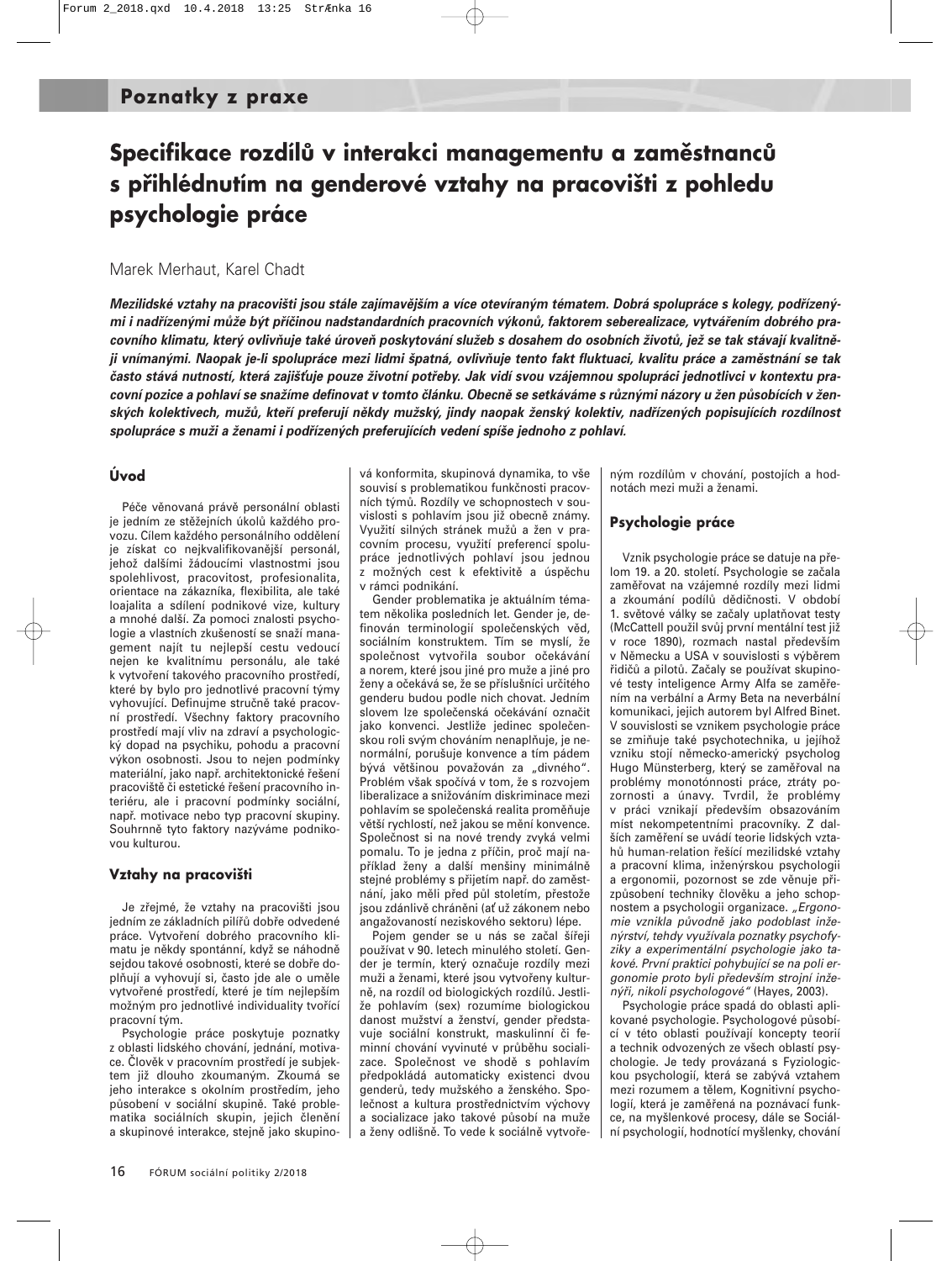## Poznatky z praxe

# Specifikace rozdílů v interakci managementu a zaměstnanců s přihlédnutím na genderové vztahy na pracovišti z pohledu psychologie práce

Marek Merhaut, Karel Chadt

***Mezilidské vztahy na pracovišti jsou stále zajímavějším a více otevíraným tématem. Dobrá spolupráce s kolegy, podřízenými i nadřízenými může být příčinou nadstandardních pracovních výkonů, faktorem seberealizace, vytvářením dobrého pracovního klimatu, který ovlivňuje také úroveň poskytování služeb s dosahem do osobních životů, jež se tak stávají kvalitněji vnímanými. Naopak je-li spolupráce mezi lidmi špatná, ovlivňuje tento fakt fluktuaci, kvalitu práce a zaměstnání se tak často stává nutností, která zajišťuje pouze životní potřeby. Jak vidí svou vzájemnou spolupráci jednotlivci v kontextu pracovní pozice a pohlaví se snažíme definovat v tomto článku. Obecně se setkáváme s různými názory u žen působících v ženských kolektivech, mužů, kteří preferují někdy mužský, jindy naopak ženský kolektiv, nadřízených popisujících rozdílnost spolupráce s muži a ženami i podřízených preferujících vedení spíše jednoho z pohlaví.***

### Úvod

Péče věnovaná právě personální oblasti je jedním ze stěžejních úkolů každého provozu. Cílem každého personálního oddělení je získat co nejkvalifikovanější personál, jehož dalšími žádoucími vlastnostmi jsou spolehlivost, pracovitost, profesionalita, orientace na zákazníka, flexibilita, ale také loajalita a sdílení podnikové vize, kultury a mnohé další. Za pomoci znalosti psychologie a vlastních zkušeností se snaží management najít tu nejlepší cestu vedoucí nejen ke kvalitnímu personálu, ale také k vytvoření takového pracovního prostředí, které by bylo pro jednotlivé pracovní týmy vyhovující. Definujme stručně také pracovní prostředí. Všechny faktory pracovního prostředí mají vliv na zdraví a psychologický dopad na psychiku, pohodu a pracovní výkon osobnosti. Jsou to nejen podmínky materiální, jako např. architektonické řešení pracoviště či estetické řešení pracovního interiéru, ale i pracovní podmínky sociální, např. motivace nebo typ pracovní skupiny. Souhrnně tyto faktory nazýváme podnikovou kulturou.

### Vztahy na pracovišti

Je zřejmé, že vztahy na pracovišti jsou jedním ze základních pilířů dobře odvedené práce. Vytvoření dobrého pracovního klimatu je někdy spontánní, když se náhodně sejdou takové osobnosti, které se dobře doplňují a vyhovují si, často jde ale o uměle vytvořené prostředí, které je tím nejlepším možným pro jednotlivé individuality tvořící pracovní tým.

Psychologie práce poskytuje poznatky z oblasti lidského chování, jednání, motivace. Člověk v pracovním prostředí je subjektem již dlouho zkoumaným. Zkoumá se jeho interakce s okolním prostředím, jeho působení v sociální skupině. Také problematika sociálních skupin, jejich členění a skupinové interakce, stejně jako skupinová konformita, skupinová dynamika, to vše souvisí s problematikou funkčnosti pracovních týmů. Rozdíly ve schopnostech v souvislosti s pohlavím jsou již obecně známy. Využití silných stránek mužů a žen v pracovním procesu, využití preferencí spolupráce jednotlivých pohlaví jsou jednou z možných cest k efektivitě a úspěchu v rámci podnikání.

Gender problematika je aktuálním tématem několika posledních let. Gender je, definován terminologií společenských věd, sociálním konstruktem. Tím se myslí, že společnost vytvořila soubor očekávání a norem, které jsou jiné pro muže a jiné pro ženy a očekává se, že se příslušníci určitého genderu budou podle nich chovat. Jedním slovem lze společenská očekávání označit jako konvenci. Jestliže jedinec společenskou roli svým chováním nenaplňuje, je nenormální, porušuje konvence a tím pádem bývá většinou považován za „divného“. Problém však spočívá v tom, že s rozvojem liberalizace a snižováním diskriminace mezi pohlavím se společenská realita proměňuje větší rychlostí, než jakou se mění konvence. Společnost si na nové trendy zvyká velmi pomalu. To je jedna z příčin, proč mají například ženy a další menšiny minimálně stejné problémy s přijetím např. do zaměstnání, jako měli před půl stoletím, přestože jsou zdánlivě chráněni (ať už zákonem nebo angažovaností neziskového sektoru) lépe.

Pojem gender se u nás se začal šířeji používat v 90. letech minulého století. Gender je termín, který označuje rozdíly mezi muži a ženami, které jsou vytvořeny kulturně, na rozdíl od biologických rozdílů. Jestliže pohlavím (sex) rozumíme biologickou danost mužství a ženství, gender představuje sociální konstrukt, maskulinní či feminní chování vyvinuté v průběhu socializace. Společnost ve shodě s pohlavím předpokládá automaticky existenci dvou genderů, tedy mužského a ženského. Společnost a kultura prostřednictvím výchovy a socializace jako takové působí na muže a ženy odlišně. To vede k sociálně vytvořeným rozdílům v chování, postojích a hodnotách mezi muži a ženami.

### Psychologie práce

Vznik psychologie práce se datuje na přelom 19. a 20. století. Psychologie se začala zaměřovat na vzájemné rozdíly mezi lidmi a zkoumání podílů dědičnosti. V období 1. světové války se začaly uplatňovat testy (McCattell použil svůj první mentální test již v roce 1890), rozmach nastal především v Německu a USA v souvislosti s výběrem řidičů a pilotů. Začaly se používat skupinové testy inteligence Army Alfa se zaměřením na verbální a Army Beta na neverbální komunikaci, jejich autorem byl Alfred Binet. V souvislosti se vznikem psychologie práce se zmiňuje také psychotechnika, u jejíhož vzniku stojí německo-americký psycholog Hugo Münsterberg, který se zaměřoval na problémy monotónnosti práce, ztráty pozornosti a únavy. Tvrdil, že problémy v práci vznikají především obsazováním míst nekompetentními pracovníky. Z dalších zaměření se uvádí teorie lidských vztahů human-relation řešící mezilidské vztahy a pracovní klima, inženýrskou psychologii a ergonomii, pozornost se zde věnuje přizpůsobení techniky člověku a jeho schopnostem a psychologii organizace. *„Ergonomie vznikla původně jako podoblast inženýrství, tehdy využívala poznatky psychofyziky a experimentální psychologie jako takové. První praktici pohybující se na poli ergonomie proto byli především strojní inženýři, nikoli psychologové“* (Hayes, 2003).

Psychologie práce spadá do oblasti aplikované psychologie. Psychologové působící v této oblasti používají koncepty teorií a technik odvozených ze všech oblastí psychologie. Je tedy provázaná s Fyziologickou psychologií, která se zabývá vztahem mezi rozumem a tělem, Kognitivní psychologií, která je zaměřená na poznávací funkce, na myšlenkové procesy, dále se Sociální psychologií, hodnotící myšlenky, chování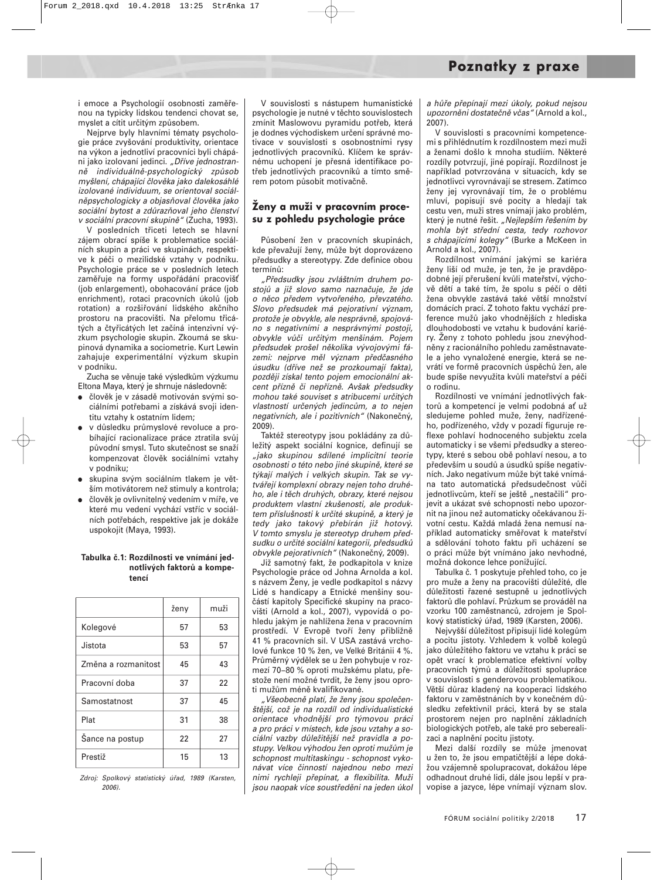i emoce a Psychologií osobnosti zaměřenou na typicky lidskou tendenci chovat se, myslet a cítit určitým způsobem.

Nejprve byly hlavními tématy psychologie práce zvyšování produktivity, orientace na výkon a jednotliví pracovníci byli chápáni jako izolovaní jedinci. *„Dříve jednostranně individuálně-psychologický způsob myšlení, chápající člověka jako dalekosáhlé izolované individuum, se orientoval sociálněpsychologicky a objasňoval člověka jako sociální bytost a zdůrazňoval jeho členství v sociální pracovní skupině"* (Zucha, 1993).

V posledních třiceti letech se hlavní zájem obrací spíše k problematice sociálních skupin a práci ve skupinách, respektive k péči o mezilidské vztahy v podniku. Psychologie práce se v posledních letech zaměřuje na formy uspořádání pracovišť (job enlargement), obohacování práce (job enrichment), rotaci pracovních úkolů (job rotation) a rozšiřování lidského akčního prostoru na pracovišti. Na přelomu třicátých a čtyřicátých let začíná intenzivní výzkum psychologie skupin. Zkoumá se skupinová dynamika a sociometrie. Kurt Lewin zahajuje experimentální výzkum skupin v podniku.

Zucha se věnuje také výsledkům výzkumu Eltona Maya, který je shrnuje následovně:

- člověk je v zásadě motivován svými sociálními potřebami a získává svoji identitu vztahy k ostatním lidem;
- v důsledku průmyslové revoluce a probíhající racionalizace práce ztratila svůj původní smysl. Tuto skutečnost se snaží kompenzovat člověk sociálními vztahy v podniku;
- skupina svým sociálním tlakem je větším motivátorem než stimuly a kontrola;
- člověk je ovlivnitelný vedením v míře, ve které mu vedení vychází vstříc v sociálních potřebách, respektive jak je dokáže uspokojit (Maya, 1993).

**Tabulka č.1: Rozdílnosti ve vnímání jednotlivých faktorů a kompetencí**

| | ženy | muži |
|---|---|---|
| Kolegové | 57 | 53 |
| Jistota | 53 | 57 |
| Změna a rozmanitost | 45 | 43 |
| Pracovní doba | 37 | 22 |
| Samostatnost | 37 | 45 |
| Plat | 31 | 38 |
| Šance na postup | 22 | 27 |
| Prestiž | 15 | 13 |

*Zdroj: Spolkový statistický úřad, 1989 (Karsten, 2006).*

V souvislosti s nástupem humanistické psychologie je nutné v těchto souvislostech zmínit Maslowovu pyramidu potřeb, která je dodnes východiskem určení správné motivace v souvislosti s osobnostními rysy jednotlivých pracovníků. Klíčem ke správnému uchopení je přesná identifikace potřeb jednotlivých pracovníků a tímto směrem potom působit motivačně.

## Ženy a muži v pracovním procesu z pohledu psychologie práce

Působení žen v pracovních skupinách, kde převažují ženy, může být doprovázeno předsudky a stereotypy. Zde definice obou termínů:

*„Předsudky jsou zvláštním druhem postojů a již slovo samo naznačuje, že jde o něco předem vytvořeného, převzatého. Slovo předsudek má pejorativní význam, protože je obvykle, ale nesprávně, spojováno s negativními a nesprávnými postoji, obvykle vůči určitým menšinám. Pojem předsudek prošel několika vývojovými fázemi: nejprve měl význam předčasného úsudku (dříve než se prozkoumají fakta), později získal tento pojem emocionální akcent přízně či nepřízně. Avšak předsudky mohou také souviset s atribucemi určitých vlastností určeným jedincům, a to nejen negativních, ale i pozitivních"* (Nakonečný, 2009).

Taktéž stereotypy jsou pokládány za důležitý aspekt sociální kognice, definují se *„jako skupinou sdílené implicitní teorie osobnosti o této nebo jiné skupině, které se týkají malých i velkých skupin. Tak se vytvářejí komplexní obrazy nejen toho druhého, ale i těch druhých, obrazy, které nejsou produktem vlastní zkušenosti, ale produktem příslušnosti k určité skupině, a který je tedy jako takový přebírán již hotový. V tomto smyslu je stereotyp druhem předsudku o určité sociální kategorii, předsudků obvykle pejorativních"* (Nakonečný, 2009).

Již samotný fakt, že podkapitola v knize Psychologie práce od Johna Arnolda a kol. s názvem Ženy, je vedle podkapitol s názvy Lidé s handicapy a Etnické menšiny součástí kapitoly Specifické skupiny na pracovišti (Arnold a kol., 2007), vypovídá o pohledu jakým je nahlížena žena v pracovním prostředí. V Evropě tvoří ženy přibližně 41 % pracovních sil. V USA zastává vrcholové funkce 10 % žen, ve Velké Británii 4 %. Průměrný výdělek se u žen pohybuje v rozmezí 70–80 % oproti mužskému platu, přestože není možné tvrdit, že ženy jsou oproti mužům méně kvalifikované.

*„Všeobecně platí, že ženy jsou společenštější, což je na rozdíl od individualistické orientace vhodnější pro týmovou práci a pro práci v místech, kde jsou vztahy a sociální vazby důležitější než pravidla a postupy. Velkou výhodou žen oproti mužům je schopnost multitaskingu - schopnost vykonávat více činností najednou nebo mezi nimi rychleji přepínat, a flexibilita. Muži jsou naopak více soustředěni na jeden úkol a hůře přepínají mezi úkoly, pokud nejsou upozorněni dostatečně včas"* (Arnold a kol., 2007).

V souvislosti s pracovními kompetencemi s přihlédnutím k rozdílnostem mezi muži a ženami došlo k mnoha studiím. Některé rozdíly potvrzují, jiné popírají. Rozdílnost je například potvrzována v situacích, kdy se jednotlivci vyrovnávají se stresem. Zatímco ženy jej vyrovnávají tím, že o problému mluví, popisují své pocity a hledají tak cestu ven, muži stres vnímají jako problém, který je nutné řešit. *„Nejlepším řešením by mohla být střední cesta, tedy rozhovor s chápajícími kolegy"* (Burke a McKeen in Arnold a kol., 2007).

Rozdílnost vnímání jakými se kariéra ženy liší od muže, je ten, že je pravděpodobné její přerušení kvůli mateřství, výchově dětí a také tím, že spolu s péčí o děti žena obvykle zastává také větší množství domácích prací. Z tohoto faktu vychází preference mužů jako vhodnějších z hlediska dlouhodobosti ve vztahu k budování kariéry. Ženy z tohoto pohledu jsou znevýhodněny z racionálního pohledu zaměstnavatele a jeho vynaložené energie, která se nevrátí ve formě pracovních úspěchů žen, ale bude spíše nevyužita kvůli mateřství a péči o rodinu.

Rozdílnosti ve vnímání jednotlivých faktorů a kompetencí je velmi podobná ať už sledujeme pohled muže, ženy, nadřízeného, podřízeného, vždy v pozadí figuruje reflexe pohlaví hodnoceného subjektu zcela automaticky i se všemi předsudky a stereotypy, které s sebou obě pohlaví nesou, a to především v soudů a úsudků spíše negativních. Jako negativum může být také vnímána tato automatická předsudečnost vůči jednotlivcům, kteří se ještě „nestačili" projevit a ukázat své schopnosti nebo upozornit na jinou než automaticky očekávanou životní cestu. Každá mladá žena nemusí například automaticky směřovat k mateřství a sdělování tohoto faktu při ucházení se o práci může být vnímáno jako nevhodné, možná dokonce lehce ponižující.

Tabulka č. 1 poskytuje přehled toho, co je pro muže a ženy na pracovišti důležité, dle důležitosti řazené sestupně u jednotlivých faktorů dle pohlaví. Průzkum se prováděl na vzorku 100 zaměstnanců, zdrojem je Spolkový statistický úřad, 1989 (Karsten, 2006).

Nejvyšší důležitost připisují lidé kolegům a pocitu jistoty. Vzhledem k volbě kolegů jako důležitého faktoru ve vztahu k práci se opět vrací k problematice efektivní volby pracovních týmů a důležitosti spolupráce v souvislosti s genderovou problematikou. Větší důraz kladený na kooperaci lidského faktoru v zaměstnáních by v konečném důsledku zefektivnil práci, která by se stala prostorem nejen pro naplnění základních biologických potřeb, ale také pro seberealizaci a naplnění pocitu jistoty.

Mezi další rozdíly se může jmenovat u žen to, že jsou empatičtější a lépe dokážou vzájemně spolupracovat, dokážou lépe odhadnout druhé lidi, dále jsou lepší v pravopise a jazyce, lépe vnímají význam slov.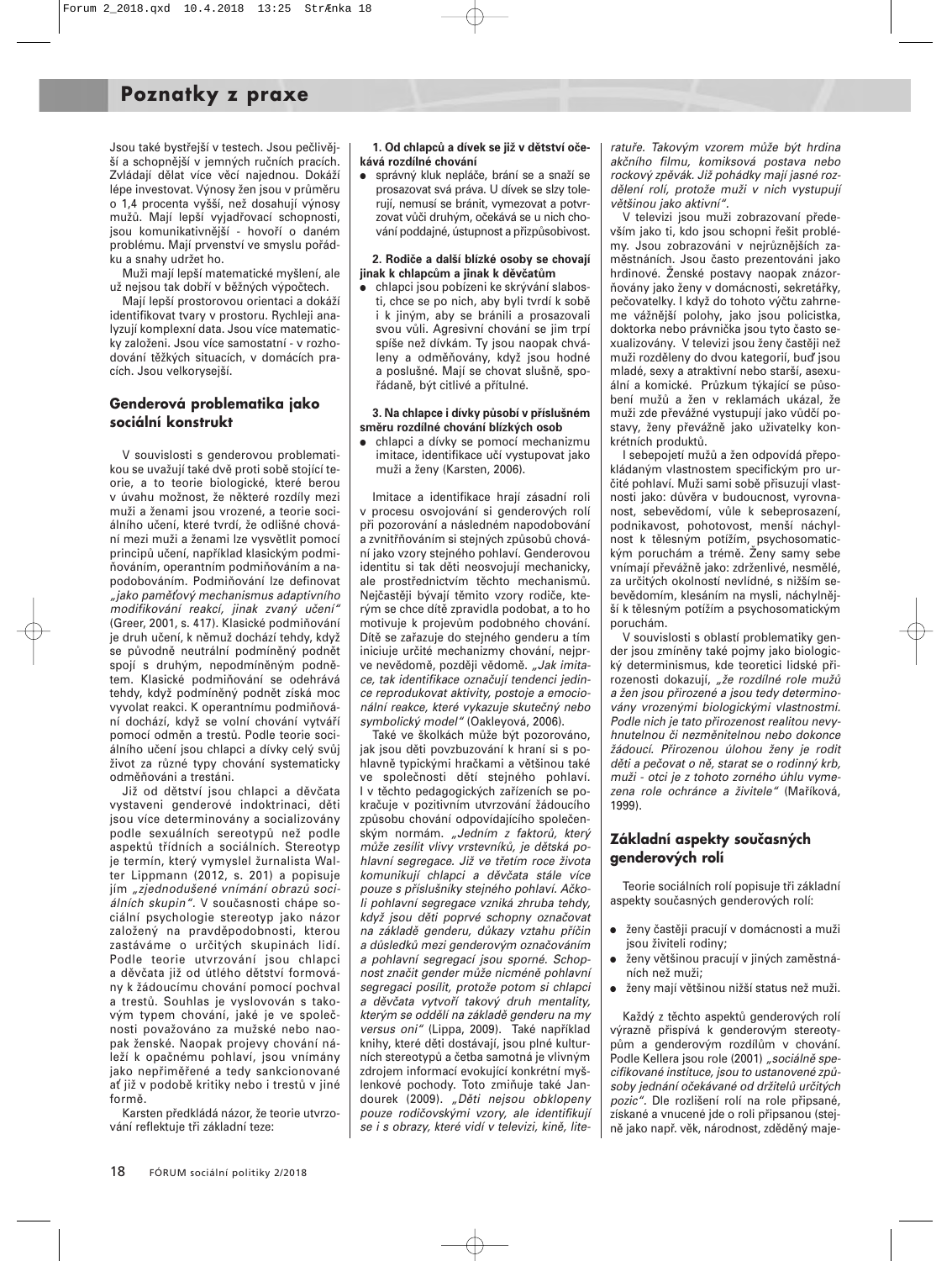Jsou také bystřejší v testech. Jsou pečlivější a schopnější v jemných ručních pracích. Zvládají dělat více věcí najednou. Dokáží lépe investovat. Výnosy žen jsou v průměru o 1,4 procenta vyšší, než dosahují výnosy mužů. Mají lepší vyjadřovací schopnosti, jsou komunikativnější - hovoří o daném problému. Mají prvenství ve smyslu pořádku a snahy udržet ho.

Muži mají lepší matematické myšlení, ale už nejsou tak dobří v běžných výpočtech.

Mají lepší prostorovou orientaci a dokáží identifikovat tvary v prostoru. Rychleji analyzují komplexní data. Jsou více matematicky založeni. Jsou více samostatní - v rozhodování těžkých situacích, v domácích pracích. Jsou velkorysejší.

## Genderová problematika jako sociální konstrukt

V souvislosti s genderovou problematikou se uvažují také dvě proti sobě stojící teorie, a to teorie biologické, které berou v úvahu možnost, že některé rozdíly mezi muži a ženami jsou vrozené, a teorie sociálního učení, které tvrdí, že odlišné chování mezi muži a ženami lze vysvětlit pomocí principů učení, například klasickým podmiňováním, operantním podmiňováním a napodobováním. Podmiňování lze definovat *„jako paměťový mechanismus adaptivního modifikování reakcí, jinak zvaný učení"* (Greer, 2001, s. 417). Klasické podmiňování je druh učení, k němuž dochází tehdy, když se původně neutrální podmíněný podnět spojí s druhým, nepodmíněným podnětem. Klasické podmiňování se odehrává tehdy, když podmíněný podnět získá moc vyvolat reakci. K operantnímu podmiňování dochází, když se volní chování vytváří pomocí odměn a trestů. Podle teorie sociálního učení jsou chlapci a dívky celý svůj život za různé typy chování systematicky odměňováni a trestáni.

Již od dětství jsou chlapci a děvčata vystaveni genderové indoktrinaci, děti jsou více determinovány a socializovány podle sexuálních sereotypů než podle aspektů třídních a sociálních. Stereotyp je termín, který vymyslel žurnalista Walter Lippmann (2012, s. 201) a popisuje jím *„zjednodušené vnímání obrazů sociálních skupin"*. V současnosti chápe sociální psychologie stereotyp jako názor založený na pravděpodobnosti, kterou zastáváme o určitých skupinách lidí. Podle teorie utvrzování jsou chlapci a děvčata již od útlého dětství formováni k žádoucímu chování pomocí pochval a trestů. Souhlas je vyslovován s takovým typem chování, jaké je ve společnosti považováno za mužské nebo naopak ženské. Naopak projevy chování náleží k opačnému pohlaví, jsou vnímány jako nepřiměřené a tedy sankcionované ať již v podobě kritiky nebo i trestů v jiné formě.

Karsten předkládá názor, že teorie utvrzování reflektuje tři základní teze:

**1. Od chlapců a dívek se již v dětství očekává rozdílné chování**

- správný kluk nepláče, brání se a snaží se prosazovat svá práva. U dívek se slzy tolerují, nemusí se bránit, vymezovat a potvrzovat vůči druhým, očekává se u nich chování poddajné, ústupnost a přizpůsobivost.

**2. Rodiče a další blízké osoby se chovají jinak k chlapcům a jinak k děvčatům**

- chlapci jsou pobízeni ke skrývání slabosti, chce se po nich, aby byli tvrdí k sobě i k jiným, aby se bránili a prosazovali svou vůli. Agresivní chování se jim trpí spíše než dívkám. Ty jsou naopak chváleny a odměňovány, když jsou hodné a poslušné. Mají se chovat slušně, spořádaně, být citlivé a přítulné.

**3. Na chlapce i dívky působí v příslušném směru rozdílné chování blízkých osob**

- chlapci a dívky se pomocí mechanizmu imitace, identifikace učí vystupovat jako muži a ženy (Karsten, 2006).

Imitace a identifikace hrají zásadní roli v procesu osvojování si genderových rolí při pozorování a následném napodobování a zvnitřňováním si stejných způsobů chování jako vzory stejného pohlaví. Genderovou identitu si tak děti neosvojují mechanicky, ale prostřednictvím těchto mechanismů. Nejčastěji bývají těmito vzory rodiče, kterým se chce dítě zpravidla podobat, a to ho motivuje k projevům podobného chování. Dítě se zařazuje do stejného genderu a tím iniciuje určité mechanizmy chování, nejprve nevědomě, později vědomě. *„Jak imitace, tak identifikace označují tendenci jedince reprodukovat aktivity, postoje a emocionální reakce, které vykazuje skutečný nebo symbolický model"* (Oakleyová, 2006).

Také ve školkách může být pozorováno, jak jsou děti povzbuzování k hraní si s pohlavně typickými hračkami a většinou také ve společnosti dětí stejného pohlaví. I v těchto pedagogických zařízeních se pokračuje v pozitivním utvrzování žádoucího způsobu chování odpovídajícího společenským normám. *„Jedním z faktorů, který může zesílit vlivy vrstevníků, je dětská pohlavní segregace. Již ve třetím roce života komunikují chlapci a děvčata stále více pouze s příslušníky stejného pohlaví. Ačkoli pohlavní segregace vzniká zhruba tehdy, když jsou děti poprvé schopny označovat na základě genderu, důkazy vztahu příčin a důsledků mezi genderovým označováním a pohlavní segregací jsou sporné. Schopnost značit gender může nicméně pohlavní segregaci posílit, protože potom si chlapci a děvčata vytvoří takový druh mentality, kterým se oddělí na základě genderu na my versus oni"* (Lippa, 2009). Také například knihy, které děti dostávají, jsou plné kulturních stereotypů a četba samotná je vlivným zdrojem informací evokující konkrétní myšlenkové pochody. Toto zmiňuje také Jandourek (2009). *„Děti nejsou obklopeny pouze rodičovskými vzory, ale identifikují se i s obrazy, které vidí v televizi, kině, literatuře. Takovým vzorem může být hrdina akčního filmu, komiksová postava nebo rockový zpěvák. Již pohádky mají jasné rozdělení rolí, protože muži v nich vystupují většinou jako aktivní"*.

V televizi jsou muži zobrazovaní především jako ti, kdo jsou schopni řešit problémy. Jsou zobrazováni v nejrůznějších zaměstnáních. Jsou často prezentováni jako hrdinové. Ženské postavy naopak znázorňovány jako ženy v domácnosti, sekretářky, pečovatelky. I když do tohoto výčtu zahrneme vážnější polohy, jako jsou policistka, doktorka nebo právnička jsou tyto často sexualizovány. V televizi jsou ženy častěji než muži rozděleny do dvou kategorií, buď jsou mladé, sexy a atraktivní nebo starší, asexuální a komické. Průzkum týkající se působení mužů a žen v reklamách ukázal, že muži zde převážně vystupují jako vůdčí postavy, ženy převážně jako uživatelky konkrétních produktů.

I sebepojetí mužů a žen odpovídá přepokládaným vlastnostem specifickým pro určité pohlaví. Muži sami sobě přisuzují vlastnosti jako: důvěra v budoucnost, vyrovnanost, sebevědomí, vůle k sebeprosazení, podnikavost, pohotovost, menší náchylnost k tělesným potížím, psychosomatickým poruchám a trémě. Ženy samy sebe vnímají převážně jako: zdrženlivé, nesmělé, za určitých okolností nevlídné, s nižším sebevědomím, klesáním na mysli, náchylnější k tělesným potížím a psychosomatickým poruchám.

V souvislosti s oblastí problematiky gender jsou zmíněny také pojmy jako biologický determinismus, kde teoretici lidské přirozenosti dokazují, *„že rozdílné role mužů a žen jsou přirozené a jsou tedy determinovány vrozenými biologickými vlastnostmi. Podle nich je tato přirozenost realitou nevyhnutelnou či nezměnitelnou nebo dokonce žádoucí. Přirozenou úlohou ženy je rodit děti a pečovat o ně, starat se o rodinný krb, muži - otci je z tohoto zorného úhlu vymezena role ochránce a živitele"* (Maříková, 1999).

## Základní aspekty současných genderových rolí

Teorie sociálních rolí popisuje tři základní aspekty současných genderových rolí:

- ženy častěji pracují v domácnosti a muži jsou živiteli rodiny;
- ženy většinou pracují v jiných zaměstnáních než muži;
- ženy mají většinou nižší status než muži.

Každý z těchto aspektů genderových rolí výrazně přispívá k genderovým stereotypům a genderovým rozdílům v chování. Podle Kellera jsou role (2001) *„sociálně specifikované instituce, jsou to ustanovené způsoby jednání očekávané od držitelů určitých pozic"*. Dle rozlišení rolí na role připsané, získané a vnucené jde o roli připsanou (stejně jako např. věk, národnost, zděděný maje-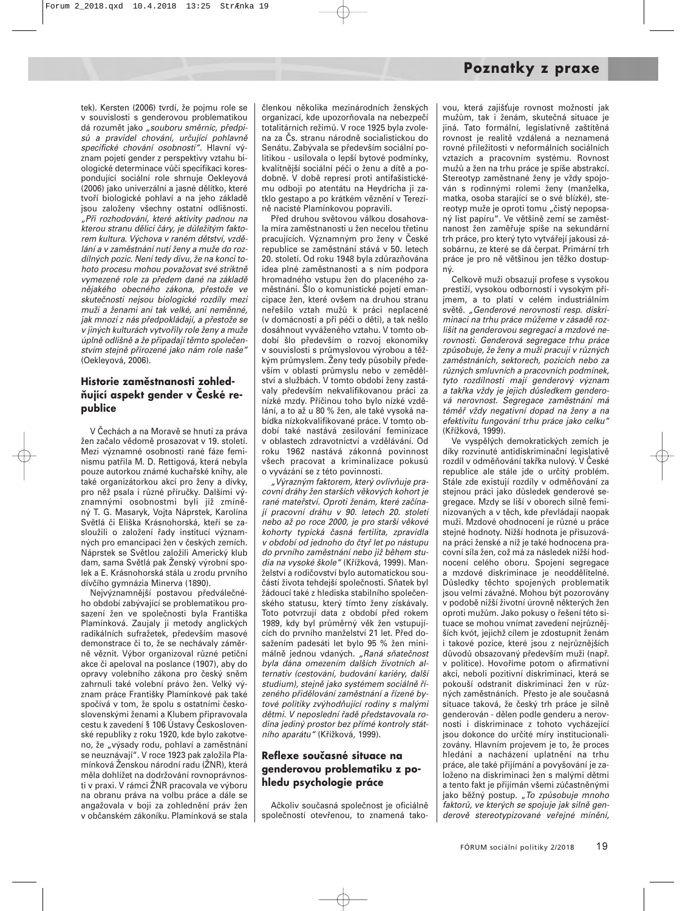tek). Kersten (2006) tvrdí, že pojmu role se v souvislosti s genderovou problematikou dá rozumět jako *„souboru směrnic, předpisů a pravidel chování, určující pohlavně specifické chování osobností"*. Hlavní význam pojetí gender z perspektivy vztahu biologické determinace vůči specifikaci korespondující sociální role shrnuje Oekleyová (2006) jako univerzální a jasné dělítko, které tvoří biologické pohlaví a na jeho základě jsou založeny všechny ostatní odlišnosti. *„Při rozhodování, které aktivity padnou na kterou stranu dělící čáry, je důležitým faktorem kultura. Výchova v raném dětství, vzdělání a v zaměstnání nutí ženy a muže do rozdílných pozic. Není tedy divu, že na konci tohoto procesu mohou považovat své striktně vymezené role za předem dané na základě nějakého obecného zákona, přestože ve skutečnosti nejsou biologické rozdíly mezi muži a ženami ani tak velké, ani neměnné, jak mnozí z nás předpokládají, a přestože se v jiných kulturách vytvořily role ženy a muže úplně odlišně a že připadají těmto společenstvím stejně přirozené jako nám role naše"* (Oekleyová, 2006).

### Historie zaměstnanosti zohledňující aspekt gender v České republice

V Čechách a na Moravě se hnutí za práva žen začalo vědomě prosazovat v 19. století. Mezi významné osobnosti rané fáze feminismu patřila M. D. Rettigová, která nebyla pouze autorkou známé kuchařské knihy, ale také organizátorkou akcí pro ženy a dívky, pro něž psala i různé příručky. Dalšími významnými osobnostmi byli již zmíněný T. G. Masaryk, Vojta Náprstek, Karolína Světlá či Eliška Krásnohorská, kteří se zasloužili o založení řady institucí významných pro emancipaci žen v českých zemích. Náprstek se Světlou založili Americký klub dam, sama Světlá pak Ženský výrobní spolek a E. Krásnohorská stála u zrodu prvního dívčího gymnázia Minerva (1890).

Nejvýznamnější postavou předválečného období zabývající se problematikou prosazení žen ve společnosti byla Františka Plamínková. Zaujaly ji metody anglických radikálních sufražetek, především masové demonstrace či to, že se nechávaly záměrně věznit. Výbor organizoval různé petiční akce či apeloval na poslance (1907), aby do opravy volebního zákona pro český sněm zahrnuli také volební právo žen. Velký význam práce Františky Plamínkové pak také spočívá v tom, že spolu s ostatními československými ženami a Klubem připravovala cestu k zavedení § 106 Ústavy Československé republiky z roku 1920, kde bylo zakotveno, že „výsady rodu, pohlaví a zaměstnání se neuznávají". V roce 1923 pak založila Plamínková Ženskou národní radu (ŽNR), která měla dohlížet na dodržování rovnoprávnosti v praxi. V rámci ŽNR pracovala ve výboru na obranu práva na volbu práce a dále se angažovala v boji za zohlednění práv žen v občanském zákoníku. Plamínková se stala členkou několika mezinárodních ženských organizací, kde upozorňovala na nebezpečí totalitárních režimů. V roce 1925 byla zvolena za Čs. stranu národně socialistickou do Senátu. Zabývala se především sociální politikou - usilovala o lepší bytové podmínky, kvalitnější sociální péči o ženu a dítě a podobně. V době represí proti antifašistickému odboji po atentátu na Heydricha ji zatklo gestapo a po krátkém věznění v Terezíně nacisté Plamínkovou popravili.

Před druhou světovou válkou dosahovala míra zaměstnanosti u žen necelou třetinu pracujících. Významným pro ženy v České republice se zaměstnání stává v 50. letech 20. století. Od roku 1948 byla zdůrazňována idea plné zaměstnanosti a s ním podpora hromadného vstupu žen do placeného zaměstnání. Šlo o komunistické pojetí emancipace žen, které ovšem na druhou stranu neřešilo vztah mužů k práci neplacené (v domácnosti a při péči o děti), a tak nešlo dosáhnout vyváženého vztahu. V tomto období šlo především o rozvoj ekonomiky v souvislosti s průmyslovou výrobou a těžkým průmyslem. Ženy tedy působily především v oblasti průmyslu nebo v zemědělství a službách. V tomto období ženy zastávaly především nekvalifikovanou práci za nízké mzdy. Příčinou toho bylo nízké vzdělání, a to až u 80 % žen, ale také vysoká nabídka nízkokvalifikované práce. V tomto období také nastává zesilování feminizace v oblastech zdravotnictví a vzdělávání. Od roku 1962 nastává zákonná povinnost všech pracovat a kriminalizace pokusů o vyvázání se z této povinnosti.

*„Výrazným faktorem, který ovlivňuje pracovní dráhy žen starších věkových kohort je rané mateřství. Oproti ženám, které začínají pracovní dráhu v 90. letech 20. století nebo až po roce 2000, je pro starší věkové kohorty typická časná fertilita, zpravidla v období od jednoho do čtyř let po nástupu do prvního zaměstnání nebo již během studia na vysoké škole"* (Křížková, 1999). Manželství a rodičovství bylo automatickou součástí života tehdejší společnosti. Sňatek byl žádoucí také z hlediska stabilního společenského statusu, který tímto ženy získávaly. Toto potvrzují data z období před rokem 1989, kdy byl průměrný věk žen vstupujících do prvního manželství 21 let. Před dosažením padesáti let bylo 95 % žen minimálně jednou vdaných. *„Raná sňatečnost byla dána omezením dalších životních alternativ (cestování, budování kariéry, další studium), stejně jako systémem sociálně řízeného přidělování zaměstnání a řízené bytové politiky zvýhodňující rodiny s malými dětmi. V neposlední řadě představovala rodina jediný prostor bez přímé kontroly státního aparátu"* (Křížková, 1999).

### Reflexe současné situace na genderovou problematiku z pohledu psychologie práce

Ačkoliv současná společnost je oficiálně společností otevřenou, to znamená takovou, která zajišťuje rovnost možností jak mužům, tak i ženám, skutečná situace je jiná. Tato formální, legislativně zaštítěná rovnost je realitě vzdálená a neznamená rovné příležitosti v neformálních sociálních vztazích a pracovním systému. Rovnost mužů a žen na trhu práce je spíše abstrakcí. Stereotyp zaměstnané ženy je vždy spojován s rodinnými rolemi ženy (manželka, matka, osoba starající se o své blízké), stereotyp muže je oproti tomu „čistý nepopsaný list papíru". Ve většině zemí se zaměstnanost žen zaměřuje spíše na sekundární trh práce, pro který tyto vytvářejí jakousi zásobárnu, ze které se dá čerpat. Primární trh práce je pro ně většinou jen těžko dostupný.

Celkově muži obsazují profese s vysokou prestiží, vysokou odborností i vysokým příjmem, a to platí v celém industriálním světě. *„Genderové nerovnosti resp. diskriminaci na trhu práce můžeme v zásadě rozlišit na genderovou segregaci a mzdové nerovnosti. Genderová segregace trhu práce způsobuje, že ženy a muži pracují v různých zaměstnáních, sektorech, pozicích nebo za různých smluvních a pracovních podmínek, tyto rozdílnosti mají genderový význam a takřka vždy je jejich důsledkem genderová nerovnost. Segregace zaměstnání má téměř vždy negativní dopad na ženy a na efektivitu fungování trhu práce jako celku"* (Křížková, 1999).

Ve vyspělých demokratických zemích je díky rozvinuté antidiskriminační legislativě rozdíl v odměňování takřka nulový. V České republice ale stále jde o určitý problém. Stále zde existují rozdíly v odměňování za stejnou práci jako důsledek genderové segregace. Mzdy se liší v oborech silně feminizovaných a v těch, kde převládají naopak muži. Mzdové ohodnocení je různé i u práce stejné hodnoty. Nižší hodnota je přisuzována práci ženské a níž je také hodnocena pracovní síla žen, což má za následek nižší hodnocení celého oboru. Spojení segregace a mzdové diskriminace je neoddělitelné. Důsledky těchto spojených problematik jsou velmi závažné. Mohou být pozorovány v podobě nižší životní úrovně některých žen oproti mužům. Jako pokusy o řešení této situace se mohou vnímat zavedení nejrůznějších kvót, jejichž cílem je zdostupnit ženám i takové pozice, které jsou z nejrůznějších důvodů obsazovaný především muži (např. v politice). Hovoříme potom o afirmativní akci, neboli pozitivní diskriminaci, která se pokouší odstranit diskriminaci žen v různých zaměstnáních. Přesto je ale současná situace taková, že český trh práce je silně genderován - dělen podle genderu a nerovnosti i diskriminace z tohoto vycházející jsou dokonce do určité míry institucionalizovány. Hlavním projevem je to, že proces hledání a nacházení uplatnění na trhu práce, ale také přijímání a povyšování je založeno na diskriminaci žen s malými dětmi a tento fakt je přijímán všemi zúčastněnými jako běžný postup. *„To způsobuje mnoho faktorů, ve kterých se spojuje jak silně genderově stereotypizované veřejné mínění,*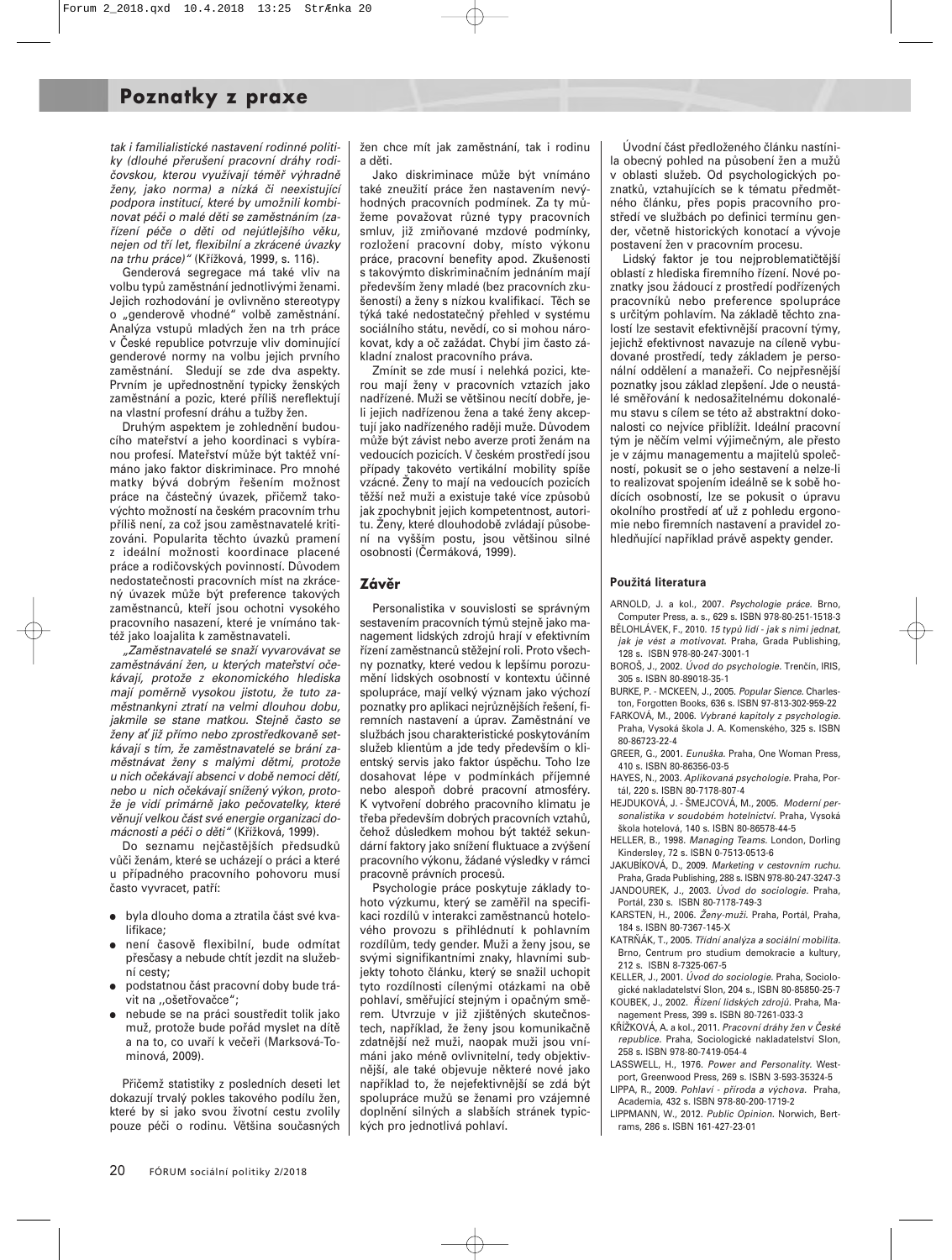*tak i familialistické nastavení rodinné politiky (dlouhé přerušení pracovní dráhy rodičovskou, kterou využívají téměř výhradně ženy, jako norma) a nízká či neexistující podpora institucí, které by umožnily kombinovat péči o malé děti se zaměstnáním (zařízení péče o děti od nejútlejšího věku, nejen od tří let, flexibilní a zkrácené úvazky na trhu práce)"* (Křížková, 1999, s. 116).

Genderová segregace má také vliv na volbu typů zaměstnání jednotlivými ženami. Jejich rozhodování je ovlivněno stereotypy o „genderově vhodné" volbě zaměstnání. Analýza vstupů mladých žen na trh práce v České republice potvrzuje vliv dominující genderové normy na volbu jejich prvního zaměstnání. Sledují se zde dva aspekty. Prvním je upřednostnění typicky ženských zaměstnání a pozic, které příliš nereflektují na vlastní profesní dráhu a tužby žen.

Druhým aspektem je zohlednění budoucího mateřství a jeho koordinaci s vybíranou profesí. Mateřství může být taktéž vnímáno jako faktor diskriminace. Pro mnohé matky bývá dobrým řešením možnost práce na částečný úvazek, přičemž takovýchto možností na českém pracovním trhu příliš není, za což jsou zaměstnavatelé kritizováni. Popularita těchto úvazků pramení z ideální možnosti koordinace placené práce a rodičovských povinností. Důvodem nedostatečnosti pracovních míst na zkrácený úvazek může být preference takových zaměstnanců, kteří jsou ochotni vysokého pracovního nasazení, které je vnímáno taktéž jako loajalita k zaměstnavateli.

*„Zaměstnavatelé se snaží vyvarovávat se zaměstnávání žen, u kterých mateřství očekávají, protože z ekonomického hlediska mají poměrně vysokou jistotu, že tuto zaměstnankyni ztratí na velmi dlouhou dobu, jakmile se stane matkou. Stejně často se ženy ať již přímo nebo zprostředkovaně setkávají s tím, že zaměstnavatelé se brání zaměstnávat ženy s malými dětmi, protože u nich očekávají absenci v době nemoci dětí, nebo u nich očekávají snížený výkon, protože je vidí primárně jako pečovatelky, které věnují velkou část své energie organizaci domácnosti a péči o děti"* (Křížková, 1999).

Do seznamu nejčastějších předsudků vůči ženám, které se ucházejí o práci a které u případného pracovního pohovoru musí často vyvracet, patří:

- byla dlouho doma a ztratila část své kvalifikace;
- není časově flexibilní, bude odmítat přesčasy a nebude chtít jezdit na služební cesty;
- podstatnou část pracovní doby bude trávit na ,,ošetřovačce";
- nebude se na práci soustředit tolik jako muž, protože bude pořád myslet na dítě a na to, co uvaří k večeři (Marksová-Tominová, 2009).

Přičemž statistiky z posledních deseti let dokazují trvalý pokles takového podílu žen, které by si jako svou životní cestu zvolily pouze péči o rodinu. Většina současných žen chce mít jak zaměstnání, tak i rodinu a děti.

Jako diskriminace může být vnímáno také zneužití práce žen nastavením nevýhodných pracovních podmínek. Za ty můžeme považovat různé typy pracovních smluv, již zmiňované mzdové podmínky, rozložení pracovní doby, místo výkonu práce, pracovní benefity apod. Zkušenosti s takovýmto diskriminačním jednáním mají především ženy mladé (bez pracovních zkušeností) a ženy s nízkou kvalifikací. Těch se týká také nedostatečný přehled v systému sociálního státu, nevědí, co si mohou nárokovat, kdy a oč zažádat. Chybí jim často základní znalost pracovního práva.

Zmínit se zde musí i nelehká pozici, kterou mají ženy v pracovních vztazích jako nadřízené. Muži se většinou necítí dobře, jeli jejich nadřízenou žena a také ženy akceptují jako nadřízeného raději muže. Důvodem může být závist nebo averze proti ženám na vedoucích pozicích. V českém prostředí jsou případy takovéto vertikální mobility spíše vzácné. Ženy to mají na vedoucích pozicích těžší než muži a existuje také více způsobů jak zpochybnit jejich kompetentnost, autoritu. Ženy, které dlouhodobě zvládají působení na vyšším postu, jsou většinou silné osobnosti (Čermáková, 1999).

## Závěr

Personalistika v souvislosti se správným sestavením pracovních týmů stejně jako management lidských zdrojů hrají v efektivním řízení zaměstnanců stěžejní roli. Proto všechny poznatky, které vedou k lepšímu porozumění lidských osobností v kontextu účinné spolupráce, mají velký význam jako výchozí poznatky pro aplikaci nejrůznějších řešení, firemních nastavení a úprav. Zaměstnání ve službách jsou charakteristické poskytováním služeb klientům a jde tedy především o klientský servis jako faktor úspěchu. Toho lze dosahovat lépe v podmínkách příjemné nebo alespoň dobré pracovní atmosféry. K vytvoření dobrého pracovního klimatu je třeba především dobrých pracovních vztahů, čehož důsledkem mohou být taktéž sekundární faktory jako snížení fluktuace a zvýšení pracovního výkonu, žádané výsledky v rámci pracovně právních procesů.

Psychologie práce poskytuje základy tohoto výzkumu, který se zaměřil na specifikaci rozdílů v interakci zaměstnanců hotelového provozu s přihlédnutí k pohlavním rozdílům, tedy gender. Muži a ženy jsou, se svými signifikantními znaky, hlavními subjekty tohoto článku, který se snažil uchopit tyto rozdílnosti cílenými otázkami na obě pohlaví, směřující stejným i opačným směrem. Utvrzuje v již zjištěných skutečnostech, například, že ženy jsou komunikačně zdatnější než muži, naopak muži jsou vnímáni jako méně ovlivnitelní, tedy objektivnější, ale také objevuje některé nové jako například to, že nejefektivnější se zdá být spolupráce mužů se ženami pro vzájemné doplnění silných a slabších stránek typických pro jednotlivá pohlaví.

Úvodní část předloženého článku nastínila obecný pohled na působení žen a mužů v oblasti služeb. Od psychologických poznatků, vztahujících se k tématu předmětného článku, přes popis pracovního prostředí ve službách po definici termínu gender, včetně historických konotací a vývoje postavení žen v pracovním procesu.

Lidský faktor je tou nejproblematičtější oblastí z hlediska firemního řízení. Nové poznatky jsou žádoucí z prostředí podřízených pracovníků nebo preference spolupráce s určitým pohlavím. Na základě těchto znalostí lze sestavit efektivnější pracovní týmy, jejichž efektivnost navazuje na cíleně vybudované prostředí, tedy základem je personální oddělení a manažeři. Co nejpřesnější poznatky jsou základ zlepšení. Jde o neustálé směřování k nedosažitelnému dokonalému stavu s cílem se této až abstraktní dokonalosti co nejvíce přiblížit. Ideální pracovní tým je něčím velmi výjimečným, ale přesto je v zájmu managementu a majitelů společností, pokusit se o jeho sestavení a nelze-li to realizovat spojením ideálně se k sobě hodících osobností, lze se pokusit o úpravu okolního prostředí ať už z pohledu ergonomie nebo firemních nastavení a pravidel zohledňující například právě aspekty gender.

### Použitá literatura

- ARNOLD, J. a kol., 2007. *Psychologie práce.* Brno, Computer Press, a. s., 629 s. ISBN 978-80-251-1518-3
- BĚLOHLÁVEK, F., 2010. *15 typů lidí - jak s nimi jednat, jak je vést a motivovat.* Praha, Grada Publishing, 128 s. ISBN 978-80-247-3001-1
- BOROŠ, J., 2002. *Úvod do psychologie.* Trenčín, IRIS, 305 s. ISBN 80-89018-35-1
- BURKE, P. - MCKEEN, J., 2005. *Popular Sience.* Charleston, Forgotten Books, 636 s. ISBN 97-813-302-959-22
- FARKOVÁ, M., 2006. *Vybrané kapitoly z psychologie.* Praha, Vysoká škola J. A. Komenského, 325 s. ISBN 80-86723-22-4
- GREER, G., 2001. *Eunuška.* Praha, One Woman Press, 410 s. ISBN 80-86356-03-5
- HAYES, N., 2003. *Aplikovaná psychologie.* Praha, Portál, 220 s. ISBN 80-7178-807-4
- HEJDUKOVÁ, J. - ŠMEJCOVÁ, M., 2005. *Moderní personalistika v soudobém hotelnictví.* Praha, Vysoká škola hotelová, 140 s. ISBN 80-86578-44-5
- HELLER, B., 1998. *Managing Teams.* London, Dorling Kindersley, 72 s. ISBN 0-7513-0513-6
- JAKUBÍKOVÁ, D., 2009. *Marketing v cestovním ruchu.* Praha, Grada Publishing, 288 s. ISBN 978-80-247-3247-3
- JANDOUREK, J., 2003. *Úvod do sociologie.* Praha, Portál, 230 s. ISBN 80-7178-749-3
- KARSTEN, H., 2006. *Ženy-muži.* Praha, Portál, Praha, 184 s. ISBN 80-7367-145-X
- KATRŇÁK, T., 2005. *Třídní analýza a sociální mobilita.* Brno, Centrum pro studium demokracie a kultury, 212 s. ISBN 8-7325-067-5
- KELLER, J., 2001. *Úvod do sociologie.* Praha, Sociologické nakladatelství Slon, 204 s., ISBN 80-85850-25-7
- KOUBEK, J., 2002. *Řízení lidských zdrojů.* Praha, Management Press, 399 s. ISBN 80-7261-033-3
- KŘÍŽKOVÁ, A. a kol., 2011. *Pracovní dráhy žen v České republice.* Praha, Sociologické nakladatelství Slon, 258 s. ISBN 978-80-7419-054-4
- LASSWELL, H., 1976. *Power and Personality.* Westport, Greenwood Press, 269 s. ISBN 3-593-35324-5
- LIPPA, R., 2009. *Pohlaví - příroda a výchova.* Praha, Academia, 432 s. ISBN 978-80-200-1719-2
- LIPPMANN, W., 2012. *Public Opinion.* Norwich, Bertrams, 286 s. ISBN 161-427-23-01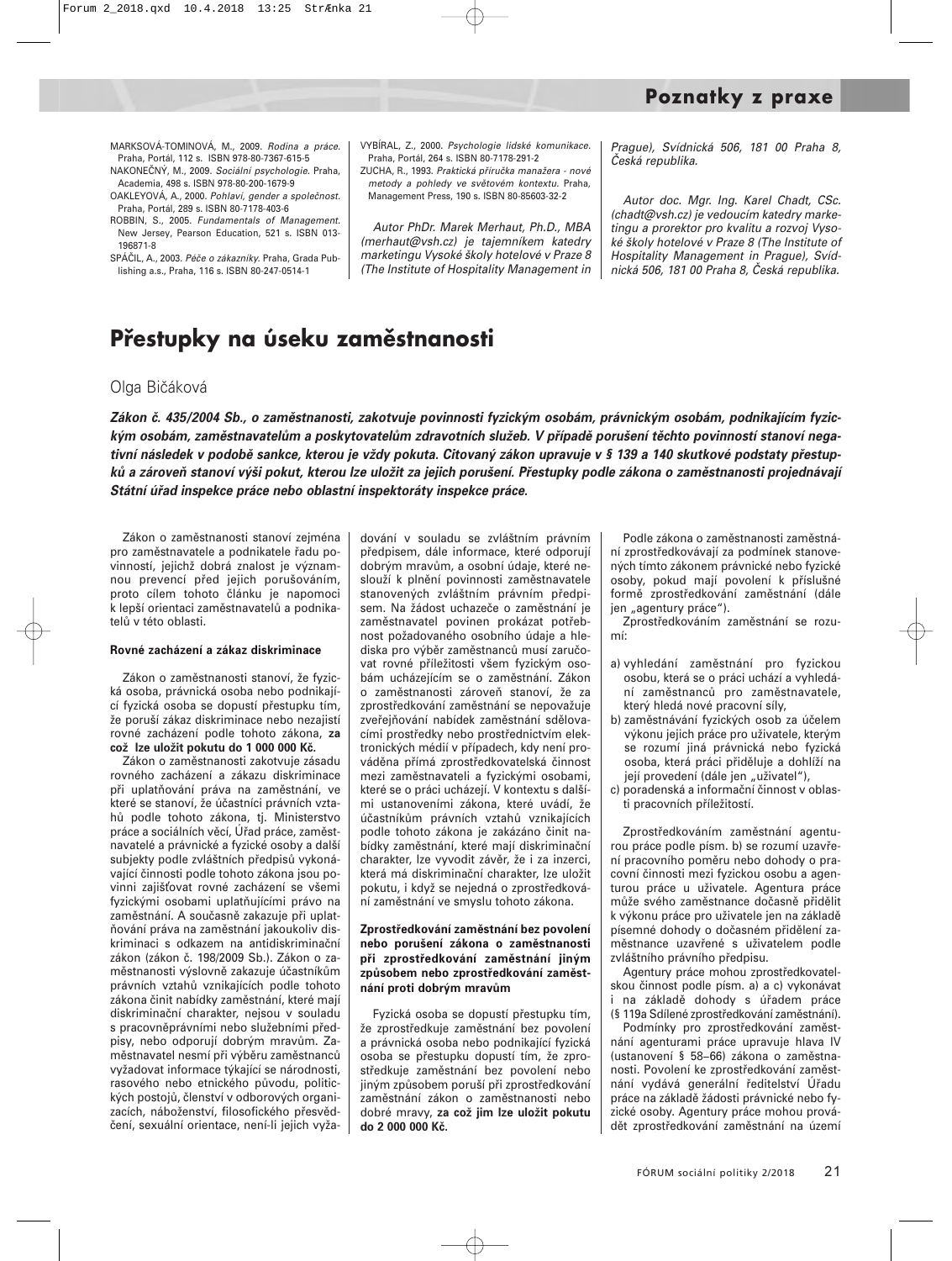MARKSOVÁ-TOMINOVÁ, M., 2009. *Rodina a práce.* Praha, Portál, 112 s. ISBN 978-80-7367-615-5

NAKONEČNÝ, M., 2009. *Sociální psychologie.* Praha, Academia, 498 s. ISBN 978-80-200-1679-9

OAKLEYOVÁ, A., 2000. *Pohlaví, gender a společnost.* Praha, Portál, 289 s. ISBN 80-7178-403-6

ROBBIN, S., 2005. *Fundamentals of Management.* New Jersey, Pearson Education, 521 s. ISBN 013-196871-8

SPÁČIL, A., 2003. *Péče o zákazníky.* Praha, Grada Publishing a.s., Praha, 116 s. ISBN 80-247-0514-1

VYBÍRAL, Z., 2000. *Psychologie lidské komunikace.* Praha, Portál, 264 s. ISBN 80-7178-291-2

ZUCHA, R., 1993. *Praktická příručka manažera - nové metody a pohledy ve světovém kontextu.* Praha, Management Press, 190 s. ISBN 80-85603-32-2

*Autor PhDr. Marek Merhaut, Ph.D., MBA (merhaut@vsh.cz) je tajemníkem katedry marketingu Vysoké školy hotelové v Praze 8 (The Institute of Hospitality Management in Prague), Svídnická 506, 181 00 Praha 8, Česká republika.*

*Autor doc. Mgr. Ing. Karel Chadt, CSc. (chadt@vsh.cz) je vedoucím katedry marketingu a prorektor pro kvalitu a rozvoj Vysoké školy hotelové v Praze 8 (The Institute of Hospitality Management in Prague), Svídnická 506, 181 00 Praha 8, Česká republika.*

# Přestupky na úseku zaměstnanosti

Olga Bičáková

***Zákon č. 435/2004 Sb., o zaměstnanosti, zakotvuje povinnosti fyzickým osobám, právnickým osobám, podnikajícím fyzickým osobám, zaměstnavatelům a poskytovatelům zdravotních služeb. V případě porušení těchto povinností stanoví negativní následek v podobě sankce, kterou je vždy pokuta. Citovaný zákon upravuje v § 139 a 140 skutkové podstaty přestupků a zároveň stanoví výši pokut, kterou lze uložit za jejich porušení. Přestupky podle zákona o zaměstnanosti projednávají Státní úřad inspekce práce nebo oblastní inspektoráty inspekce práce.***

Zákon o zaměstnanosti stanoví zejména pro zaměstnavatele a podnikatele řadu povinností, jejichž dobrá znalost je významnou prevencí před jejich porušováním, proto cílem tohoto článku je napomoci k lepší orientaci zaměstnavatelů a podnikatelů v této oblasti.

**Rovné zacházení a zákaz diskriminace**

Zákon o zaměstnanosti stanoví, že fyzická osoba, právnická osoba nebo podnikající fyzická osoba se dopustí přestupku tím, že poruší zákaz diskriminace nebo nezajistí rovné zacházení podle tohoto zákona, **za což lze uložit pokutu do 1 000 000 Kč.**

Zákon o zaměstnanosti zakotvuje zásadu rovného zacházení a zákazu diskriminace při uplatňování práva na zaměstnání, ve které se stanoví, že účastníci právních vztahů podle tohoto zákona, tj. Ministerstvo práce a sociálních věcí, Úřad práce, zaměstnavatelé a právnické a fyzické osoby a další subjekty podle zvláštních předpisů vykonávající činnosti podle tohoto zákona jsou povinni zajišťovat rovné zacházení se všemi fyzickými osobami uplatňujícími právo na zaměstnání. A současně zakazuje při uplatňování práva na zaměstnání jakoukoliv diskriminaci s odkazem na antidiskriminační zákon (zákon č. 198/2009 Sb.). Zákon o zaměstnanosti výslovně zakazuje účastníkům právních vztahů vznikajících podle tohoto zákona činit nabídky zaměstnání, které mají diskriminační charakter, nejsou v souladu s pracovněprávními nebo služebními předpisy, nebo odporují dobrým mravům. Zaměstnavatel nesmí při výběru zaměstnanců vyžadovat informace týkající se národnosti, rasového nebo etnického původu, politických postojů, členství v odborových organizacích, náboženství, filosofického přesvědčení, sexuální orientace, není-li jejich vyžadování v souladu se zvláštním právním předpisem, dále informace, které odporují dobrým mravům, a osobní údaje, které neslouží k plnění povinnosti zaměstnavatele stanovených zvláštním právním předpisem. Na žádost uchazeče o zaměstnání je zaměstnavatel povinen prokázat potřebnost požadovaného osobního údaje a hlediska pro výběr zaměstnanců musí zaručovat rovné příležitosti všem fyzickým osobám ucházejícím se o zaměstnání. Zákon o zaměstnanosti zároveň stanoví, že za zprostředkování zaměstnání se nepovažuje zveřejňování nabídek zaměstnání sdělovacími prostředky nebo prostřednictvím elektronických médií v případech, kdy není prováděna přímá zprostředkovatelská činnost mezi zaměstnavateli a fyzickými osobami, které se o práci ucházejí. V kontextu s dalšími ustanoveními zákona, které uvádí, že účastníkům právních vztahů vznikajících podle tohoto zákona je zakázáno činit nabídky zaměstnání, které mají diskriminační charakter, lze vyvodit závěr, že i za inzerci, která má diskriminační charakter, lze uložit pokutu, i když se nejedná o zprostředkování zaměstnání ve smyslu tohoto zákona.

**Zprostředkování zaměstnání bez povolení nebo porušení zákona o zaměstnanosti při zprostředkování zaměstnání jiným způsobem nebo zprostředkování zaměstnání proti dobrým mravům**

Fyzická osoba se dopustí přestupku tím, že zprostředkuje zaměstnání bez povolení a právnická osoba nebo podnikající fyzická osoba se přestupku dopustí tím, že zprostředkuje zaměstnání bez povolení nebo jiným způsobem poruší při zprostředkování zaměstnání zákon o zaměstnanosti nebo dobré mravy, **za což jim lze uložit pokutu do 2 000 000 Kč.**

Podle zákona o zaměstnanosti zaměstnání zprostředkovávají za podmínek stanovených tímto zákonem právnické nebo fyzické osoby, pokud mají povolení k příslušné formě zprostředkování zaměstnání (dále jen „agentury práce").

Zprostředkováním zaměstnání se rozumí:

a) vyhledání zaměstnání pro fyzickou osobu, která se o práci uchází a vyhledání zaměstnanců pro zaměstnavatele, který hledá nové pracovní síly,
b) zaměstnávání fyzických osob za účelem výkonu jejich práce pro uživatele, kterým se rozumí jiná právnická nebo fyzická osoba, která práci přiděluje a dohlíží na její provedení (dále jen „uživatel"),
c) poradenská a informační činnost v oblasti pracovních příležitostí.

Zprostředkováním zaměstnání agenturou práce podle písm. b) se rozumí uzavření pracovního poměru nebo dohody o pracovní činnosti mezi fyzickou osobou a agenturou práce u uživatele. Agentura práce může svého zaměstnance dočasně přidělit k výkonu práce pro uživatele jen na základě písemné dohody o dočasném přidělení zaměstnance uzavřené s uživatelem podle zvláštního právního předpisu.

Agentury práce mohou zprostředkovatelskou činnost podle písm. a) a c) vykonávat i na základě dohody s úřadem práce (§ 119a Sdílené zprostředkování zaměstnání).

Podmínky pro zprostředkování zaměstnání agenturami práce upravuje hlava IV (ustanovení § 58–66) zákona o zaměstnanosti. Povolení ke zprostředkování zaměstnání vydává generální ředitelství Úřadu práce na základě žádosti právnické nebo fyzické osoby. Agentury práce mohou provádět zprostředkování zaměstnání na území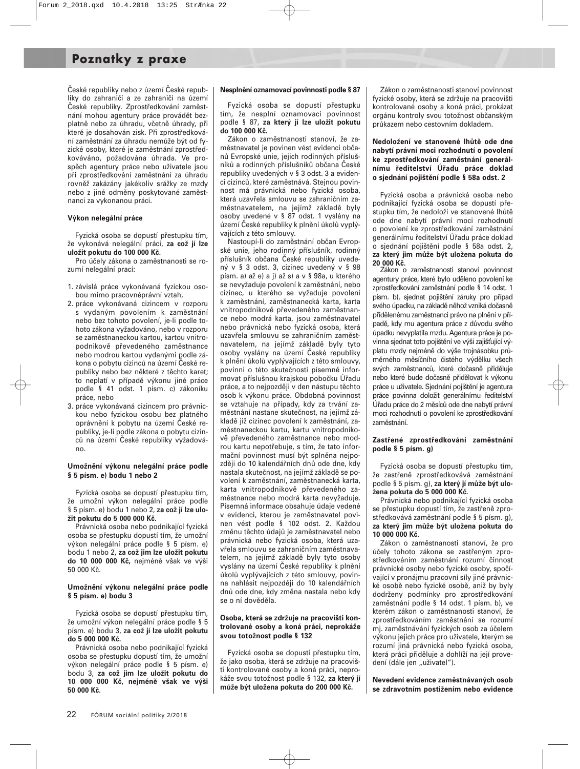České republiky nebo z území České republiky do zahraničí a ze zahraničí na území České republiky. Zprostředkování zaměstnání mohou agentury práce provádět bezplatně nebo za úhradu, včetně úhrady, při které je dosahován zisk. Při zprostředkování zaměstnání za úhradu nemůže být od fyzické osoby, které je zaměstnání zprostředkováváno, požadována úhrada. Ve prospěch agentury práce nebo uživatele jsou při zprostředkování zaměstnání za úhradu rovněž zakázány jakékoliv srážky ze mzdy nebo z jiné odměny poskytované zaměstnanci za vykonanou práci.

#### Výkon nelegální práce

Fyzická osoba se dopustí přestupku tím, že vykonává nelegální práci, **za což jí lze uložit pokutu do 100 000 Kč.**

Pro účely zákona o zaměstnanosti se rozumí nelegální prací:

1. závislá práce vykonávaná fyzickou osobou mimo pracovněprávní vztah,
2. práce vykonávaná cizincem v rozporu s vydaným povolením k zaměstnání nebo bez tohoto povolení, je-li podle tohoto zákona vyžadováno, nebo v rozporu se zaměstnaneckou kartou, kartou vnitropodnikově převedeného zaměstnance nebo modrou kartou vydanými podle zákona o pobytu cizinců na území České republiky nebo bez některé z těchto karet; to neplatí v případě výkonu jiné práce podle § 41 odst. 1 písm. c) zákoníku práce, nebo
3. práce vykonávaná cizincem pro právnickou nebo fyzickou osobu bez platného oprávnění k pobytu na území České republiky, je-li podle zákona o pobytu cizinců na území České republiky vyžadováno.

#### Umožnění výkonu nelegální práce podle § 5 písm. e) bodu 1 nebo 2

Fyzická osoba se dopustí přestupku tím, že umožní výkon nelegální práce podle § 5 písm. e) bodu 1 nebo 2, **za což jí lze uložit pokutu do 5 000 000 Kč.**

Právnická osoba nebo podnikající fyzická osoba se přestupku dopustí tím, že umožní výkon nelegální práce podle § 5 písm. e) bodu 1 nebo 2, **za což jim lze uložit pokutu do 10 000 000 Kč,** nejméně však ve výši 50 000 Kč.

#### Umožnění výkonu nelegální práce podle § 5 písm. e) bodu 3

Fyzická osoba se dopustí přestupku tím, že umožní výkon nelegální práce podle § 5 písm. e) bodu 3, **za což jí lze uložit pokutu do 5 000 000 Kč.**

Právnická osoba nebo podnikající fyzická osoba se přestupku dopustí tím, že umožní výkon nelegální práce podle § 5 písm. e) bodu 3, **za což jim lze uložit pokutu do 10 000 000 Kč, nejméně však ve výši 50 000 Kč.**

#### Nesplnění oznamovací povinnosti podle § 87

Fyzická osoba se dopustí přestupku tím, že nesplní oznamovací povinnost podle § 87, **za který jí lze uložit pokutu do 100 000 Kč.**

Zákon o zaměstnanosti stanoví, že zaměstnavatel je povinen vést evidenci občanů Evropské unie, jejich rodinných příslušníků a rodinných příslušníků občana České republiky uvedených v § 3 odst. 3 a evidenci cizinců, které zaměstnává. Stejnou povinnost má právnická nebo fyzická osoba, která uzavřela smlouvu se zahraničním zaměstnavatelem, na jejímž základě byly osoby uvedené v § 87 odst. 1 vyslány na území České republiky k plnění úkolů vyplývajících z této smlouvy.

Nastoupí-li do zaměstnání občan Evropské unie, jeho rodinný příslušník, rodinný příslušník občana České republiky uvedený v § 3 odst. 3, cizinec uvedený v § 98 písm. a) až e) a j) až s) a v § 98a, u kterého se nevyžaduje povolení k zaměstnání, nebo cizinec, u kterého se vyžaduje povolení k zaměstnání, zaměstnanecká karta, karta vnitropodnikově převedeného zaměstnance nebo modrá karta, jsou zaměstnavatel nebo právnická nebo fyzická osoba, která uzavřela smlouvu se zahraničním zaměstnavatelem, na jejímž základě byly tyto osoby vyslány na území České republiky k plnění úkolů vyplývajících z této smlouvy, povinni o této skutečnosti písemně informovat příslušnou krajskou pobočku Úřadu práce, a to nejpozději v den nástupu těchto osob k výkonu práce. Obdobná povinnost se vztahuje na případy, kdy za trvání zaměstnání nastane skutečnost, na jejímž základě již cizinec povolení k zaměstnání, zaměstnaneckou kartu, kartu vnitropodnikově převedeného zaměstnance nebo modrou kartu nepotřebuje, s tím, že tato informační povinnost musí být splněna nejpozději do 10 kalendářních dnů ode dne, kdy nastala skutečnost, na jejímž základě se povolení k zaměstnání, zaměstnanecká karta, karta vnitropodnikově převedeného zaměstnance nebo modrá karta nevyžaduje. Písemná informace obsahuje údaje vedené v evidenci, kterou je zaměstnavatel povinen vést podle § 102 odst. 2. Každou změnu těchto údajů je zaměstnavatel nebo právnická nebo fyzická osoba, která uzavřela smlouvu se zahraničním zaměstnavatelem, na jejímž základě byly tyto osoby vyslány na území České republiky k plnění úkolů vyplývajících z této smlouvy, povinna nahlásit nejpozději do 10 kalendářních dnů ode dne, kdy změna nastala nebo kdy se o ní dověděla.

#### Osoba, která se zdržuje na pracovišti kontrolované osoby a koná práci, neprokáže svou totožnost podle § 132

Fyzická osoba se dopustí přestupku tím, že jako osoba, která se zdržuje na pracovišti kontrolované osoby a koná práci, neprokáže svou totožnost podle § 132, **za který jí může být uložena pokuta do 200 000 Kč.**

Zákon o zaměstnanosti stanoví povinnost fyzické osoby, která se zdržuje na pracovišti kontrolované osoby a koná práci, prokázat orgánu kontroly svou totožnost občanským průkazem nebo cestovním dokladem.

#### Nedoložení ve stanovené lhůtě ode dne nabytí právní moci rozhodnutí o povolení ke zprostředkování zaměstnání generálnímu ředitelství Úřadu práce doklad o sjednání pojištění podle § 58a odst. 2

Fyzická osoba a právnická osoba nebo podnikající fyzická osoba se dopustí přestupku tím, že nedoloží ve stanovené lhůtě ode dne nabytí právní moci rozhodnutí o povolení ke zprostředkování zaměstnání generálnímu ředitelství Úřadu práce doklad o sjednání pojištění podle § 58a odst. 2, **za který jim může být uložena pokuta do 20 000 Kč.**

Zákon o zaměstnanosti stanoví povinnost agentury práce, které bylo uděleno povolení ke zprostředkování zaměstnání podle § 14 odst. 1 písm. b), sjednat pojištění záruky pro případ svého úpadku, na základě něhož vzniká dočasně přidělenému zaměstnanci právo na plnění v případě, kdy mu agentura práce z důvodu svého úpadku nevyplatila mzdu. Agentura práce je povinna sjednat toto pojištění ve výši zajišťující výplatu mzdy nejméně do výše trojnásobku průměrného měsíčního čistého výdělku všech svých zaměstnanců, které dočasně přiděluje nebo které bude dočasně přidělovat k výkonu práce u uživatele. Sjednání pojištění je agentura práce povinna doložit generálnímu ředitelství Úřadu práce do 2 měsíců ode dne nabytí právní moci rozhodnutí o povolení ke zprostředkování zaměstnání.

#### Zastřené zprostředkování zaměstnání podle § 5 písm. g)

Fyzická osoba se dopustí přestupku tím, že zastřeně zprostředkovává zaměstnání podle § 5 písm. g), **za který jí může být uložena pokuta do 5 000 000 Kč.**

Právnická nebo podnikající fyzická osoba se přestupku dopustí tím, že zastřeně zprostředkovává zaměstnání podle § 5 písm. g), **za který jim může být uložena pokuta do 10 000 000 Kč.**

Zákon o zaměstnanosti stanoví, že pro účely tohoto zákona se zastřeným zprostředkováním zaměstnání rozumí činnost právnické osoby nebo fyzické osoby, spočívající v pronájmu pracovní síly jiné právnické osobě nebo fyzické osobě, aniž by byly dodrženy podmínky pro zprostředkování zaměstnání podle § 14 odst. 1 písm. b), ve kterém zákon o zaměstnanosti stanoví, že zprostředkováním zaměstnání se rozumí mj. zaměstnávání fyzických osob za účelem výkonu jejich práce pro uživatele, kterým se rozumí jiná právnická nebo fyzická osoba, která práci přiděluje a dohlíží na její provedení (dále jen „uživatel").

#### Nevedení evidence zaměstnávaných osob se zdravotním postižením nebo evidence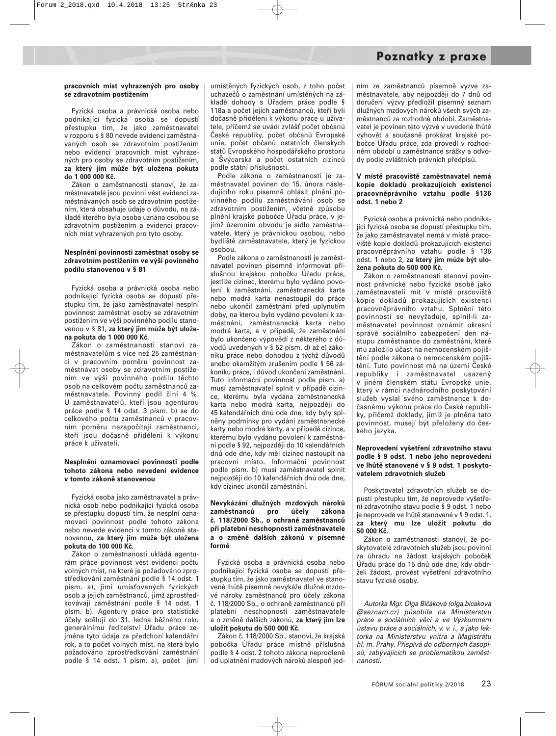**pracovních míst vyhrazených pro osoby se zdravotním postižením**

Fyzická osoba a právnická osoba nebo podnikající fyzická osoba se dopustí přestupku tím, že jako zaměstnavatel v rozporu s § 80 nevede evidenci zaměstnávaných osob se zdravotním postižením nebo evidenci pracovních míst vyhrazených pro osoby se zdravotním postižením, **za který jim může být uložena pokuta do 1 000 000 Kč.**

Zákon o zaměstnanosti stanoví, že zaměstnavatelé jsou povinni vést evidenci zaměstnávaných osob se zdravotním postižením, která obsahuje údaje o důvodu, na základě kterého byla osoba uznána osobou se zdravotním postižením a evidenci pracovních míst vyhrazených pro tyto osoby.

**Nesplnění povinnosti zaměstnat osoby se zdravotním postižením ve výši povinného podílu stanovenou v § 81**

Fyzická osoba a právnická osoba nebo podnikající fyzická osoba se dopustí přestupku tím, že jako zaměstnavatel nesplní povinnost zaměstnat osoby se zdravotním postižením ve výši povinného podílu stanovenou v § 81, **za který jim může být uložena pokuta do 1 000 000 Kč.**

Zákon o zaměstnanosti stanoví zaměstnavatelům s více než 25 zaměstnanci v pracovním poměru povinnost zaměstnávat osoby se zdravotním postižením ve výši povinného podílu těchto osob na celkovém počtu zaměstnanců zaměstnavatele. Povinný podíl činí 4 %. U zaměstnavatelů, kteří jsou agenturou práce podle § 14 odst. 3 písm. b) se do celkového počtu zaměstnanců v pracovním poměru nezapočítají zaměstnanci, kteří jsou dočasně přiděleni k výkonu práce k uživateli.

**Nesplnění oznamovací povinnosti podle tohoto zákona nebo nevedení evidence v tomto zákoně stanovenou**

Fyzická osoba jako zaměstnavatel a právnická osob nebo podnikající fyzická osoba se přestupku dopustí tím, že nesplní oznamovací povinnost podle tohoto zákona nebo nevede evidenci v tomto zákoně stanovenou, **za který jim může být uložena pokuta do 100 000 Kč.**

Zákon o zaměstnanosti ukládá agenturám práce povinnost vést evidenci počtu volných míst, na které je požadováno zprostředkování zaměstnání podle § 14 odst. 1 písm. a), jimi umísťovaných fyzických osob a jejich zaměstnanců, jimž zprostředkovávají zaměstnání podle § 14 odst. 1 písm. b). Agentury práce pro statistické účely sdělují do 31. ledna běžného roku generálnímu ředitelství Úřadu práce zejména tyto údaje za předchozí kalendářní rok, a to počet volných míst, na která bylo požadováno zprostředkování zaměstnání podle § 14 odst. 1 písm. a), počet jimi umístěných fyzických osob, z toho počet uchazečů o zaměstnání umístěných na základě dohody s Úřadem práce podle § 118a a počet jejich zaměstnanců, kteří byli dočasně přiděleni k výkonu práce u uživatele, přičemž se uvádí zvlášť počet občanů České republiky, počet občanů Evropské unie, počet občanů ostatních členských států Evropského hospodářského prostoru a Švýcarska a počet ostatních cizinců podle státní příslušnosti.

Podle zákona o zaměstnanosti je zaměstnavatel povinen do 15. února následujícího roku písemně ohlásit plnění povinného podílu zaměstnávání osob se zdravotním postižením, včetně způsobu plnění krajské pobočce Úřadu práce, v jejímž územním obvodu je sídlo zaměstnavatele, který je právnickou osobou, nebo bydliště zaměstnavatele, který je fyzickou osobou.

Podle zákona o zaměstnanosti je zaměstnavatel povinen písemně informovat příslušnou krajskou pobočku Úřadu práce, jestliže cizinec, kterému bylo vydáno povolení k zaměstnání, zaměstnanecká karta nebo modrá karta nenastoupil do práce nebo ukončil zaměstnání před uplynutím doby, na kterou bylo vydáno povolení k zaměstnání, zaměstnanecká karta nebo modrá karta, a v případě, že zaměstnání bylo ukončeno výpovědí z některého z důvodů uvedených v § 52 písm. d) až e) zákoníku práce nebo dohodou z týchž důvodů anebo okamžitým zrušením podle § 56 zákoníku práce, i důvod ukončení zaměstnání. Tuto informační povinnost podle písm. a) musí zaměstnavatel splnit v případě cizince, kterému byla vydána zaměstnanecká karta nebo modrá karta, nejpozději do 45 kalendářních dnů ode dne, kdy byly splněny podmínky pro vydání zaměstnanecké karty nebo modré karty, a v případě cizince, kterému bylo vydáno povolení k zaměstnání podle § 92, nejpozději do 10 kalendářních dnů ode dne, kdy měl cizinec nastoupit na pracovní místo. Informační povinnost podle písm. b) musí zaměstnavatel splnit nejpozději do 10 kalendářních dnů ode dne, kdy cizinec ukončil zaměstnání.

**Nevykázání dlužných mzdových nároků zaměstnanců pro účely zákona č. 118/2000 Sb., o ochraně zaměstnanců při platební neschopnosti zaměstnavatele a o změně dalších zákonů v písemné formě**

Fyzická osoba a právnická osoba nebo podnikající fyzická osoba se dopustí přestupku tím, že jako zaměstnavatel ve stanovené lhůtě písemně nevykáže dlužné mzdové nároky zaměstnanců pro účely zákona č. 118/2000 Sb., o ochraně zaměstnanců při platební neschopnosti zaměstnavatele a o změně dalších zákonů, **za který jim lze uložit pokutu do 500 000 Kč.**

Zákon č. 118/2000 Sb., stanoví, že krajská pobočka Úřadu práce místně příslušná podle § 4 odst. 2 tohoto zákona neprodleně od uplatnění mzdových nároků alespoň jedním ze zaměstnanců písemně vyzve zaměstnavatele, aby nejpozději do 7 dnů od doručení výzvy předložil písemný seznam dlužných mzdových nároků všech svých zaměstnanců za rozhodné období. Zaměstnavatel je povinen této výzvě v uvedené lhůtě vyhovět a současně prokázat krajské pobočce Úřadu práce, zda provedl v rozhodném období u zaměstnance srážky a odvody podle zvláštních právních předpisů.

**V místě pracoviště zaměstnavatel nemá kopie dokladů prokazujících existenci pracovněprávního vztahu podle §136 odst. 1 nebo 2**

Fyzická osoba a právnická nebo podnikající fyzická osoba se dopustí přestupku tím, že jako zaměstnavatel nemá v místě pracoviště kopie dokladů prokazujících existenci pracovněprávního vztahu podle § 136 odst. 1 nebo 2, **za který jim může být uložena pokuta do 500 000 Kč.**

Zákon o zaměstnanosti stanoví povinnost právnické nebo fyzické osobě jako zaměstnavateli mít v místě pracoviště kopie dokladů prokazujících existenci pracovněprávního vztahu. Splnění této povinnosti se nevyžaduje, splnil-li zaměstnavatel povinnost oznámit okresní správě sociálního zabezpečení den nástupu zaměstnance do zaměstnání, které mu založilo účast na nemocenském pojištění podle zákona o nemocenském pojištění. Tuto povinnost má na území České republiky i zaměstnavatel usazený v jiném členském státu Evropské unie, který v rámci nadnárodního poskytování služeb vyslal svého zaměstnance k dočasnému výkonu práce do České republiky, přičemž doklady, jimiž je plněna tato povinnost, musejí být přeloženy do českého jazyka.

**Neprovedení vyšetření zdravotního stavu podle § 9 odst. 1 nebo jeho neprovedení ve lhůtě stanovené v § 9 odst. 1 poskytovatelem zdravotních služeb**

Poskytovatel zdravotních služeb se dopustí přestupku tím, že neprovede vyšetření zdravotního stavu podle § 9 odst. 1 nebo je neprovede ve lhůtě stanovené v § 9 odst. 1, **za který mu lze uložit pokutu do 50 000 Kč.**

Zákon o zaměstnanosti stanoví, že poskytovatelé zdravotních služeb jsou povinni za úhradu na žádost krajských poboček Úřadu práce do 15 dnů ode dne, kdy obdrželi žádost, provést vyšetření zdravotního stavu fyzické osoby.

*Autorka Mgr. Olga Bičáková (olga.bicakova@seznam.cz) působila na Ministerstvu práce a sociálních věcí a ve Výzkumném ústavu práce a sociálních, v. v. i., a jako lektorka na Ministerstvu vnitra a Magistrátu hl. m. Prahy. Přispívá do odborných časopisů, zabývajících se problematikou zaměstnanosti.*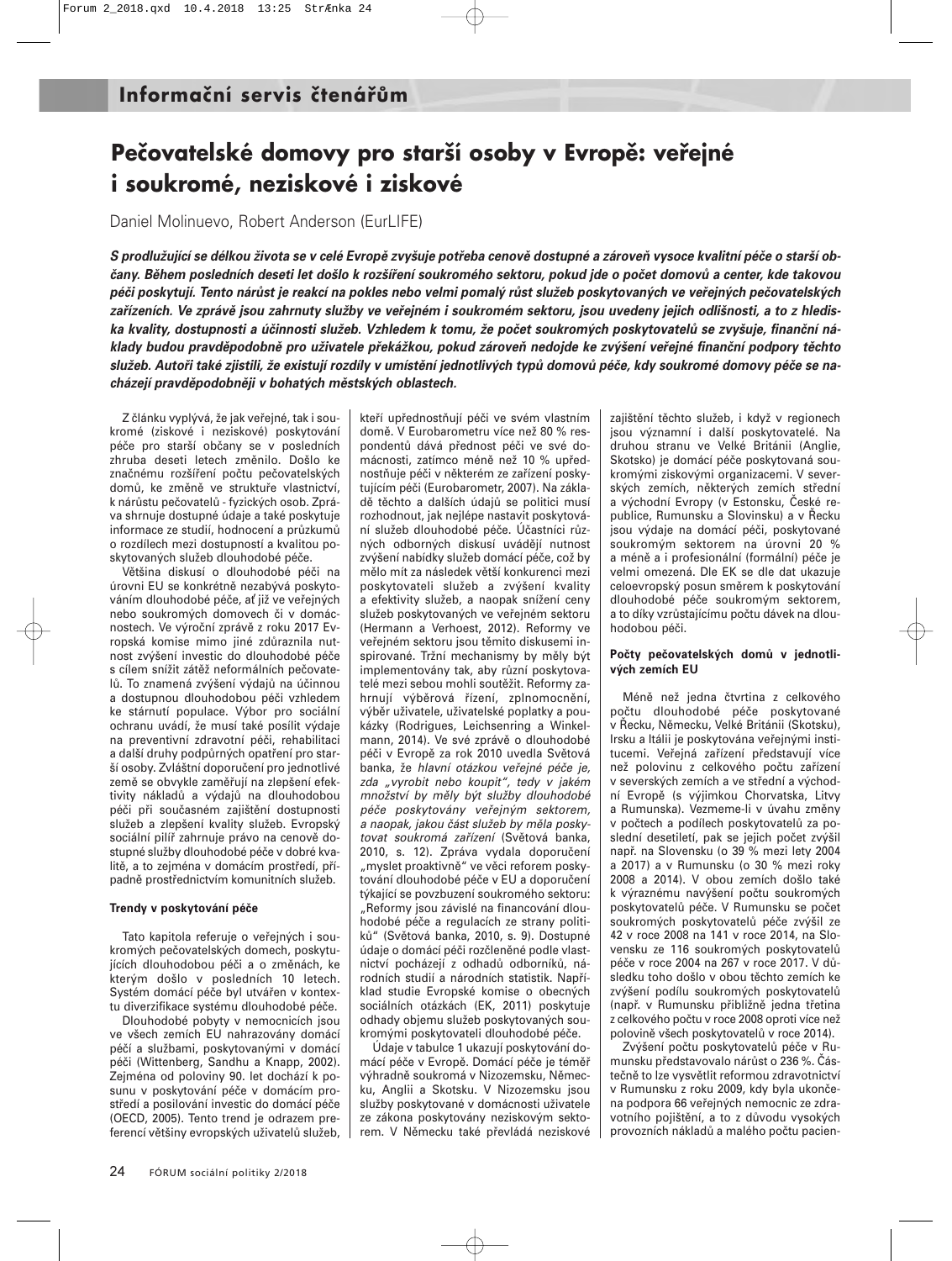## Informační servis čtenářům

# Pečovatelské domovy pro starší osoby v Evropě: veřejné i soukromé, neziskové i ziskové

Daniel Molinuevo, Robert Anderson (EurLIFE)

***S prodlužující se délkou života se v celé Evropě zvyšuje potřeba cenově dostupné a zároveň vysoce kvalitní péče o starší občany. Během posledních deseti let došlo k rozšíření soukromého sektoru, pokud jde o počet domovů a center, kde takovou péči poskytují. Tento nárůst je reakcí na pokles nebo velmi pomalý růst služeb poskytovaných ve veřejných pečovatelských zařízeních. Ve zprávě jsou zahrnuty služby ve veřejném i soukromém sektoru, jsou uvedeny jejich odlišnosti, a to z hlediska kvality, dostupnosti a účinnosti služeb. Vzhledem k tomu, že počet soukromých poskytovatelů se zvyšuje, finanční náklady budou pravděpodobně pro uživatele překážkou, pokud zároveň nedojde ke zvýšení veřejné finanční podpory těchto služeb. Autoři také zjistili, že existují rozdíly v umístění jednotlivých typů domovů péče, kdy soukromé domovy péče se nacházejí pravděpodobněji v bohatých městských oblastech.***

Z článku vyplývá, že jak veřejní, tak i soukromé (ziskové i neziskové) poskytování péče pro starší občany se v posledních zhruba deseti letech změnilo. Došlo ke značnému rozšíření počtu pečovatelských domů, ke změně ve struktuře vlastnictví, k nárůstu pečovatelů - fyzických osob. Zpráva shrnuje dostupné údaje a také poskytuje informace ze studií, hodnocení a průzkumů o rozdílech mezi dostupností a kvalitou poskytovaných služeb dlouhodobé péče.

Většina diskusí o dlouhodobé péči na úrovni EU se konkrétně nezabývá poskytováním dlouhodobé péče, ať již ve veřejných nebo soukromých domovech či v domácnostech. Ve výroční zprávě z roku 2017 Evropská komise mimo jiné zdůraznila nutnost zvýšení investic do dlouhodobé péče s cílem snížit zátěž neformálních pečovatelů. To znamená zvýšení výdajů na účinnou a dostupnou dlouhodobou péči vzhledem ke stárnutí populace. Výbor pro sociální ochranu uvádí, že musí také posílit výdaje na preventivní zdravotní péči, rehabilitaci a další druhy podpůrných opatření pro starší osoby. Zvláštní doporučení pro jednotlivé země se obvykle zaměřují na zlepšení efektivity nákladů a výdajů na dlouhodobou péči při současném zajištění dostupnosti služeb a zlepšení kvality služeb. Evropský sociální pilíř zahrnuje právo na cenově dostupné služby dlouhodobé péče v dobré kvalitě, a to zejména v domácím prostředí, případně prostřednictvím komunitních služeb.

#### Trendy v poskytování péče

Tato kapitola referuje o veřejných i soukromých pečovatelských domech, poskytujících dlouhodobou péči a o změnách, ke kterým došlo v posledních 10 letech. Systém domácí péče byl utvářen v kontextu diverzifikace systému dlouhodobé péče.

Dlouhodobé pobyty v nemocnicích jsou ve všech zemích EU nahrazovány domácí péčí a službami, poskytovanými v domácí péči (Wittenberg, Sandhu a Knapp, 2002). Zejména od poloviny 90. let dochází k posunu v poskytování péče v domácím prostředí a posilování investic do domácí péče (OECD, 2005). Tento trend je odrazem preferencí většiny evropských uživatelů služeb, kteří upřednostňují péči ve svém vlastním domě. V Eurobarometru více než 80 % respondentů dává přednost péči ve své domácnosti, zatímco méně než 10 % upřednostňuje péči v některém ze zařízení poskytujícím péči (Eurobarometr, 2007). Na základě těchto a dalších údajů se politici musí rozhodnout, jak nejlépe nastavit poskytování služeb dlouhodobé péče. Účastníci různých odborných diskusí uvádějí nutnost zvýšení nabídky služeb domácí péče, což by mělo mít za následek větší konkurenci mezi poskytovateli služeb a zvýšení kvality a efektivity služeb, a naopak snížení ceny služeb poskytovaných ve veřejném sektoru (Hermann a Verhoest, 2012). Reformy ve veřejném sektoru jsou těmito diskusemi inspirované. Tržní mechanismy by měly být implementovány tak, aby různí poskytovatelé mezi sebou mohli soutěžit. Reformy zahrnují výběrová řízení, zplnomocnění, výběr uživatele, uživatelské poplatky a poukázky (Rodrigues, Leichsenring a Winkelmann, 2014). Ve své zprávě o dlouhodobé péči v Evropě za rok 2010 uvedla Světová banka, že *hlavní otázkou veřejné péče je, zda „vyrobit nebo koupit", tedy v jakém množství by měly být služby dlouhodobé péče poskytovány veřejným sektorem, a naopak, jakou část služeb by měla poskytovat soukromá zařízení* (Světová banka, 2010, s. 12). Zpráva vydala doporučení „myslet proaktivně" ve věci reforem poskytování dlouhodobé péče v EU a doporučení týkající se povzbuzení soukromého sektoru: „Reformy jsou závislé na financování dlouhodobé péče a regulacích ze strany politiků" (Světová banka, 2010, s. 9). Dostupné údaje o domácí péči rozčleněné podle vlastnictví pocházejí z odhadů odborníků, národních studií a národních statistik. Například studie Evropské komise o obecných sociálních otázkách (EK, 2011) poskytuje odhady objemu služeb poskytovaných soukromými poskytovateli dlouhodobé péče.

Údaje v tabulce 1 ukazují poskytování domácí péče v Evropě. Domácí péče je téměř výhradně soukromá v Nizozemsku, Německu, Anglii a Skotsku. V Nizozemsku jsou služby poskytované v domácnosti uživatele ze zákona poskytovány neziskovým sektorem. V Německu také převládá neziskové zajištění těchto služeb, i když v regionech jsou významní i další poskytovatelé. Na druhou stranu ve Velké Británii (Anglie, Skotsko) je domácí péče poskytovaná soukromými ziskovými organizacemi. V severských zemích, některých zemích střední a východní Evropy (v Estonsku, České republice, Rumunsku a Slovinsku) a v Řecku jsou výdaje na domácí péči, poskytované soukromým sektorem na úrovni 20 % a méně a i profesionální (formální) péče je velmi omezená. Dle EK se dle dat ukazuje celoevropský posun směrem k poskytování dlouhodobé péče soukromým sektorem, a to díky vzrůstajícímu počtu dávek na dlouhodobou péči.

#### Počty pečovatelských domů v jednotlivých zemích EU

Méně než jedna čtvrtina z celkového počtu dlouhodobé péče poskytované v Řecku, Německu, Velké Británii (Skotsku), Irsku a Itálii je poskytována veřejnými institucemi. Veřejná zařízení představují více než polovinu z celkového počtu zařízení v severských zemích a ve střední a východní Evropě (s výjimkou Chorvatska, Litvy a Rumunska). Vezmeme-li v úvahu změny v počtech a podílech poskytovatelů za poslední desetiletí, pak se jejich počet zvýšil např. na Slovensku (o 39 % mezi lety 2004 a 2017) a v Rumunsku (o 30 % mezi roky 2008 a 2014). V obou zemích došlo také k výraznému navýšení počtu soukromých poskytovatelů péče. V Rumunsku se počet soukromých poskytovatelů péče zvýšil ze 42 v roce 2008 na 141 v roce 2014, na Slovensku ze 116 soukromých poskytovatelů péče v roce 2004 na 267 v roce 2017. V důsledku toho došlo v obou těchto zemích ke zvýšení podílu soukromých poskytovatelů (např. v Rumunsku přibližně jedna třetina z celkového počtu v roce 2008 oproti více než polovině všech poskytovatelů v roce 2014).

Zvýšení počtu poskytovatelů péče v Rumunsku představovalo nárůst o 236 %. Částečně to lze vysvětlit reformou zdravotnictví v Rumunsku z roku 2009, kdy byla ukončena podpora 66 veřejných nemocnic ze zdravotního pojištění, a to z důvodu vysokých provozních nákladů a malého počtu pacien-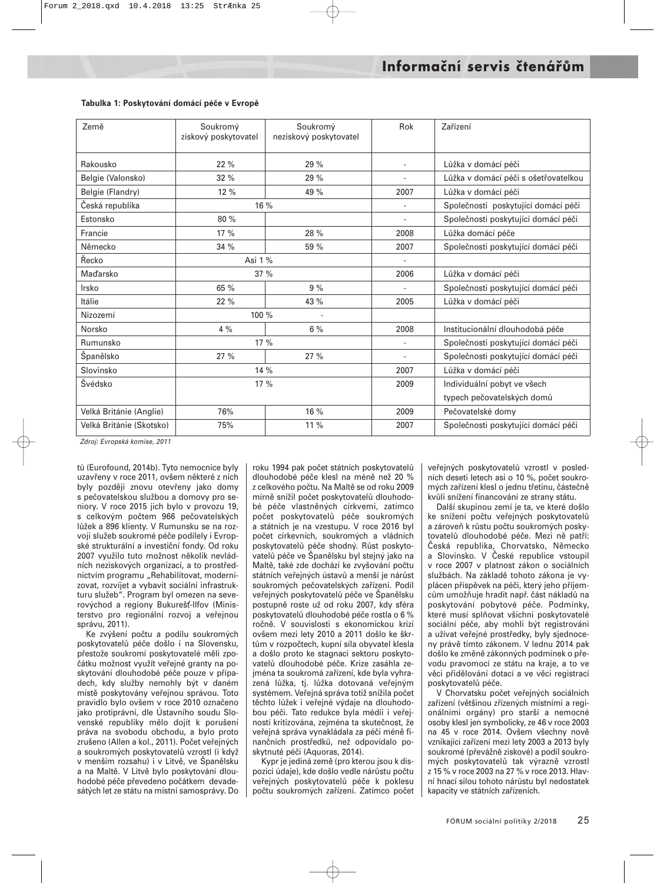**Tabulka 1: Poskytování domácí péče v Evropě**

| Země | Soukromý ziskový poskytovatel | Soukromý neziskový poskytovatel | Rok | Zařízení |
|---|---|---|---|---|
| Rakousko | 22 % | 29 % | - | Lůžka v domácí péči |
| Belgie (Valonsko) | 32 % | 29 % | - | Lůžka v domácí péči s ošetřovatelkou |
| Belgie (Flandry) | 12 % | 49 % | 2007 | Lůžka v domácí péči |
| Česká republika | 16 % | | - | Společnosti poskytující domácí péči |
| Estonsko | 80 % | | - | Společnosti poskytující domácí péči |
| Francie | 17 % | 28 % | 2008 | Lůžka domácí péče |
| Německo | 34 % | 59 % | 2007 | Společnosti poskytující domácí péči |
| Řecko | Asi 1 % | | - | |
| Maďarsko | 37 % | | 2006 | Lůžka v domácí péči |
| Irsko | 65 % | 9 % | - | Společnosti poskytující domácí péči |
| Itálie | 22 % | 43 % | 2005 | Lůžka v domácí péči |
| Nizozemí | 100 % | - | | |
| Norsko | 4 % | 6 % | 2008 | Institucionální dlouhodobá péče |
| Rumunsko | 17 % | | - | Společnosti poskytující domácí péči |
| Španělsko | 27 % | 27 % | - | Společnosti poskytující domácí péči |
| Slovinsko | 14 % | | 2007 | Lůžka v domácí péči |
| Švédsko | 17 % | | 2009 | Individuální pobyt ve všech typech pečovatelských domů |
| Velká Británie (Anglie) | 76% | 16 % | 2009 | Pečovatelské domy |
| Velká Británie (Skotsko) | 75% | 11 % | 2007 | Společnosti poskytující domácí péči |

*Zdroj: Evropská komise, 2011*

tů (Eurofound, 2014b). Tyto nemocnice byly uzavřeny v roce 2011, ovšem některé z nich byly později znovu otevřeny jako domy s pečovatelskou službou a domovy pro seniory. V roce 2015 jich bylo v provozu 19, s celkovým počtem 966 pečovatelských lůžek a 896 klienty. V Rumunsku se na rozvoji služeb soukromé péče podílely i Evropské strukturální a investiční fondy. Od roku 2007 využilo tuto možnost několik nevládních neziskových organizací, a to prostřednictvím programu „Rehabilitovat, modernizovat, rozvíjet a vybavit sociální infrastrukturu služeb". Program byl omezen na severovýchod a regiony Bukurešť-Ilfov (Ministerstvo pro regionální rozvoj a veřejnou správu, 2011).

Ke zvýšení počtu a podílu soukromých poskytovatelů péče došlo i na Slovensku, přestože soukromí poskytovatelé měli zpočátku možnost využít veřejné granty na poskytování dlouhodobé péče pouze v případech, kdy služby nemohly být v daném místě poskytovány veřejnou správou. Toto pravidlo bylo ovšem v roce 2010 označeno jako protiprávní, dle Ústavního soudu Slovenské republiky mělo dojít k porušení práva na svobodu obchodu, a bylo proto zrušeno (Allen a kol., 2011). Počet veřejných a soukromých poskytovatelů vzrostl (i když v menším rozsahu) i v Litvě, ve Španělsku a na Maltě. V Litvě bylo poskytování dlouhodobé péče převedeno počátkem devadesátých let ze státu na místní samosprávy. Do roku 1994 pak počet státních poskytovatelů dlouhodobé péče klesl na méně než 20 % z celkového počtu. Na Maltě se od roku 2009 mírně snížil počet poskytovatelů dlouhodobé péče vlastněných církvemi, zatímco počet poskytovatelů péče soukromých a státních je na vzestupu. V roce 2016 byl počet církevních, soukromých a vládních poskytovatelů péče shodný. Růst poskytovatelů péče ve Španělsku byl stejný jako na Maltě, také zde dochází ke zvyšování počtu státních veřejných ústavů a menší je nárůst soukromých pečovatelských zařízení. Podíl veřejných poskytovatelů péče ve Španělsku postupně roste už od roku 2007, kdy sféra poskytovatelů dlouhodobé péče rostla o 6 % ročně. V souvislosti s ekonomickou krizí ovšem mezi lety 2010 a 2011 došlo ke škrtům v rozpočtech, kupní síla obyvatel klesla a došlo proto ke stagnaci sektoru poskytovatelů dlouhodobé péče. Krize zasáhla zejména ta soukromá zařízení, kde byla vyhrazená lůžka, tj. lůžka dotovaná veřejným systémem. Veřejná správa totiž snížila počet těchto lůžek i veřejné výdaje na dlouhodobou péči. Tato redukce byla médii i veřejností kritizována, zejména ta skutečnost, že veřejná správa vynakládala za péči méně finančních prostředků, než odpovídalo poskytnuté péči (Aquoras, 2014).

Kypr je jediná země (pro kterou jsou k dispozici údaje), kde došlo vedle nárůstu počtu veřejných poskytovatelů péče k poklesu počtu soukromých zařízení. Zatímco počet veřejných poskytovatelů vzrostl v posledních deseti letech asi o 10 %, počet soukromých zařízení klesl o jednu třetinu, částečně kvůli snížení financování ze strany státu.

Další skupinou zemí je ta, ve které došlo ke snížení počtu veřejných poskytovatelů a zároveň k růstu počtu soukromých poskytovatelů dlouhodobé péče. Mezi ně patří: Česká republika, Chorvatsko, Německo a Slovinsko. V České republice vstoupil v roce 2007 v platnost zákon o sociálních službách. Na základě tohoto zákona je vyplácen příspěvek na péči, který jeho příjemcům umožňuje hradit např. část nákladů na poskytování pobytové péče. Podmínky, které musí splňovat všichni poskytovatelé sociální péče, aby mohli být registrováni a užívat veřejné prostředky, byly sjednoceny právě tímto zákonem. V lednu 2014 pak došlo ke změně zákonných podmínek o převodu pravomocí ze státu na kraje, a to ve věci přidělování dotací a ve věci registrací poskytovatelů péče.

V Chorvatsku počet veřejných sociálních zařízení (většinou zřízených místními a regionálními orgány) pro starší a nemocné osoby klesl jen symbolicky, ze 46 v roce 2003 na 45 v roce 2014. Ovšem všechny nově vznikající zařízení mezi lety 2003 a 2013 byly soukromé (převážně ziskové) a podíl soukromých poskytovatelů tak výrazně vzrostl z 15 % v roce 2003 na 27 % v roce 2013. Hlavní hnací silou tohoto nárůstu byl nedostatek kapacity ve státních zařízeních.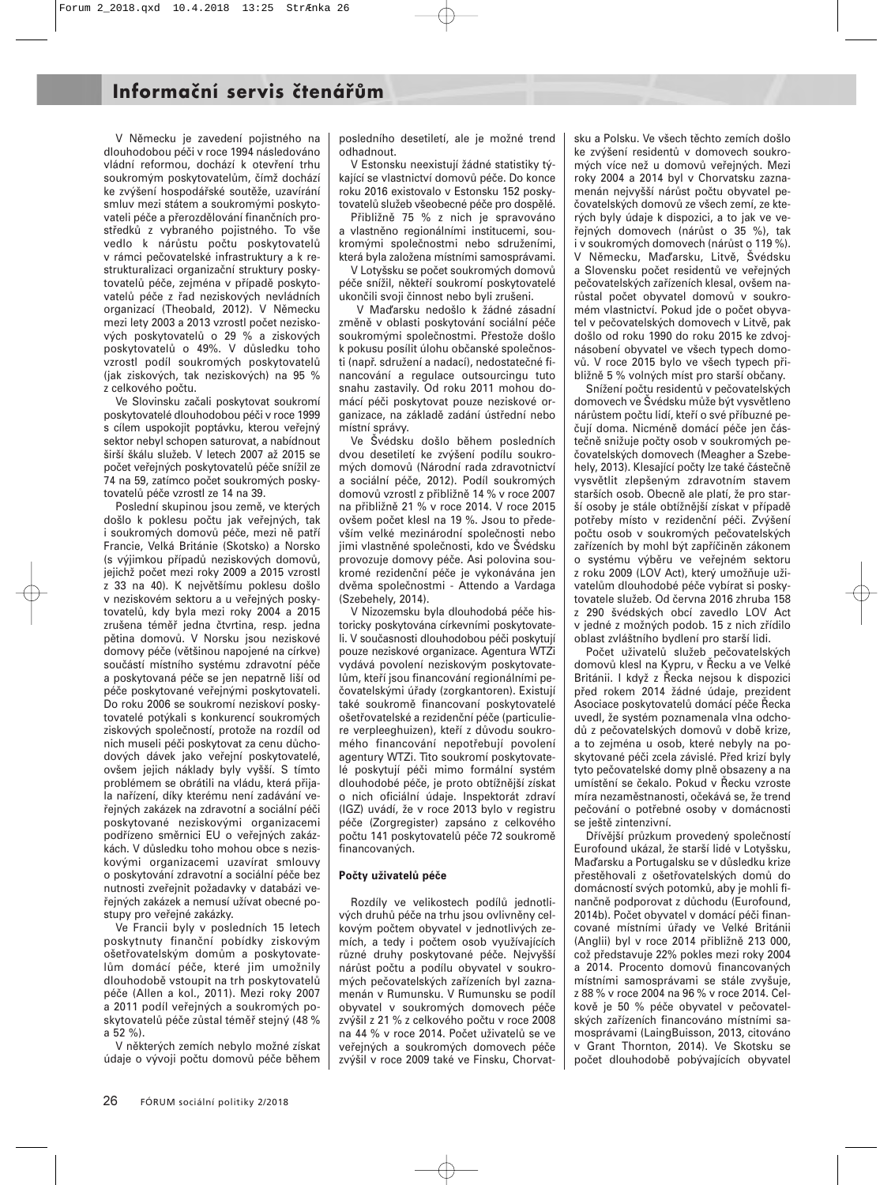V Německu je zavedení pojistného na dlouhodobou péči v roce 1994 následováno vládní reformou, dochází k otevření trhu soukromým poskytovatelům, čímž dochází ke zvýšení hospodářské soutěže, uzavírání smluv mezi státem a soukromými poskytovateli péče a přerozdělování finančních prostředků z vybraného pojistného. To vše vedlo k nárůstu počtu poskytovatelů v rámci pečovatelské infrastruktury a k restrukturalizaci organizační struktury poskytovatelů péče, zejména v případě poskytovatelů péče z řad neziskových nevládních organizací (Theobald, 2012). V Německu mezi lety 2003 a 2013 vzrostl počet neziskových poskytovatelů o 29 % a ziskových poskytovatelů o 49%. V důsledku toho vzrostl podíl soukromých poskytovatelů (jak ziskových, tak neziskových) na 95 % z celkového počtu.

Ve Slovinsku začali poskytovat soukromí poskytovatelé dlouhodobou péči v roce 1999 s cílem uspokojit poptávku, kterou veřejný sektor nebyl schopen saturovat, a nabídnout širší škálu služeb. V letech 2007 až 2015 se počet veřejných poskytovatelů péče snížil ze 74 na 59, zatímco počet soukromých poskytovatelů péče vzrostl ze 14 na 39.

Poslední skupinou jsou země, ve kterých došlo k poklesu počtu jak veřejných, tak i soukromých domovů péče, mezi ně patří Francie, Velká Británie (Skotsko) a Norsko (s výjimkou případů neziskových domovů, jejichž počet mezi roky 2009 a 2015 vzrostl z 33 na 40). K největšímu poklesu došlo v neziskovém sektoru a u veřejných poskytovatelů, kdy byla mezi roky 2004 a 2015 zrušena téměř jedna čtvrtina, resp. jedna pětina domovů. V Norsku jsou neziskové domovy péče (většinou napojené na církve) součástí místního systému zdravotní péče a poskytovaná péče se jen nepatrně liší od péče poskytované veřejnými poskytovateli. Do roku 2006 se soukromí neziskoví poskytovatelé potýkali s konkurencí soukromých ziskových společností, protože na rozdíl od nich museli péči poskytovat za cenu důchodových dávek jako veřejní poskytovatelé, ovšem jejich náklady byly vyšší. S tímto problémem se obrátili na vládu, která přijala nařízení, díky kterému není zadávání veřejných zakázek na zdravotní a sociální péči poskytované neziskovými organizacemi podřízeno směrnici EU o veřejných zakázkách. V důsledku toho mohou obce s neziskovými organizacemi uzavírat smlouvy o poskytování zdravotní a sociální péče bez nutnosti zveřejnit požadavky v databázi veřejných zakázek a nemusí užívat obecné postupy pro veřejné zakázky.

Ve Francii byly v posledních 15 letech poskytnuty finanční pobídky ziskovým ošetřovatelským domům a poskytovatelům domácí péče, které jim umožnily dlouhodobě vstoupit na trh poskytovatelů péče (Allen a kol., 2011). Mezi roky 2007 a 2011 podíl veřejných a soukromých poskytovatelů péče zůstal téměř stejný (48 % a 52 %).

V některých zemích nebylo možné získat údaje o vývoji počtu domovů péče během posledního desetiletí, ale je možné trend odhadnout.

V Estonsku neexistují žádné statistiky týkající se vlastnictví domovů péče. Do konce roku 2016 existovalo v Estonsku 152 poskytovatelů služeb všeobecné péče pro dospělé. Přibližně 75 % z nich je spravováno a vlastněno regionálními institucemi, soukromými společnostmi nebo sdruženími, která byla založena místními samosprávami.

V Lotyšsku se počet soukromých domovů péče snížil, někteří soukromí poskytovatelé ukončili svoji činnost nebo byli zrušeni.

V Maďarsku nedošlo k žádné zásadní změně v oblasti poskytování sociální péče soukromými společnostmi. Přestože došlo k pokusu posílit úlohu občanské společnosti (např. sdružení a nadací), nedostatečné financování a regulace outsourcingu tuto snahu zastavily. Od roku 2011 mohou domácí péči poskytovat pouze neziskové organizace, na základě zadání ústřední nebo místní správy.

Ve Švédsku došlo během posledních dvou desetiletí ke zvýšení podílu soukromých domovů (Národní rada zdravotnictví a sociální péče, 2012). Podíl soukromých domovů vzrostl z přibližně 14 % v roce 2007 na přibližně 21 % v roce 2014. V roce 2015 ovšem počet klesl na 19 %. Jsou to především velké mezinárodní společnosti nebo jimi vlastněné společnosti, kdo ve Švédsku provozuje domovy péče. Asi polovina soukromé rezidenční péče je vykonávána jen dvěma společnostmi - Attendo a Vardaga (Szebehely, 2014).

V Nizozemsku byla dlouhodobá péče historicky poskytována církevními poskytovateli. V současnosti dlouhodobou péči poskytují pouze neziskové organizace. Agentura WTZi vydává povolení neziskovým poskytovatelům, kteří jsou financování regionálními pečovatelskými úřady (zorgkantoren). Existují také soukromě financovaní poskytovatelé ošetřovatelské a rezidenční péče (particuliere verpleeghuizen), kteří z důvodu soukromého financování nepotřebují povolení agentury WTZi. Tito soukromí poskytovatelé poskytují péči mimo formální systém dlouhodobé péče, je proto obtížnější získat o nich oficiální údaje. Inspektorát zdraví (IGZ) uvádí, že v roce 2013 bylo v registru péče (Zorgregister) zapsáno z celkového počtu 141 poskytovatelů péče 72 soukromě financovaných.

#### Počty uživatelů péče

Rozdíly ve velikostech podílů jednotlivých druhů péče na trhu jsou ovlivněny celkovým počtem obyvatel v jednotlivých zemích, a tedy i počtem osob využívajících různé druhy poskytované péče. Nejvyšší nárůst počtu a podílu obyvatel v soukromých pečovatelských zařízeních byl zaznamenán v Rumunsku. V Rumunsku se podíl obyvatel v soukromých domovech péče zvýšil z 21 % z celkového počtu v roce 2008 na 44 % v roce 2014. Počet uživatelů se ve veřejných a soukromých domovech péče zvýšil v roce 2009 také ve Finsku, Chorvatsku a Polsku. Ve všech těchto zemích došlo ke zvýšení residentů v domovech soukromých více než u domovů veřejných. Mezi roky 2004 a 2014 byl v Chorvatsku zaznamenán nejvyšší nárůst počtu obyvatel pečovatelských domovů ze všech zemí, ze kterých byly údaje k dispozici, a to jak ve veřejných domovech (nárůst o 35 %), tak i v soukromých domovech (nárůst o 119 %). V Německu, Maďarsku, Litvě, Švédsku a Slovensku počet residentů ve veřejných pečovatelských zařízeních klesal, ovšem narůstal počet obyvatel domovů v soukromém vlastnictví. Pokud jde o počet obyvatel v pečovatelských domovech v Litvě, pak došlo od roku 1990 do roku 2015 ke zdvojnásobení obyvatel ve všech typech domovů. V roce 2015 bylo ve všech typech přibližně 5 % volných míst pro starší občany.

Snížení počtu residentů v pečovatelských domovech ve Švédsku může být vysvětleno nárůstem počtu lidí, kteří o své příbuzné pečují doma. Nicméně domácí péče jen částečně snižuje počty osob v soukromých pečovatelských domovech (Meagher a Szebehely, 2013). Klesající počty lze také částečně vysvětlit zlepšeným zdravotním stavem starších osob. Obecně ale platí, že pro starší osoby je stále obtížnější získat v případě potřeby místo v rezidenční péči. Zvýšení počtu osob v soukromých pečovatelských zařízeních by mohl být zapříčiněn zákonem o systému výběru ve veřejném sektoru z roku 2009 (LOV Act), který umožňuje uživatelům dlouhodobé péče vybírat si poskytovatele služeb. Od června 2016 zhruba 158 z 290 švédských obcí zavedlo LOV Act v jedné z možných podob. 15 z nich zřídilo oblast zvláštního bydlení pro starší lidi.

Počet uživatelů služeb pečovatelských domovů klesl na Kypru, v Řecku a ve Velké Británii. I když z Řecka nejsou k dispozici před rokem 2014 žádné údaje, prezident Asociace poskytovatelů domácí péče Řecka uvedl, že systém poznamenala vlna odchodů z pečovatelských domovů v době krize, a to zejména u osob, které nebyly na poskytované péči zcela závislé. Před krizí byly tyto pečovatelské domy plně obsazeny a na umístění se čekalo. Pokud v Řecku vzroste míra nezaměstnanosti, očekává se, že trend pečování o potřebné osoby v domácnosti se ještě zintenzivní.

Dřívější průzkum provedený společností Eurofound ukázal, že starší lidé v Lotyšsku, Maďarsku a Portugalsku se v důsledku krize přestěhovali z ošetřovatelských domů do domácností svých potomků, aby je mohli finančně podporovat z důchodu (Eurofound, 2014b). Počet obyvatel v domácí péči financované místními úřady ve Velké Británii (Anglii) byl v roce 2014 přibližně 213 000, což představuje 22% pokles mezi roky 2004 a 2014. Procento domovů financovaných místními samosprávami se stále zvyšuje, z 88 % v roce 2004 na 96 % v roce 2014. Celkově je 50 % péče obyvatel v pečovatelských zařízení financováno místními samosprávami (LaingBuisson, 2013, citováno v Grant Thornton, 2014). Ve Skotsku se počet dlouhodobě pobývajících obyvatel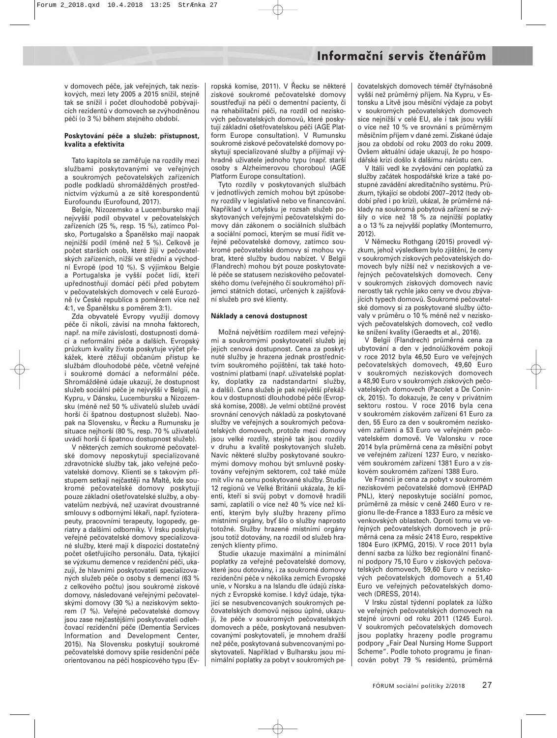v domovech péče, jak veřejných, tak neziskových, mezi lety 2005 a 2015 snížil, stejně tak se snížil i počet dlouhodobě pobývajících rezidentů v domovech se zvýhodněnou péčí (o 3 %) během stejného období.

### Poskytování péče a služeb: přístupnost, kvalita a efektivita

Tato kapitola se zaměřuje na rozdíly mezi službami poskytovanými ve veřejných a soukromých pečovatelských zařízeních podle podkladů shromážděných prostřednictvím výzkumů a ze sítě korespondentů Eurofoundu (Eurofound, 2017).

Belgie, Nizozemsko a Lucembursko mají nejvyšší podíl obyvatel v pečovatelských zařízeních (25 %, resp. 15 %), zatímco Polsko, Portugalsko a Španělsko mají naopak nejnižší podíl (méně než 5 %). Celkově je počet starších osob, které žijí v pečovatelských zařízeních, nižší ve střední a východní Evropě (pod 10 %). S výjimkou Belgie a Portugalska je vyšší počet lidí, kteří upřednostňují domácí péči před pobytem v pečovatelských domovech v celé Eurozóně (v České republice s poměrem více než 4:1, ve Španělsku s poměrem 3:1).

Zda obyvatelé Evropy využijí domovy péče či nikoli, závisí na mnoha faktorech, např. na míře závislosti, dostupnosti domácí a neformální péče a dalších. Evropský průzkum kvality života poskytuje výčet překážek, které ztěžují občanům přístup ke službám dlouhodobé péče, včetně veřejné i soukromé domácí a neformální péče. Shromážděné údaje ukazují, že dostupnost služeb sociální péče je nejvyšší v Belgii, na Kypru, v Dánsku, Lucembursku a Nizozemsku (méně než 50 % uživatelů služeb uvádí horší či špatnou dostupnost služeb). Naopak na Slovensku, v Řecku a Rumunsku je situace nejhorší (80 %, resp. 70 % uživatelů uvádí horší či špatnou dostupnost služeb).

V některých zemích soukromé pečovatelské domovy neposkytují specializované zdravotnické služby tak, jako veřejné pečovatelské domovy. Klienti se s takovým přístupem setkají nejčastěji na Maltě, kde soukromé pečovatelské domovy poskytují pouze základní ošetřovatelské služby, a obyvatelům nezbývá, než uzavírat dvoustranné smlouvy s odbornými lékaři, např. fyzioterapeuty, pracovními terapeuty, logopedy, geriatry a dalšími odborníky. V Irsku poskytují veřejné pečovatelské domovy specializované služby, které mají k dispozici dostatečný počet ošetřujícího personálu. Data, týkající se výzkumu demence v rezidenční péči, ukazují, že hlavními poskytovateli specializovaných služeb péče o osoby s demencí (63 % z celkového počtu) jsou soukromé ziskové domovy, následované veřejnými pečovatelskými domovy (30 %) a neziskovým sektorem (7 %). Veřejné pečovatelské domovy jsou zase nejčastějšími poskytovateli odlehčovací rezidenční péče (Dementia Services Information and Development Center, 2015). Na Slovensku poskytují soukromé pečovatelské domovy spíše rezidenční péče orientovanou na péči hospicového typu (Evropská komise, 2011). V Řecku se některé ziskové soukromé pečovatelské domovy soustřeďují na péči o dementní pacienty, či na rehabilitační péči, na rozdíl od neziskových pečovatelských domovů, které poskytují základní ošetřovatelskou péči (AGE Platform Europe consultation). V Rumunsku soukromé ziskové pečovatelské domovy poskytují specializované služby a přijímají výhradně uživatele jednoho typu (např. starší osoby s Alzheimerovou chorobou) (AGE Platform Europe consultation).

Tyto rozdíly v poskytovaných službách v jednotlivých zemích mohou být způsobeny rozdíly v legislativě nebo ve financování. Například v Lotyšsku je rozsah služeb poskytovaných veřejnými pečovatelskými domovy dán zákonem o sociálních službách a sociální pomoci, kterým se musí řídit veřejné pečovatelské domovy, zatímco soukromé pečovatelské domovy si mohou vybrat, které služby budou nabízet. V Belgii (Flandrech) mohou být pouze poskytovatelé péče se statusem neziskového pečovatelského domu (veřejného či soukromého) příjemci státních dotací, určených k zajišťování služeb pro své klienty.

### Náklady a cenová dostupnost

Možná největším rozdílem mezi veřejnými a soukromými poskytovateli služeb je jejich cenová dostupnost. Cena za poskytnuté služby je hrazena jednak prostřednictvím soukromého pojištění, tak také hotovostními platbami (např. uživatelské poplatky, doplatky za nadstandartní služby, a další). Cena služeb je pak největší překážkou v dostupnosti dlouhodobé péče (Evropská komise, 2008). Je velmi obtížné provést srovnání cenových nákladů za poskytované služby ve veřejných a soukromých pečovatelských domovech, protože mezi domovy jsou velké rozdíly, stejně tak jsou rozdíly v druhu a kvalitě poskytovaných služeb. Navíc některé služby poskytované soukromými domovy mohou být smluvně poskytovány veřejným sektorem, což také může mít vliv na cenu poskytované služby. Studie 12 regionů ve Velké Británii ukázala, že klienti, kteří si svůj pobyt v domově hradili sami, zaplatili o více než 40 % více než klienti, kterým byly služby hrazeny přímo místními orgány, byť šlo o služby naprosto totožné. Služby hrazené místními orgány jsou totiž dotovány, na rozdíl od služeb hrazených klienty přímo.

Studie ukazuje maximální a minimální poplatky za veřejné pečovatelské domovy, které jsou dotovány, i za soukromé domovy rezidenční péče v několika zemích Evropské unie, v Norsku a na Islandu dle údajů získaných z Evropské komise. I když údaje, týkající se nesubvencovaných soukromých pečovatelských domovů nejsou úplné, ukazují, že péče v soukromých pečovatelských domovech a péče, poskytovaná nesubvencovanými poskytovateli, je mnohem dražší než péče, poskytovaná subvencovanými poskytovateli. Například v Bulharsku jsou minimální poplatky za pobyt v soukromých pečovatelských domovech téměř čtyřnásobně vyšší než průměrný příjem. Na Kypru, v Estonsku a Litvě jsou měsíční výdaje za pobyt v soukromých pečovatelských domovech sice nejnižší v celé EU, ale i tak jsou vyšší o více než 10 % ve srovnání s průměrným měsíčním příjmem v dané zemi. Získané údaje jsou za období od roku 2003 do roku 2009. Ovšem aktuální údaje ukazují, že po hospodářské krizi došlo k dalšímu nárůstu cen.

V Itálii vedl ke zvyšování cen poplatků za služby začátek hospodářské krize a také postupné zavádění akreditačního systému. Průzkum, týkající se období 2007–2012 (tedy období před i po krizi), ukázal, že průměrné náklady na soukromá pobytová zařízení se zvýšily o více než 18 % za nejnižší poplatky a o 13 % za nejvyšší poplatky (Montemurro, 2012).

V Německu Rothgang (2015) provedl výzkum, jehož výsledkem bylo zjištění, že ceny v soukromých ziskových pečovatelských domovech byly nižší než v neziskových a veřejných pečovatelských domovech. Ceny v soukromých ziskových domovech navíc nerostly tak rychle jako ceny ve dvou zbývajících typech domovů. Soukromé pečovatelské domovy si za poskytované služby účtovaly v průměru o 10 % méně než v neziskových pečovatelských domovech, což vedlo ke snížení kvality (Geraedts et al., 2016).

V Belgii (Flandrech) průměrná cena za ubytování a den v jednolůžkovém pokoji v roce 2012 byla 46,50 Euro ve veřejných pečovatelských domovech, 49,60 Euro v soukromých neziskových domovech a 48,90 Euro v soukromých ziskových pečovatelských domovech (Pacolet a De Coninck, 2015). To dokazuje, že ceny v privátním sektoru rostou. V roce 2016 byla cena v soukromém ziskovém zařízení 61 Euro za den, 55 Euro za den v soukromém neziskovém zařízení a 53 Euro ve veřejném pečovatelském domově. Ve Valonsku v roce 2014 byla průměrná cena za měsíční pobyt ve veřejném zařízení 1237 Euro, v neziskovém soukromém zařízení 1381 Euro a v ziskovém soukromém zařízení 1388 Euro.

Ve Francii je cena za pobyt v soukromém neziskovém pečovatelském domově (EHPAD PNL), který neposkytuje sociální pomoc, průměrně za měsíc v ceně 2460 Euro v regionu Ile-de-France a 1833 Euro za měsíc ve venkovských oblastech. Oproti tomu ve veřejných pečovatelských domovech je průměrná cena za měsíc 2418 Euro, respektive 1804 Euro (KPMG, 2015). V roce 2011 byla denní sazba za lůžko bez regionální finanční podpory 75,10 Euro v ziskových pečovatelských domovech, 59,60 Euro v neziskových pečovatelských domovech a 51,40 Euro ve veřejných pečovatelských domovech (DRESS, 2014).

V Irsku zůstal týdenní poplatek za lůžko ve veřejných pečovatelských domovech na stejné úrovni od roku 2011 (1245 Euro). V soukromých pečovatelských domovech jsou poplatky hrazeny podle programu podpory „Fair Deal Nursing Home Support Scheme". Podle tohoto programu je financován pobyt 79 % residentů, průměrná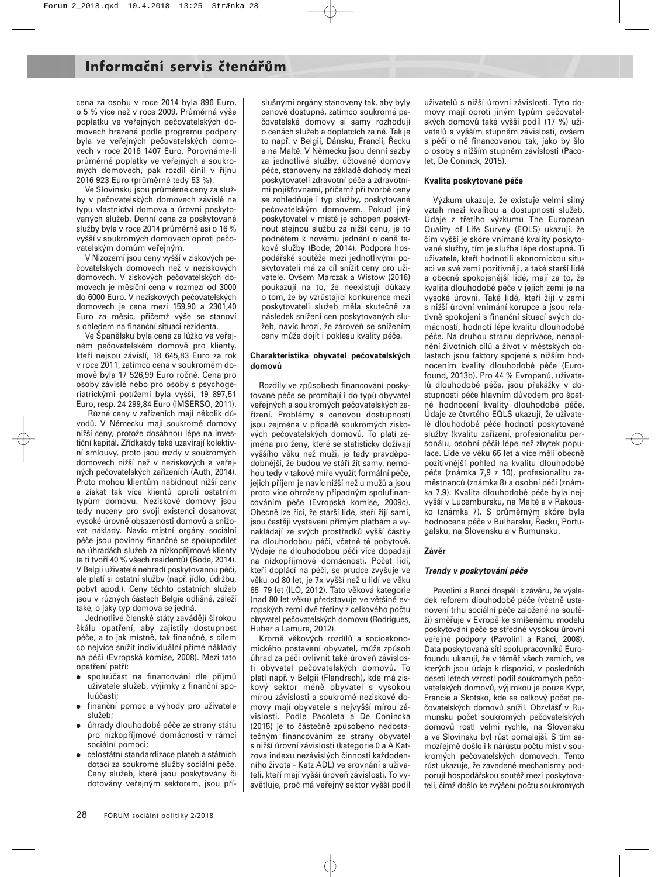cena za osobu v roce 2014 byla 896 Euro, o 5 % více než v roce 2009. Průměrná výše poplatku ve veřejných pečovatelských domovech hrazená podle programu podpory byla ve veřejných pečovatelských domovech v roce 2016 1407 Euro. Porovnáme-li průměrné poplatky ve veřejných a soukromých domovech, pak rozdíl činil v říjnu 2016 923 Euro (průměrně tedy 53 %).

Ve Slovinsku jsou průměrné ceny za služby v pečovatelských domovech závislé na typu vlastnictví domova a úrovni poskytovaných služeb. Denní cena za poskytované služby byla v roce 2014 průměrně asi o 16 % vyšší v soukromých domovech oproti pečovatelským domům veřejným.

V Nizozemí jsou ceny vyšší v ziskových pečovatelských domovech než v neziskových domovech. V ziskových pečovatelských domovech je měsíční cena v rozmezí od 3000 do 6000 Euro. V neziskových pečovatelských domovech je cena mezi 159,90 a 2301,40 Euro za měsíc, přičemž výše se stanoví s ohledem na finanční situaci rezidenta.

Ve Španělsku byla cena za lůžko ve veřejném pečovatelském domově pro klienty, kteří nejsou závislí, 18 645,83 Euro za rok v roce 2011, zatímco cena v soukromém domově byla 17 526,99 Euro ročně. Cena pro osoby závislé nebo pro osoby s psychogeriatrickými potížemi byla vyšší, 19 897,51 Euro, resp. 24 299,84 Euro (IMSERSO, 2011).

Různé ceny v zařízeních mají několik důvodů. V Německu mají soukromé domovy nižší ceny, protože dosáhnou lépe na investiční kapitál. Zřídkakdy také uzavírají kolektivní smlouvy, proto jsou mzdy v soukromých domovech nižší než v neziskových a veřejných pečovatelských zařízeních (Auth, 2014). Proto mohou klientům nabídnout nižší ceny a získat tak více klientů oproti ostatním typům domovů. Neziskové domovy jsou tedy nuceny pro svoji existenci dosahovat vysoké úrovně obsazenosti domovů a snižovat náklady. Navíc místní orgány sociální péče jsou povinny finančně se spolupodílet na úhradách služeb za nízkopříjmové klienty (a ti tvoří 40 % všech residentů) (Bode, 2014). V Belgii uživatelé nehradí poskytovanou péči, ale platí si ostatní služby (např. jídlo, údržbu, pobyt apod.). Ceny těchto ostatních služeb jsou v různých částech Belgie odlišné, záleží také, o jaký typ domova se jedná.

Jednotlivé členské státy zavádějí širokou škálu opatření, aby zajistily dostupnost péče, a to jak místně, tak finančně, s cílem co nejvíce snížit individuální přímé náklady na péči (Evropská komise, 2008). Mezi tato opatření patří:

- spoluúčast na financování dle příjmů uživatele služeb, výjimky z finanční spoluúčasti;
- finanční pomoc a výhody pro uživatele služeb;
- úhrady dlouhodobé péče ze strany státu pro nízkopříjmové domácnosti v rámci sociální pomoci;
- celostátní standardizace plateb a státních dotací za soukromé služby sociální péče. Ceny služeb, které jsou poskytovány či dotovány veřejným sektorem, jsou příslušnými orgány stanoveny tak, aby byly cenově dostupné, zatímco soukromé pečovatelské domovy si samy rozhodují o cenách služeb a doplatcích za ně. Tak je to např. v Belgii, Dánsku, Francii, Řecku a na Maltě. V Německu jsou denní sazby za jednotlivé služby, účtované domovy péče, stanoveny na základě dohody mezi poskytovateli zdravotní péče a zdravotními pojišťovnami, přičemž při tvorbě ceny se zohledňuje i typ služby, poskytované pečovatelským domovem. Pokud jiný poskytovatel v místě je schopen poskytnout stejnou službu za nižší cenu, je to podnětem k novému jednání o ceně takové služby (Bode, 2014). Podpora hospodářské soutěže mezi jednotlivými poskytovateli má za cíl snížit ceny pro uživatele. Ovšem Marczak a Wistow (2016) poukazují na to, že neexistují důkazy o tom, že by vzrůstající konkurence mezi poskytovateli služeb měla skutečně za následek snížení cen poskytovaných služeb, navíc hrozí, že zároveň se snížením ceny může dojít i poklesu kvality péče.

#### Charakteristika obyvatel pečovatelských domovů

Rozdíly ve způsobech financování poskytované péče se promítají i do typů obyvatel veřejných a soukromých pečovatelských zařízení. Problémy s cenovou dostupností jsou zejména v případě soukromých ziskových pečovatelských domovů. To platí zejména pro ženy, které se statisticky dožívají vyššího věku než muži, je tedy pravděpodobnější, že budou ve stáří žít samy, nemohou tedy v takové míře využít formální péče, jejich příjem je navíc nižší než u mužů a jsou proto více ohroženy případným spolufinancováním péče (Evropská komise, 2009c). Obecně lze říci, že starší lidé, kteří žijí sami, jsou častěji vystaveni přímým platbám a vynakládají ze svých prostředků vyšší částky na dlouhodobou péči, včetně té pobytové. Výdaje na dlouhodobou péči více dopadají na nízkopříjmové domácnosti. Počet lidí, kteří doplácí na péči, se prudce zvyšuje ve věku od 80 let, je 7x vyšší než u lidí ve věku 65–79 let (ILO, 2012). Tato věková kategorie (nad 80 let věku) představuje ve většině evropských zemí dvě třetiny z celkového počtu obyvatel pečovatelských domovů (Rodrigues, Huber a Lamura, 2012).

Kromě věkových rozdílů a socioekonomického postavení obyvatel, může způsob úhrad za péči ovlivnit také úroveň závislosti obyvatel pečovatelských domovů. To platí např. v Belgii (Flandrech), kde má ziskový sektor méně obyvatel s vysokou mírou závislosti a soukromé neziskové domovy mají obyvatele s nejvyšší mírou závislosti. Podle Pacoleta a De Coninecka (2015) je to částečně způsobeno nedostatečným financováním ze strany obyvatel s nižší úrovní závislosti (kategorie 0 a A Katzova indexu nezávislých činností každodenního života - Katz ADL) ve srovnání s uživateli, kteří mají vyšší úroveň závislosti. To vysvětluje, proč má veřejný sektor vyšší podíl uživatelů s nižší úrovní závislosti. Tyto domovy mají oproti jiným typům pečovatelských domovů také vyšší podíl (17 %) uživatelů s vyšším stupněm závislosti, ovšem s péčí o ně financovanou tak, jako by šlo o osoby s nižším stupněm závislosti (Pacolet, De Coninck, 2015).

#### Kvalita poskytované péče

Výzkum ukazuje, že existuje velmi silný vztah mezi kvalitou a dostupností služeb. Údaje z třetího výzkumu The European Quality of Life Survey (EQLS) ukázují, že čím vyšší je skóre vnímané kvality poskytované služby, tím je služba lépe dostupná. Ti uživatelé, kteří hodnotili ekonomickou situaci ve své zemi pozitivněji, a také starší lidé a obecně spokojenější lidé, mají za to, že kvalita dlouhodobé péče v jejich zemi je na vysoké úrovni. Také lidé, kteří žijí v zemi s nižší úrovní vnímání korupce a jsou relativně spokojeni s finanční situací svých domácností, hodnotí lépe kvalitu dlouhodobé péče. Na druhou stranu deprivace, nenaplnění životních cílů a život v městských oblastech jsou faktory spojené s nižším hodnocením kvality dlouhodobé péče (Eurofound, 2013b). Pro 44 % Evropanů, uživatelů dlouhodobé péče, jsou překážky v dostupnosti péče hlavním důvodem pro špatné hodnocení kvality dlouhodobé péče. Údaje ze čtvrtého EQLS ukazují, že uživatelé dlouhodobé péče hodnotí poskytované služby (kvalitu zařízení, profesionalitu personálu, osobní péči) lépe než zbytek populace. Lidé ve věku 65 let a více měli obecně pozitivnější pohled na kvalitu dlouhodobé péče (známka 7,9 z 10), profesionalitu zaměstnanců (známka 8) a osobní péči (známka 7,9). Kvalita dlouhodobé péče byla nejvyšší v Lucembursku, na Maltě a v Rakousku (známka 7). S průměrným skóre byla hodnocena péče v Bulharsku, Řecku, Portugalsku, na Slovensku a v Rumunsku.

#### Závěr

##### *Trendy v poskytování péče*

Pavolini a Ranci dospěli k závěru, že výsledek reforem dlouhodobé péče (včetně ustanovení trhu sociální péče založené na soutěži) směřuje v Evropě ke smíšenému modelu poskytování péče se středně vysokou úrovní veřejné podpory (Pavolini a Ranci, 2008). Data poskytovaná sítí spolupracovníků Eurofoundu ukazují, že v téměř všech zemích, ve kterých jsou údaje k dispozici, v posledních deseti letech vzrostl podíl soukromých pečovatelských domovů, výjimkou je pouze Kypr, Francie a Skotsko, kde se celkový počet pečovatelských domovů snížil. Obzvlášť v Rumunsku počet soukromých pečovatelských domovů rostl velmi rychle, na Slovensku a ve Slovinsku byl růst pomalejší. S tím samozřejmě došlo i k nárůstu počtu míst v soukromých pečovatelských domovech. Tento růst ukazuje, že zavedené mechanismy podporují hospodářskou soutěž mezi poskytovateli, čímž došlo ke zvýšení počtu soukromých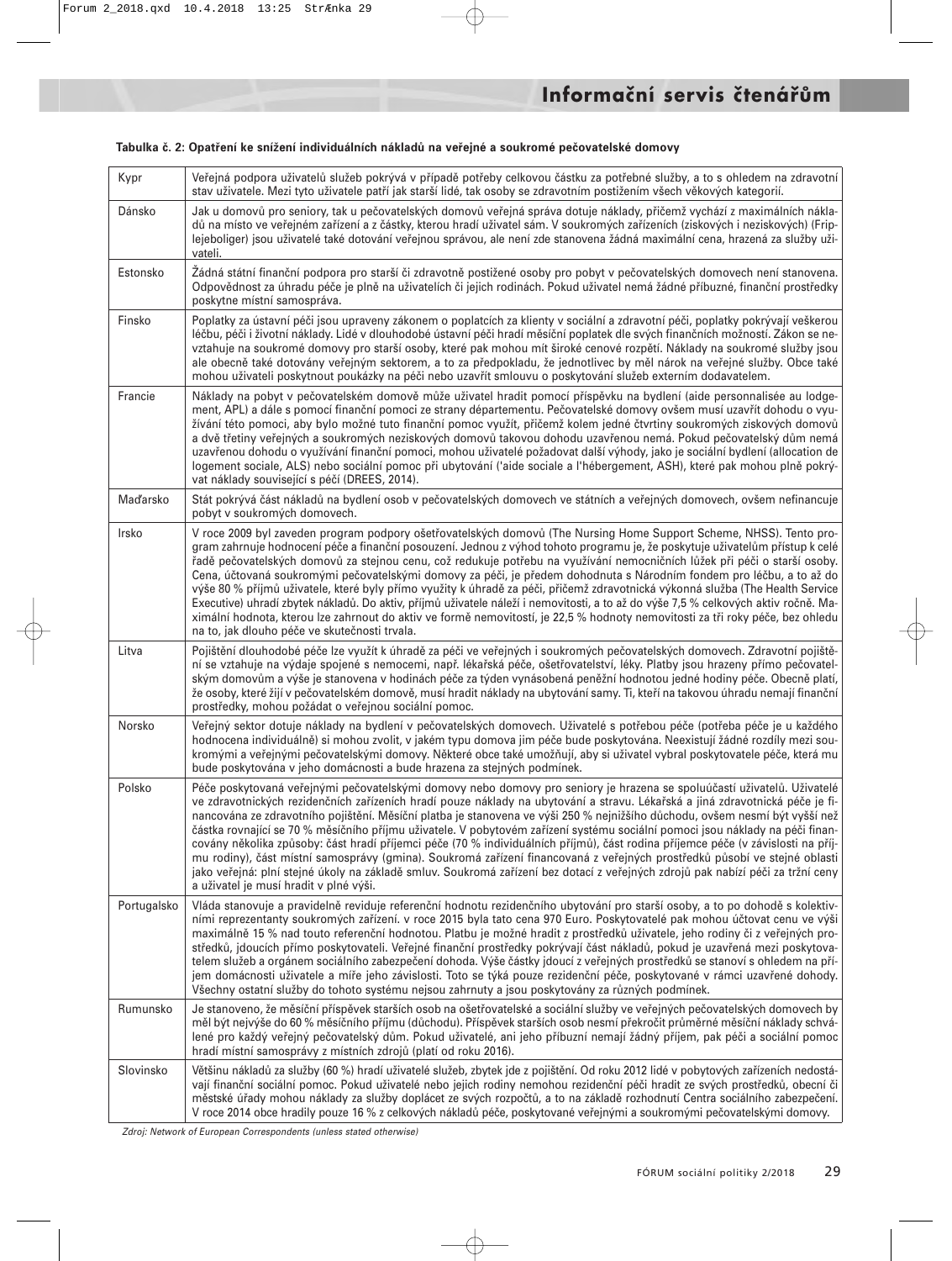**Tabulka č. 2: Opatření ke snížení individuálních nákladů na veřejné a soukromé pečovatelské domovy**

| | |
|---|---|
| Kypr | Veřejná podpora uživatelů služeb pokrývá v případě potřeby celkovou částku za potřebné služby, a to s ohledem na zdravotní stav uživatele. Mezi tyto uživatele patří jak starší lidé, tak osoby se zdravotním postižením všech věkových kategorií. |
| Dánsko | Jak u domovů pro seniory, tak u pečovatelských domovů veřejná správa dotuje náklady, přičemž vychází z maximálních nákladů na místo ve veřejném zařízení a z částky, kterou hradí uživatel sám. V soukromých zařízeních (ziskových i neziskových) (Friplejeboliger) jsou uživatelé také dotování veřejnou správou, ale není zde stanovena žádná maximální cena, hrazená za služby uživateli. |
| Estonsko | Žádná státní finanční podpora pro starší či zdravotně postižené osoby pro pobyt v pečovatelských domovech není stanovena. Odpovědnost za úhradu péče je plně na uživatelích či jejich rodinách. Pokud uživatel nemá žádné příbuzné, finanční prostředky poskytne místní samospráva. |
| Finsko | Poplatky za ústavní péči jsou upraveny zákonem o poplatcích za klienty v sociální a zdravotní péči, poplatky pokrývají veškerou léčbu, péči i životní náklady. Lidé v dlouhodobé ústavní péči hradí měsíční poplatek dle svých finančních možností. Zákon se nevztahuje na soukromé domovy pro starší osoby, které pak mohou mít široké cenové rozpětí. Náklady na soukromé služby jsou ale obecně také dotovány veřejným sektorem, a to za předpokladu, že jednotlivec by měl nárok na veřejné služby. Obce také mohou uživateli poskytnout poukázky na péči nebo uzavřít smlouvu o poskytování služeb externím dodavatelem. |
| Francie | Náklady na pobyt v pečovatelském domově může uživatel hradit pomocí příspěvku na bydlení (aide personnalisée au lodgement, APL) a dále s pomocí finanční pomoci ze strany départementu. Pečovatelské domovy ovšem musí uzavřít dohodu o využívání této pomoci, aby bylo možné tuto finanční pomoc využít, přičemž kolem jedné čtvrtiny soukromých ziskových domovů a dvě třetiny veřejných a soukromých neziskových domovů takovou dohodu uzavřenou nemá. Pokud pečovatelský dům nemá uzavřenou dohodu o využívání finanční pomoci, mohou uživatelé požadovat další výhody, jako je sociální bydlení (allocation de logement sociale, ALS) nebo sociální pomoc při ubytování ('aide sociale a l'hébergement, ASH), které pak mohou plně pokrývat náklady související s péčí (DREES, 2014). |
| Maďarsko | Stát pokrývá část nákladů na bydlení osob v pečovatelských domovech ve státních a veřejných domovech, ovšem nefinancuje pobyt v soukromých domovech. |
| Irsko | V roce 2009 byl zaveden program podpory ošetřovatelských domovů (The Nursing Home Support Scheme, NHSS). Tento program zahrnuje hodnocení péče a finanční posouzení. Jednou z výhod tohoto programu je, že poskytuje uživatelům přístup k celé řadě pečovatelských domovů za stejnou cenu, což redukuje potřebu na využívání nemocničních lůžek při péči o starší osoby. Cena, účtovaná soukromými pečovatelskými domovy za péči, je předem dohodnuta s Národním fondem pro léčbu, a to až do výše 80 % příjmů uživatele, které byly přímo využity k úhradě za péči, přičemž zdravotnická výkonná služba (The Health Service Executive) uhradí zbytek nákladů. Do aktiv, příjmů uživatele náleží i nemovitosti, a to až do výše 7,5 % celkových aktiv ročně. Maximální hodnota, kterou lze zahrnout do aktiv ve formě nemovitostí, je 22,5 % hodnoty nemovitosti za tři roky péče, bez ohledu na to, jak dlouho péče ve skutečnosti trvala. |
| Litva | Pojištění dlouhodobé péče lze využít k úhradě za péči ve veřejných i soukromých pečovatelských domovech. Zdravotní pojištění se vztahuje na výdaje spojené s nemocemi, např. lékařská péče, ošetřovatelství, léky. Platby jsou hrazeny přímo pečovatelským domovům a výše je stanovena v hodinách péče za týden vynásobená peněžní hodnotou jedné hodiny péče. Obecně platí, že osoby, které žijí v pečovatelském domově, musí hradit náklady na ubytování samy. Ti, kteří na takovou úhradu nemají finanční prostředky, mohou požádat o veřejnou sociální pomoc. |
| Norsko | Veřejný sektor dotuje náklady na bydlení v pečovatelských domovech. Uživatelé s potřebou péče (potřeba péče je u každého hodnocena individuálně) si mohou zvolit, v jakém typu domova jim péče bude poskytována. Neexistují žádné rozdíly mezi soukromými a veřejnými pečovatelskými domovy. Některé obce také umožňují, aby si uživatel vybral poskytovatele péče, která mu bude poskytována v jeho domácnosti a bude hrazena za stejných podmínek. |
| Polsko | Péče poskytovaná veřejnými pečovatelskými domovy nebo domovy pro seniory je hrazena se spoluúčastí uživatelů. Uživatelé ve zdravotnických rezidenčních zařízeních hradí pouze náklady na ubytování a stravu. Lékařská a jiná zdravotnická péče je financována ze zdravotního pojištění. Měsíční platba je stanovena ve výši 250 % nejnižšího důchodu, ovšem nesmí být vyšší než částka rovnající se 70 % měsíčního příjmu uživatele. V pobytovém zařízení systému sociální pomoci jsou náklady na péči financovány několika způsoby: část hradí příjemci péče (70 % individuálních příjmů), část rodina příjemce péče (v závislosti na příjmu rodiny), část místní samosprávy (gmina). Soukromá zařízení financovaná z veřejných prostředků působí ve stejné oblasti jako veřejná: plní stejné úkoly na základě smluv. Soukromá zařízení bez dotací z veřejných zdrojů pak nabízí péči za tržní ceny a uživatel je musí hradit v plné výši. |
| Portugalsko | Vláda stanovuje a pravidelně reviduje referenční hodnotu rezidenčního ubytování pro starší osoby, a to po dohodě s kolektivními reprezentanty soukromých zařízení. v roce 2015 byla tato cena 970 Euro. Poskytovatelé pak mohou účtovat cenu ve výši maximálně 15 % nad touto referenční hodnotou. Platbu je možné hradit z prostředků uživatele, jeho rodiny či z veřejných prostředků, jdoucích přímo poskytovateli. Veřejné finanční prostředky pokrývají část nákladů, pokud je uzavřena mezi poskytovatelem služeb a orgánem sociálního zabezpečení dohoda. Výše částky jdoucí z veřejných prostředků se stanoví s ohledem na příjem domácnosti uživatele a míře jeho závislosti. Toto se týká pouze rezidenční péče, poskytované v rámci uzavřené dohody. Všechny ostatní služby do tohoto systému nejsou zahrnuty a jsou poskytovány za různých podmínek. |
| Rumunsko | Je stanoveno, že měsíční příspěvek starších osob na ošetřovatelské a sociální služby ve veřejných pečovatelských domovech by měl být nejvýše do 60 % měsíčního příjmu (důchodu). Příspěvek starších osob nesmí překročit průměrné měsíční náklady schválené pro každý veřejný pečovatelský dům. Pokud uživatelé, ani jeho příbuzní nemají žádný příjem, pak péči a sociální pomoc hradí místní samosprávy z místních zdrojů (platí od roku 2016). |
| Slovinsko | Většinu nákladů za služby (60 %) hradí uživatelé služeb, zbytek jde z pojištění. Od roku 2012 lidé v pobytových zařízeních nedostávají finanční sociální pomoc. Pokud uživatelé nebo jejich rodiny nemohou rezidenční péči hradit ze svých prostředků, obecní či městské úřady mohou náklady za služby doplácet ze svých rozpočtů, a to na základě rozhodnutí Centra sociálního zabezpečení. V roce 2014 obce hradily pouze 16 % z celkových nákladů péče, poskytované veřejnými a soukromými pečovatelskými domovy. |

*Zdroj: Network of European Correspondents (unless stated otherwise)*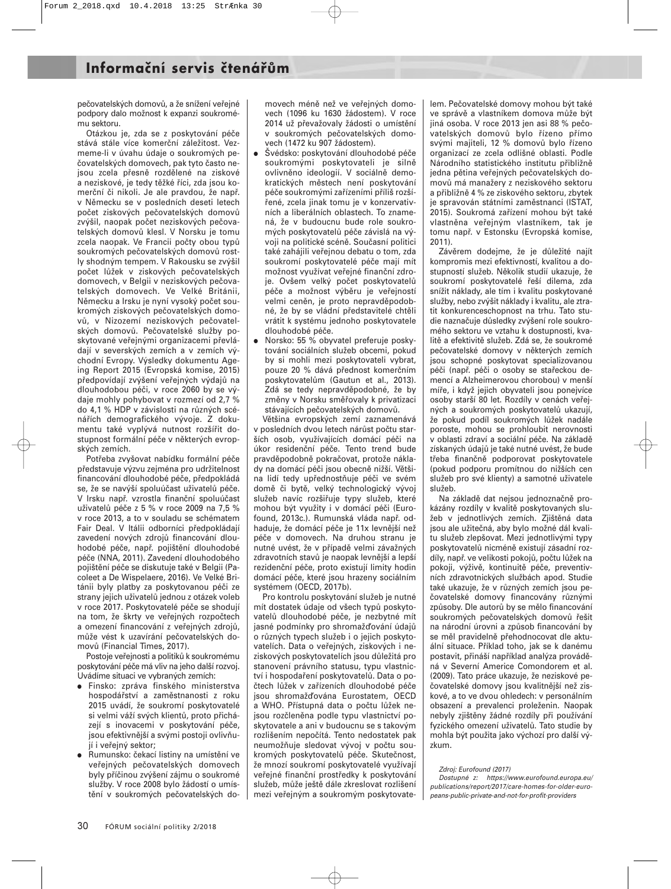pečovatelských domovů, a že snížení veřejné podpory dalo možnost k expanzi soukromému sektoru.

Otázkou je, zda se z poskytování péče stává stále více komerční záležitost. Vezmeme-li v úvahu údaje o soukromých pečovatelských domovech, pak tyto často nejsou zcela přesně rozdělené na ziskové a neziskové, je tedy těžké říci, zda jsou komerční či nikoli. Je ale pravdou, že např. v Německu se v posledních deseti letech počet ziskových pečovatelských domovů zvýšil, naopak počet neziskových pečovatelských domovů klesl. V Norsku je tomu zcela naopak. Ve Francii počty obou typů soukromých pečovatelských domovů rostly shodným tempem. V Rakousku se zvýšil počet lůžek v ziskových pečovatelských domovech, v Belgii v neziskových pečovatelských domovech. Ve Velké Británii, Německu a Irsku je nyní vysoký počet soukromých ziskových pečovatelských domovů, v Nizozemí neziskových pečovatelských domovů. Pečovatelské služby poskytované veřejnými organizacemi převládají v severských zemích a v zemích východní Evropy. Výsledky dokumentu Ageing Report 2015 (Evropská komise, 2015) předpovídají zvýšení veřejných výdajů na dlouhodobou péči, v roce 2060 by se výdaje mohly pohybovat v rozmezí od 2,7 % do 4,1 % HDP v závislosti na různých scénářích demografického vývoje. Z dokumentu také vyplývá nutnost rozšířit dostupnost formální péče v některých evropských zemích.

Potřeba zvyšovat nabídku formální péče představuje výzvu zejména pro udržitelnost financování dlouhodobé péče, předpokládá se, že se navýší spoluúčast uživatelů péče. V Irsku např. vzrostla finanční spoluúčast uživatelů péče z 5 % v roce 2009 na 7,5 % v roce 2013, a to v souladu se schématem Fair Deal. V Itálii odborníci předpokládají zavedení nových zdrojů financování dlouhodobé péče, např. pojištění dlouhodobé péče (NNA, 2011). Zavedení dlouhodobého pojištění péče se diskutuje také v Belgii (Pacolet a De Wispelaere, 2016). Ve Velké Británii byly platby za poskytovanou péči ze strany jejich uživatelů jednou z otázek voleb v roce 2017. Poskytovatelé péče se shodují na tom, že škrty ve veřejných rozpočtech a omezení financování z veřejných zdrojů, může vést k uzavírání pečovatelských domovů (Financial Times, 2017).

Postoje veřejnosti a politiků k soukromému poskytování péče má vliv na jeho další rozvoj. Uvádíme situaci ve vybraných zemích:

- Finsko: zpráva finského ministerstva hospodářství a zaměstnanosti z roku 2015 uvádí, že soukromí poskytovatelé si velmi váží svých klientů, proto přicházejí s inovacemi v poskytování péče, jsou efektivnější a svými postoji ovlivňují i veřejný sektor;
- Rumunsko: čekací listiny na umístění ve veřejných pečovatelských domovech byly příčinou zvýšení zájmu o soukromé služby. V roce 2008 bylo žádostí o umístění v soukromých pečovatelských domovech méně než ve veřejných domovech (1096 ku 1630 žádostem). V roce 2014 už převažovaly žádosti o umístění v soukromých pečovatelských domovech (1472 ku 907 žádostem).
- Švédsko: poskytování dlouhodobé péče soukromými poskytovateli je silně ovlivněno ideologií. V sociálně demokratických městech není poskytování péče soukromými zařízeními příliš rozšířené, zcela jinak tomu je v konzervativních a liberálních oblastech. To znamená, že v budoucnu bude role soukromých poskytovatelů péče závislá na vývoji na politické scéně. Současní politici také zahájili veřejnou debatu o tom, zda soukromí poskytovatelé péče mají mít možnost využívat veřejné finanční zdroje. Ovšem velký počet poskytovatelů péče a možnost výběru je veřejností velmi ceněn, je proto nepravděpodobné, že by se vládní představitelé chtěli vrátit k systému jednoho poskytovatele dlouhodobé péče.
- Norsko: 55 % obyvatel preferuje poskytování sociálních služeb obcemi, pokud by si mohli mezi poskytovateli vybrat, pouze 20 % dává přednost komerčním poskytovatelům (Gautun et al., 2013). Zdá se tedy nepravděpodobné, že by změny v Norsku směřovaly k privatizaci stávajících pečovatelských domovů.

Většina evropských zemí zaznamenává v posledních dvou letech nárůst počtu starších osob, využívajících domácí péči na úkor rezidenční péče. Tento trend bude pravděpodobně pokračovat, protože náklady na domácí péči jsou obecně nižší. Většina lidí tedy upřednostňuje péči ve svém domě či bytě, velký technologický vývoj služeb navíc rozšiřuje typy služeb, které mohou být využity i v domácí péči (Eurofound, 2013c.). Rumunská vláda např. odhaduje, že domácí péče je 11x levnější než péče v domovech. Na druhou stranu je nutné uvést, že v případě velmi závažných zdravotních stavů je naopak levnější a lepší rezidenční péče, proto existují limity hodin domácí péče, které jsou hrazeny sociálním systémem (OECD, 2017b).

Pro kontrolu poskytování služeb je nutné mít dostatek údaje od všech typů poskytovatelů dlouhodobé péče, je nezbytné mít jasné podmínky pro shromažďování údajů o různých typech služeb i o jejich poskytovatelích. Data o veřejných, ziskových i neziskových poskytovatelích jsou důležitá pro stanovení právního statusu, typu vlastnictví i hospodaření poskytovatelů. Data o počtech lůžek v zařízeních dlouhodobé péče jsou shromažďována Eurostatem, OECD a WHO. Přístupná data o počtu lůžek nejsou rozčleněna podle typu vlastnictví poskytovatele a ani v budoucnu se s takovým rozlišením nepočítá. Tento nedostatek pak neumožňuje sledovat vývoj v počtu soukromých poskytovatelů péče. Skutečnost, že mnozí soukromí poskytovatelé využívají veřejné finanční prostředky k poskytování služeb, může ještě dále zkreslovat rozlišení mezi veřejným a soukromým poskytovatelem. Pečovatelské domovy mohou být také ve správě a vlastníkem domova může být jiná osoba. V roce 2013 jen asi 88 % pečovatelských domovů bylo řízeno přímo svými majiteli, 12 % domovů bylo řízeno organizací ze zcela odlišné oblasti. Podle Národního statistického institutu přibližně jedna pětina veřejných pečovatelských domovů má manažery z neziskového sektoru a přibližně 4 % ze ziskového sektoru, zbytek je spravován státními zaměstnanci (ISTAT, 2015). Soukromá zařízení mohou být také vlastněna veřejným vlastníkem, tak je tomu např. v Estonsku (Evropská komise, 2011).

Závěrem dodejme, že je důležité najít kompromis mezi efektivností, kvalitou a dostupností služeb. Několik studií ukazuje, že soukromí poskytovatelé řeší dilema, zda snížit náklady, ale tím i kvalitu poskytované služby, nebo zvýšit náklady i kvalitu, ale ztratit konkurenceschopnost na trhu. Tato studie naznačuje důsledky zvýšení role soukromého sektoru ve vztahu k dostupnosti, kvalitě a efektivitě služeb. Zdá se, že soukromé pečovatelské domovy v některých zemích jsou schopné poskytovat specializovanou péči (např. péči o osoby se stařeckou demencí a Alzheimerovou chorobou) v menší míře, i když jejich obyvateli jsou ponejvíce osoby starší 80 let. Rozdíly v cenách veřejných a soukromých poskytovatelů ukazují, že pokud podíl soukromých lůžek nadále poroste, mohou se prohloubit nerovnosti v oblasti zdraví a sociální péče. Na základě získaných údajů je také nutné uvést, že bude třeba finančně podporovat poskytovatele (pokud podporu promítnou do nižších cen služeb pro své klienty) a samotné uživatele služeb.

Na základě dat nejsou jednoznačně prokázány rozdíly v kvalitě poskytovaných služeb v jednotlivých zemích. Zjištěná data jsou ale užitečná, aby bylo možné dál kvalitu služeb zlepšovat. Mezi jednotlivými typy poskytovatelů nicméně existují zásadní rozdíly, např. ve velikosti pokojů, počtu lůžek na pokoji, výživě, kontinuitě péče, preventivních zdravotnických službách apod. Studie také ukazuje, že v různých zemích jsou pečovatelské domovy financovány různými způsoby. Dle autorů by se mělo financování soukromých pečovatelských domovů řešit na národní úrovni a způsob financování by se měl pravidelně přehodnocovat dle aktuální situace. Příklad toho, jak se k danému postavit, přináší například analýza prováděná v Severní Americe Comondorem et al. (2009). Tato práce ukazuje, že neziskové pečovatelské domovy jsou kvalitnější než ziskové, a to ve dvou ohledech: v personálním obsazení a prevalenci proleženin. Naopak nebyly zjištěny žádné rozdíly při používání fyzického omezení uživatelů. Tato studie by mohla být použita jako výchozí pro další výzkum.

*Zdroj: Eurofound (2017)*

*Dostupné z: https://www.eurofound.europa.eu/publications/report/2017/care-homes-for-older-europeans-public-private-and-not-for-profit-providers*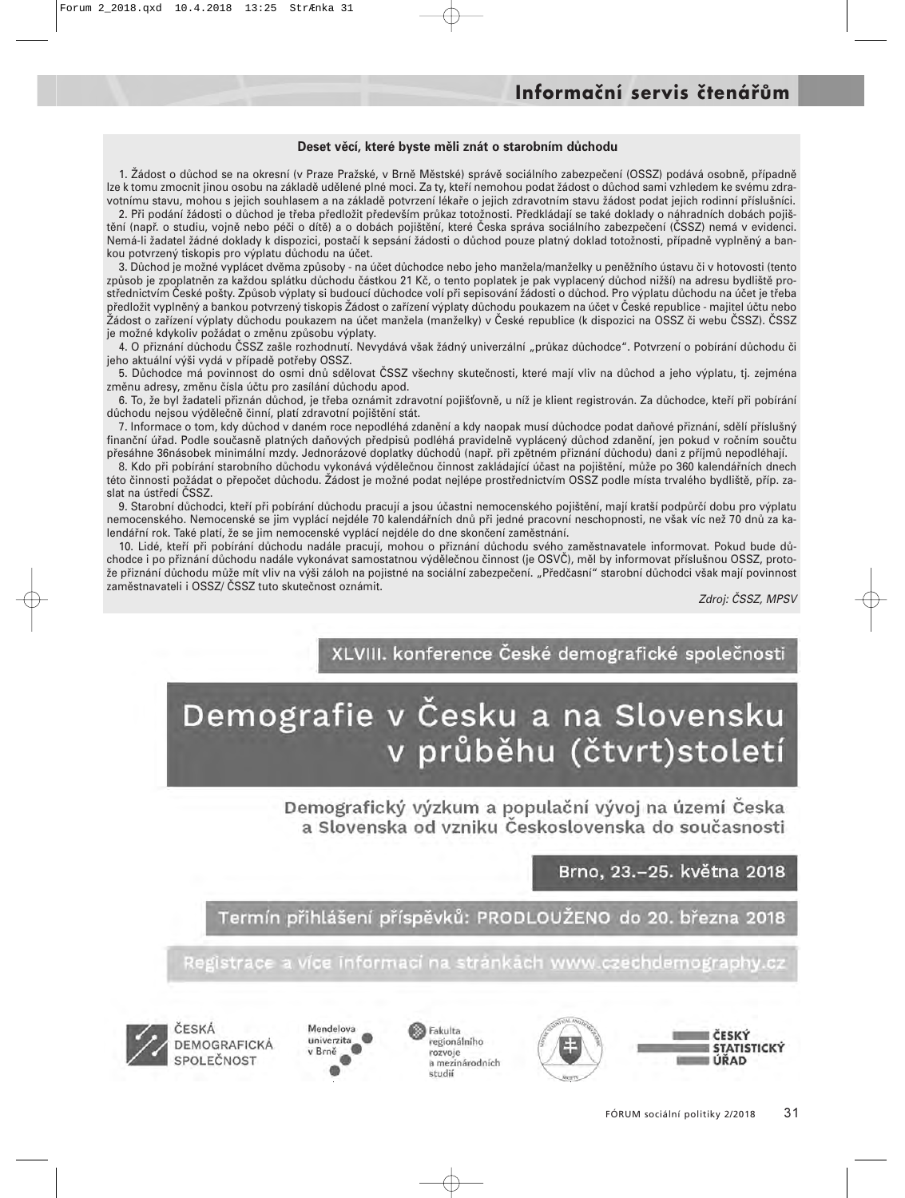## Deset věcí, které byste měli znát o starobním důchodu

1. Žádost o důchod se na okresní (v Praze Pražské, v Brně Městské) správě sociálního zabezpečení (OSSZ) podává osobně, případně lze k tomu zmocnit jinou osobu na základě udělené plné moci. Za ty, kteří nemohou podat žádost o důchod sami vzhledem ke svému zdravotnímu stavu, mohou s jejich souhlasem a na základě potvrzení lékaře o jejich zdravotním stavu žádost podat jejich rodinní příslušníci.

2. Při podání žádosti o důchod je třeba předložit především průkaz totožnosti. Předkládají se také doklady o náhradních dobách pojištění (např. o studiu, vojně nebo péči o dítě) a o dobách pojištění, které Česká správa sociálního zabezpečení (ČSSZ) nemá v evidenci. Nemá-li žadatel žádné doklady k dispozici, postačí k sepsání žádosti o důchod pouze platný doklad totožnosti, případně vyplněný a bankou potvrzený tiskopis pro výplatu důchodu na účet.

3. Důchod je možné vyplácet dvěma způsoby - na účet důchodce nebo jeho manžela/manželky u peněžního ústavu či v hotovosti (tento způsob je zpoplatněn za každou splátku důchodu částkou 21 Kč, o tento poplatek je pak vyplacený důchod nižší) na adresu bydliště prostřednictvím České pošty. Způsob výplaty si budoucí důchodce volí při sepisování žádosti o důchod. Pro výplatu důchodu na účet je třeba předložit vyplněný a bankou potvrzený tiskopis Žádost o zařízení výplaty důchodu poukazem na účet v České republice - majitel účtu nebo Žádost o zařízení výplaty důchodu poukazem na účet manžela (manželky) v České republice (k dispozici na OSSZ či webu ČSSZ). ČSSZ je možné kdykoliv požádat o změnu způsobu výplaty.

4. O přiznání důchodu ČSSZ zašle rozhodnutí. Nevydává však žádný univerzální „průkaz důchodce". Potvrzení o pobírání důchodu či jeho aktuální výši vydá v případě potřeby OSSZ.

5. Důchodce má povinnost do osmi dnů sdělovat ČSSZ všechny skutečnosti, které mají vliv na důchod a jeho výplatu, tj. zejména změnu adresy, změnu čísla účtu pro zasílání důchodu apod.

6. To, že byl žadateli přiznán důchod, je třeba oznámit zdravotní pojišťovně, u níž je klient registrován. Za důchodce, kteří při pobírání důchodu nejsou výdělečně činní, platí zdravotní pojištění stát.

7. Informace o tom, kdy důchod v daném roce nepodléhá zdanění a kdy naopak musí důchodce podat daňové přiznání, sdělí příslušný finanční úřad. Podle současně platných daňových předpisů podléhá pravidelně vyplácený důchod zdanění, jen pokud v ročním součtu přesáhne 36násobek minimální mzdy. Jednorázové doplatky důchodů (např. při zpětném přiznání důchodu) dani z příjmů nepodléhají.

8. Kdo při pobírání starobního důchodu vykonává výdělečnou činnost zakládající účast na pojištění, může po 360 kalendářních dnech této činnosti požádat o přepočet důchodu. Žádost je možné podat nejlépe prostřednictvím OSSZ podle místa trvalého bydliště, příp. zaslat na ústředí ČSSZ.

9. Starobní důchodci, kteří při pobírání důchodu pracují a jsou účastni nemocenského pojištění, mají kratší podpůrčí dobu pro výplatu nemocenského. Nemocenské se jim vyplácí nejdéle 70 kalendářních dnů při jedné pracovní neschopnosti, ne však víc než 70 dnů za kalendářní rok. Také platí, že se jim nemocenské vyplácí nejdéle do dne skončení zaměstnání.

10. Lidé, kteří při pobírání důchodu nadále pracují, mohou o přiznání důchodu svého zaměstnavatele informovat. Pokud bude důchodce i po přiznání důchodu nadále vykonávat samostatnou výdělečnou činnost (je OSVČ), měl by informovat příslušnou OSSZ, protože přiznání důchodu může mít vliv na výši záloh na pojistné na sociální zabezpečení. „Předčasní" starobní důchodci však mají povinnost zaměstnavateli i OSSZ/ ČSSZ tuto skutečnost oznámit.

*Zdroj: ČSSZ, MPSV*

XLVIII. konference České demografické společnosti

# Demografie v Česku a na Slovensku v průběhu (čtvrt)století

### Demografický výzkum a populační vývoj na území Česka a Slovenska od vzniku Československa do současnosti

**Brno, 23.–25. května 2018**

**Termín přihlášení příspěvků: PRODLOUŽENO do 20. března 2018**

Registrace a více informací na stránkách www.czechdemography.cz

Česká demografická společnost | Mendelova univerzita v Brně | Fakulta regionálního rozvoje a mezinárodních studií | Český statistický úřad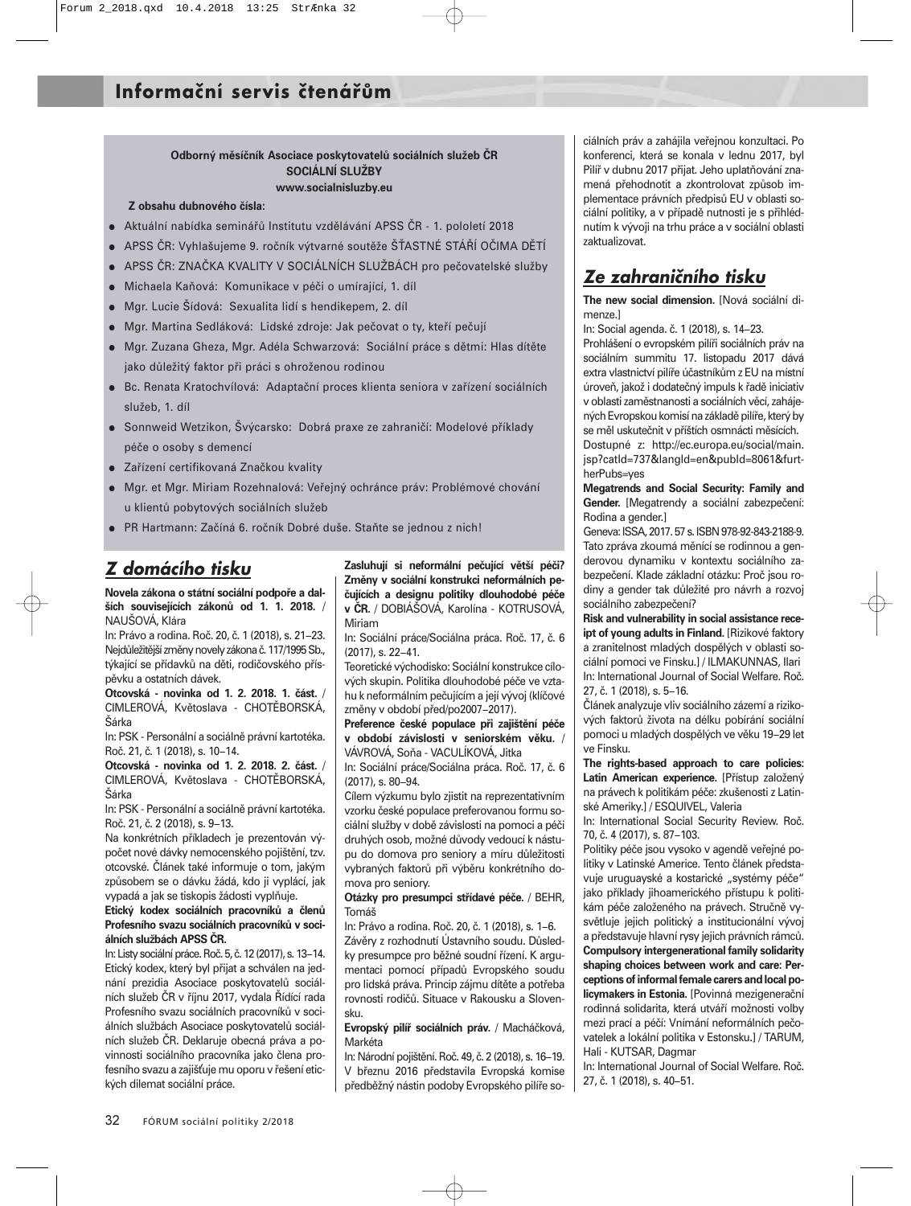# Informační servis čtenářům

**Odborný měsíčník Asociace poskytovatelů sociálních služeb ČR**
**SOCIÁLNÍ SLUŽBY**
**www.socialnisluzby.eu**

**Z obsahu dubnového čísla:**

- Aktuální nabídka seminářů Institutu vzdělávání APSS ČR - 1. pololetí 2018
- APSS ČR: Vyhlašujeme 9. ročník výtvarné soutěže ŠŤASTNÉ STÁŘÍ OČIMA DĚTÍ
- APSS ČR: ZNAČKA KVALITY V SOCIÁLNÍCH SLUŽBÁCH pro pečovatelské služby
- Michaela Kaňová: Komunikace v péči o umírající, 1. díl
- Mgr. Lucie Šídová: Sexualita lidí s hendikepem, 2. díl
- Mgr. Martina Sedláková: Lidské zdroje: Jak pečovat o ty, kteří pečují
- Mgr. Zuzana Gheza, Mgr. Adéla Schwarzová: Sociální práce s dětmi: Hlas dítěte jako důležitý faktor při práci s ohroženou rodinou
- Bc. Renata Kratochvílová: Adaptační proces klienta seniora v zařízení sociálních služeb, 1. díl
- Sonnweid Wetzikon, Švýcarsko: Dobrá praxe ze zahraničí: Modelové příklady péče o osoby s demencí
- Zařízení certifikovaná Značkou kvality
- Mgr. et Mgr. Miriam Rozehnalová: Veřejný ochránce práv: Problémové chování u klientů pobytových sociálních služeb
- PR Hartmann: Začíná 6. ročník Dobré duše. Staňte se jednou z nich!

## *Z domácího tisku*

**Novela zákona o státní sociální podpoře a dalších souvisejících zákonů od 1. 1. 2018.** / NAUŠOVÁ, Klára

In: Právo a rodina. Roč. 20, č. 1 (2018), s. 21–23.
Nejdůležitější změny novely zákona č. 117/1995 Sb., týkající se přídavků na děti, rodičovského příspěvku a ostatních dávek.

**Otcovská - novinka od 1. 2. 2018. 1. část.** / CIMLEROVÁ, Květoslava - CHOTĚBORSKÁ, Šárka

In: PSK - Personální a sociálně právní kartotéka. Roč. 21, č. 1 (2018), s. 10–14.

**Otcovská - novinka od 1. 2. 2018. 2. část.** / CIMLEROVÁ, Květoslava - CHOTĚBORSKÁ, Šárka

In: PSK - Personální a sociálně právní kartotéka. Roč. 21, č. 2 (2018), s. 9–13.
Na konkrétních příkladech je prezentován výpočet nové dávky nemocenského pojištění, tzv. otcovské. Článek také informuje o tom, jakým způsobem se o dávku žádá, kdo ji vyplácí, jak vypadá a jak se tiskopis žádosti vyplňuje.

**Etický kodex sociálních pracovníků a členů Profesního svazu sociálních pracovníků v sociálních službách APSS ČR.**

In: Listy sociální práce. Roč. 5, č. 12 (2017), s. 13–14.
Etický kodex, který byl přijat a schválen na jednání prezidia Asociace poskytovatelů sociálních služeb ČR v říjnu 2017, vydala Řídící rada Profesního svazu sociálních pracovníků v sociálních službách Asociace poskytovatelů sociálních služeb ČR. Deklaruje obecná práva a povinnosti sociálního pracovníka jako člena profesního svazu a zajišťuje mu oporu v řešení etických dilemat sociální práce.

**Zasluhují si neformální pečující větší péči? Změny v sociální konstrukci neformálních pečujících a designu politiky dlouhodobé péče v ČR.** / DOBIÁŠOVÁ, Karolína - KOTRUSOVÁ, Miriam

In: Sociální práce/Sociálna práca. Roč. 17, č. 6 (2017), s. 22–41.
Teoretické východisko: Sociální konstrukce cílových skupin. Politika dlouhodobé péče ve vztahu k neformálním pečujícím a její vývoj (klíčové změny v období před/po2007–2017).

**Preference české populace při zajištění péče v období závislosti v seniorském věku.** / VÁVROVÁ, Soňa - VACULÍKOVÁ, Jitka

In: Sociální práce/Sociálna práca. Roč. 17, č. 6 (2017), s. 80–94.
Cílem výzkumu bylo zjistit na reprezentativním vzorku české populace preferovanou formu sociální služby v době závislosti na pomoci a péči druhých osob, možné důvody vedoucí k nástupu do domova pro seniory a míru důležitosti vybraných faktorů při výběru konkrétního domova pro seniory.

**Otázky pro presumpci střídavé péče.** / BEHR, Tomáš

In: Právo a rodina. Roč. 20, č. 1 (2018), s. 1–6.
Závěry z rozhodnutí Ústavního soudu. Důsledky presumpce pro běžné soudní řízení. K argumentaci pomocí případů Evropského soudu pro lidská práva. Princip zájmu dítěte a potřeba rovnosti rodičů. Situace v Rakousku a Slovensku.

**Evropský pilíř sociálních práv.** / Macháčková, Markéta

In: Národní pojištění. Roč. 49, č. 2 (2018), s. 16–19.
V březnu 2016 představila Evropská komise předběžný nástin podoby Evropského pilíře sociálních práv a zahájila veřejnou konzultaci. Po konferenci, která se konala v lednu 2017, byl Pilíř v dubnu 2017 přijat. Jeho uplatňování znamená přehodnotit a zkontrolovat způsob implementace právních předpisů EU v oblasti sociální politiky, a v případě nutnosti je s přihlédnutím k vývoji na trhu práce a v sociální oblasti zaktualizovat.

## *Ze zahraničního tisku*

**The new social dimension.** [Nová sociální dimenze.]

In: Social agenda. č. 1 (2018), s. 14–23.
Prohlášení o evropském pilíři sociálních práv na sociálním summitu 17. listopadu 2017 dává extra vlastnictví pilíře účastníkům z EU na místní úroveň, jakož i dodatečný impuls k řadě iniciativ v oblasti zaměstnanosti a sociálních věcí, zahájených Evropskou komisí na základě pilíře, který by se měl uskutečnit v příštích osmnácti měsících.
Dostupné z: http://ec.europa.eu/social/main.jsp?catId=737&langId=en&pubId=8061&furtherPubs=yes

**Megatrends and Social Security: Family and Gender.** [Megatrendy a sociální zabezpečení: Rodina a gender.]

Geneva: ISSA, 2017. 57 s. ISBN 978-92-843-2188-9.
Tato zpráva zkoumá měnící se rodinnou a genderovou dynamiku v kontextu sociálního zabezpečení. Klade základní otázku: Proč jsou rodiny a gender tak důležité pro návrh a rozvoj sociálního zabezpečení?

**Risk and vulnerability in social assistance receipt of young adults in Finland.** [Rizikové faktory a zranitelnost mladých dospělých v oblasti sociální pomoci ve Finsku.] / ILMAKUNNAS, Ilari

In: International Journal of Social Welfare. Roč. 27, č. 1 (2018), s. 5–16.
Článek analyzuje vliv sociálního zázemí a rizikových faktorů života na délku pobírání sociální pomoci u mladých dospělých ve věku 19–29 let ve Finsku.

**The rights-based approach to care policies: Latin American experience.** [Přístup založený na právech k politikám péče: zkušenosti z Latinské Ameriky.] / ESQUIVEL, Valeria

In: International Social Security Review. Roč. 70, č. 4 (2017), s. 87–103.
Politiky péče jsou vysoko v agendě veřejné politiky v Latinské Americe. Tento článek představuje uruguayské a kostarické „systémy péče" jako příklady jihoamerického přístupu k politikám péče založeného na právech. Stručně vysvětluje jejich politický a institucionální vývoj a představuje hlavní rysy jejich právních rámců.

**Compulsory intergenerational family solidarity shaping choices between work and care: Perceptions of informal female carers and local policymakers in Estonia.** [Povinná mezigenerační rodinná solidarita, která utváří možnosti volby mezi prací a péčí: Vnímání neformálních pečovatelek a lokální politika v Estonsku.] / TARUM, Hali - KUTSAR, Dagmar

In: International Journal of Social Welfare. Roč. 27, č. 1 (2018), s. 40–51.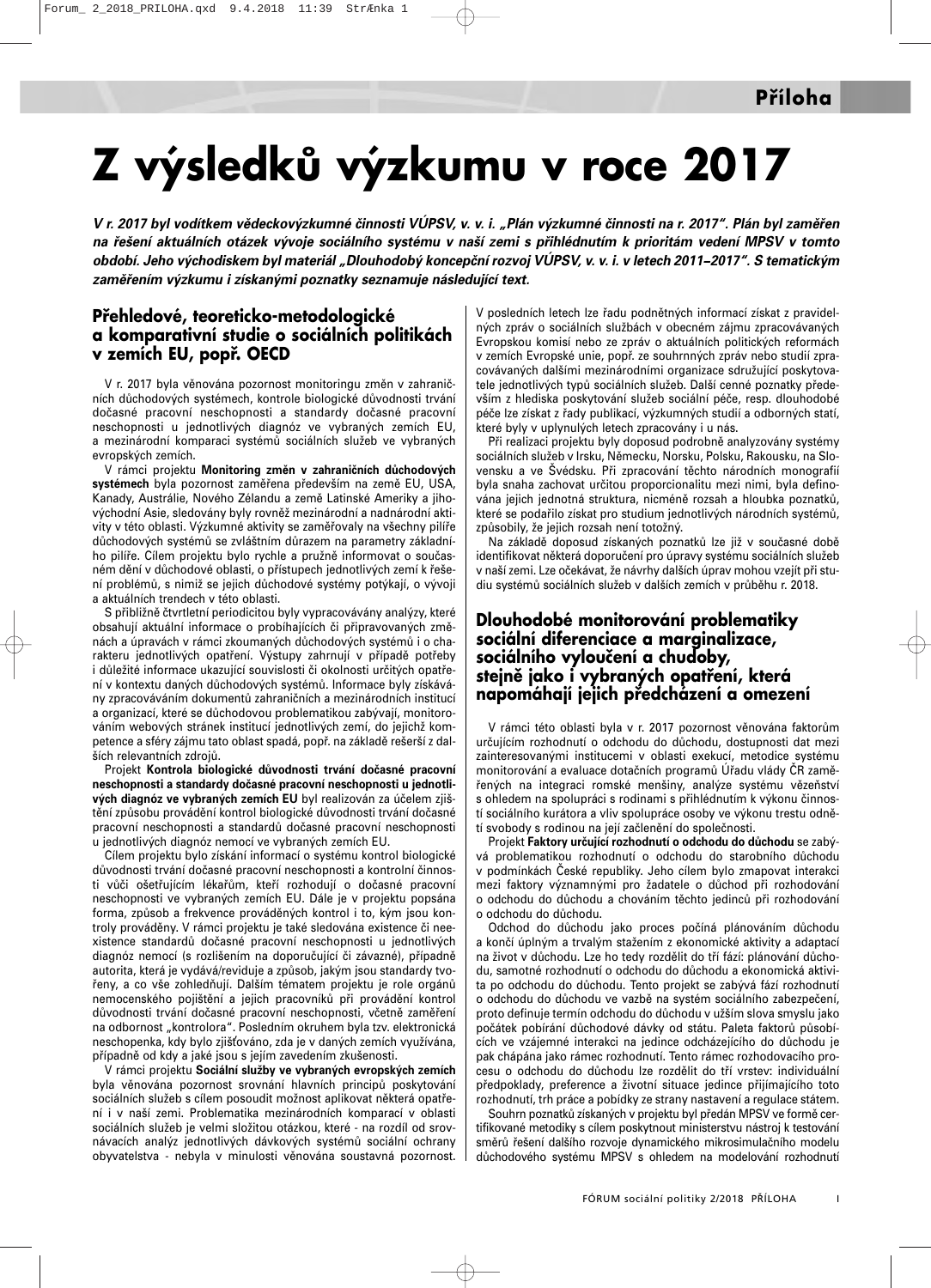# Z výsledků výzkumu v roce 2017

***V r. 2017 byl vodítkem vědeckovýzkumné činnosti VÚPSV, v. v. i. „Plán výzkumné činnosti na r. 2017". Plán byl zaměřen na řešení aktuálních otázek vývoje sociálního systému v naší zemi s přihlédnutím k prioritám vedení MPSV v tomto období. Jeho východiskem byl materiál „Dlouhodobý koncepční rozvoj VÚPSV, v. v. i. v letech 2011–2017". S tematickým zaměřením výzkumu i získanými poznatky seznamuje následující text.***

## Přehledové, teoreticko-metodologické a komparativní studie o sociálních politikách v zemích EU, popř. OECD

V r. 2017 byla věnována pozornost monitoringu změn v zahraničních důchodových systémech, kontrole biologické důvodnosti trvání dočasné pracovní neschopnosti a standardy dočasné pracovní neschopnosti u jednotlivých diagnóz ve vybraných zemích EU, a mezinárodní komparaci systémů sociálních služeb ve vybraných evropských zemích.

V rámci projektu **Monitoring změn v zahraničních důchodových systémech** byla pozornost zaměřena především na země EU, USA, Kanady, Austrálie, Nového Zélandu a země Latinské Ameriky a jihovýchodní Asie, sledovány byly rovněž mezinárodní a nadnárodní aktivity v této oblasti. Výzkumné aktivity se zaměřovaly na všechny pilíře důchodových systémů se zvláštním důrazem na parametry základního pilíře. Cílem projektu bylo rychle a pružně informovat o současném dění v důchodové oblasti, o přístupech jednotlivých zemí k řešení problémů, s nimiž se jejich důchodové systémy potýkají, o vývoji a aktuálních trendech v této oblasti.

S přibližně čtvrtletní periodicitou byly vypracovávány analýzy, které obsahují aktuální informace o probíhajících či připravovaných změnách a úpravách v rámci zkoumaných důchodových systémů i o charakteru jednotlivých opatření. Výstupy zahrnují v případě potřeby i důležité informace ukazující souvislosti či okolnosti určitých opatření v kontextu daných důchodových systémů. Informace byly získávány zpracováváním dokumentů zahraničních a mezinárodních institucí a organizací, které se důchodovou problematikou zabývají, monitorováním webových stránek institucí jednotlivých zemí, do jejichž kompetence a sféry zájmu tato oblast spadá, popř. na základě rešerší z dalších relevantních zdrojů.

Projekt **Kontrola biologické důvodnosti trvání dočasné pracovní neschopnosti a standardy dočasné pracovní neschopnosti u jednotlivých diagnóz ve vybraných zemích EU** byl realizován za účelem zjištění způsobu provádění kontrol biologické důvodnosti trvání dočasné pracovní neschopnosti a standardů dočasné pracovní neschopnosti u jednotlivých diagnóz nemocí ve vybraných zemích EU.

Cílem projektu bylo získání informací o systému kontrol biologické důvodnosti trvání dočasné pracovní neschopnosti a kontrolní činnosti vůči ošetřujícím lékařům, kteří rozhodují o dočasné pracovní neschopnosti ve vybraných zemích EU. Dále je v projektu popsána forma, způsob a frekvence prováděných kontrol i to, kým jsou kontroly prováděny. V rámci projektu je také sledována existence či neexistence standardů dočasné pracovní neschopnosti u jednotlivých diagnóz nemocí (s rozlišením na doporučující či závazné), případně autorita, která je vydává/reviduje a způsob, jakým jsou standardy tvořeny, a co vše zohledňují. Dalším tématem projektu je role orgánů nemocenského pojištění a jejich pracovníků při provádění kontrol důvodnosti trvání dočasné pracovní neschopnosti, včetně zaměření na odbornost „kontrolora". Posledním okruhem byla tzv. elektronická neschopenka, kdy bylo zjišťováno, zda je v daných zemích využívána, případně od kdy a jaké jsou s jejím zavedením zkušenosti.

V rámci projektu **Sociální služby ve vybraných evropských zemích** byla věnována pozornost srovnání hlavních principů poskytování sociálních služeb s cílem posoudit možnost aplikovat některá opatření i v naší zemi. Problematika mezinárodních komparací v oblasti sociálních služeb je velmi složitou otázkou, které - na rozdíl od srovnávacích analýz jednotlivých dávkových systémů sociální ochrany obyvatelstva - nebyla v minulosti věnována soustavná pozornost. V posledních letech lze řadu podnětných informací získat z pravidelných zpráv o sociálních službách v obecném zájmu zpracovávaných Evropskou komisí nebo ze zpráv o aktuálních politických reformách v zemích Evropské unie, popř. ze souhrnných zpráv nebo studií zpracovávaných dalšími mezinárodními organizace sdružující poskytovatele jednotlivých typů sociálních služeb. Další cenné poznatky především z hlediska poskytování služeb sociální péče, resp. dlouhodobé péče lze získat z řady publikací, výzkumných studií a odborných statí, které byly v uplynulých letech zpracovány i u nás.

Při realizaci projektu byly doposud podrobně analyzovány systémy sociálních služeb v Irsku, Německu, Norsku, Polsku, Rakousku, na Slovensku a ve Švédsku. Při zpracování těchto národních monografií byla snaha zachovat určitou proporcionalitu mezi nimi, byla definována jejich jednotná struktura, nicméně rozsah a hloubka poznatků, které se podařilo získat pro studium jednotlivých národních systémů, způsobily, že jejich rozsah není totožný.

Na základě doposud získaných poznatků lze již v současné době identifikovat některá doporučení pro úpravy systému sociálních služeb v naší zemi. Lze očekávat, že návrhy dalších úprav mohou vzejít při studiu systémů sociálních služeb v dalších zemích v průběhu r. 2018.

## Dlouhodobé monitorování problematiky sociální diferenciace a marginalizace, sociálního vyloučení a chudoby, stejně jako i vybraných opatření, která napomáhají jejich předcházení a omezení

V rámci této oblasti byla v r. 2017 pozornost věnována faktorům určujícím rozhodnutí o odchodu do důchodu, dostupnosti dat mezi zainteresovanými institucemi v oblasti exekucí, metodice systému monitorování a evaluace dotačních programů Úřadu vlády ČR zaměřených na integraci romské menšiny, analýze systému vězeňství s ohledem na spolupráci s rodinami s přihlédnutím k výkonu činnosti sociálního kurátora a vliv spolupráce osoby ve výkonu trestu odnětí svobody s rodinou na její začlenění do společnosti.

Projekt **Faktory určující rozhodnutí o odchodu do důchodu** se zabývá problematikou rozhodnutí o odchodu do starobního důchodu v podmínkách České republiky. Jeho cílem bylo zmapovat interakci mezi faktory významnými pro žadatele o důchod při rozhodování o odchodu do důchodu a chováním těchto jedinců při rozhodování o odchodu do důchodu.

Odchod do důchodu jako proces počíná plánováním důchodu a končí úplným a trvalým stažením z ekonomické aktivity a adaptací na život v důchodu. Lze ho tedy rozdělit do tří fází: plánování důchodu, samotné rozhodnutí o odchodu do důchodu a ekonomická aktivita po odchodu do důchodu. Tento projekt se zabývá fází rozhodnutí o odchodu do důchodu ve vazbě na systém sociálního zabezpečení, proto definuje termín odchodu do důchodu v užším slova smyslu jako počátek pobírání důchodové dávky od státu. Paleta faktorů působících ve vzájemné interakci na jedince odcházejícího do důchodu je pak chápána jako rámec rozhodnutí. Tento rámec rozhodovacího procesu o odchodu do důchodu lze rozdělit do tří vrstev: individuální předpoklady, preference a životní situace jedince přijímajícího toto rozhodnutí, trh práce a pobídky ze strany nastavení a regulace státem.

Souhrn poznatků získaných v projektu byl předán MPSV ve formě certifikované metodiky s cílem poskytnout ministerstvu nástroj k testování směrů řešení dalšího rozvoje dynamického mikrosimulačního modelu důchodového systému MPSV s ohledem na modelování rozhodnutí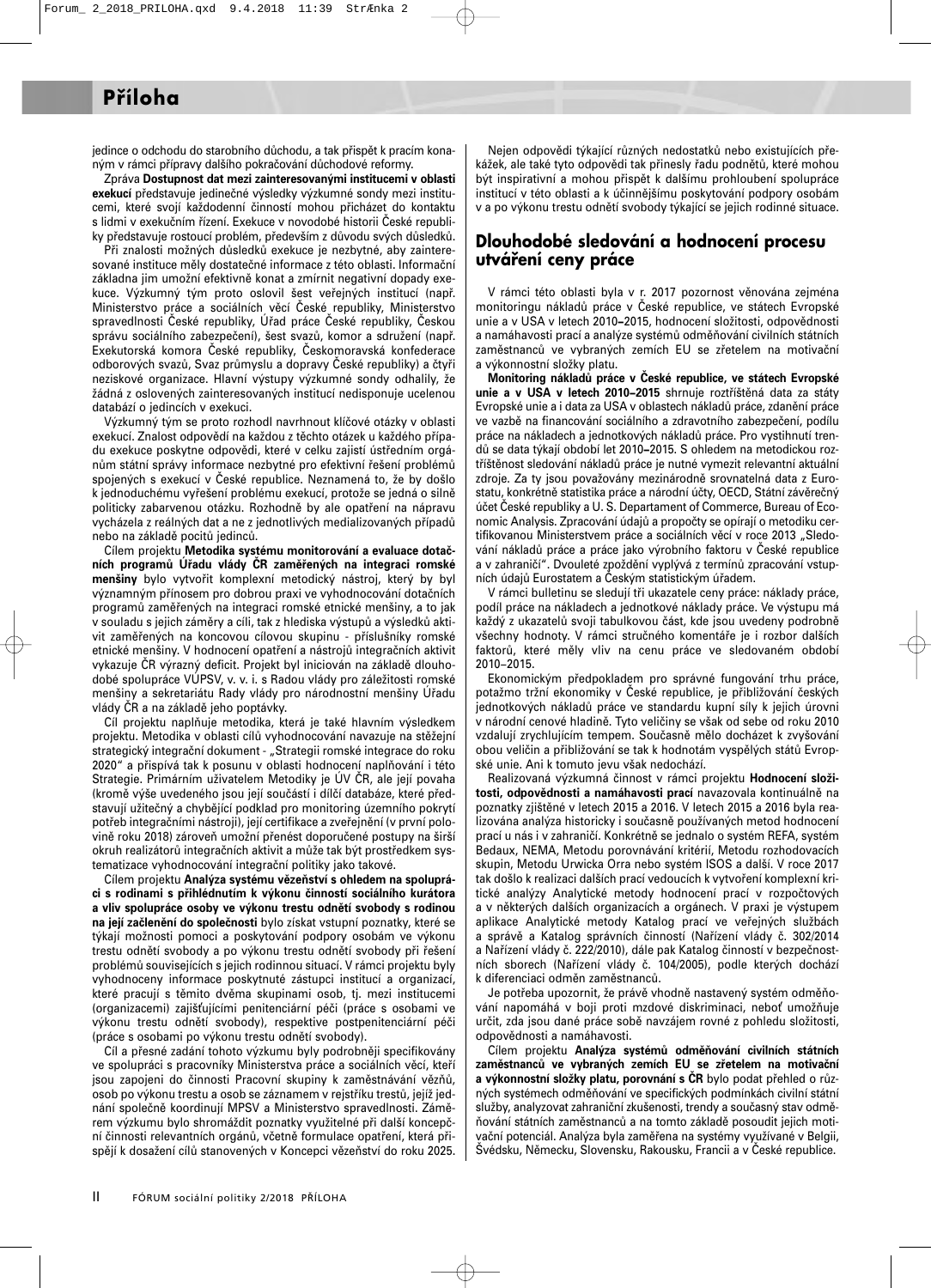jedince o odchodu do starobního důchodu, a tak přispět k pracím konaným v rámci přípravy dalšího pokračování důchodové reformy.

Zpráva **Dostupnost dat mezi zainteresovanými institucemi v oblasti exekucí** představuje jedinečné výsledky výzkumné sondy mezi institucemi, které svojí každodenní činností mohou přicházet do kontaktu s lidmi v exekučním řízení. Exekuce v novodobé historii České republiky představuje rostoucí problém, především z důvodu svých důsledků.

Při znalosti možných důsledků exekuce je nezbytné, aby zainteresované instituce měly dostatečné informace z této oblasti. Informační základna jim umožní efektivně konat a zmírnit negativní dopady exekuce. Výzkumný tým proto oslovil šest veřejných institucí (např. Ministerstvo práce a sociálních věcí České republiky, Ministerstvo spravedlnosti České republiky, Úřad práce České republiky, Českou správu sociálního zabezpečení), šest svazů, komor a sdružení (např. Exekutorská komora České republiky, Českomoravská konfederace odborových svazů, Svaz průmyslu a dopravy České republiky) a čtyři neziskové organizace. Hlavní výstupy výzkumné sondy odhalily, že žádná z oslovených zainteresovaných institucí nedisponuje ucelenou databází o jedincích v exekuci.

Výzkumný tým se proto rozhodl navrhnout klíčové otázky v oblasti exekucí. Znalost odpovědí na každou z těchto otázek u každého případu exekuce poskytne odpovědi, které v celku zajistí ústředním orgánům státní správy informace nezbytné pro efektivní řešení problémů spojených s exekucí v České republice. Neznamená to, že by došlo k jednoduchému vyřešení problému exekucí, protože se jedná o silně politicky zabarvenou otázku. Rozhodně by ale opatření na nápravu vycházela z reálných dat a ne z jednotlivých medializovaných případů nebo na základě pocitů jedinců.

Cílem projektu **Metodika systému monitorování a evaluace dotačních programů Úřadu vlády ČR zaměřených na integraci romské menšiny** bylo vytvořit komplexní metodický nástroj, který by byl významným přínosem pro dobrou praxi ve vyhodnocování dotačních programů zaměřených na integraci romské etnické menšiny, a to jak v souladu s jejich záměry a cíli, tak z hlediska výstupů a výsledků aktivit zaměřených na koncovou cílovou skupinu - příslušníky romské etnické menšiny. V hodnocení opatření a nástrojů integračních aktivit vykazuje ČR výrazný deficit. Projekt byl iniciován na základě dlouhodobé spolupráce VÚPSV, v. v. i. s Radou vlády pro záležitosti romské menšiny a sekretariátu Rady vlády pro národnostní menšiny Úřadu vlády ČR a na základě jeho poptávky.

Cíl projektu naplňuje metodika, která je také hlavním výsledkem projektu. Metodika v oblasti cílů vyhodnocování navazuje na stěžejní strategický integrační dokument - „Strategii romské integrace do roku 2020" a přispívá tak k posunu v oblasti hodnocení naplňování i této Strategie. Primárním uživatelem Metodiky je ÚV ČR, ale její povaha (kromě výše uvedeného jsou její součástí i dílčí databáze, které představují užitečný a chybějící podklad pro monitoring územního pokrytí potřeb integračními nástroji), její certifikace a zveřejnění (v první polovině roku 2018) zároveň umožní přenést doporučené postupy na širší okruh realizátorů integračních aktivit a může tak být prostředkem systematizace vyhodnocování integrační politiky jako takové.

Cílem projektu **Analýza systému vězeňství s ohledem na spolupráci s rodinami s přihlédnutím k výkonu činnosti sociálního kurátora a vliv spolupráce osoby ve výkonu trestu odnětí svobody s rodinou na její začlenění do společnosti** bylo získat vstupní poznatky, které se týkají možnosti pomoci a poskytování podpory osobám ve výkonu trestu odnětí svobody a po výkonu trestu odnětí svobody při řešení problémů souvisejících s jejich rodinnou situací. V rámci projektu byly vyhodnoceny informace poskytnuté zástupci institucí a organizací, které pracují s těmito dvěma skupinami osob, tj. mezi institucemi (organizacemi) zajišťujícími penitenciární péči (práce s osobami ve výkonu trestu odnětí svobody), respektive postpenitenciární péči (práce s osobami po výkonu trestu odnětí svobody).

Cíl a přesné zadání tohoto výzkumu byly podrobněji specifikovány ve spolupráci s pracovníky Ministerstva práce a sociálních věcí, kteří jsou zapojeni do činnosti Pracovní skupiny k zaměstnávání vězňů, osob po výkonu trestu a osob se záznamem v rejstříku trestů, jejíž jednání společně koordinují MPSV a Ministerstvo spravedlnosti. Záměrem výzkumu bylo shromáždit poznatky využitelné při další koncepční činnosti relevantních orgánů, včetně formulace opatření, která přispějí k dosažení cílů stanovených v Koncepci vězeňství do roku 2025.

Nejen odpovědi týkající různých nedostatků nebo existujících překážek, ale také tyto odpovědi tak přinesly řadu podnětů, které mohou být inspirativní a mohou přispět k dalšímu prohloubení spolupráce institucí v této oblasti a k účinnějšímu poskytování podpory osobám v a po výkonu trestu odnětí svobody týkající se jejich rodinné situace.

## Dlouhodobé sledování a hodnocení procesu utváření ceny práce

V rámci této oblasti byla v r. 2017 pozornost věnována zejména monitoringu nákladů práce v České republice, ve státech Evropské unie a v USA v letech 2010–2015, hodnocení složitosti, odpovědnosti a namáhavosti prací a analýze systémů odměňování civilních státních zaměstnanců ve vybraných zemích EU se zřetelem na motivační a výkonnostní složky platu.

**Monitoring nákladů práce v České republice, ve státech Evropské unie a v USA v letech 2010–2015** shrnuje roztříštěná data za státy Evropské unie a i data za USA v oblastech nákladů práce, zdanění práce ve vazbě na financování sociálního a zdravotního zabezpečení, podílu práce na nákladech a jednotkových nákladů práce. Pro vystihnutí trendů se data týkají období let 2010–2015. S ohledem na metodickou roztříštěnost sledování nákladů práce je nutné vymezit relevantní aktuální zdroje. Za ty jsou považovány mezinárodně srovnatelná data z Eurostatu, konkrétně statistika práce a národní účty, OECD, Státní závěrečný účet České republiky a U. S. Departament of Commerce, Bureau of Economic Analysis. Zpracování údajů a propočty se opírají o metodiku certifikovanou Ministerstvem práce a sociálních věcí v roce 2013 „Sledování nákladů práce a práce jako výrobního faktoru v České republice a v zahraničí". Dvouleté zpoždění vyplývá z termínů zpracování vstupních údajů Eurostatem a Českým statistickým úřadem.

V rámci bulletinu se sledují tři ukazatele ceny práce: náklady práce, podíl práce na nákladech a jednotkové náklady práce. Ve výstupu má každý z ukazatelů svoji tabulkovou část, kde jsou uvedeny podrobně všechny hodnoty. V rámci stručného komentáře je i rozbor dalších faktorů, které měly vliv na cenu práce ve sledovaném období 2010–2015.

Ekonomickým předpokladem pro správné fungování trhu práce, potažmo tržní ekonomiky v České republice, je přibližování českých jednotkových nákladů práce ve standardu kupní síly k jejich úrovni v národní cenové hladině. Tyto veličiny se však od sebe od roku 2010 vzdalují zrychlujícím tempem. Současně mělo docházet k zvyšování obou veličin a přibližování se tak k hodnotám vyspělých států Evropské unie. Ani k tomuto jevu však nedochází.

Realizovaná výzkumná činnost v rámci projektu **Hodnocení složitosti, odpovědnosti a namáhavosti prací** navazovala kontinuálně na poznatky zjištěné v letech 2015 a 2016. V letech 2015 a 2016 byla realizována analýza historicky i současně používaných metod hodnocení prací u nás i v zahraničí. Konkrétně se jednalo o systém REFA, systém Bedaux, NEMA, Metodu porovnávání kritérií, Metodu rozhodovacích skupin, Metodu Urwicka Orra nebo systém ISOS a další. V roce 2017 tak došlo k realizaci dalších prací vedoucích k vytvoření komplexní kritické analýzy Analytické metody hodnocení prací v rozpočtových a v některých dalších organizacích a orgánech. V praxi je výstupem aplikace Analytické metody Katalog prací ve veřejných službách a správě a Katalog správních činností (Nařízení vlády č. 302/2014 a Nařízení vlády č. 222/2010), dále pak Katalog činností v bezpečnostních sborech (Nařízení vlády č. 104/2005), podle kterých dochází k diferenciaci odměn zaměstnanců.

Je potřeba upozornit, že právě vhodně nastavený systém odměňování napomáhá v boji proti mzdové diskriminaci, neboť umožňuje určit, zda jsou dané práce sobě navzájem rovné z pohledu složitosti, odpovědnosti a namáhavosti.

Cílem projektu **Analýza systémů odměňování civilních státních zaměstnanců ve vybraných zemích EU se zřetelem na motivační a výkonnostní složky platu, porovnání s ČR** bylo podat přehled o různých systémech odměňování ve specifických podmínkách civilní státní služby, analyzovat zahraniční zkušenosti, trendy a současný stav odměňování státních zaměstnanců a na tomto základě posoudit jejich motivační potenciál. Analýza byla zaměřena na systémy využívané v Belgii, Švédsku, Německu, Slovensku, Rakousku, Francii a v České republice.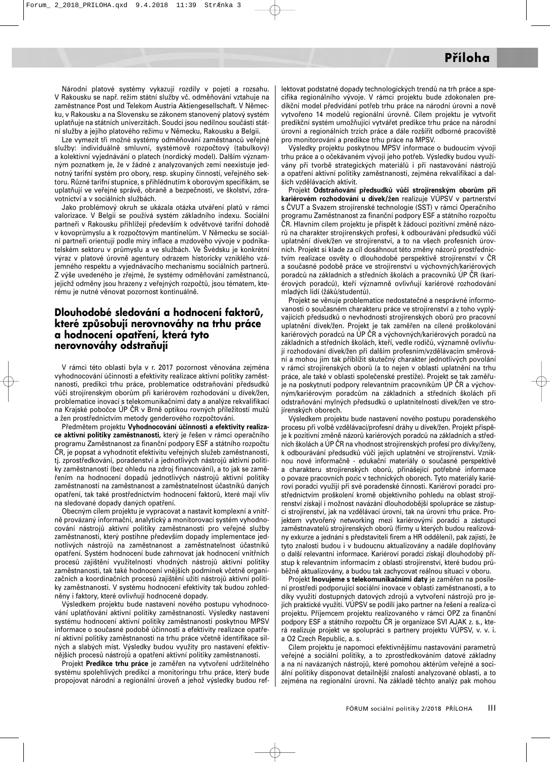Národní platové systémy vykazují rozdíly v pojetí a rozsahu. V Rakousku se např. režim státní služby vč. odměňování vztahuje na zaměstnance Post und Telekom Austria Aktiengesellschaft. V Německu, v Rakousku a na Slovensku se zákonem stanovený platový systém uplatňuje na státních univerzitách. Soudci jsou nedílnou součástí státní služby a jejího platového režimu v Německu, Rakousku a Belgii.

Lze vymezit tři možné systémy odměňování zaměstnanců veřejné služby: individuálně smluvní, systémově rozpočtový (tabulkový) a kolektivní vyjednávání o platech (nordický model). Dalším významným poznatkem je, že v žádné z analyzovaných zemí neexistuje jednotný tarifní systém pro obory, resp. skupiny činností, veřejného sektoru. Různé tarifní stupnice, s přihlédnutím k oborovým specifikám, se uplatňují ve veřejné správě, obraně a bezpečnosti, ve školství, zdravotnictví a v sociálních službách.

Jako problémový okruh se ukázala otázka utváření platů v rámci valorizace. V Belgii se používá systém základního indexu. Sociální partneři v Rakousku přihlíží především k odvětvové tarifní dohodě v kovoprůmyslu a k rozpočtovým mantinelům. V Německu se sociální partneři orientují podle míry inflace a mzdového vývoje v podnikatelském sektoru v průmyslu a ve službách. Ve Švédsku je konkrétní výraz v platové úrovně agentury odrazem historicky vzniklého vzájemného respektu a vyjednávacího mechanismu sociálních partnerů. Z výše uvedeného je zřejmé, že systémy odměňování zaměstnanců, jejichž odměny jsou hrazeny z veřejných rozpočtů, jsou tématem, kterému je nutné věnovat pozornost kontinuálně.

## Dlouhodobé sledování a hodnocení faktorů, které způsobují nerovnováhy na trhu práce a hodnocení opatření, která tyto nerovnováhy odstraňují

V rámci této oblasti byla v r. 2017 pozornost věnována zejména vyhodnocování účinnosti a efektivity realizace aktivní politiky zaměstnanosti, predikci trhu práce, problematice odstraňování předsudků vůči strojírenským oborům při kariérovém rozhodování u dívek/žen, problematice inovací s telekomunikačními daty a analýze rekvalifikací na Krajské pobočce ÚP ČR v Brně optikou rovných příležitostí mužů a žen prostřednictvím metody genderového rozpočtování.

Předmětem projektu **Vyhodnocování účinnosti a efektivity realizace aktivní politiky zaměstnanosti,** který je řešen v rámci operačního programu Zaměstnanost za finanční podpory ESF a státního rozpočtu ČR, je popsat a vyhodnotit efektivitu veřejných služeb zaměstnanosti, tj. zprostředkování, poradenství a jednotlivých nástrojů aktivní politiky zaměstnanosti (bez ohledu na zdroj financování), a to jak se zaměřením na hodnocení dopadů jednotlivých nástrojů aktivní politiky zaměstnanosti na zaměstnanost a zaměstnatelnost účastníků daných opatření, tak také prostřednictvím hodnocení faktorů, které mají vliv na sledované dopady daných opatření.

Obecným cílem projektu je vypracovat a nastavit komplexní a vnitřně provázaný informační, analytický a monitorovací systém vyhodnocování nástrojů aktivní politiky zaměstnanosti pro veřejné služby zaměstnanosti, který postihne především dopady implementace jednotlivých nástrojů na zaměstnanost a zaměstnatelnost účastníků opatření. Systém hodnocení bude zahrnovat jak hodnocení vnitřních procesů zajištění využitelnosti vhodných nástrojů aktivní politiky zaměstnanosti, tak také hodnocení vnějších podmínek včetně organizačních a koordinačních procesů zajištění užití nástrojů aktivní politiky zaměstnanosti. V systému hodnocení efektivity tak budou zohledněny i faktory, které ovlivňují hodnocené dopady.

Výsledkem projektu bude nastavení nového postupu vyhodnocování uplatňování aktivní politiky zaměstnanosti. Výsledky nastavení systému hodnocení aktivní politiky zaměstnanosti poskytnou MPSV informace o současné podobě účinnosti a efektivity realizace opatření aktivní politiky zaměstnanosti na trhu práce včetně identifikace silných a slabých míst. Výsledky budou využity pro nastavení efektivnějších procesů nástrojů a opatření aktivní politiky zaměstnanosti.

Projekt **Predikce trhu práce** je zaměřen na vytvoření udržitelného systému spolehlivých predikcí a monitoringu trhu práce, který bude propojovat národní a regionální úroveň a jehož výsledky budou reflektovat podstatné dopady technologických trendů na trh práce a specifika regionálního vývoje. V rámci projektu bude zdokonalen predikční model předvídání potřeb trhu práce na národní úrovni a nově vytvořeno 14 modelů regionální úrovně. Cílem projektu je vytvořit predikční systém umožňující vytvářet predikce trhu práce na národní úrovni a regionálních trzích práce a dále rozšířit odborné pracoviště pro monitorování a predikce trhu práce na MPSV.

Výsledky projektu poskytnou MPSV informace o budoucím vývoji trhu práce a o očekávaném vývoji jeho potřeb. Výsledky budou využívány při tvorbě strategických materiálů i při nastavování nástrojů a opatření aktivní politiky zaměstnanosti, zejména rekvalifikací a dalších vzdělávacích aktivit.

Projekt **Odstraňování předsudků vůči strojírenským oborům při kariérovém rozhodování u dívek/žen** realizuje VÚPSV v partnerství s ČVUT a Svazem strojírenské technologie (SST) v rámci Operačního programu Zaměstnanost za finanční podpory ESF a státního rozpočtu ČR. Hlavním cílem projektu je přispět k žádoucí pozitivní změně názorů na charakter strojírenských profesí, k odbourávání předsudků vůči uplatnění dívek/žen ve strojírenství, a to na všech profesních úrovních. Projekt si klade za cíl dosáhnout této změny názorů prostřednictvím realizace osvěty o dlouhodobé perspektivě strojírenství v ČR a současné podobě práce ve strojírenství u výchovných/kariérových poradců na základních a středních školách a pracovníků ÚP ČR (kariérových poradců), kteří významně ovlivňují kariérové rozhodování mladých lidí (žáků/studentů).

Projekt se věnuje problematice nedostatečné a nesprávné informovanosti o současném charakteru práce ve strojírenství a z toho vyplývajících předsudků o nevhodnosti strojírenských oborů pro pracovní uplatnění dívek/žen. Projekt je tak zaměřen na cílené proškolování kariérových poradců na ÚP ČR a výchovných/kariérových poradců na základních a středních školách, kteří, vedle rodičů, významně ovlivňují rozhodování dívek/žen při dalším profesním/vzdělávacím směrování a mohou jim tak přiblížit skutečný charakter jednotlivých povolání v rámci strojírenských oborů (a to nejen v oblasti uplatnění na trhu práce, ale také v oblasti společenské prestiže). Projekt se tak zaměřuje na poskytnutí podpory relevantním pracovníkům ÚP ČR a výchovným/kariérovým poradcům na základních a středních školách při odstraňování mylných předsudků o uplatnitelnosti dívek/žen ve strojírenských oborech.

Výsledkem projektu bude nastavení nového postupu poradenského procesu při volbě vzdělávací/profesní dráhy u dívek/žen. Projekt přispěje k pozitivní změně názorů kariérových poradců na základních a středních školách a ÚP ČR na vhodnost strojírenských profesí pro dívky/ženy, k odbourávání předsudků vůči jejich uplatnění ve strojírenství. Vzniknou nové informačně - edukační materiály o současné perspektivě a charakteru strojírenských oborů, přinášející potřebné informace o povaze pracovních pozic v technických oborech. Tyto materiály kariéroví poradci využijí při své poradenské činnosti. Kariéroví poradci prostřednictvím proškolení kromě objektivního pohledu na oblast strojírenství získají i možnost navázání dlouhodobější spolupráce se zástupci strojírenství, jak na vzdělávací úrovni, tak na úrovni trhu práce. Projektem vytvořený networking mezi kariérovými poradci a zástupci zaměstnavatelů strojírenských oborů (firmy u kterých budou realizovány exkurze a jednání s představiteli firem a HR oddělení), pak zajistí, že tyto znalosti budou i v budoucnu aktualizovány a nadále doplňovány o další relevantní informace. Kariéroví poradci získají dlouhodobý přístup k relevantním informacím z oblasti strojírenství, které budou průběžně aktualizovány, a budou tak zachycovat reálnou situaci v oboru.

Projekt **Inovujeme s telekomunikačními daty** je zaměřen na posílení prostředí podporující sociální inovace v oblasti zaměstnanosti, a to díky využití dostupných datových zdrojů a vytvoření nástrojů pro jejich praktické využití. VÚPSV se podílí jako partner na řešení a realizaci projektu. Příjemcem projektu realizovaného v rámci OPZ za finanční podpory ESF a státního rozpočtu ČR je organizace SVI AJAK z. s., která realizuje projekt ve spolupráci s partnery projektu VÚPSV, v. v. i. a O2 Czech Republic, a. s.

Cílem projektu je napomoci efektivnějšímu nastavování parametrů veřejné a sociální politiky, a to zprostředkováním datové základny a na ni navázaných nástrojů, které pomohou aktérům veřejné a sociální politiky disponovat detailnější znalostí analyzované oblasti, a to zejména na regionální úrovni. Na základě těchto analýz pak mohou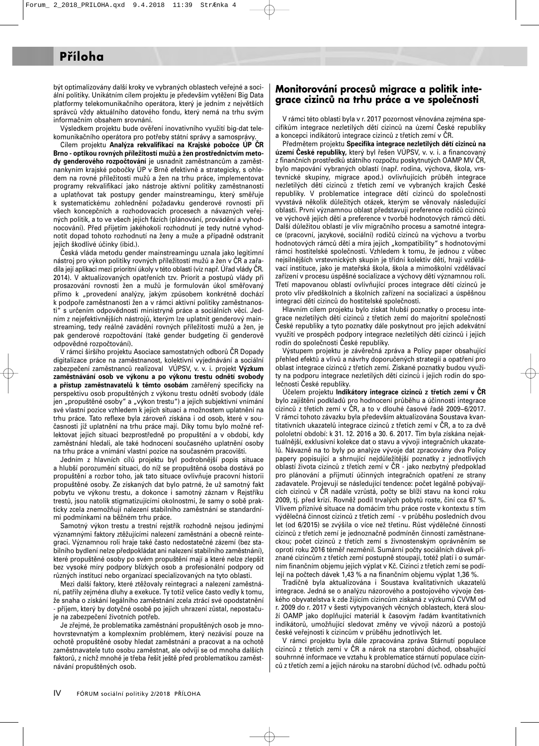být optimalizovány další kroky ve vybraných oblastech veřejné a sociální politiky. Unikátním cílem projektu je především vytěžení Big Data platformy telekomunikačního operátora, který je jedním z největších správců vždy aktuálního datového fondu, který nemá na trhu svým informačním obsahem srovnání.

Výsledkem projektu bude ověření inovativního využití big-dat telekomunikačního operátora pro potřeby státní správy a samosprávy.

Cílem projektu **Analýza rekvalifikací na Krajské pobočce ÚP ČR Brno - optikou rovných příležitostí mužů a žen prostřednictvím metody genderového rozpočtování** je usnadnit zaměstnancům a zaměstnankyním krajské pobočky ÚP v Brně efektivně a strategicky, s ohledem na rovné příležitosti mužů a žen na trhu práce, implementovat programy rekvalifikací jako nástroje aktivní politiky zaměstnanosti a uplatňovat tak postupy gender mainstreamingu, který směřuje k systematickému zohlednění požadavku genderové rovnosti při všech koncepčních a rozhodovacích procesech a návazných veřejných politik, a to ve všech jejich fázích (plánování, provádění a vyhodnocování). Před přijetím jakéhokoli rozhodnutí je tedy nutné vyhodnotit dopad tohoto rozhodnutí na ženy a muže a případně odstranit jejich škodlivé účinky (ibid.).

Česká vláda metodu gender mainstreamingu uznala jako legitimní nástroj pro výkon politiky rovných příležitostí mužů a žen v ČR a zařadila její aplikaci mezi prioritní úkoly v této oblasti (viz např. Úřad vlády ČR. 2014). V aktualizovaných opatřeních tzv. Priorit a postupů vlády při prosazování rovnosti žen a mužů je formulován úkol směřovaný přímo k „provedení analýzy, jakým způsobem konkrétně dochází k podpoře zaměstnanosti žen a v rámci aktivní politiky zaměstnanosti“ s určením odpovědnosti ministryně práce a sociálních věcí. Jedním z nejefektivnějších nástrojů, kterým lze uplatnit genderový mainstreaming, tedy reálné zavádění rovných příležitostí mužů a žen, je pak genderové rozpočtování (také gender budgeting či genderově odpovědné rozpočtování).

V rámci širšího projektu Asociace samostatných odborů ČR Dopady digitalizace práce na zaměstnanost, kolektivní vyjednávání a sociální zabezpečení zaměstnanců realizoval VÚPSV, v. v. i. projekt **Výzkum zaměstnávání osob ve výkonu a po výkonu trestu odnětí svobody a přístup zaměstnavatelů k těmto osobám** zaměřený specificky na perspektivu osob propuštěných z výkonu trestu odnětí svobody (dále jen „propuštěné osoby“ a „výkon trestu“) a jejich subjektivní vnímání své vlastní pozice vzhledem k jejich situaci a možnostem uplatnění na trhu práce. Tato reflexe byla zároveň získána i od osob, které v současnosti již uplatnění na trhu práce mají. Díky tomu bylo možné reflektovat jejich situaci bezprostředně po propuštění a v období, kdy zaměstnání hledali, ale také hodnocení současného uplatnění osoby na trhu práce a vnímání vlastní pozice na současném pracovišti.

Jedním z hlavních cílů projektu byl podrobnější popis situace a hlubší porozumění situaci, do níž se propuštěná osoba dostává po propuštění a rozbor toho, jak tato situace ovlivňuje pracovní historii propuštěné osoby. Ze získaných dat bylo patrné, že už samotný fakt pobytu ve výkonu trestu, a dokonce i samotný záznam v Rejstříku trestů, jsou natolik stigmatizujícími okolnostmi, že samy o sobě prakticky zcela znemožňují nalezení stabilního zaměstnání se standardními podmínkami na běžném trhu práce.

Samotný výkon trestu a trestní rejstřík rozhodně nejsou jedinými významnými faktory ztěžujícími nalezení zaměstnání a obecně reintegraci. Významnou roli hraje také často nedostatečné zázemí (bez stabilního bydlení nelze předpokládat ani nalezení stabilního zaměstnání), které propuštěné osoby po svém propuštění mají a které nelze zlepšit bez vysoké míry podpory blízkých osob a profesionální podpory od různých institucí nebo organizací specializovaných na tyto oblasti.

Mezi další faktory, které ztěžovaly reintegraci a nalezení zaměstnání, patřily zejména dluhy a exekuce. Ty totiž velice často vedly k tomu, že snaha o získání legálního zaměstnání zcela ztrácí své opodstatnění - příjem, který by dotyčné osobě po jejich uhrazení zůstal, nepostačuje na zabezpečení životních potřeb.

Je zřejmé, že problematika zaměstnání propuštěných osob je mnohovrstevnatým a komplexním problémem, který nezávisí pouze na ochotě propuštěné osoby hledat zaměstnání a pracovat a na ochotě zaměstnavatele tuto osobu zaměstnat, ale odvíjí se od mnoha dalších faktorů, z nichž mnohé je třeba řešit ještě před problematikou zaměstnávání propuštěných osob.

## Monitorování procesů migrace a politik integrace cizinců na trhu práce a ve společnosti

V rámci této oblasti byla v r. 2017 pozornost věnována zejména specifikům integrace nezletilých dětí cizinců na území České republiky a koncepci indikátorů integrace cizinců z třetích zemí v ČR.

Předmětem projektu **Specifika integrace nezletilých dětí cizinců na území České republiky,** který byl řešen VÚPSV, v. v. i. a financovaný z finančních prostředků státního rozpočtu poskytnutých OAMP MV ČR, bylo mapování vybraných oblastí (např. rodina, výchova, škola, vrstevnické skupiny, migrace apod.) ovlivňujících průběh integrace nezletilých dětí cizinců z třetích zemí ve vybraných krajích České republiky. V problematice integrace dětí cizinců do společnosti vyvstává několik důležitých otázek, kterým se věnovaly následující oblasti. První významnou oblast představují preference rodičů cizinců ve výchově jejich dětí a preference v tvorbě hodnotových rámců dětí. Další důležitou oblastí je vliv migračního procesu a samotné integrace (pracovní, jazykové, sociální) rodičů cizinců na výchovu a tvorbu hodnotových rámců dětí a míra jejich „kompatibility“ s hodnotovými rámci hostitelské společnosti. Vzhledem k tomu, že jednou z vůbec nejsilnějších vrstevnických skupin je třídní kolektiv dětí, hrají vzdělávací instituce, jako je mateřská škola, škola a mimoškolní vzdělávací zařízení v procesu úspěšné socializace a výchovy dětí významnou roli. Třetí mapovanou oblastí ovlivňující proces integrace dětí cizinců je proto vliv předškolních a školních zařízení na socializaci a úspěšnou integraci dětí cizinců do hostitelské společnosti.

Hlavním cílem projektu bylo získat hlubší poznatky o procesu integrace nezletilých dětí cizinců z třetích zemí do majoritní společnosti České republiky a tyto poznatky dále poskytnout pro jejich adekvátní využití ve prospěch podpory integrace nezletilých dětí cizinců i jejich rodin do společnosti České republiky.

Výstupem projektu je závěrečná zpráva a Policy paper obsahující přehled efektů a vlivů a návrhy doporučených strategií a opatření pro oblast integrace cizinců z třetích zemí. Získané poznatky budou využity na podporu integrace nezletilých dětí cizinců i jejich rodin do společnosti České republiky.

Účelem projektu **Indikátory integrace cizinců z třetích zemí v ČR** bylo zajištění podkladů pro hodnocení průběhu a účinnosti integrace cizinců z třetích zemí v ČR, a to v dlouhé časové řadě 2009–6/2017. V rámci tohoto závazku byla především aktualizována Soustava kvantitativních ukazatelů integrace cizinců z třetích zemí v ČR, a to za dvě pololetní období: k 31. 12. 2016 a 30. 6. 2017. Tím byla získána nejaktuálnější, exklusivní kolekce dat o stavu a vývoji integračních ukazatelů. Návazně na to byly po analýze vývoje dat zpracovány dva Policy papery popisující a shrnující nejdůležitější poznatky z jednotlivých oblastí života cizinců z třetích zemí v ČR - jako nezbytný předpoklad pro plánování a přijmutí účinných integračních opatření ze strany zadavatele. Projevují se následující tendence: počet legálně pobývajících cizinců v ČR nadále vzrůstá, počty se blíží stavu na konci roku 2009, tj. před krizí. Rovněž podíl trvalých pobytů roste, činí cca 67 %. Vlivem příznivé situace na domácím trhu práce roste v kontextu s tím výdělečná činnost cizinců z třetích zemí - v průběhu posledních dvou let (od 6/2015) se zvýšila o více než třetinu. Růst výdělečné činnosti cizinců z třetích zemí je jednoznačně podmíněn činností zaměstnaneckou; počet cizinců z třetích zemí s živnostenským oprávněním se oproti roku 2016 téměř nezměnil. Sumární počty sociálních dávek přiznané cizincům z třetích zemí postupně stoupají, totéž platí i o sumárním finančním objemu jejich výplat v Kč. Cizinci z třetích zemí se podílejí na počtech dávek 1,43 % a na finančním objemu výplat 1,36 %.

Tradičně byla aktualizována i Soustava kvalitativních ukazatelů integrace. Jedná se o analýzu názorového a postojového vývoje českého obyvatelstva k zde žijícím cizincům získaná z výzkumů CVVM od r. 2009 do r. 2017 v šesti vytypovaných věcných oblastech, která slouží OAMP jako doplňující materiál k časovým řadám kvantitativních indikátorů, umožňující sledovat změny ve vývoji názorů a postojů české veřejnosti k cizincům v průběhu jednotlivých let.

V rámci projektu byla dále zpracována zpráva Stárnutí populace cizinců z třetích zemí v ČR a nárok na starobní důchod, obsahující souhrnné informace ve vztahu k problematice stárnutí populace cizinců z třetích zemí a jejich nároku na starobní důchod (vč. odhadu počtů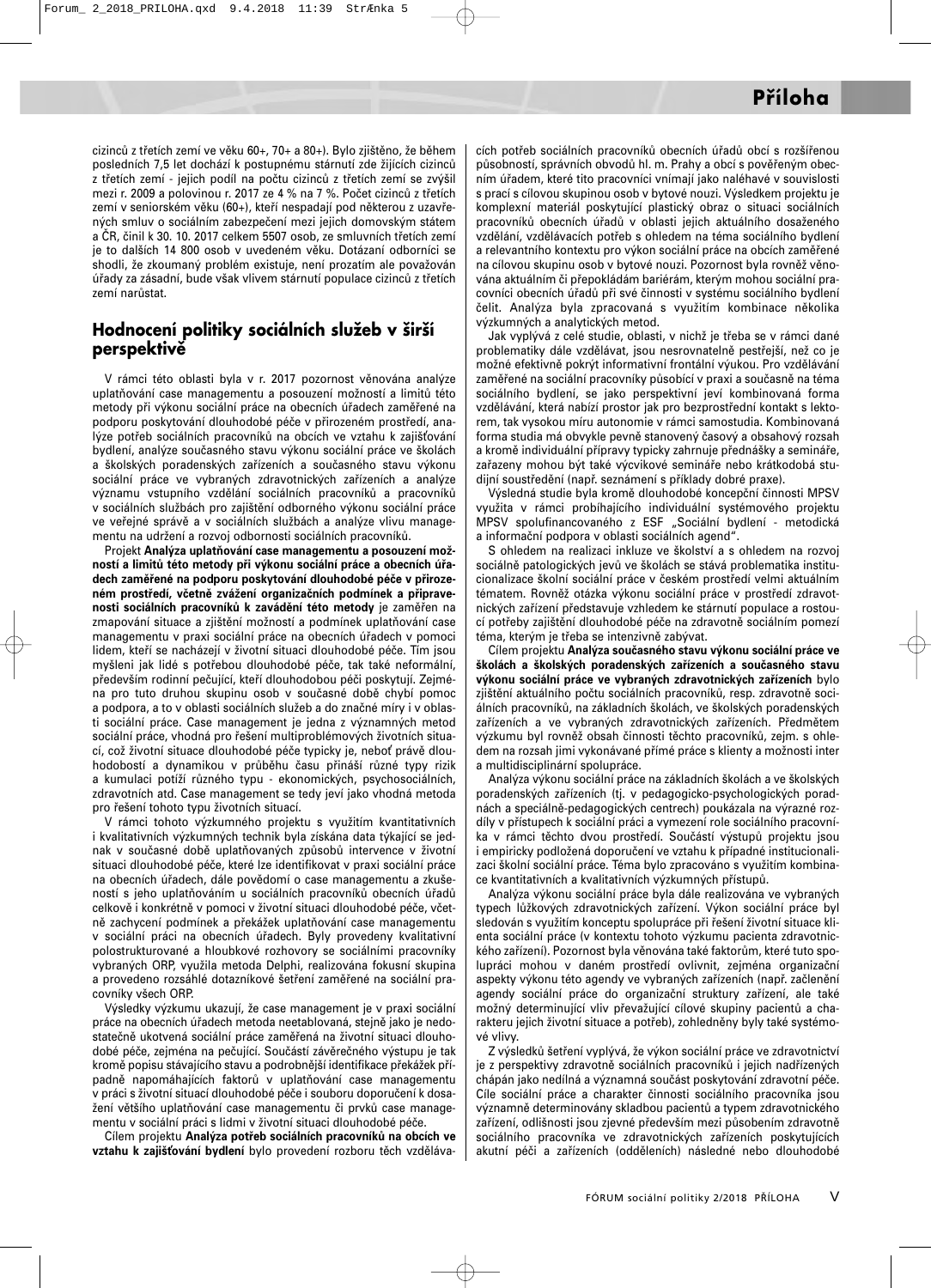cizinců z třetích zemí ve věku 60+, 70+ a 80+). Bylo zjištěno, že během posledních 7,5 let dochází k postupnému stárnutí zde žijících cizinců z třetích zemí - jejich podíl na počtu cizinců z třetích zemí se zvýšil mezi r. 2009 a polovinou r. 2017 ze 4 % na 7 %. Počet cizinců z třetích zemí v seniorském věku (60+), kteří nespadají pod některou z uzavřených smluv o sociálním zabezpečení mezi jejich domovským státem a ČR, činil k 30. 10. 2017 celkem 5507 osob, ze smluvních třetích zemí je to dalších 14 800 osob v uvedeném věku. Dotázaní odborníci se shodli, že zkoumaný problém existuje, není prozatím ale považován úřady za zásadní, bude však vlivem stárnutí populace cizinců z třetích zemí narůstat.

## Hodnocení politiky sociálních služeb v širší perspektivě

V rámci této oblasti byla v r. 2017 pozornost věnována analýze uplatňování case managementu a posouzení možností a limitů této metody při výkonu sociální práce na obecních úřadech zaměřené na podporu poskytování dlouhodobé péče v přirozeném prostředí, analýze potřeb sociálních pracovníků na obcích ve vztahu k zajišťování bydlení, analýze současného stavu výkonu sociální práce ve školách a školských poradenských zařízeních a současného stavu výkonu sociální práce ve vybraných zdravotnických zařízeních a analýze významu vstupního vzdělání sociálních pracovníků a pracovníků v sociálních službách pro zajištění odborného výkonu sociální práce ve veřejné správě a v sociálních službách a analýze vlivu managementu na udržení a rozvoj odbornosti sociálních pracovníků.

Projekt **Analýza uplatňování case managementu a posouzení možností a limitů této metody při výkonu sociální práce a obecních úřadech zaměřené na podporu poskytování dlouhodobé péče v přirozeném prostředí, včetně zvážení organizačních podmínek a připravenosti sociálních pracovníků k zavádění této metody** je zaměřen na zmapování situace a zjištění možností a podmínek uplatňování case managementu v praxi sociální práce na obecních úřadech v pomoci lidem, kteří se nacházejí v životní situaci dlouhodobé péče. Tím jsou myšleni jak lidé s potřebou dlouhodobé péče, tak také neformální, především rodinní pečující, kteří dlouhodobou péči poskytují. Zejména pro tuto druhou skupinu osob v současné době chybí pomoc a podpora, a to v oblasti sociálních služeb a do značné míry i v oblasti sociální práce. Case management je jedna z významných metod sociální práce, vhodná pro řešení multiproblémových životních situací, což životní situace dlouhodobé péče typicky je, neboť právě dlouhodobostí a dynamikou v průběhu času přináší různé typy rizik a kumulaci potíží různého typu - ekonomických, psychosociálních, zdravotních atd. Case management se tedy jeví jako vhodná metoda pro řešení tohoto typu životních situací.

V rámci tohoto výzkumného projektu s využitím kvantitativních i kvalitativních výzkumných technik byla získána data týkající se jednak v současné době uplatňovaných způsobů intervence v životní situaci dlouhodobé péče, které lze identifikovat v praxi sociální práce na obecních úřadech, dále povědomí o case managementu a zkušeností s jeho uplatňováním u sociálních pracovníků obecních úřadů celkově i konkrétně v pomoci v životní situaci dlouhodobé péče, včetně zachycení podmínek a překážek uplatňování case managementu v sociální práci na obecních úřadech. Byly provedeny kvalitativní polostrukturované a hloubkové rozhovory se sociálními pracovníky vybraných ORP, využila metoda Delphi, realizována fokusní skupina a provedeno rozsáhlé dotazníkové šetření zaměřené na sociální pracovníky všech ORP.

Výsledky výzkumu ukazují, že case management je v praxi sociální práce na obecních úřadech metoda neetablovaná, stejně jako je nedostatečně ukotvená sociální práce zaměřená na životní situaci dlouhodobé péče, zejména na pečující. Součástí závěrečného výstupu je tak kromě popisu stávajícího stavu a podrobnější identifikace překážek případně napomáhajících faktorů v uplatňování case managementu v práci s životní situací dlouhodobé péče i souboru doporučení k dosažení většího uplatňování case managementu či prvků case managementu v sociální práci s lidmi v životní situaci dlouhodobé péče.

Cílem projektu **Analýza potřeb sociálních pracovníků na obcích ve vztahu k zajišťování bydlení** bylo provedení rozboru těch vzdělávacích potřeb sociálních pracovníků obecních úřadů obcí s rozšířenou působností, správních obvodů hl. m. Prahy a obcí s pověřeným obecním úřadem, které tito pracovníci vnímají jako naléhavé v souvislosti s prací s cílovou skupinou osob v bytové nouzi. Výsledkem projektu je komplexní materiál poskytující plastický obraz o situaci sociálních pracovníků obecních úřadů v oblasti jejich aktuálního dosaženého vzdělání, vzdělávacích potřeb s ohledem na téma sociálního bydlení a relevantního kontextu pro výkon sociální práce na obcích zaměřené na cílovou skupinu osob v bytové nouzi. Pozornost byla rovněž věnována aktuálním či předpokládám bariérám, kterým mohou sociální pracovníci obecních úřadů při své činnosti v systému sociálního bydlení čelit. Analýza byla zpracovaná s využitím kombinace několika výzkumných a analytických metod.

Jak vyplývá z celé studie, oblasti, v nichž je třeba se v rámci dané problematiky dále vzdělávat, jsou nesrovnatelně pestřejší, než co je možné efektivně pokrýt informativní frontální výukou. Pro vzdělávání zaměřené na sociální pracovníky působící v praxi a současně na téma sociálního bydlení, se jako perspektivní jeví kombinovaná forma vzdělávání, která nabízí prostor jak pro bezprostřední kontakt s lektorem, tak vysokou míru autonomie v rámci samostudia. Kombinovaná forma studia má obvykle pevně stanovený časový a obsahový rozsah a kromě individuální přípravy typicky zahrnuje přednášky a semináře, zařazeny mohou být také výcvikové semináře nebo krátkodobá studijní soustředění (např. seznámení s příklady dobré praxe).

Výsledná studie byla kromě dlouhodobé koncepční činnosti MPSV využita v rámci probíhajícího individuální systémového projektu MPSV spolufinancovaného z ESF „Sociální bydlení - metodická a informační podpora v oblasti sociálních agend".

S ohledem na realizaci inkluze ve školství a s ohledem na rozvoj sociálně patologických jevů ve školách se stává problematika institucionalizace školní sociální práce v českém prostředí velmi aktuálním tématem. Rovněž otázka výkonu sociální práce v prostředí zdravotnických zařízení představuje vzhledem ke stárnutí populace a rostoucí potřeby zajištění dlouhodobé péče na zdravotně sociálním pomezí téma, kterým je třeba se intenzivně zabývat.

Cílem projektu **Analýza současného stavu výkonu sociální práce ve školách a školských poradenských zařízení a současného stavu výkonu sociální práce ve vybraných zdravotnických zařízeních** bylo zjištění aktuálního počtu sociálních pracovníků, resp. zdravotně sociálních pracovníků, na základních školách, ve školských poradenských zařízeních a ve vybraných zdravotnických zařízeních. Předmětem výzkumu byl rovněž obsah činnosti těchto pracovníků, zejm. s ohledem na rozsah jimi vykonávané přímé práce s klienty a možnosti inter a multidisciplinární spolupráce.

Analýza výkonu sociální práce na základních školách a ve školských poradenských zařízeních (tj. v pedagogicko-psychologických poradnách a speciálně-pedagogických centrech) poukázala na výrazné rozdíly v přístupech k sociální práci a vymezení role sociálního pracovníka v rámci těchto dvou prostředí. Součástí výstupů projektu jsou i empiricky podložená doporučení ve vztahu k případné institucionalizaci školní sociální práce. Téma bylo zpracováno s využitím kombinace kvantitativních a kvalitativních výzkumných přístupů.

Analýza výkonu sociální práce byla dále realizována ve vybraných typech lůžkových zdravotnických zařízení. Výkon sociální práce byl sledován s využitím konceptu spolupráce při řešení životní situace klienta sociální práce (v kontextu tohoto výzkumu pacienta zdravotnického zařízení). Pozornost byla věnována také faktorům, které tuto spolupráci mohou v daném prostředí ovlivnit, zejména organizační aspekty výkonu této agendy ve vybraných zařízeních (např. začlenění agendy sociální práce do organizační struktury zařízení, ale také možný determinující vliv převažující cílové skupiny pacientů a charakteru jejich životní situace a potřeb), zohledněny byly také systémové vlivy.

Z výsledků šetření vyplývá, že výkon sociální práce ve zdravotnictví je z perspektivy zdravotně sociálních pracovníků i jejich nadřízených chápán jako nedílná a významná součást poskytování zdravotní péče. Cíle sociální práce a charakter činnosti sociálního pracovníka jsou významně determinovány skladbou pacientů a typem zdravotnického zařízení, odlišnosti jsou zjevné především mezi působením zdravotně sociálního pracovníka ve zdravotnických zařízeních poskytujících akutní péči a zařízeních (odděleních) následné nebo dlouhodobé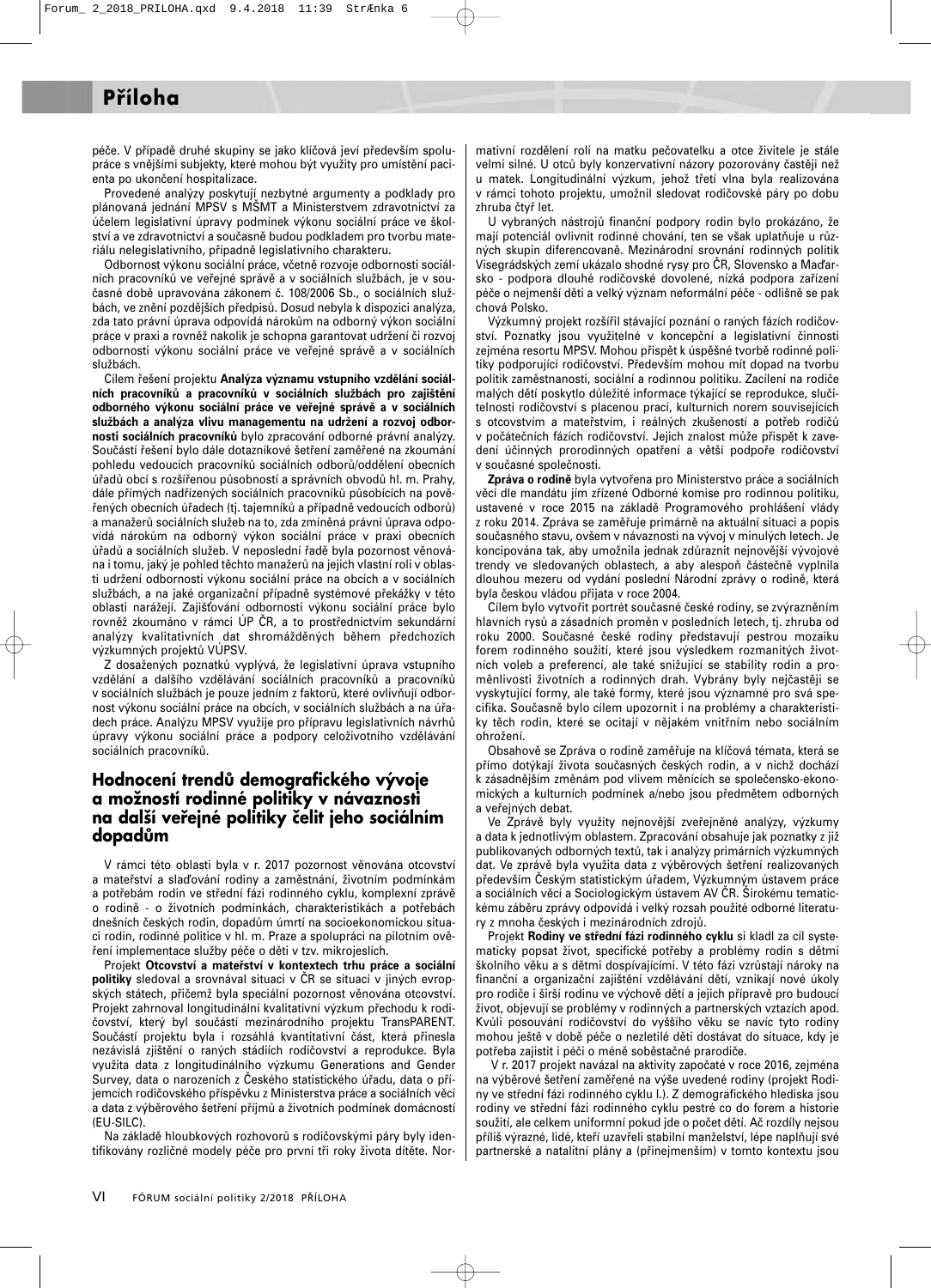péče. V případě druhé skupiny se jako klíčová jeví především spolupráce s vnějšími subjekty, které mohou být využity pro umístění pacienta po ukončení hospitalizace.

Provedené analýzy poskytují nezbytné argumenty a podklady pro plánovaná jednání MPSV s MŠMT a Ministerstvem zdravotnictví za účelem legislativní úpravy podmínek výkonu sociální práce ve školství a ve zdravotnictví a současně budou podkladem pro tvorbu materiálu nelegislativního, případně legislativního charakteru.

Odbornost výkonu sociální práce, včetně rozvoje odbornosti sociálních pracovníků ve veřejné správě a v sociálních službách, je v současné době upravována zákonem č. 108/2006 Sb., o sociálních službách, ve znění pozdějších předpisů. Dosud nebyla k dispozici analýza, zda tato právní úprava odpovídá nárokům na odborný výkon sociální práce v praxi a rovněž nakolik je schopna garantovat udržení či rozvoj odbornosti výkonu sociální práce ve veřejné správě a v sociálních službách.

Cílem řešení projektu **Analýza významu vstupního vzdělání sociálních pracovníků a pracovníků v sociálních službách pro zajištění odborného výkonu sociální práce ve veřejné správě a v sociálních službách a analýza vlivu managementu na udržení a rozvoj odbornosti sociálních pracovníků** bylo zpracování odborné právní analýzy. Součástí řešení bylo dále dotazníkové šetření zaměřené na zkoumání pohledu vedoucích pracovníků sociálních odborů/oddělení obecních úřadů obcí s rozšířenou působností a správních obvodů hl. m. Prahy, dále přímých nadřízených sociálních pracovníků působících na pověřených obecních úřadech (tj. tajemníků a případně vedoucích odborů) a manažerů sociálních služeb na to, zda zmíněná právní úprava odpovídá nárokům na odborný výkon sociální práce v praxi obecních úřadů a sociálních služeb. V neposlední řadě byla pozornost věnována i tomu, jaký je pohled těchto manažerů na jejich vlastní roli v oblasti udržení odbornosti výkonu sociální práce na obcích a v sociálních službách, a na jaké organizační případně systémové překážky v této oblasti narážejí. Zajišťování odbornosti výkonu sociální práce bylo rovněž zkoumáno v rámci ÚP ČR, a to prostřednictvím sekundární analýzy kvalitativních dat shromážděných během předchozích výzkumných projektů VÚPSV.

Z dosažených poznatků vyplývá, že legislativní úprava vstupního vzdělání a dalšího vzdělávání sociálních pracovníků a pracovníků v sociálních službách je pouze jedním z faktorů, které ovlivňují odbornost výkonu sociální práce na obcích, v sociálních službách a na úřadech práce. Analýzu MPSV využije pro přípravu legislativních návrhů úpravy výkonu sociální práce a podpory celoživotního vzdělávání sociálních pracovníků.

## Hodnocení trendů demografického vývoje a možností rodinné politiky v návaznosti na další veřejné politiky čelit jeho sociálním dopadům

V rámci této oblasti byla v r. 2017 pozornost věnována otcovství a mateřství a slaďování rodiny a zaměstnání, životním podmínkám a potřebám rodin ve střední fázi rodinného cyklu, komplexní zprávě o rodině - o životních podmínkách, charakteristikách a potřebách dnešních českých rodin, dopadům úmrtí na socioekonomickou situaci rodin, rodinné politice v hl. m. Praze a spolupráci na pilotním ověření implementace služby péče o děti v tzv. mikrojeslích.

Projekt **Otcovství a mateřství v kontextech trhu práce a sociální politiky** sledoval a srovnával situaci v ČR se situací v jiných evropských státech, přičemž byla speciální pozornost věnována otcovství. Projekt zahrnoval longitudinální kvalitativní výzkum přechodu k rodičovství, který byl součástí mezinárodního projektu TransPARENT. Součástí projektu byla i rozsáhlá kvantitativní část, která přinesla nezávislá zjištění o raných stádiích rodičovství a reprodukce. Byla využita data z longitudinálního výzkumu Generations and Gender Survey, data o narozeních z Českého statistického úřadu, data o příjemcích rodičovského příspěvku z Ministerstva práce a sociálních věcí a data z výběrového šetření příjmů a životních podmínek domácností (EU-SILC).

Na základě hloubkových rozhovorů s rodičovskými páry byly identifikovány rozličné modely péče pro první tři roky života dítěte. Normativní rozdělení rolí na matku pečovatelku a otce živitele je stále velmi silné. U otců byly konzervativní názory pozorovány častěji než u matek. Longitudinální výzkum, jehož třetí vlna byla realizována v rámci tohoto projektu, umožnil sledovat rodičovské páry po dobu zhruba čtyř let.

U vybraných nástrojů finanční podpory rodin bylo prokázáno, že mají potenciál ovlivnit rodinné chování, ten se však uplatňuje u různých skupin diferencovaně. Mezinárodní srovnání rodinných politik Visegrádských zemí ukázalo shodné rysy pro ČR, Slovensko a Maďarsko - podpora dlouhé rodičovské dovolené, nízká podpora zařízení péče o nejmenší děti a velký význam neformální péče - odlišně se pak chová Polsko.

Výzkumný projekt rozšířil stávající poznání o raných fázích rodičovství. Poznatky jsou využitelné v koncepční a legislativní činnosti zejména resortu MPSV. Mohou přispět k úspěšné tvorbě rodinné politiky podporující rodičovství. Především mohou mít dopad na tvorbu politik zaměstnanosti, sociální a rodinnou politiku. Zacílení na rodiče malých dětí poskytlo důležité informace týkající se reprodukce, slučitelnosti rodičovství s placenou prací, kulturních norem souvisejících s otcovstvím a mateřstvím, i reálných zkušeností a potřeb rodičů v počátečních fázích rodičovství. Jejich znalost může přispět k zavedení účinných prorodinných opatření a větší podpoře rodičovství v současné společnosti.

**Zpráva o rodině** byla vytvořena pro Ministerstvo práce a sociálních věcí dle mandátu jím zřízené Odborné komise pro rodinnou politiku, ustavené v roce 2015 na základě Programového prohlášení vlády z roku 2014. Zpráva se zaměřuje primárně na aktuální situaci a popis současného stavu, ovšem v návaznosti na vývoj v minulých letech. Je koncipována tak, aby umožnila jednak zdůraznit nejnovější vývojové trendy ve sledovaných oblastech, a aby alespoň částečně vyplnila dlouhou mezeru od vydání poslední Národní zprávy o rodině, která byla českou vládou přijata v roce 2004.

Cílem bylo vytvořit portrét současné české rodiny, se zvýrazněním hlavních rysů a zásadních proměn v posledních letech, tj. zhruba od roku 2000. Současné české rodiny představují pestrou mozaiku forem rodinného soužití, které jsou výsledkem rozmanitých životních voleb a preferencí, ale také snižující se stability rodin a proměnlivosti životních a rodinných drah. Vybrány byly nejčastěji se vyskytující formy, ale také formy, které jsou významné pro svá specifika. Současně bylo cílem upozornit i na problémy a charakteristiky těch rodin, které se ocitají v nějakém vnitřním nebo sociálním ohrožení.

Obsahově se Zpráva o rodině zaměřuje na klíčová témata, která se přímo dotýkají života současných českých rodin, a v nichž dochází k zásadnějším změnám pod vlivem měnících se společensko-ekonomických a kulturních podmínek a/nebo jsou předmětem odborných a veřejných debat.

Ve Zprávě byly využity nejnovější zveřejněné analýzy, výzkumy a data k jednotlivým oblastem. Zpracování obsahuje jak poznatky z již publikovaných odborných textů, tak i analýzy primárních výzkumných dat. Ve zprávě byla využita data z výběrových šetření realizovaných především Českým statistickým úřadem, Výzkumným ústavem práce a sociálních věcí a Sociologickým ústavem AV ČR. Širokému tematickému záběru zprávy odpovídá i velký rozsah použité odborné literatury z mnoha českých i mezinárodních zdrojů.

Projekt **Rodiny ve střední fázi rodinného cyklu** si kladl za cíl systematicky popsat život, specifické potřeby a problémy rodin s dětmi školního věku a s dětmi dospívajícími. V této fázi vzrůstají nároky na finanční a organizační zajištění vzdělávání dětí, vznikají nové úkoly pro rodiče i širší rodinu ve výchově dětí a jejich přípravě pro budoucí život, objevují se problémy v rodinných a partnerských vztazích apod. Kvůli posouvání rodičovství do vyššího věku se navíc tyto rodiny mohou ještě v době péče o nezletilé děti dostávat do situace, kdy je potřeba zajistit i péči o méně soběstačné prarodiče.

V r. 2017 projekt navázal na aktivity započaté v roce 2016, zejména na výběrové šetření zaměřené na výše uvedené rodiny (projekt Rodiny ve střední fázi rodinného cyklu I.). Z demografického hlediska jsou rodiny ve střední fázi rodinného cyklu pestré co do forem a historie soužití, ale celkem uniformní pokud jde o počet dětí. Ač rozdíly nejsou příliš výrazné, lidé, kteří uzavřeli stabilní manželství, lépe naplňují své partnerské a natalitní plány a (přinejmenším) v tomto kontextu jsou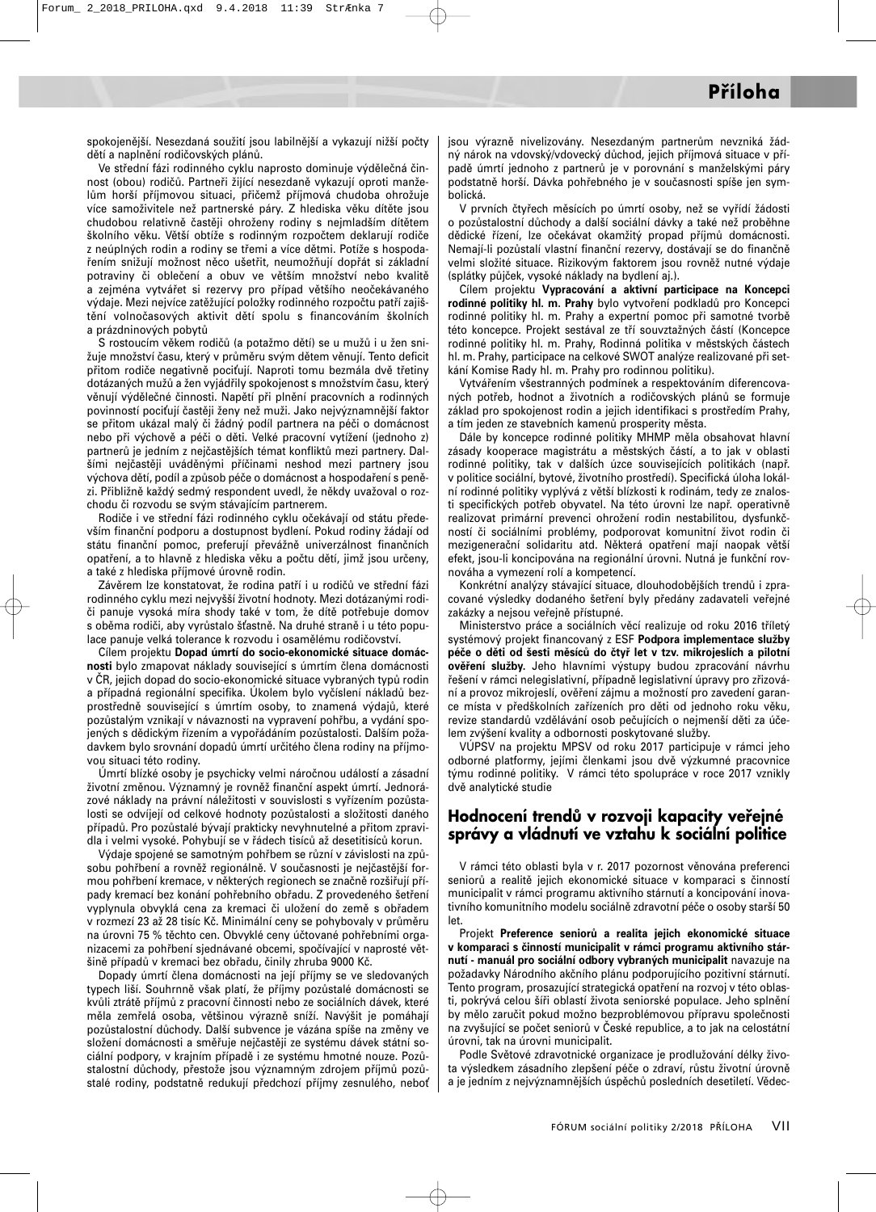spokojenější. Nesezdaná soužití jsou labilnější a vykazují nižší počty dětí a naplnění rodičovských plánů.

Ve střední fázi rodinného cyklu naprosto dominuje výdělečná činnost (obou) rodičů. Partneři žijící nesezdaně vykazují oproti manželům horší příjmovou situaci, přičemž příjmová chudoba ohrožuje více samoživitele než partnerské páry. Z hlediska věku dítěte jsou chudobou relativně častěji ohroženy rodiny s nejmladším dítětem školního věku. Větší obtíže s rodinným rozpočtem deklarují rodiče z neúplných rodin a rodiny se třemi a více dětmi. Potíže s hospodařením snižují možnost něco ušetřit, neumožňují dopřát si základní potraviny či oblečení a obuv ve větším množství nebo kvalitě a zejména vytvářet si rezervy pro případ většího neočekávaného výdaje. Mezi nejvíce zatěžující položky rodinného rozpočtu patří zajištění volnočasových aktivit dětí spolu s financováním školních a prázdninových pobytů

S rostoucím věkem rodičů (a potažmo dětí) se u mužů i u žen snižuje množství času, který v průměru svým dětem věnují. Tento deficit přitom rodiče negativně pociťují. Naproti tomu bezmála dvě třetiny dotázaných mužů a žen vyjádřily spokojenost s množstvím času, který věnují výdělečné činnosti. Napětí při plnění pracovních a rodinných povinností pociťují častěji ženy než muži. Jako nejvýznamnější faktor se přitom ukázal malý či žádný podíl partnera na péči o domácnost nebo při výchově a péči o děti. Velké pracovní vytížení (jednoho z) partnerů je jedním z nejčastějších témat konfliktů mezi partnery. Dalšími nejčastěji uváděnými příčinami neshod mezi partnery jsou výchova dětí, podíl a způsob péče o domácnost a hospodaření s penězi. Přibližně každý sedmý respondent uvedl, že někdy uvažoval o rozchodu se svým stávajícím partnerem.

Rodiče i ve střední fázi rodinného cyklu očekávají od státu především finanční podporu a dostupnost bydlení. Pokud rodiny žádají od státu finanční pomoc, preferují převážně univerzálnost finančních opatření, a to hlavně z hlediska věku a počtu dětí, jimž jsou určeny, a také z hlediska příjmové úrovně rodin.

Závěrem lze konstatovat, že rodina patří i u rodičů ve střední fázi rodinného cyklu mezi nejvyšší životní hodnoty. Mezi dotázanými rodiči panuje vysoká míra shody také v tom, že dítě potřebuje domov s oběma rodiči, aby vyrůstalo šťastně. Na druhé straně i u této populace panuje velká tolerance k rozvodu i osamělému rodičovství.

Cílem projektu **Dopad úmrtí do socio-ekonomické situace domácnosti** bylo zmapovat náklady související s úmrtím člena domácnosti v ČR, jejich dopad do socio-ekonomické situace vybraných typů rodin a případná regionální specifika. Úkolem bylo vyčíslení nákladů bezprostředně souvisejících s úmrtím osoby, to znamená výdajů, které pozůstalým vznikají v návaznosti na vypravení pohřbu, a vydání spojených s dědickým řízením a vypořádáním pozůstalosti. Dalším požadavkem bylo srovnání dopadů úmrtí určitého člena rodiny na příjmovou situaci této rodiny.

Úmrtí blízké osoby je psychicky velmi náročnou událostí a zásadní životní změnou. Významný je rovněž finanční aspekt úmrtí. Jednorázové náklady na právní náležitosti v souvislosti s vyřízením pozůstalosti se odvíjejí od celkové hodnoty pozůstalosti a složitosti daného případů. Pro pozůstalé bývají prakticky nevyhnutelné a přitom zpravidla i velmi vysoké. Pohybují se v řádech tisíců až desetitisíců korun.

Výdaje spojené se samotným pohřbem se různí v závislosti na způsobu pohřbení a rovněž regionálně. V současnosti je nejčastější formou pohřbení kremace, v některých regionech se značně rozšířily případy kremací bez konání pohřebního obřadu. Z provedeného šetření vyplynula obvyklá cena za kremaci či uložení do země s obřadem v rozmezí 23 až 28 tisíc Kč. Minimální ceny se pohybovaly v průměru na úrovni 75 % těchto cen. Obvyklé ceny účtované pohřebními organizacemi za pohřbení sjednávané obcemi, spočívající v naprosté většině případů v kremaci bez obřadu, činily zhruba 9000 Kč.

Dopady úmrtí člena domácnosti na její příjmy se ve sledovaných typech liší. Souhrnně však platí, že příjmy pozůstalé domácnosti se kvůli ztrátě příjmů z pracovní činnosti nebo ze sociálních dávek, které měla zemřelá osoba, většinou výrazně sníží. Navýšit je pomáhají pozůstalostní důchody. Další subvence je vázána spíše na změny ve složení domácnosti a směřuje nejčastěji ze systému dávek státní sociální podpory, v krajním případě i ze systému hmotné nouze. Pozůstalostní důchody, přestože jsou významným zdrojem příjmů pozůstalé rodiny, podstatně redukují předchozí příjmy zesnulého, neboť jsou výrazně nivelizovány. Nesezdaným partnerům nevzniká žádný nárok na vdovský/vdovecký důchod, jejich příjmová situace v případě úmrtí jednoho z partnerů je v porovnání s manželskými páry podstatně horší. Dávka pohřebného je v současnosti spíše jen symbolická.

V prvních čtyřech měsících po úmrtí osoby, než se vyřídí žádosti o pozůstalostní důchody a další sociální dávky a také než proběhne dědické řízení, lze očekávat okamžitý propad příjmů domácnosti. Nemají-li pozůstalí vlastní finanční rezervy, dostávají se do finančně velmi složité situace. Rizikovým faktorem jsou rovněž nutné výdaje (splátky půjček, vysoké náklady na bydlení aj.).

Cílem projektu **Vypracování a aktivní participace na Koncepci rodinné politiky hl. m. Prahy** bylo vytvoření podkladů pro Koncepci rodinné politiky hl. m. Prahy a expertní pomoc při samotné tvorbě této koncepce. Projekt sestával ze tří souvztažných částí (Koncepce rodinné politiky hl. m. Prahy, Rodinná politika v městských částech hl. m. Prahy, participace na celkové SWOT analýze realizované při setkání Komise Rady hl. m. Prahy pro rodinnou politiku).

Vytvářením všestranných podmínek a respektováním diferencovaných potřeb, hodnot a životních a rodičovských plánů se formuje základ pro spokojenost rodin a jejich identifikaci s prostředím Prahy, a tím jeden ze stavebních kamenů prosperity města.

Dále by koncepce rodinné politiky MHMP měla obsahovat hlavní zásady kooperace magistrátu a městských částí, a to jak v oblasti rodinné politiky, tak v dalších úzce souvisejících politikách (např. v politice sociální, bytové, životního prostředí). Specifická úloha lokální rodinné politiky vyplývá z větší blízkosti k rodinám, tedy ze znalosti specifických potřeb obyvatel. Na této úrovni lze např. operativně realizovat primární prevenci ohrožení rodin nestabilitou, dysfunkčností či sociálními problémy, podporovat komunitní život rodin či mezigenerační solidaritu atd. Některá opatření mají naopak větší efekt, jsou-li koncipována na regionální úrovni. Nutná je funkční rovnováha a vymezení rolí a kompetencí.

Konkrétní analýzy stávající situace, dlouhodobějších trendů i zpracované výsledky dodaného šetření byly předány zadavateli veřejné zakázky a nejsou veřejně přístupné.

Ministerstvo práce a sociálních věcí realizuje od roku 2016 tříletý systémový projekt financovaný z ESF **Podpora implementace služby péče o děti od šesti měsíců do čtyř let v tzv. mikrojeslích a pilotní ověření služby.** Jeho hlavními výstupy budou zpracování návrhu řešení v rámci nelegislativní, případně legislativní úpravy pro zřizování a provoz mikrojeslí, ověření zájmu a možností pro zavedení garance místa v předškolních zařízeních pro děti od jednoho roku věku, revize standardů vzdělávání osob pečujících o nejmenší děti za účelem zvýšení kvality a odbornosti poskytované služby.

VÚPSV na projektu MPSV od roku 2017 participuje v rámci jeho odborné platformy, jejími členkami jsou dvě výzkumné pracovnice týmu rodinné politiky. V rámci této spolupráce v roce 2017 vznikly dvě analytické studie

## Hodnocení trendů v rozvoji kapacity veřejné správy a vládnutí ve vztahu k sociální politice

V rámci této oblasti byla v r. 2017 pozornost věnována preferenci seniorů a realitě jejich ekonomické situace v komparaci s činností municipalit v rámci programu aktivního stárnutí a koncipování inovativního komunitního modelu sociálně zdravotní péče o osoby starší 50 let.

Projekt **Preference seniorů a realita jejich ekonomické situace v komparaci s činností municipalit v rámci programu aktivního stárnutí - manuál pro sociální odbory vybraných municipalit** navazuje na požadavky Národního akčního plánu podporujícího pozitivní stárnutí. Tento program, prosazující strategická opatření na rozvoj v této oblasti, pokrývá celou šíři oblastí života seniorské populace. Jeho splnění by mělo zaručit pokud možno bezproblémovou přípravu společnosti na zvyšující se počet seniorů v České republice, a to jak na celostátní úrovni, tak na úrovni municipalit.

Podle Světové zdravotnické organizace je prodlužování délky života výsledkem zásadního zlepšení péče o zdraví, růstu životní úrovně a je jedním z nejvýznamnějších úspěchů posledních desetiletí. Vědec-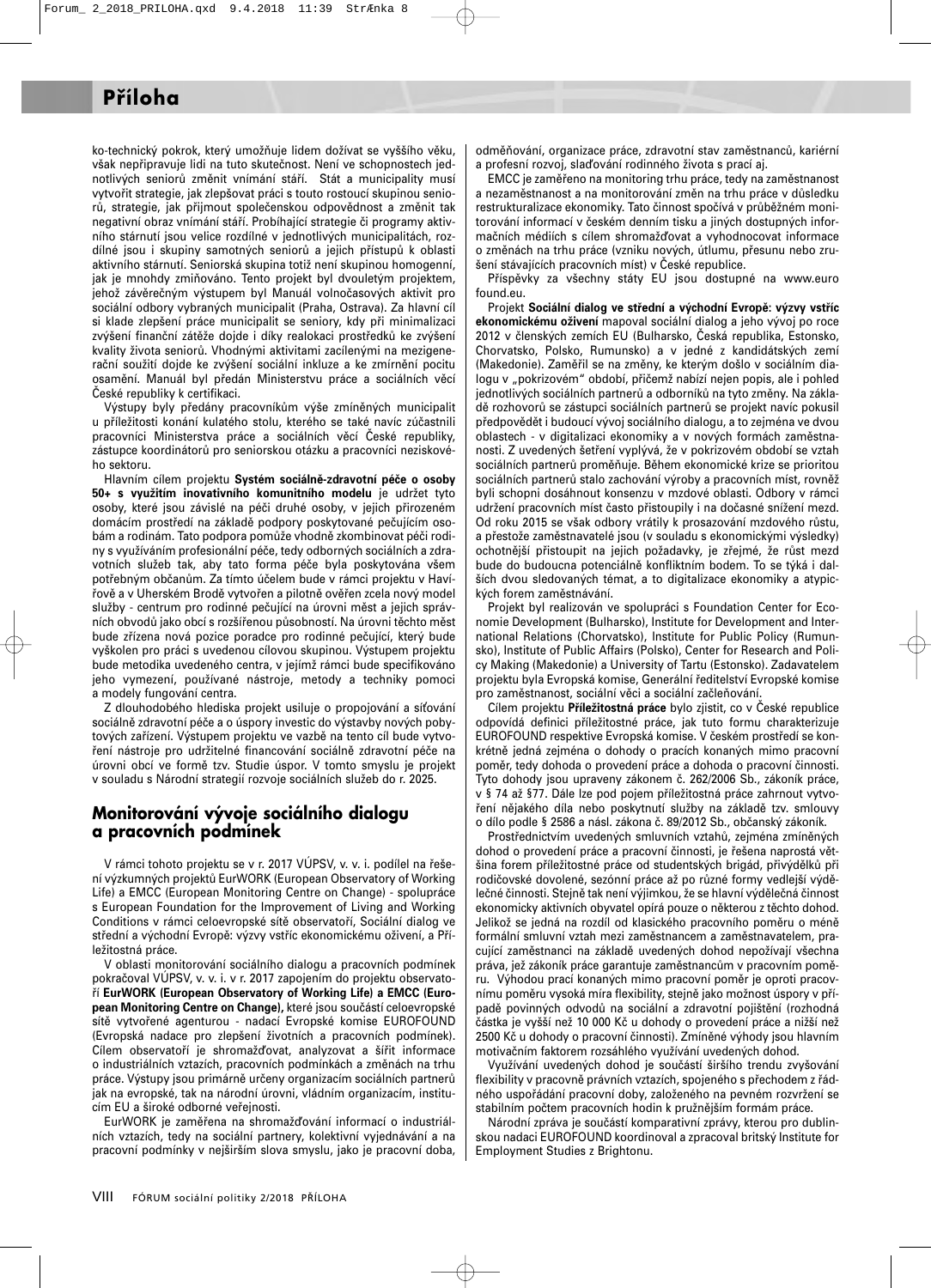## Příloha

ko-technický pokrok, který umožňuje lidem dožívat se vyššího věku, však nepřipravuje lidi na tuto skutečnost. Není ve schopnostech jednotlivých seniorů změnit vnímání stáří. Stát a municipality musí vytvořit strategie, jak zlepšovat práci s touto rostoucí skupinou seniorů, strategie, jak přijmout společenskou odpovědnost a změnit tak negativní obraz vnímání stáří. Probíhající strategie či programy aktivního stárnutí jsou velice rozdílné v jednotlivých municipalitách, rozdílné jsou i skupiny samotných seniorů a jejich přístupů k oblasti aktivního stárnutí. Seniorská skupina totiž není skupinou homogenní, jak je mnohdy zmiňováno. Tento projekt byl dvouletým projektem, jehož závěrečným výstupem byl Manuál volnočasových aktivit pro sociální odbory vybraných municipalit (Praha, Ostrava). Za hlavní cíl si klade zlepšení práce municipalit se seniory, kdy při minimalizaci zvýšení finanční zátěže dojde i díky realokaci prostředků ke zvýšení kvality života seniorů. Vhodnými aktivitami zacílenými na mezigenerační soužití dojde ke zvýšení sociální inkluze a ke zmírnění pocitu osamění. Manuál byl předán Ministerstvu práce a sociálních věcí České republiky k certifikaci.

Výstupy byly předány pracovníkům výše zmíněných municipalit u příležitosti konání kulatého stolu, kterého se také navíc zúčastnili pracovníci Ministerstva práce a sociálních věcí České republiky, zástupce koordinátorů pro seniorskou otázku a pracovníci neziskového sektoru.

Hlavním cílem projektu **Systém sociálně-zdravotní péče o osoby 50+ s využitím inovativního komunitního modelu** je udržet tyto osoby, které jsou závislé na péči druhé osoby, v jejich přirozeném domácím prostředí na základě podpory poskytované pečujícím osobám a rodinám. Tato podpora pomůže vhodně zkombinovat péči rodiny s využíváním profesionální péče, tedy odborných sociálních a zdravotních služeb tak, aby tato forma péče byla poskytována všem potřebným občanům. Za tímto účelem bude v rámci projektu v Havířově a v Uherském Brodě vytvořen a pilotně ověřen zcela nový model služby - centrum pro rodinné pečující na úrovni měst a jejich správních obvodů jako obcí s rozšířenou působností. Na úrovni těchto měst bude zřízena nová pozice poradce pro rodinné pečující, který bude vyškolen pro práci s uvedenou cílovou skupinou. Výstupem projektu bude metodika uvedeného centra, v jejímž rámci bude specifikováno jeho vymezení, používané nástroje, metody a techniky pomoci a modely fungování centra.

Z dlouhodobého hlediska projekt usiluje o propojování a síťování sociálně zdravotní péče a o úspory investic do výstavby nových pobytových zařízení. Výstupem projektu ve vazbě na tento cíl bude vytvoření nástroje pro udržitelné financování sociálně zdravotní péče na úrovni obcí ve formě tzv. Studie úspor. V tomto smyslu je projekt v souladu s Národní strategií rozvoje sociálních služeb do r. 2025.

## Monitorování vývoje sociálního dialogu a pracovních podmínek

V rámci tohoto projektu se v r. 2017 VÚPSV, v. v. i. podílel na řešení výzkumných projektů EurWORK (European Observatory of Working Life) a EMCC (European Monitoring Centre on Change) - spolupráce s European Foundation for the Improvement of Living and Working Conditions v rámci celoevropské sítě observatoří, Sociální dialog ve střední a východní Evropě: výzvy vstříc ekonomickému oživení, a Příležitostná práce.

V oblasti monitorování sociálního dialogu a pracovních podmínek pokračoval VÚPSV, v. v. i. v r. 2017 zapojením do projektu observatoří **EurWORK (European Observatory of Working Life) a EMCC (European Monitoring Centre on Change)**, které jsou součástí celoevropské sítě vytvořené agenturou - nadací Evropské komise EUROFOUND (Evropská nadace pro zlepšení životních a pracovních podmínek). Cílem observatoří je shromažďovat, analyzovat a šířit informace o industriálních vztazích, pracovních podmínkách a změnách na trhu práce. Výstupy jsou primárně určeny organizacím sociálních partnerů jak na evropské, tak na národní úrovni, vládním organizacím, institucím EU a široké odborné veřejnosti.

EurWORK je zaměřena na shromažďování informací o industriálních vztazích, tedy na sociální partnery, kolektivní vyjednávání a na pracovní podmínky v nejširším slova smyslu, jako je pracovní doba, odměňování, organizace práce, zdravotní stav zaměstnanců, kariérní a profesní rozvoj, slaďování rodinného života s prací aj.

EMCC je zaměřeno na monitoring trhu práce, tedy na zaměstnanost a nezaměstnanost a na monitorování změn na trhu práce v důsledku restrukturalizace ekonomiky. Tato činnost spočívá v průběžném monitorování informací v českém denním tisku a jiných dostupných informačních médiích s cílem shromažďovat a vyhodnocovat informace o změnách na trhu práce (vzniku nových, útlumu, přesunu nebo zrušení stávajících pracovních míst) v České republice.

Příspěvky za všechny státy EU jsou dostupné na www.eurofound.eu.

Projekt **Sociální dialog ve střední a východní Evropě: výzvy vstříc ekonomickému oživení** mapoval sociální dialog a jeho vývoj po roce 2012 v členských zemích EU (Bulharsko, Česká republika, Estonsko, Chorvatsko, Polsko, Rumunsko) a v jedné z kandidátských zemí (Makedonie). Zaměřil se na změny, ke kterým došlo v sociálním dialogu v „pokrizovém" období, přičemž nabízí nejen popis, ale i pohled jednotlivých sociálních partnerů a odborníků na tyto změny. Na základě rozhovorů se zástupci sociálních partnerů se projekt navíc pokusil předpovědět i budoucí vývoj sociálního dialogu, a to zejména ve dvou oblastech - v digitalizaci ekonomiky a v nových formách zaměstnanosti. Z uvedených šetření vyplývá, že v pokrizovém období se vztah sociálních partnerů proměňuje. Během ekonomické krize se prioritou sociálních partnerů stalo zachování výroby a pracovních míst, rovněž byli schopni dosáhnout konsenzu v mzdové oblasti. Odbory v rámci udržení pracovních míst často přistoupily i na dočasné snížení mezd. Od roku 2015 se však odbory vrátily k prosazování mzdového růstu, a přestože zaměstnavatelé jsou (v souladu s ekonomickými výsledky) ochotnější přistoupit na jejich požadavky, je zřejmé, že růst mezd bude do budoucna potenciálně konfliktním bodem. To se týká i dalších dvou sledovaných témat, a to digitalizace ekonomiky a atypických forem zaměstnávání.

Projekt byl realizován ve spolupráci s Foundation Center for Economie Development (Bulharsko), Institute for Development and International Relations (Chorvatsko), Institute for Public Policy (Rumunsko), Institute of Public Affairs (Polsko), Center for Research and Policy Making (Makedonie) a University of Tartu (Estonsko). Zadavatelem projektu byla Evropská komise, Generální ředitelství Evropské komise pro zaměstnanost, sociální věci a sociální začleňování.

Cílem projektu **Příležitostná práce** bylo zjistit, co v České republice odpovídá definici příležitostné práce, jak tuto formu charakterizuje EUROFOUND respektive Evropská komise. V českém prostředí se konkrétně jedná zejména o dohody o pracích konaných mimo pracovní poměr, tedy dohoda o provedení práce a dohoda o pracovní činnosti. Tyto dohody jsou upraveny zákonem č. 262/2006 Sb., zákoník práce, v § 74 až §77. Dále lze pod pojem příležitostná práce zahrnout vytvoření nějakého díla nebo poskytnutí služby na základě tzv. smlouvy o dílo podle § 2586 a násl. zákona č. 89/2012 Sb., občanský zákoník.

Prostřednictvím uvedených smluvních vztahů, zejména zmíněných dohod o provedení práce a pracovní činnosti, je řešena naprostá většina forem příležitostné práce od studentských brigád, přivýdělků při rodičovské dovolené, sezónní práce až po různé formy vedlejší výdělečné činnosti. Stejně tak není výjimkou, že se hlavní výdělečná činnost ekonomicky aktivních obyvatel opírá pouze o některou z těchto dohod. Jelikož se jedná na rozdíl od klasického pracovního poměru o méně formální smluvní vztah mezi zaměstnancem a zaměstnavatelem, pracující zaměstnanci na základě uvedených dohod nepožívají všechna práva, jež zákoník práce garantuje zaměstnancům v pracovním poměru. Výhodou prací konaných mimo pracovní poměr je oproti pracovnímu poměru vysoká míra flexibility, stejně jako možnost úspory v případě povinných odvodů na sociální a zdravotní pojištění (rozhodná částka je vyšší než 10 000 Kč u dohody o provedení práce a nižší než 2500 Kč u dohody o pracovní činnosti). Zmíněné výhody jsou hlavním motivačním faktorem rozsáhlého využívání uvedených dohod.

Využívání uvedených dohod je součástí širšího trendu zvyšování flexibility v pracovně právních vztazích, spojeného s přechodem z řádného uspořádání pracovní doby, založeného na pevném rozvržení se stabilním počtem pracovních hodin k pružnějším formám práce.

Národní zpráva je součástí komparativní zprávy, kterou pro dublinskou nadaci EUROFOUND koordinoval a zpracoval britský Institute for Employment Studies z Brightonu.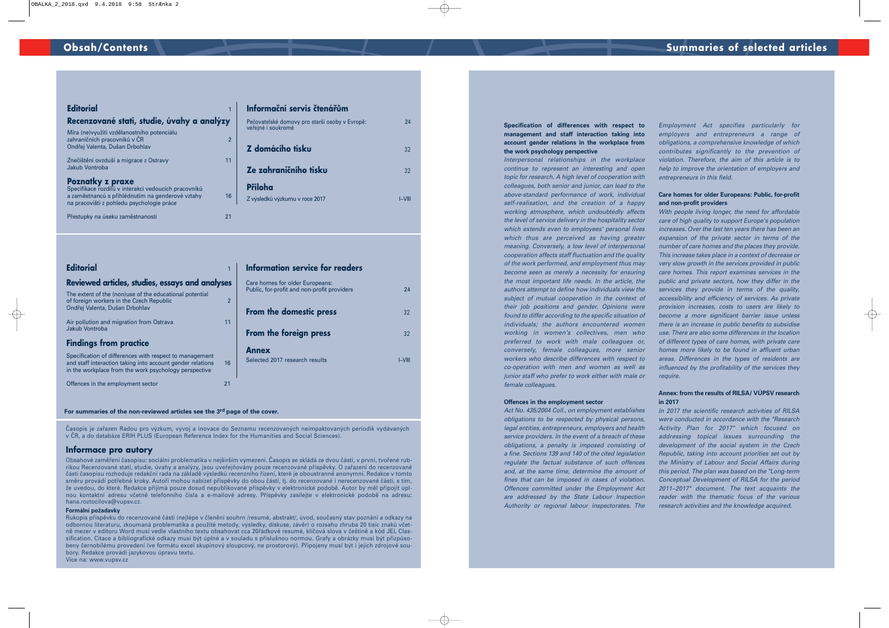# Obsah/Contents

## Editorial — 1

## Recenzované stati, studie, úvahy a analýzy

Míra (ne)využití vzdělanostního potenciálu zahraničních pracovníků v ČR — 2
Ondřej Valenta, Dušan Drbohlav

Znečištění ovzduší a migrace z Ostravy — 11
Jakub Vontroba

## Poznatky z praxe

Specifikace rozdílů v interakci vedoucích pracovníků a zaměstnanců s přihlédnutím na genderové vztahy na pracovišti z pohledu psychologie práce — 16

Přestupky na úseku zaměstnanosti — 21

## Informační servis čtenářům

Pečovatelské domovy pro starší osoby v Evropě: veřejné i soukromé — 24

## Z domácího tisku — 32

## Ze zahraničního tisku — 32

## Příloha

Z výsledků výzkumu v roce 2017 — I–VIII

---

## Editorial — 1

## Reviewed articles, studies, essays and analyses

The extent of the (non)use of the educational potential of foreign workers in the Czech Republic — 2
Ondřej Valenta, Dušan Drbohlav

Air pollution and migration from Ostrava — 11
Jakub Vontroba

## Findings from practice

Specification of differences with respect to management and staff interaction taking into account gender relations in the workplace from the work psychology perspective — 16

Offences in the employment sector — 21

## Information service for readers

Care homes for older Europeans: Public, for-profit and non-profit providers — 24

## From the domestic press — 32

## From the foreign press — 32

## Annex

Selected 2017 research results — I–VIII

**For summaries of the non-reviewed articles see the 3rd page of the cover.**

Časopis je zařazen Radou pro výzkum, vývoj a inovace do Seznamu recenzovaných neimpaktovaných periodik vydávaných v ČR, a do databáze ERIH PLUS (European Reference Index for the Humanities and Social Sciences).

## Informace pro autory

Obsahové zaměření časopisu: sociální problematika v nejširším vymezení. Časopis se skládá ze dvou částí, v první, tvořené rubrikou Recenzované stati, studie, úvahy a analýzy, jsou uveřejňovány pouze recenzované příspěvky. O zařazení do recenzované části časopisu rozhoduje redakční rada na základě výsledků recenzního řízení, které je oboustranně anonymní. Redakce v tomto směru provádí potřebné kroky. Autoři mohou nabízet příspěvky do obou částí, tj. do recenzované i nerecenzované části, s tím, že uvedou, do které. Redakce přijímá pouze dosud nepublikované příspěvky v elektronické podobě. Autor by měl připojit úplnou kontaktní adresu včetně telefonního čísla a e-mailové adresy. Příspěvky zasílejte v elektronické podobě na adresu: hana.roztocilova@vupsv.cz.

**Formální požadavky**

Rukopis příspěvku do recenzované části (nejlépe v členění souhrn /resumé, abstrakt/, úvod, současný stav poznání a odkazy na odbornou literaturu, zkoumaná problematika a použité metody, výsledky, diskuse, závěr) o rozsahu zhruba 20 tisíc znaků včetně mezer v editoru Word musí vedle vlastního textu obsahovat cca 20řádkové resumé, klíčová slova v češtině a kód JEL Classification. Citace a bibliografické odkazy musí být úplné a v souladu s příslušnou normou. Grafy a obrázky musí být přizpůsobeny černobílému provedení (ve formátu excel skupinový sloupcový, ne prostorový). Připojeny musí být i jejich zdrojové soubory. Redakce provádí jazykovou úpravu textu.
Více na: www.vupsv.cz

# Summaries of selected articles

**Specification of differences with respect to management and staff interaction taking into account gender relations in the workplace from the work psychology perspective**

*Interpersonal relationships in the workplace continue to represent an interesting and open topic for research. A high level of cooperation with colleagues, both senior and junior, can lead to the above-standard performance of work, individual self-realisation, and the creation of a happy working atmosphere, which undoubtedly affects the level of service delivery in the hospitality sector which extends even to employees' personal lives which thus are perceived as having greater meaning. Conversely, a low level of interpersonal cooperation affects staff fluctuation and the quality of the work performed, and employment thus may become seen as merely a necessity for ensuring the most important life needs. In the article, the authors attempt to define how individuals view the subject of mutual cooperation in the context of their job positions and gender. Opinions were found to differ according to the specific situation of individuals; the authors encountered women working in women's collectives, men who preferred to work with male colleagues or, conversely, female colleagues, more senior workers who describe differences with respect to co-operation with men and women as well as junior staff who prefer to work either with male or female colleagues.*

**Offences in the employment sector**

*Act No. 435/2004 Coll., on employment establishes obligations to be respected by physical persons, legal entities, entrepreneurs, employers and health service providers. In the event of a breach of these obligations, a penalty is imposed consisting of a fine. Sections 139 and 140 of the cited legislation regulate the factual substance of such offences and, at the same time, determine the amount of fines that can be imposed in cases of violation. Offences committed under the Employment Act are addressed by the State Labour Inspection Authority or regional labour inspectorates. The Employment Act specifies particularly for employers and entrepreneurs a range of obligations, a comprehensive knowledge of which contributes significantly to the prevention of violation. Therefore, the aim of this article is to help to improve the orientation of employers and entrepreneurs in this field.*

**Care homes for older Europeans: Public, for-profit and non-profit providers**

*With people living longer, the need for affordable care of high quality to support Europe's population increases. Over the last ten years there has been an expansion of the private sector in terms of the number of care homes and the places they provide. This increase takes place in a context of decrease or very slow growth in the services provided in public care homes. This report examines services in the public and private sectors, how they differ in the services they provide in terms of the quality, accessibility and efficiency of services. As private provision increases, costs to users are likely to become a more significant barrier issue unless there is an increase in public benefits to subsidise use. There are also some differences in the location of different types of care homes, with private care homes more likely to be found in affluent urban areas. Differences in the types of residents are influenced by the profitability of the services they require.*

**Annex: from the results of RILSA/ VÚPSV research in 2017**

*In 2017 the scientific research activities of RILSA were conducted in accordance with the "Research Activity Plan for 2017" which focused on addressing topical issues surrounding the development of the social system in the Czech Republic, taking into account priorities set out by the Ministry of Labour and Social Affairs during this period. The plan was based on the "Long-term Conceptual Development of RILSA for the period 2011–2017" document. The text acquaints the reader with the thematic focus of the various research activities and the knowledge acquired.*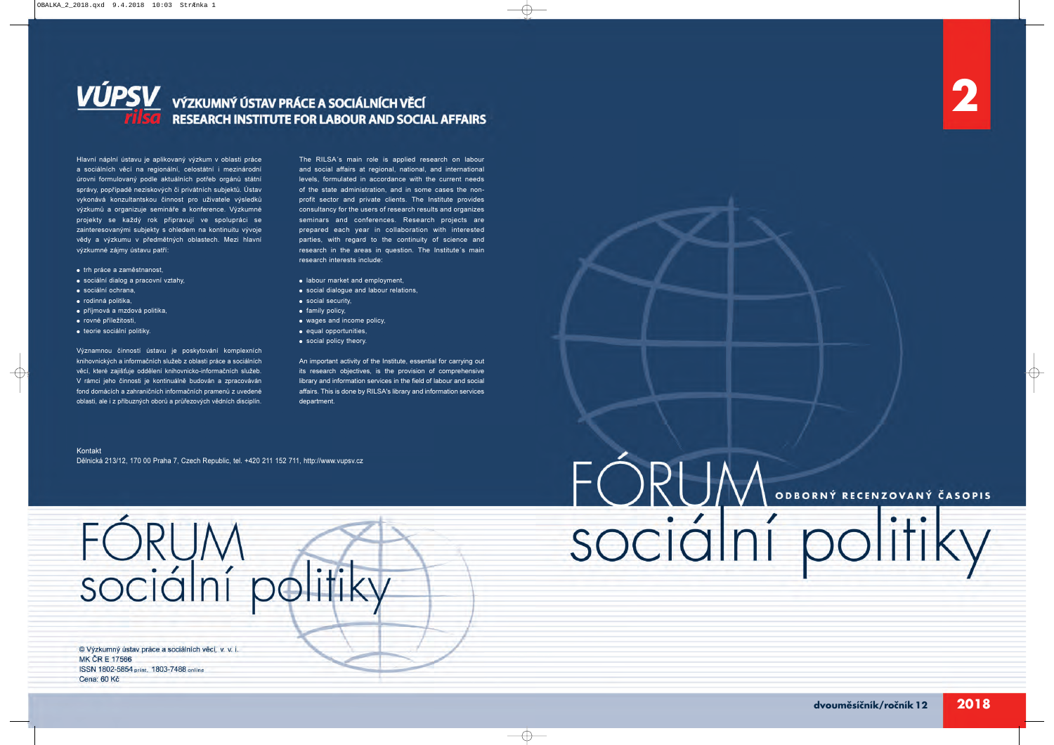# VÚPSV rilsa

## VÝZKUMNÝ ÚSTAV PRÁCE A SOCIÁLNÍCH VĚCÍ
## RESEARCH INSTITUTE FOR LABOUR AND SOCIAL AFFAIRS

Hlavní náplní ústavu je aplikovaný výzkum v oblasti práce a sociálních věcí na regionální, celostátní i mezinárodní úrovni formulovaný podle aktuálních potřeb orgánů státní správy, popřípadě neziskových či privátních subjektů. Ústav vykonává konzultantskou činnost pro uživatele výsledků výzkumů a organizuje semináře a konference. Výzkumné projekty se každý rok připravují ve spolupráci se zainteresovanými subjekty s ohledem na kontinuitu vývoje vědy a výzkumu v předmětných oblastech. Mezi hlavní výzkumné zájmy ústavu patří:

- trh práce a zaměstnanost,
- sociální dialog a pracovní vztahy,
- sociální ochrana,
- rodinná politika,
- příjmová a mzdová politika,
- rovné příležitosti,
- teorie sociální politiky.

Významnou činností ústavu je poskytování komplexních knihovnických a informačních služeb z oblasti práce a sociálních věcí, které zajišťuje oddělení knihovnicko-informačních služeb. V rámci jeho činnosti je kontinuálně budován a zpracováván fond domácích a zahraničních informačních pramenů z uvedené oblasti, ale i z příbuzných oborů a průřezových vědních disciplín.

The RILSA's main role is applied research on labour and social affairs at regional, national, and international levels, formulated in accordance with the current needs of the state administration, and in some cases the non-profit sector and private clients. The Institute provides consultancy for the users of research results and organizes seminars and conferences. Research projects are prepared each year in collaboration with interested parties, with regard to the continuity of science and research in the areas in question. The Institute's main research interests include:

- labour market and employment,
- social dialogue and labour relations,
- social security,
- family policy,
- wages and income policy,
- equal opportunities,
- social policy theory.

An important activity of the Institute, essential for carrying out its research objectives, is the provision of comprehensive library and information services in the field of labour and social affairs. This is done by RILSA's library and information services department.

Kontakt
Dělnická 213/12, 170 00 Praha 7, Czech Republic, tel. +420 211 152 711, http://www.vupsv.cz

# FÓRUM sociální politiky

© Výzkumný ústav práce a sociálních věcí, v. v. i.
MK ČR E 17566
ISSN 1802-5854 print, 1803-7488 online
Cena: 60 Kč

2

FÓRUM sociální politiky
ODBORNÝ RECENZOVANÝ ČASOPIS

dvouměsíčník/ročník 12 2018